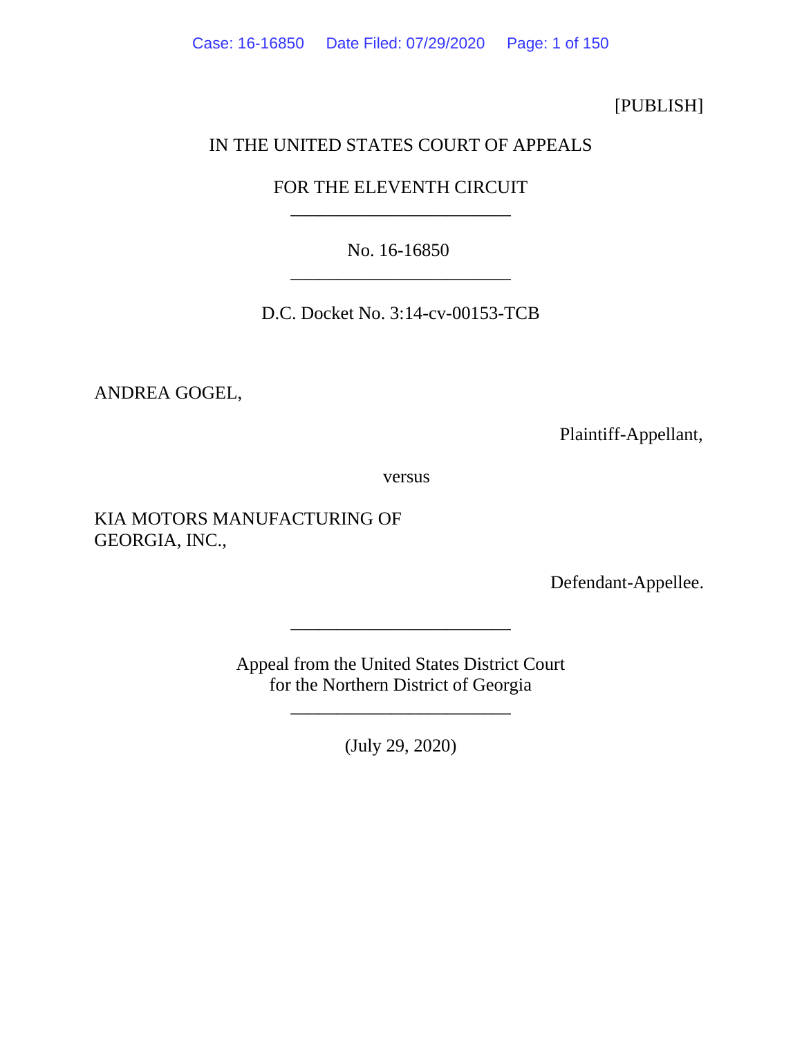[PUBLISH]

IN THE UNITED STATES COURT OF APPEALS

FOR THE ELEVENTH CIRCUIT

________________________

No. 16-16850

________________________

D.C. Docket No. 3:14-cv-00153-TCB

ANDREA GOGEL,

Plaintiff-Appellant,

versus

KIA MOTORS MANUFACTURING OF GEORGIA, INC.,

Defendant-Appellee.

________________________

Appeal from the United States District Court
for the Northern District of Georgia

________________________

(July 29, 2020)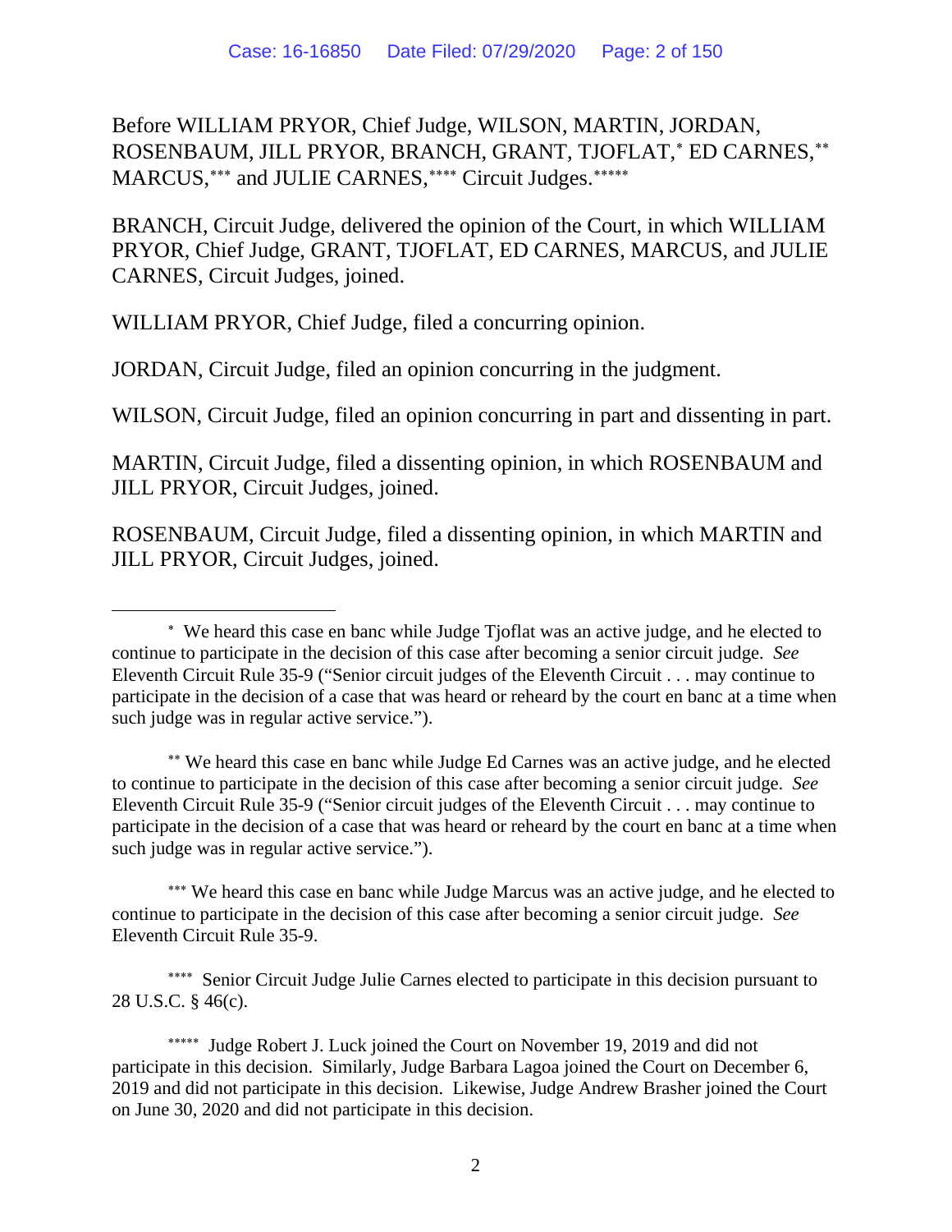Before WILLIAM PRYOR, Chief Judge, WILSON, MARTIN, JORDAN, ROSENBAUM, JILL PRYOR, BRANCH, GRANT, TJOFLAT,[*] ED CARNES,[**] MARCUS,[***] and JULIE CARNES,[****] Circuit Judges.[*****]

BRANCH, Circuit Judge, delivered the opinion of the Court, in which WILLIAM PRYOR, Chief Judge, GRANT, TJOFLAT, ED CARNES, MARCUS, and JULIE CARNES, Circuit Judges, joined.

WILLIAM PRYOR, Chief Judge, filed a concurring opinion.

JORDAN, Circuit Judge, filed an opinion concurring in the judgment.

WILSON, Circuit Judge, filed an opinion concurring in part and dissenting in part.

MARTIN, Circuit Judge, filed a dissenting opinion, in which ROSENBAUM and JILL PRYOR, Circuit Judges, joined.

ROSENBAUM, Circuit Judge, filed a dissenting opinion, in which MARTIN and JILL PRYOR, Circuit Judges, joined.

---

[*] We heard this case en banc while Judge Tjoflat was an active judge, and he elected to continue to participate in the decision of this case after becoming a senior circuit judge. *See* Eleventh Circuit Rule 35-9 ("Senior circuit judges of the Eleventh Circuit . . . may continue to participate in the decision of a case that was heard or reheard by the court en banc at a time when such judge was in regular active service.").

[**] We heard this case en banc while Judge Ed Carnes was an active judge, and he elected to continue to participate in the decision of this case after becoming a senior circuit judge. *See* Eleventh Circuit Rule 35-9 ("Senior circuit judges of the Eleventh Circuit . . . may continue to participate in the decision of a case that was heard or reheard by the court en banc at a time when such judge was in regular active service.").

[***] We heard this case en banc while Judge Marcus was an active judge, and he elected to continue to participate in the decision of this case after becoming a senior circuit judge. *See* Eleventh Circuit Rule 35-9.

[****] Senior Circuit Judge Julie Carnes elected to participate in this decision pursuant to 28 U.S.C. § 46(c).

[*****] Judge Robert J. Luck joined the Court on November 19, 2019 and did not participate in this decision. Similarly, Judge Barbara Lagoa joined the Court on December 6, 2019 and did not participate in this decision. Likewise, Judge Andrew Brasher joined the Court on June 30, 2020 and did not participate in this decision.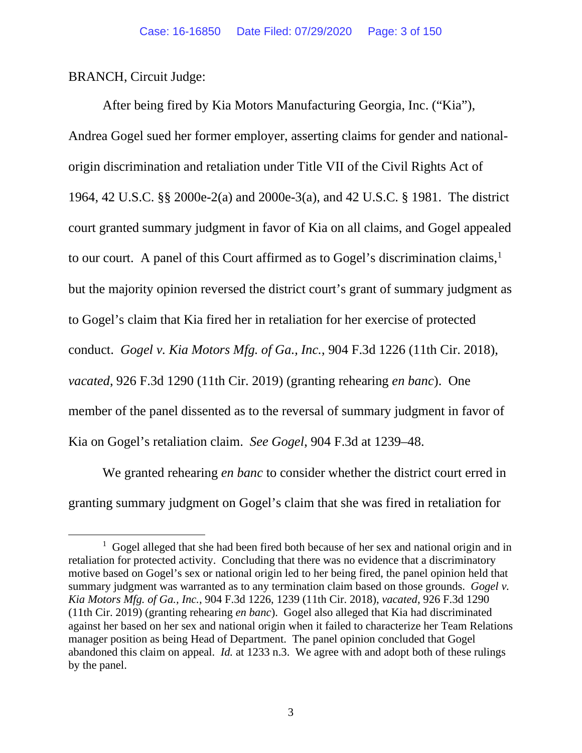BRANCH, Circuit Judge:

After being fired by Kia Motors Manufacturing Georgia, Inc. ("Kia"), Andrea Gogel sued her former employer, asserting claims for gender and national-origin discrimination and retaliation under Title VII of the Civil Rights Act of 1964, 42 U.S.C. §§ 2000e-2(a) and 2000e-3(a), and 42 U.S.C. § 1981. The district court granted summary judgment in favor of Kia on all claims, and Gogel appealed to our court. A panel of this Court affirmed as to Gogel's discrimination claims,[1] but the majority opinion reversed the district court's grant of summary judgment as to Gogel's claim that Kia fired her in retaliation for her exercise of protected conduct. *Gogel v. Kia Motors Mfg. of Ga., Inc.*, 904 F.3d 1226 (11th Cir. 2018), *vacated*, 926 F.3d 1290 (11th Cir. 2019) (granting rehearing *en banc*). One member of the panel dissented as to the reversal of summary judgment in favor of Kia on Gogel's retaliation claim. *See Gogel*, 904 F.3d at 1239–48.

We granted rehearing *en banc* to consider whether the district court erred in granting summary judgment on Gogel's claim that she was fired in retaliation for

---

[1] Gogel alleged that she had been fired both because of her sex and national origin and in retaliation for protected activity. Concluding that there was no evidence that a discriminatory motive based on Gogel's sex or national origin led to her being fired, the panel opinion held that summary judgment was warranted as to any termination claim based on those grounds. *Gogel v. Kia Motors Mfg. of Ga., Inc.*, 904 F.3d 1226, 1239 (11th Cir. 2018), *vacated*, 926 F.3d 1290 (11th Cir. 2019) (granting rehearing *en banc*). Gogel also alleged that Kia had discriminated against her based on her sex and national origin when it failed to characterize her Team Relations manager position as being Head of Department. The panel opinion concluded that Gogel abandoned this claim on appeal. *Id.* at 1233 n.3. We agree with and adopt both of these rulings by the panel.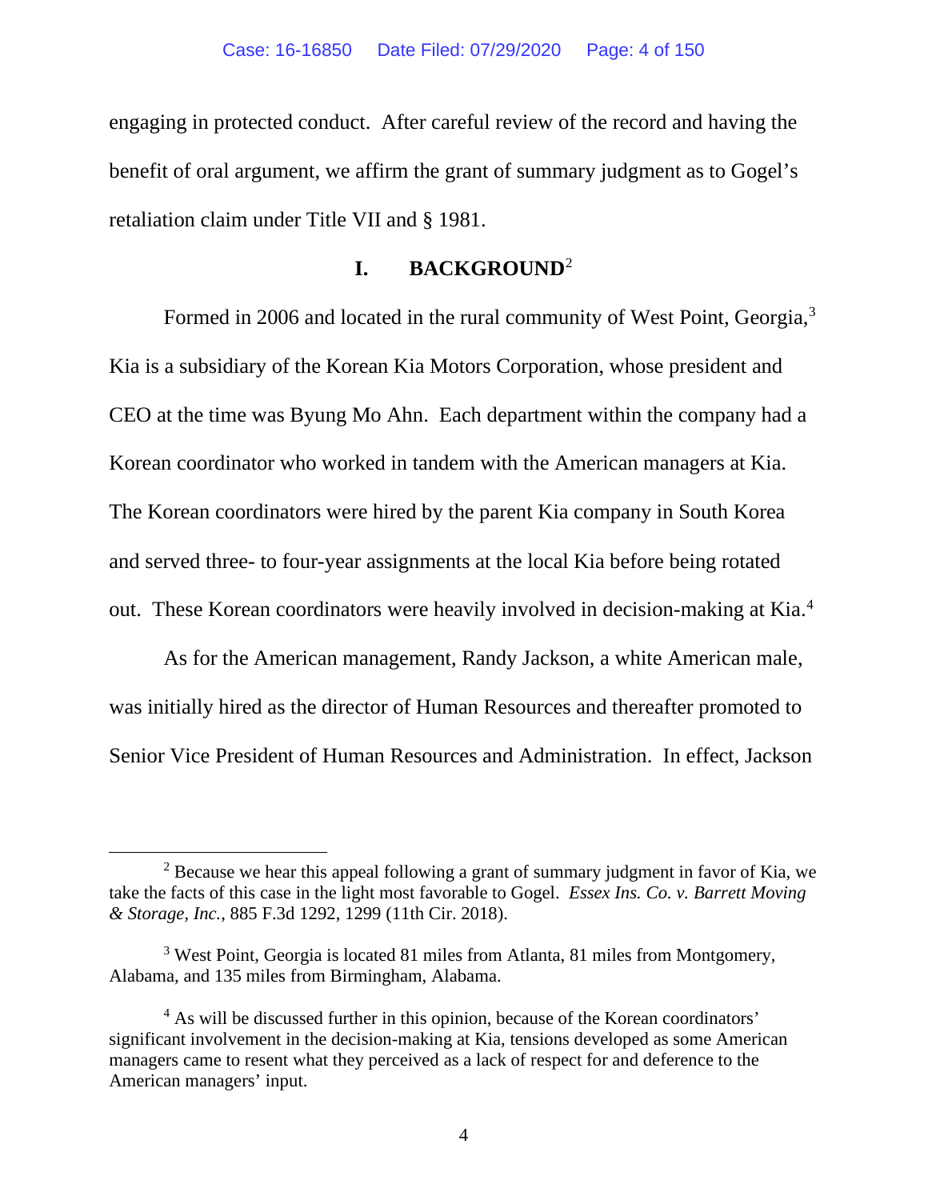engaging in protected conduct. After careful review of the record and having the benefit of oral argument, we affirm the grant of summary judgment as to Gogel's retaliation claim under Title VII and § 1981.

## I. BACKGROUND[2]

Formed in 2006 and located in the rural community of West Point, Georgia,[3] Kia is a subsidiary of the Korean Kia Motors Corporation, whose president and CEO at the time was Byung Mo Ahn. Each department within the company had a Korean coordinator who worked in tandem with the American managers at Kia. The Korean coordinators were hired by the parent Kia company in South Korea and served three- to four-year assignments at the local Kia before being rotated out. These Korean coordinators were heavily involved in decision-making at Kia.[4]

As for the American management, Randy Jackson, a white American male, was initially hired as the director of Human Resources and thereafter promoted to Senior Vice President of Human Resources and Administration. In effect, Jackson

---

[2] Because we hear this appeal following a grant of summary judgment in favor of Kia, we take the facts of this case in the light most favorable to Gogel. *Essex Ins. Co. v. Barrett Moving & Storage, Inc.*, 885 F.3d 1292, 1299 (11th Cir. 2018).

[3] West Point, Georgia is located 81 miles from Atlanta, 81 miles from Montgomery, Alabama, and 135 miles from Birmingham, Alabama.

[4] As will be discussed further in this opinion, because of the Korean coordinators' significant involvement in the decision-making at Kia, tensions developed as some American managers came to resent what they perceived as a lack of respect for and deference to the American managers' input.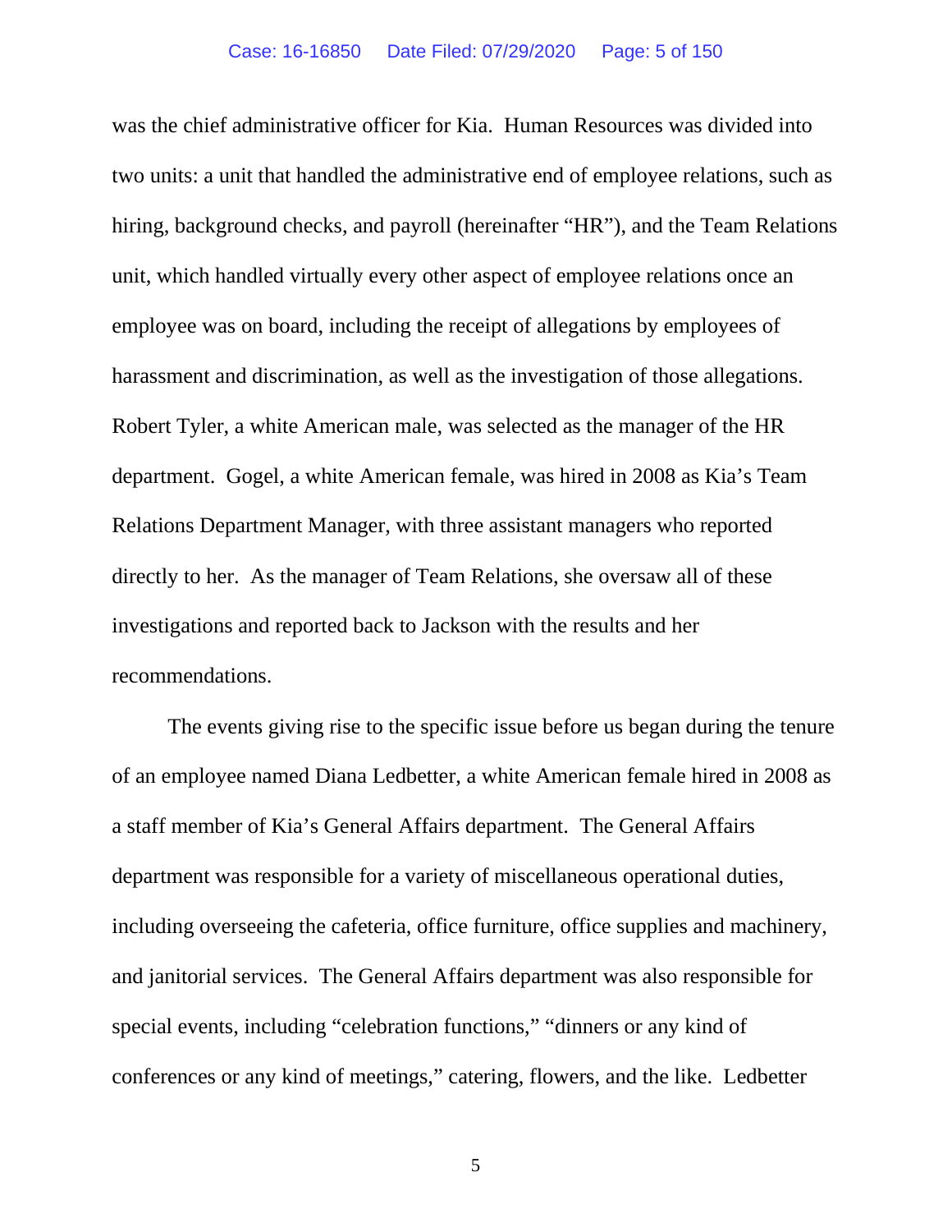was the chief administrative officer for Kia. Human Resources was divided into two units: a unit that handled the administrative end of employee relations, such as hiring, background checks, and payroll (hereinafter "HR"), and the Team Relations unit, which handled virtually every other aspect of employee relations once an employee was on board, including the receipt of allegations by employees of harassment and discrimination, as well as the investigation of those allegations. Robert Tyler, a white American male, was selected as the manager of the HR department. Gogel, a white American female, was hired in 2008 as Kia's Team Relations Department Manager, with three assistant managers who reported directly to her. As the manager of Team Relations, she oversaw all of these investigations and reported back to Jackson with the results and her recommendations.

The events giving rise to the specific issue before us began during the tenure of an employee named Diana Ledbetter, a white American female hired in 2008 as a staff member of Kia's General Affairs department. The General Affairs department was responsible for a variety of miscellaneous operational duties, including overseeing the cafeteria, office furniture, office supplies and machinery, and janitorial services. The General Affairs department was also responsible for special events, including "celebration functions," "dinners or any kind of conferences or any kind of meetings," catering, flowers, and the like. Ledbetter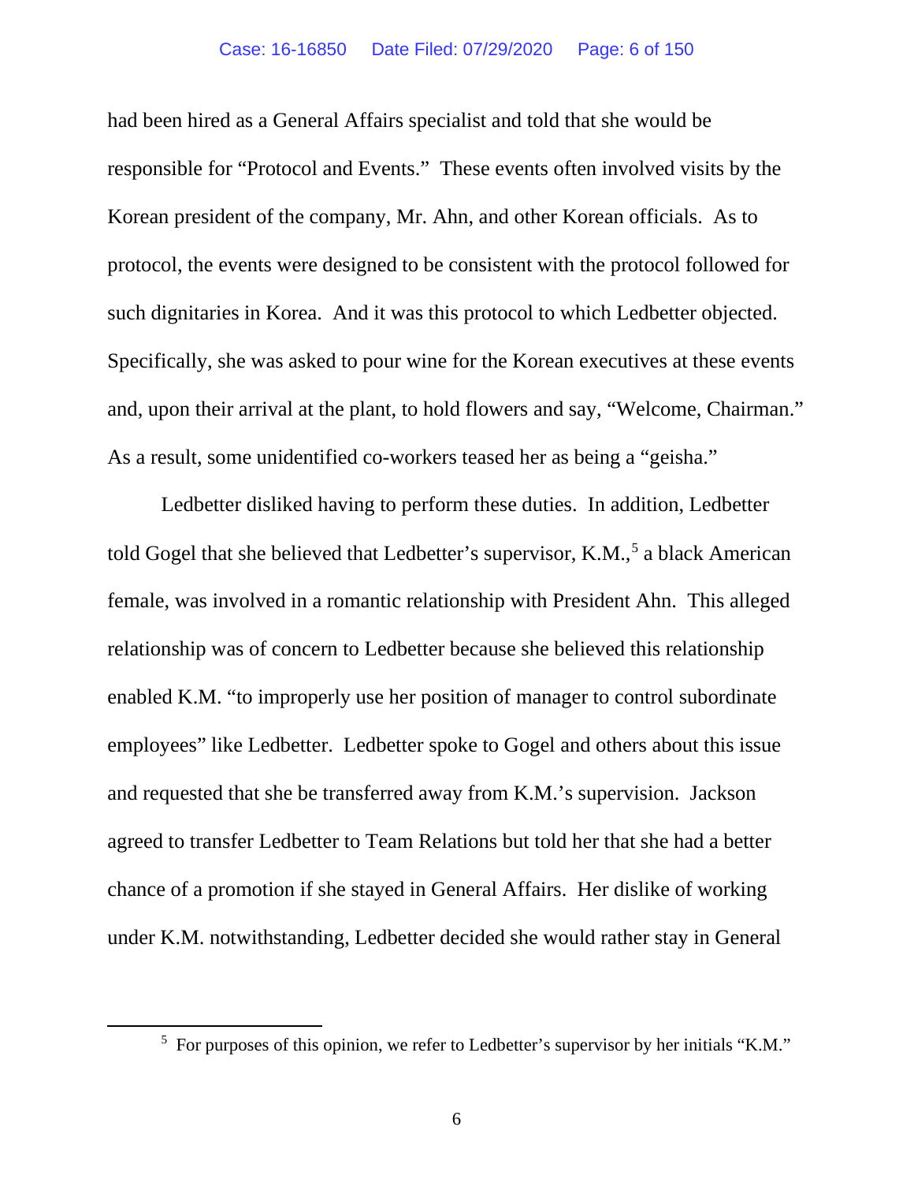had been hired as a General Affairs specialist and told that she would be responsible for "Protocol and Events." These events often involved visits by the Korean president of the company, Mr. Ahn, and other Korean officials. As to protocol, the events were designed to be consistent with the protocol followed for such dignitaries in Korea. And it was this protocol to which Ledbetter objected. Specifically, she was asked to pour wine for the Korean executives at these events and, upon their arrival at the plant, to hold flowers and say, "Welcome, Chairman." As a result, some unidentified co-workers teased her as being a "geisha."

Ledbetter disliked having to perform these duties. In addition, Ledbetter told Gogel that she believed that Ledbetter's supervisor, K.M.,[5] a black American female, was involved in a romantic relationship with President Ahn. This alleged relationship was of concern to Ledbetter because she believed this relationship enabled K.M. "to improperly use her position of manager to control subordinate employees" like Ledbetter. Ledbetter spoke to Gogel and others about this issue and requested that she be transferred away from K.M.'s supervision. Jackson agreed to transfer Ledbetter to Team Relations but told her that she had a better chance of a promotion if she stayed in General Affairs. Her dislike of working under K.M. notwithstanding, Ledbetter decided she would rather stay in General

[5] For purposes of this opinion, we refer to Ledbetter's supervisor by her initials "K.M."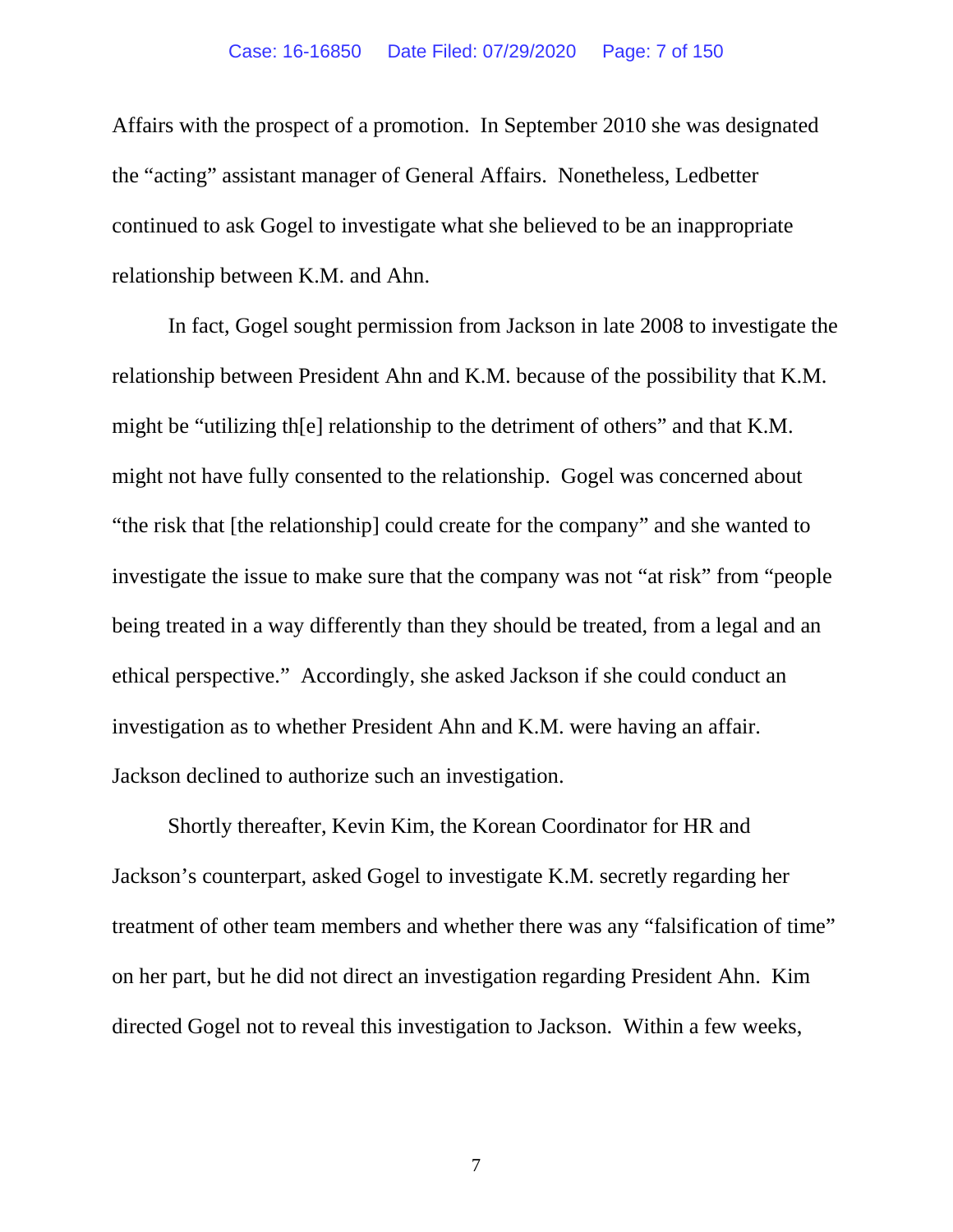Affairs with the prospect of a promotion. In September 2010 she was designated the "acting" assistant manager of General Affairs. Nonetheless, Ledbetter continued to ask Gogel to investigate what she believed to be an inappropriate relationship between K.M. and Ahn.

In fact, Gogel sought permission from Jackson in late 2008 to investigate the relationship between President Ahn and K.M. because of the possibility that K.M. might be "utilizing th[e] relationship to the detriment of others" and that K.M. might not have fully consented to the relationship. Gogel was concerned about "the risk that [the relationship] could create for the company" and she wanted to investigate the issue to make sure that the company was not "at risk" from "people being treated in a way differently than they should be treated, from a legal and an ethical perspective." Accordingly, she asked Jackson if she could conduct an investigation as to whether President Ahn and K.M. were having an affair. Jackson declined to authorize such an investigation.

Shortly thereafter, Kevin Kim, the Korean Coordinator for HR and Jackson's counterpart, asked Gogel to investigate K.M. secretly regarding her treatment of other team members and whether there was any "falsification of time" on her part, but he did not direct an investigation regarding President Ahn. Kim directed Gogel not to reveal this investigation to Jackson. Within a few weeks,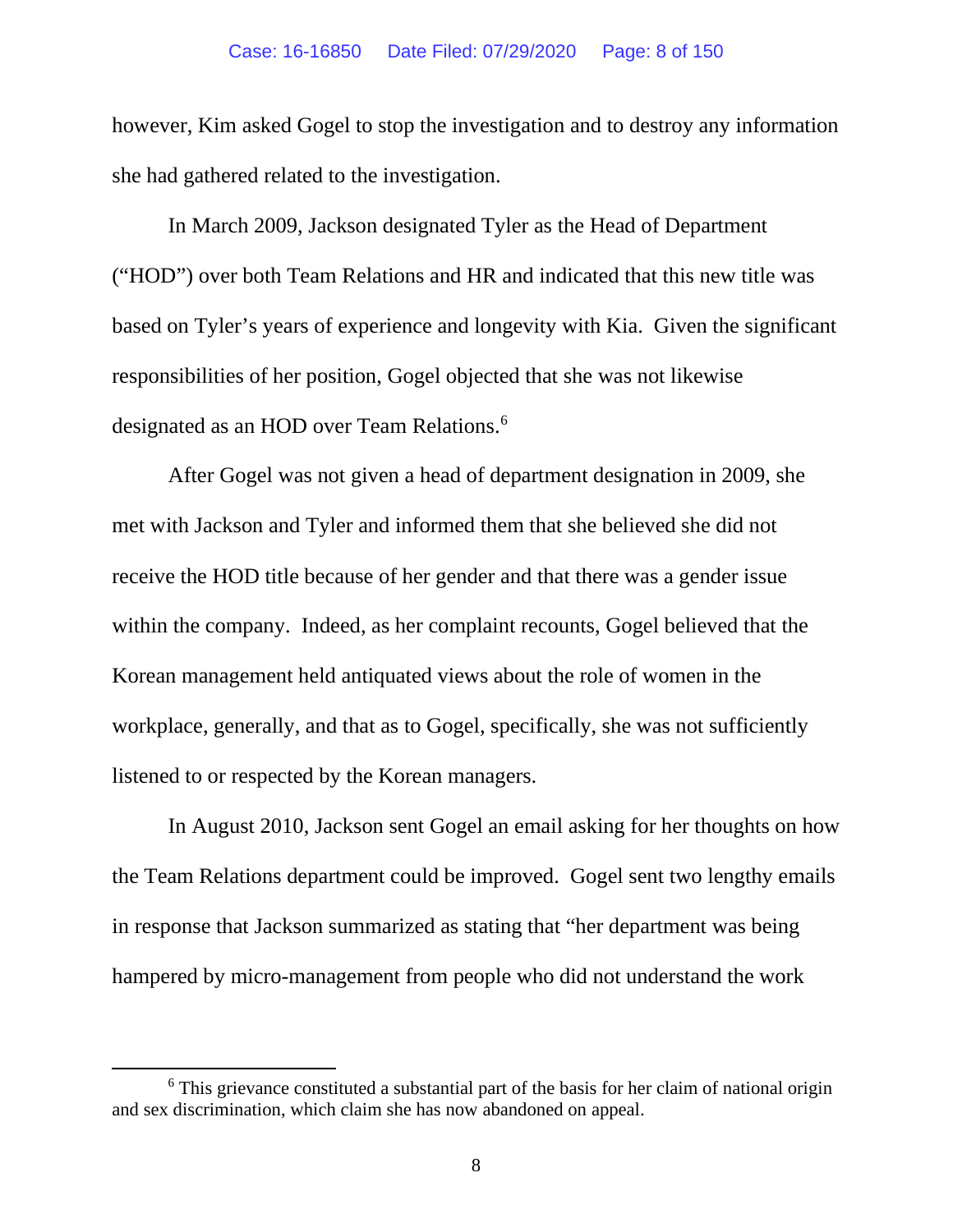however, Kim asked Gogel to stop the investigation and to destroy any information she had gathered related to the investigation.

In March 2009, Jackson designated Tyler as the Head of Department ("HOD") over both Team Relations and HR and indicated that this new title was based on Tyler's years of experience and longevity with Kia. Given the significant responsibilities of her position, Gogel objected that she was not likewise designated as an HOD over Team Relations.[6]

After Gogel was not given a head of department designation in 2009, she met with Jackson and Tyler and informed them that she believed she did not receive the HOD title because of her gender and that there was a gender issue within the company. Indeed, as her complaint recounts, Gogel believed that the Korean management held antiquated views about the role of women in the workplace, generally, and that as to Gogel, specifically, she was not sufficiently listened to or respected by the Korean managers.

In August 2010, Jackson sent Gogel an email asking for her thoughts on how the Team Relations department could be improved. Gogel sent two lengthy emails in response that Jackson summarized as stating that "her department was being hampered by micro-management from people who did not understand the work

---

[6] This grievance constituted a substantial part of the basis for her claim of national origin and sex discrimination, which claim she has now abandoned on appeal.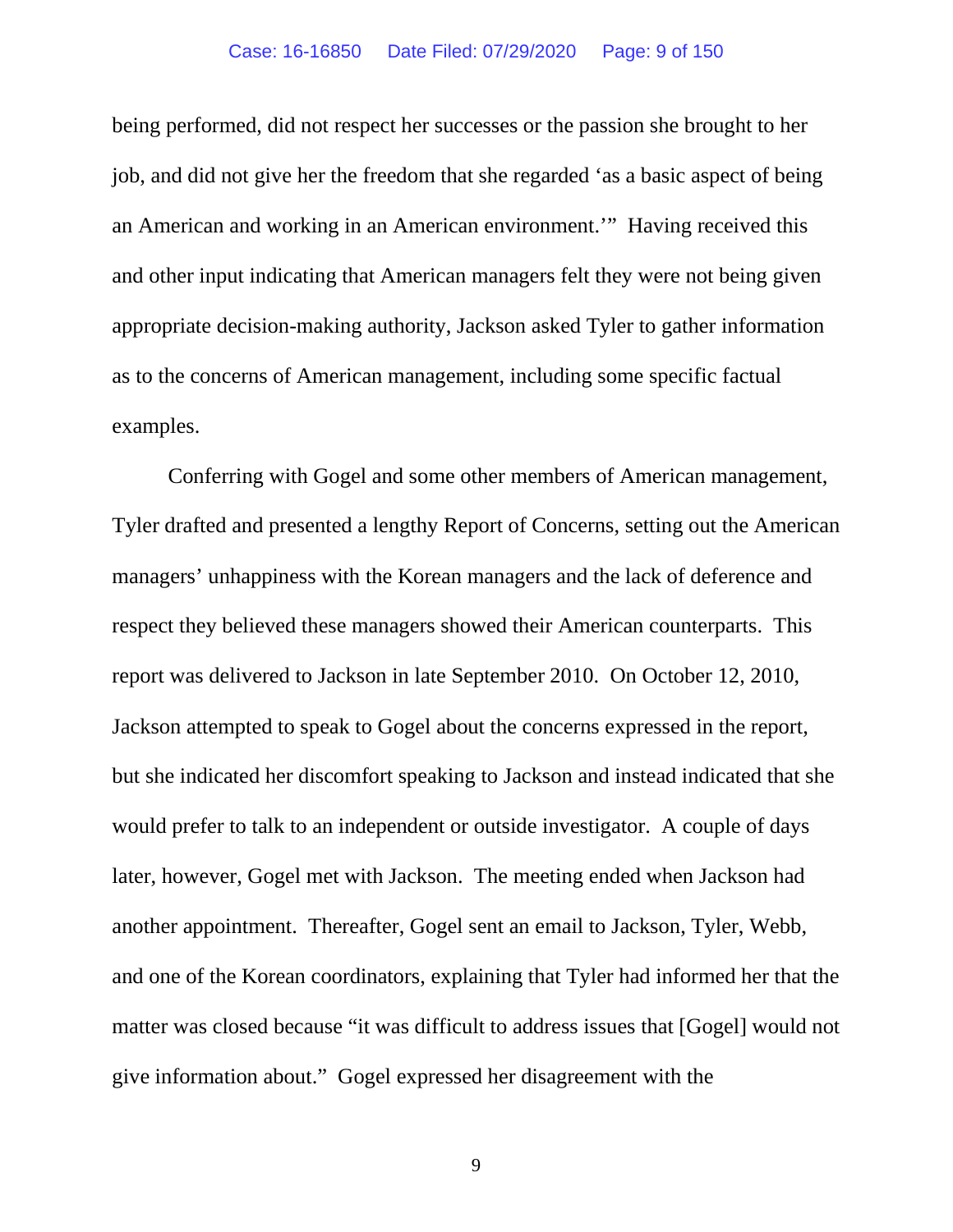being performed, did not respect her successes or the passion she brought to her job, and did not give her the freedom that she regarded 'as a basic aspect of being an American and working in an American environment.'" Having received this and other input indicating that American managers felt they were not being given appropriate decision-making authority, Jackson asked Tyler to gather information as to the concerns of American management, including some specific factual examples.

Conferring with Gogel and some other members of American management, Tyler drafted and presented a lengthy Report of Concerns, setting out the American managers' unhappiness with the Korean managers and the lack of deference and respect they believed these managers showed their American counterparts. This report was delivered to Jackson in late September 2010. On October 12, 2010, Jackson attempted to speak to Gogel about the concerns expressed in the report, but she indicated her discomfort speaking to Jackson and instead indicated that she would prefer to talk to an independent or outside investigator. A couple of days later, however, Gogel met with Jackson. The meeting ended when Jackson had another appointment. Thereafter, Gogel sent an email to Jackson, Tyler, Webb, and one of the Korean coordinators, explaining that Tyler had informed her that the matter was closed because "it was difficult to address issues that [Gogel] would not give information about." Gogel expressed her disagreement with the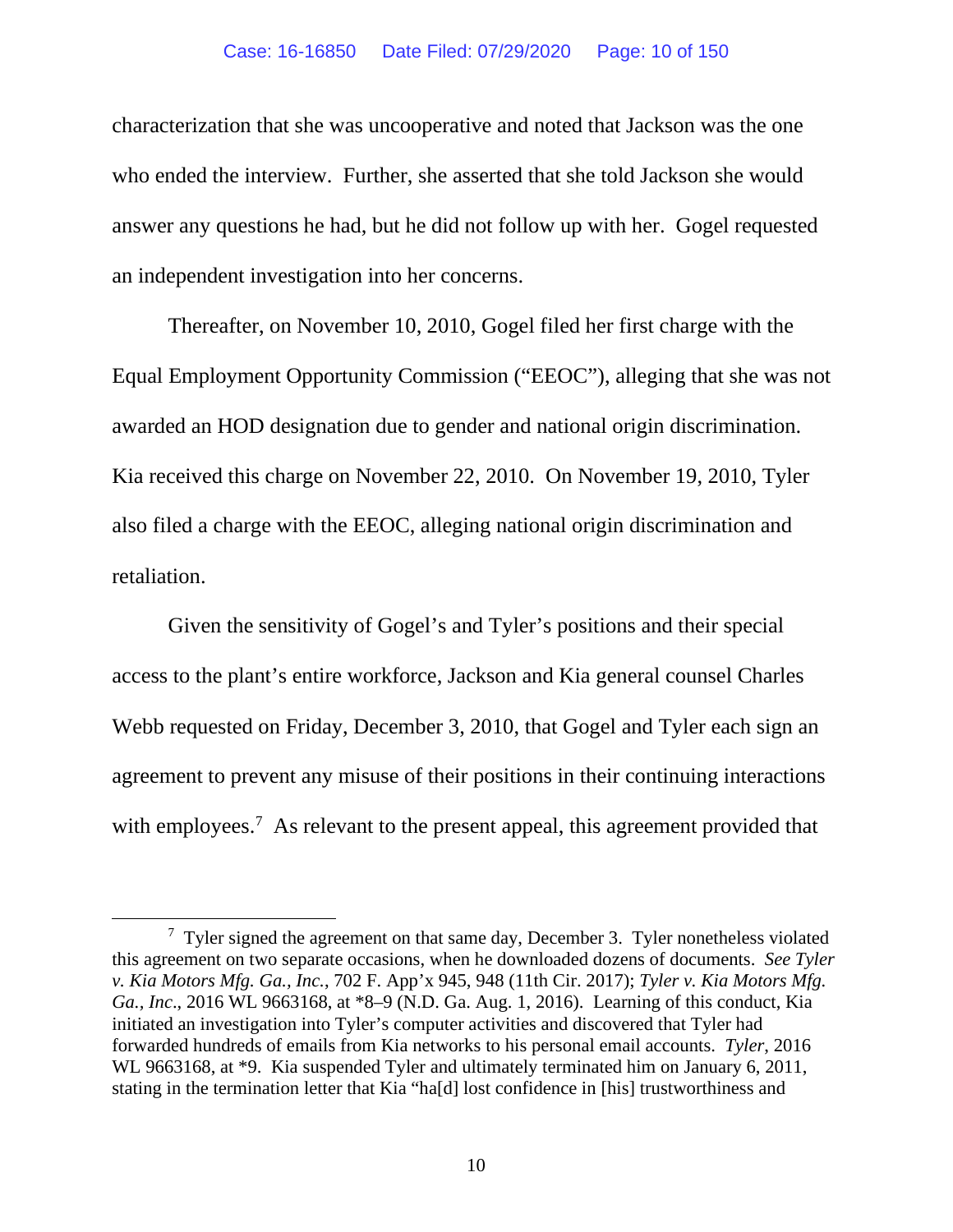characterization that she was uncooperative and noted that Jackson was the one who ended the interview. Further, she asserted that she told Jackson she would answer any questions he had, but he did not follow up with her. Gogel requested an independent investigation into her concerns.

Thereafter, on November 10, 2010, Gogel filed her first charge with the Equal Employment Opportunity Commission ("EEOC"), alleging that she was not awarded an HOD designation due to gender and national origin discrimination. Kia received this charge on November 22, 2010. On November 19, 2010, Tyler also filed a charge with the EEOC, alleging national origin discrimination and retaliation.

Given the sensitivity of Gogel's and Tyler's positions and their special access to the plant's entire workforce, Jackson and Kia general counsel Charles Webb requested on Friday, December 3, 2010, that Gogel and Tyler each sign an agreement to prevent any misuse of their positions in their continuing interactions with employees.[7] As relevant to the present appeal, this agreement provided that

---

[7] Tyler signed the agreement on that same day, December 3. Tyler nonetheless violated this agreement on two separate occasions, when he downloaded dozens of documents. *See Tyler v. Kia Motors Mfg. Ga., Inc.*, 702 F. App'x 945, 948 (11th Cir. 2017); *Tyler v. Kia Motors Mfg. Ga., Inc*., 2016 WL 9663168, at *8–9 (N.D. Ga. Aug. 1, 2016). Learning of this conduct, Kia initiated an investigation into Tyler's computer activities and discovered that Tyler had forwarded hundreds of emails from Kia networks to his personal email accounts. *Tyler*, 2016 WL 9663168, at *9. Kia suspended Tyler and ultimately terminated him on January 6, 2011, stating in the termination letter that Kia "ha[d] lost confidence in [his] trustworthiness and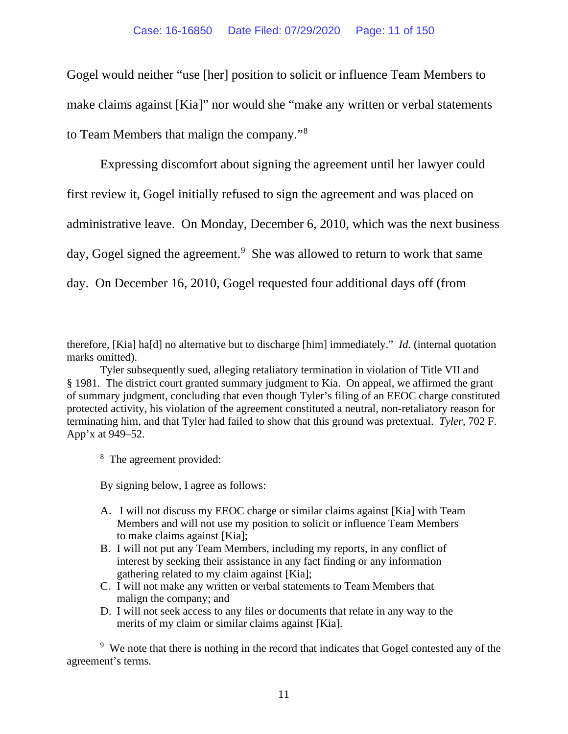Gogel would neither "use [her] position to solicit or influence Team Members to make claims against [Kia]" nor would she "make any written or verbal statements to Team Members that malign the company."[8]

Expressing discomfort about signing the agreement until her lawyer could first review it, Gogel initially refused to sign the agreement and was placed on administrative leave. On Monday, December 6, 2010, which was the next business day, Gogel signed the agreement.[9] She was allowed to return to work that same day. On December 16, 2010, Gogel requested four additional days off (from

---

therefore, [Kia] ha[d] no alternative but to discharge [him] immediately." *Id.* (internal quotation marks omitted).

Tyler subsequently sued, alleging retaliatory termination in violation of Title VII and § 1981. The district court granted summary judgment to Kia. On appeal, we affirmed the grant of summary judgment, concluding that even though Tyler's filing of an EEOC charge constituted protected activity, his violation of the agreement constituted a neutral, non-retaliatory reason for terminating him, and that Tyler had failed to show that this ground was pretextual. *Tyler*, 702 F. App'x at 949–52.

[8] The agreement provided:

By signing below, I agree as follows:

A. I will not discuss my EEOC charge or similar claims against [Kia] with Team Members and will not use my position to solicit or influence Team Members to make claims against [Kia];
B. I will not put any Team Members, including my reports, in any conflict of interest by seeking their assistance in any fact finding or any information gathering related to my claim against [Kia];
C. I will not make any written or verbal statements to Team Members that malign the company; and
D. I will not seek access to any files or documents that relate in any way to the merits of my claim or similar claims against [Kia].

[9] We note that there is nothing in the record that indicates that Gogel contested any of the agreement's terms.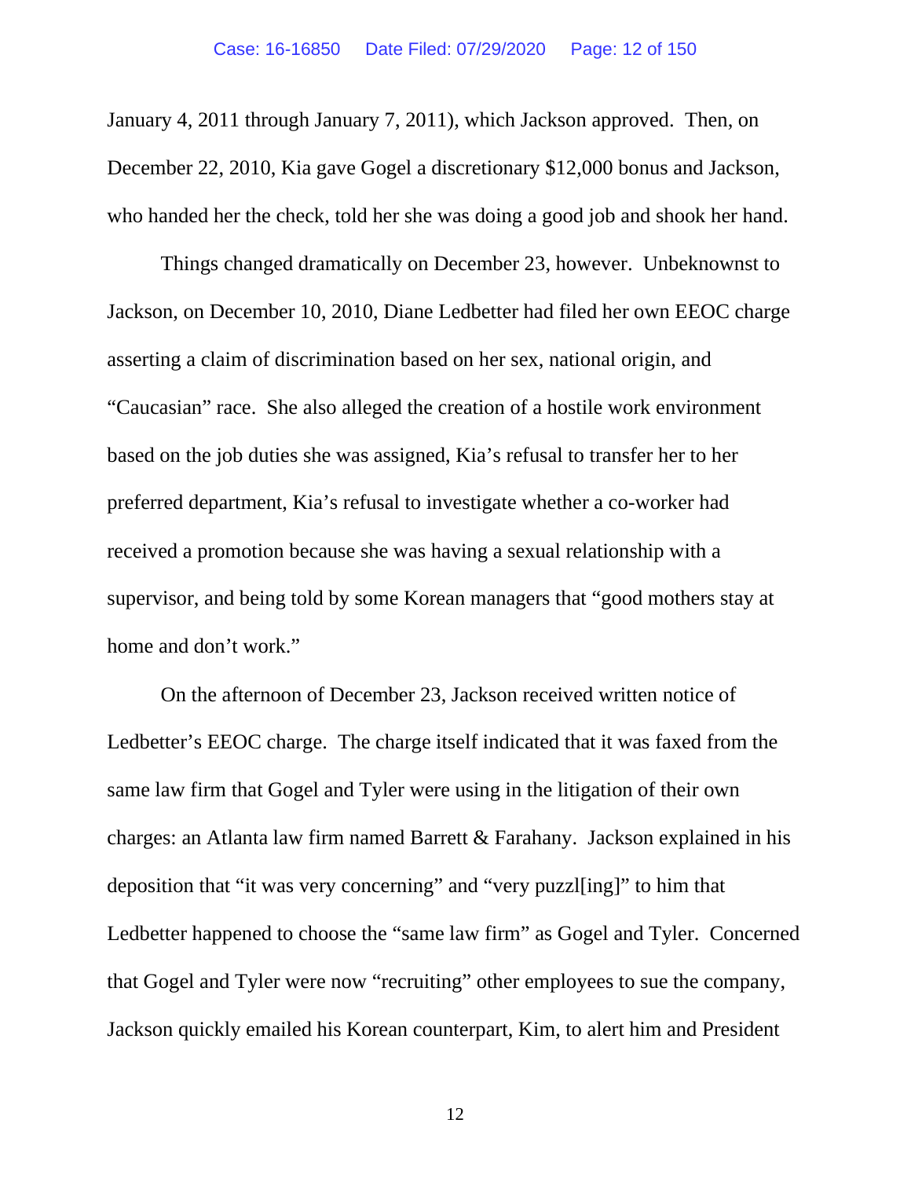January 4, 2011 through January 7, 2011), which Jackson approved. Then, on December 22, 2010, Kia gave Gogel a discretionary $12,000 bonus and Jackson, who handed her the check, told her she was doing a good job and shook her hand.

Things changed dramatically on December 23, however. Unbeknownst to Jackson, on December 10, 2010, Diane Ledbetter had filed her own EEOC charge asserting a claim of discrimination based on her sex, national origin, and "Caucasian" race. She also alleged the creation of a hostile work environment based on the job duties she was assigned, Kia's refusal to transfer her to her preferred department, Kia's refusal to investigate whether a co-worker had received a promotion because she was having a sexual relationship with a supervisor, and being told by some Korean managers that "good mothers stay at home and don't work."

On the afternoon of December 23, Jackson received written notice of Ledbetter's EEOC charge. The charge itself indicated that it was faxed from the same law firm that Gogel and Tyler were using in the litigation of their own charges: an Atlanta law firm named Barrett & Farahany. Jackson explained in his deposition that "it was very concerning" and "very puzzl[ing]" to him that Ledbetter happened to choose the "same law firm" as Gogel and Tyler. Concerned that Gogel and Tyler were now "recruiting" other employees to sue the company, Jackson quickly emailed his Korean counterpart, Kim, to alert him and President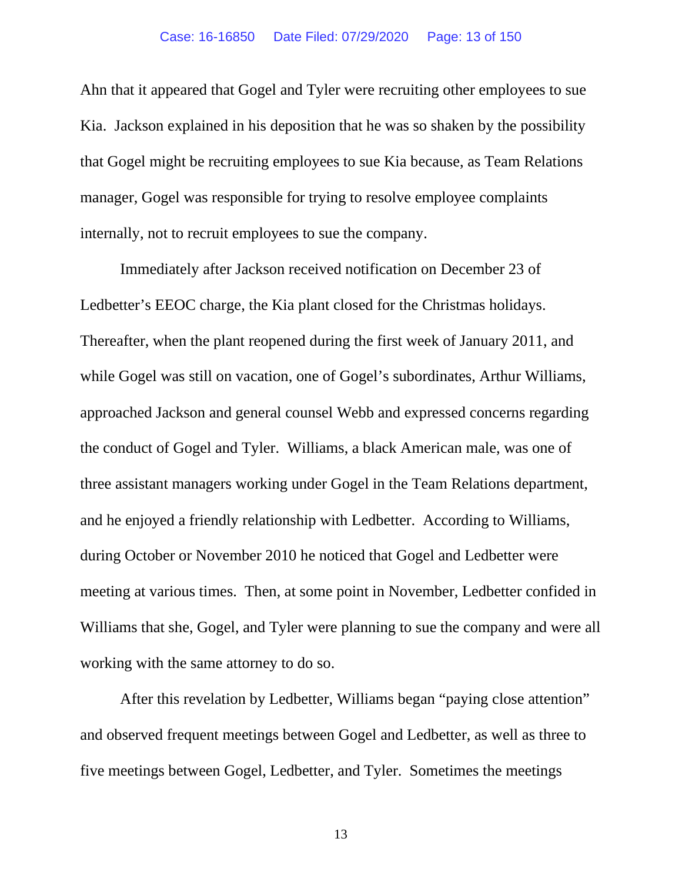Ahn that it appeared that Gogel and Tyler were recruiting other employees to sue Kia. Jackson explained in his deposition that he was so shaken by the possibility that Gogel might be recruiting employees to sue Kia because, as Team Relations manager, Gogel was responsible for trying to resolve employee complaints internally, not to recruit employees to sue the company.

Immediately after Jackson received notification on December 23 of Ledbetter's EEOC charge, the Kia plant closed for the Christmas holidays. Thereafter, when the plant reopened during the first week of January 2011, and while Gogel was still on vacation, one of Gogel's subordinates, Arthur Williams, approached Jackson and general counsel Webb and expressed concerns regarding the conduct of Gogel and Tyler. Williams, a black American male, was one of three assistant managers working under Gogel in the Team Relations department, and he enjoyed a friendly relationship with Ledbetter. According to Williams, during October or November 2010 he noticed that Gogel and Ledbetter were meeting at various times. Then, at some point in November, Ledbetter confided in Williams that she, Gogel, and Tyler were planning to sue the company and were all working with the same attorney to do so.

After this revelation by Ledbetter, Williams began "paying close attention" and observed frequent meetings between Gogel and Ledbetter, as well as three to five meetings between Gogel, Ledbetter, and Tyler. Sometimes the meetings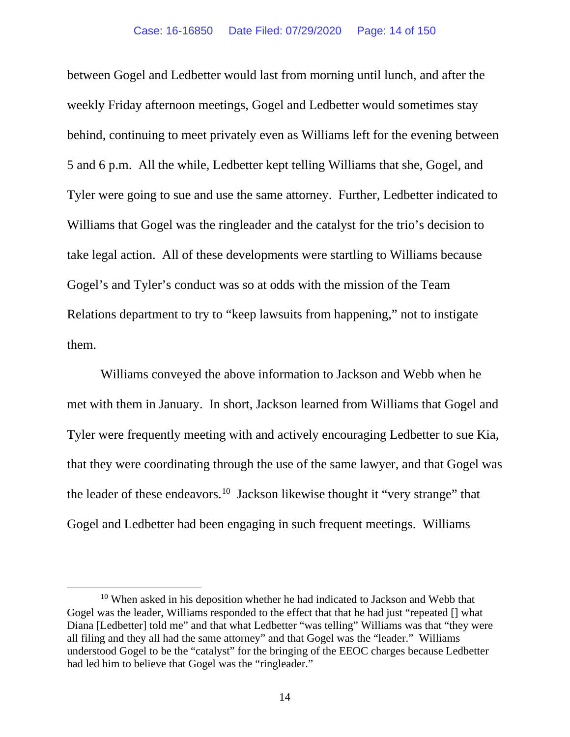between Gogel and Ledbetter would last from morning until lunch, and after the weekly Friday afternoon meetings, Gogel and Ledbetter would sometimes stay behind, continuing to meet privately even as Williams left for the evening between 5 and 6 p.m. All the while, Ledbetter kept telling Williams that she, Gogel, and Tyler were going to sue and use the same attorney. Further, Ledbetter indicated to Williams that Gogel was the ringleader and the catalyst for the trio's decision to take legal action. All of these developments were startling to Williams because Gogel's and Tyler's conduct was so at odds with the mission of the Team Relations department to try to "keep lawsuits from happening," not to instigate them.

Williams conveyed the above information to Jackson and Webb when he met with them in January. In short, Jackson learned from Williams that Gogel and Tyler were frequently meeting with and actively encouraging Ledbetter to sue Kia, that they were coordinating through the use of the same lawyer, and that Gogel was the leader of these endeavors.[10] Jackson likewise thought it "very strange" that Gogel and Ledbetter had been engaging in such frequent meetings. Williams

[10] When asked in his deposition whether he had indicated to Jackson and Webb that Gogel was the leader, Williams responded to the effect that that he had just "repeated [] what Diana [Ledbetter] told me" and that what Ledbetter "was telling" Williams was that "they were all filing and they all had the same attorney" and that Gogel was the "leader." Williams understood Gogel to be the "catalyst" for the bringing of the EEOC charges because Ledbetter had led him to believe that Gogel was the "ringleader."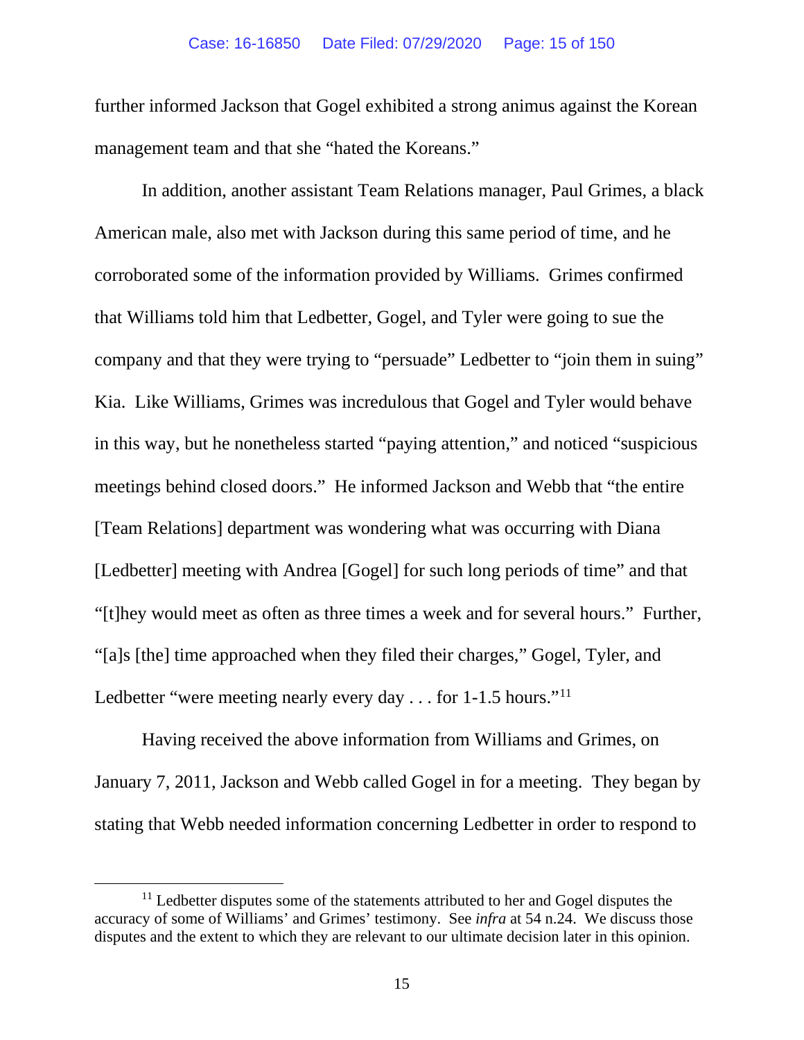further informed Jackson that Gogel exhibited a strong animus against the Korean management team and that she "hated the Koreans."

In addition, another assistant Team Relations manager, Paul Grimes, a black American male, also met with Jackson during this same period of time, and he corroborated some of the information provided by Williams. Grimes confirmed that Williams told him that Ledbetter, Gogel, and Tyler were going to sue the company and that they were trying to "persuade" Ledbetter to "join them in suing" Kia. Like Williams, Grimes was incredulous that Gogel and Tyler would behave in this way, but he nonetheless started "paying attention," and noticed "suspicious meetings behind closed doors." He informed Jackson and Webb that "the entire [Team Relations] department was wondering what was occurring with Diana [Ledbetter] meeting with Andrea [Gogel] for such long periods of time" and that "[t]hey would meet as often as three times a week and for several hours." Further, "[a]s [the] time approached when they filed their charges," Gogel, Tyler, and Ledbetter "were meeting nearly every day . . . for 1-1.5 hours."[11]

Having received the above information from Williams and Grimes, on January 7, 2011, Jackson and Webb called Gogel in for a meeting. They began by stating that Webb needed information concerning Ledbetter in order to respond to

[11] Ledbetter disputes some of the statements attributed to her and Gogel disputes the accuracy of some of Williams' and Grimes' testimony. See *infra* at 54 n.24. We discuss those disputes and the extent to which they are relevant to our ultimate decision later in this opinion.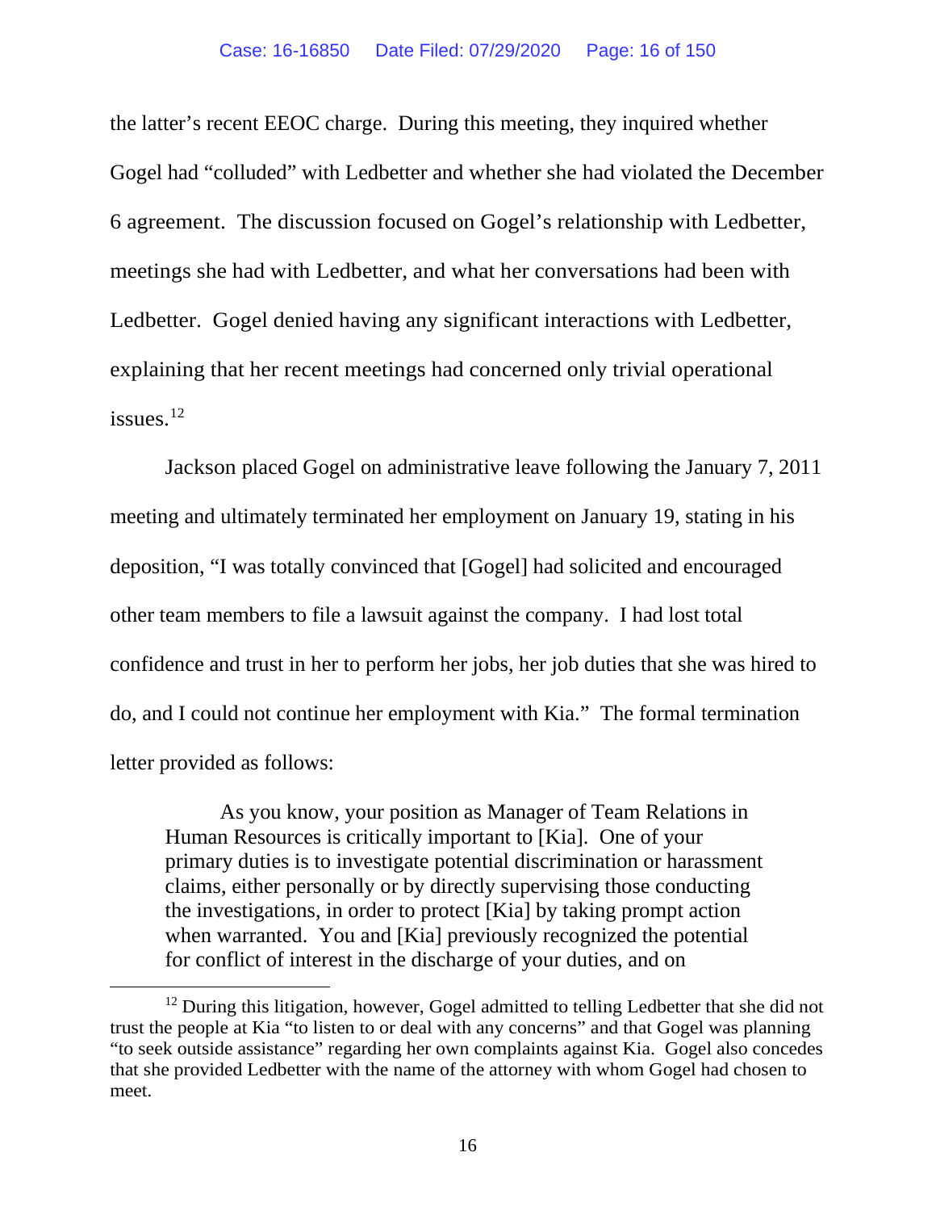the latter's recent EEOC charge. During this meeting, they inquired whether Gogel had "colluded" with Ledbetter and whether she had violated the December 6 agreement. The discussion focused on Gogel's relationship with Ledbetter, meetings she had with Ledbetter, and what her conversations had been with Ledbetter. Gogel denied having any significant interactions with Ledbetter, explaining that her recent meetings had concerned only trivial operational issues.[12]

Jackson placed Gogel on administrative leave following the January 7, 2011 meeting and ultimately terminated her employment on January 19, stating in his deposition, "I was totally convinced that [Gogel] had solicited and encouraged other team members to file a lawsuit against the company. I had lost total confidence and trust in her to perform her jobs, her job duties that she was hired to do, and I could not continue her employment with Kia." The formal termination letter provided as follows:

> As you know, your position as Manager of Team Relations in Human Resources is critically important to [Kia]. One of your primary duties is to investigate potential discrimination or harassment claims, either personally or by directly supervising those conducting the investigations, in order to protect [Kia] by taking prompt action when warranted. You and [Kia] previously recognized the potential for conflict of interest in the discharge of your duties, and on

[12] During this litigation, however, Gogel admitted to telling Ledbetter that she did not trust the people at Kia "to listen to or deal with any concerns" and that Gogel was planning "to seek outside assistance" regarding her own complaints against Kia. Gogel also concedes that she provided Ledbetter with the name of the attorney with whom Gogel had chosen to meet.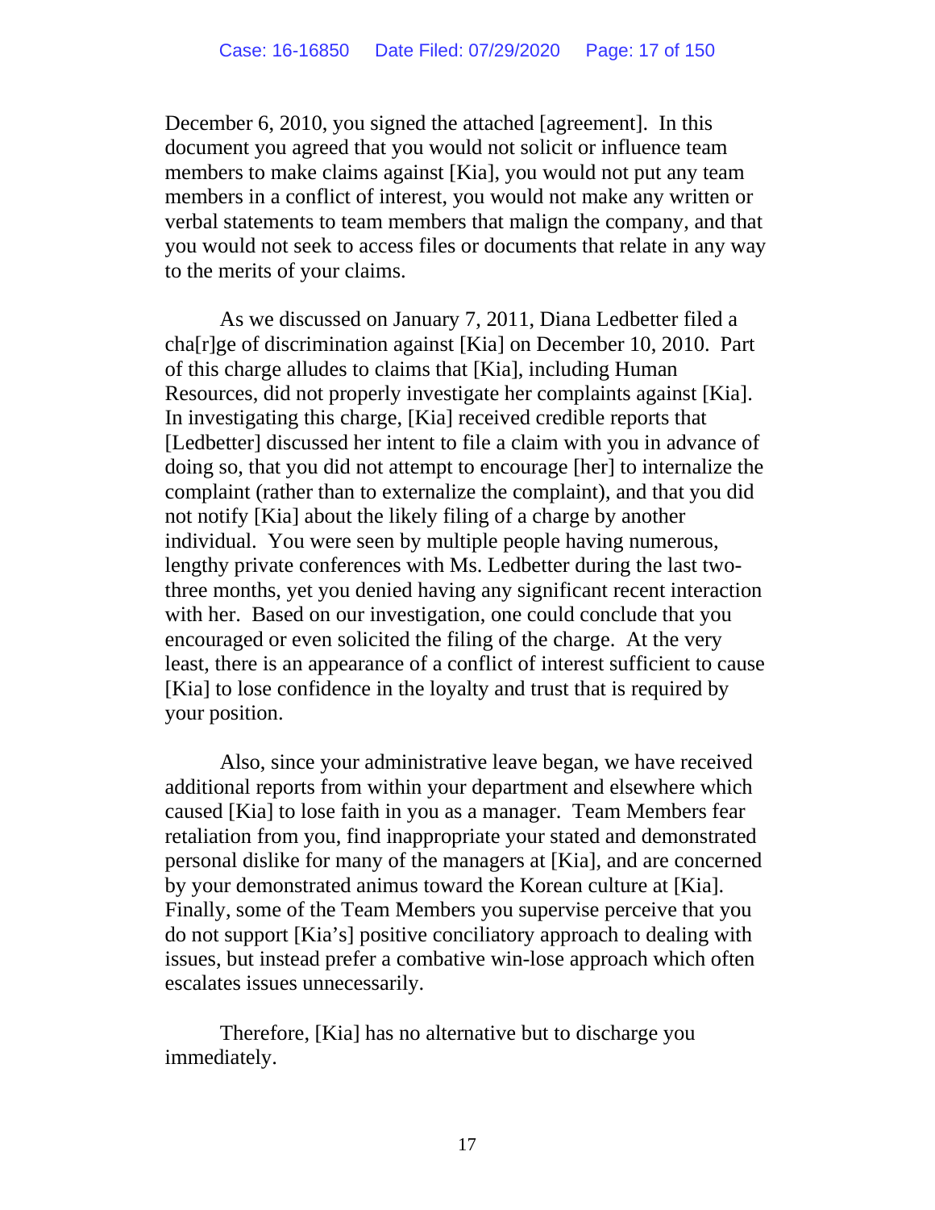December 6, 2010, you signed the attached [agreement]. In this document you agreed that you would not solicit or influence team members to make claims against [Kia], you would not put any team members in a conflict of interest, you would not make any written or verbal statements to team members that malign the company, and that you would not seek to access files or documents that relate in any way to the merits of your claims.

As we discussed on January 7, 2011, Diana Ledbetter filed a cha[r]ge of discrimination against [Kia] on December 10, 2010. Part of this charge alludes to claims that [Kia], including Human Resources, did not properly investigate her complaints against [Kia]. In investigating this charge, [Kia] received credible reports that [Ledbetter] discussed her intent to file a claim with you in advance of doing so, that you did not attempt to encourage [her] to internalize the complaint (rather than to externalize the complaint), and that you did not notify [Kia] about the likely filing of a charge by another individual. You were seen by multiple people having numerous, lengthy private conferences with Ms. Ledbetter during the last two-three months, yet you denied having any significant recent interaction with her. Based on our investigation, one could conclude that you encouraged or even solicited the filing of the charge. At the very least, there is an appearance of a conflict of interest sufficient to cause [Kia] to lose confidence in the loyalty and trust that is required by your position.

Also, since your administrative leave began, we have received additional reports from within your department and elsewhere which caused [Kia] to lose faith in you as a manager. Team Members fear retaliation from you, find inappropriate your stated and demonstrated personal dislike for many of the managers at [Kia], and are concerned by your demonstrated animus toward the Korean culture at [Kia]. Finally, some of the Team Members you supervise perceive that you do not support [Kia's] positive conciliatory approach to dealing with issues, but instead prefer a combative win-lose approach which often escalates issues unnecessarily.

Therefore, [Kia] has no alternative but to discharge you immediately.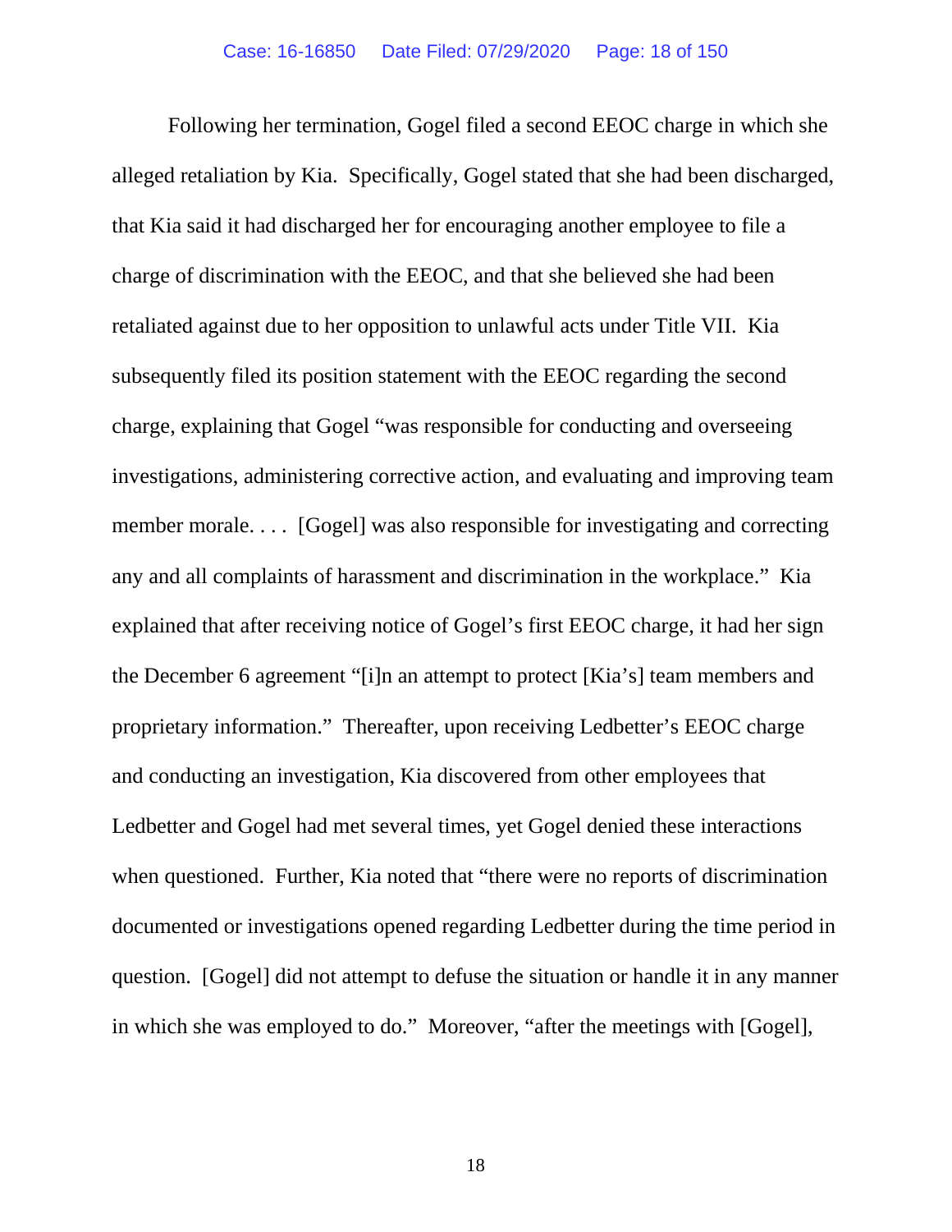Following her termination, Gogel filed a second EEOC charge in which she alleged retaliation by Kia. Specifically, Gogel stated that she had been discharged, that Kia said it had discharged her for encouraging another employee to file a charge of discrimination with the EEOC, and that she believed she had been retaliated against due to her opposition to unlawful acts under Title VII. Kia subsequently filed its position statement with the EEOC regarding the second charge, explaining that Gogel "was responsible for conducting and overseeing investigations, administering corrective action, and evaluating and improving team member morale. . . . [Gogel] was also responsible for investigating and correcting any and all complaints of harassment and discrimination in the workplace." Kia explained that after receiving notice of Gogel's first EEOC charge, it had her sign the December 6 agreement "[i]n an attempt to protect [Kia's] team members and proprietary information." Thereafter, upon receiving Ledbetter's EEOC charge and conducting an investigation, Kia discovered from other employees that Ledbetter and Gogel had met several times, yet Gogel denied these interactions when questioned. Further, Kia noted that "there were no reports of discrimination documented or investigations opened regarding Ledbetter during the time period in question. [Gogel] did not attempt to defuse the situation or handle it in any manner in which she was employed to do." Moreover, "after the meetings with [Gogel],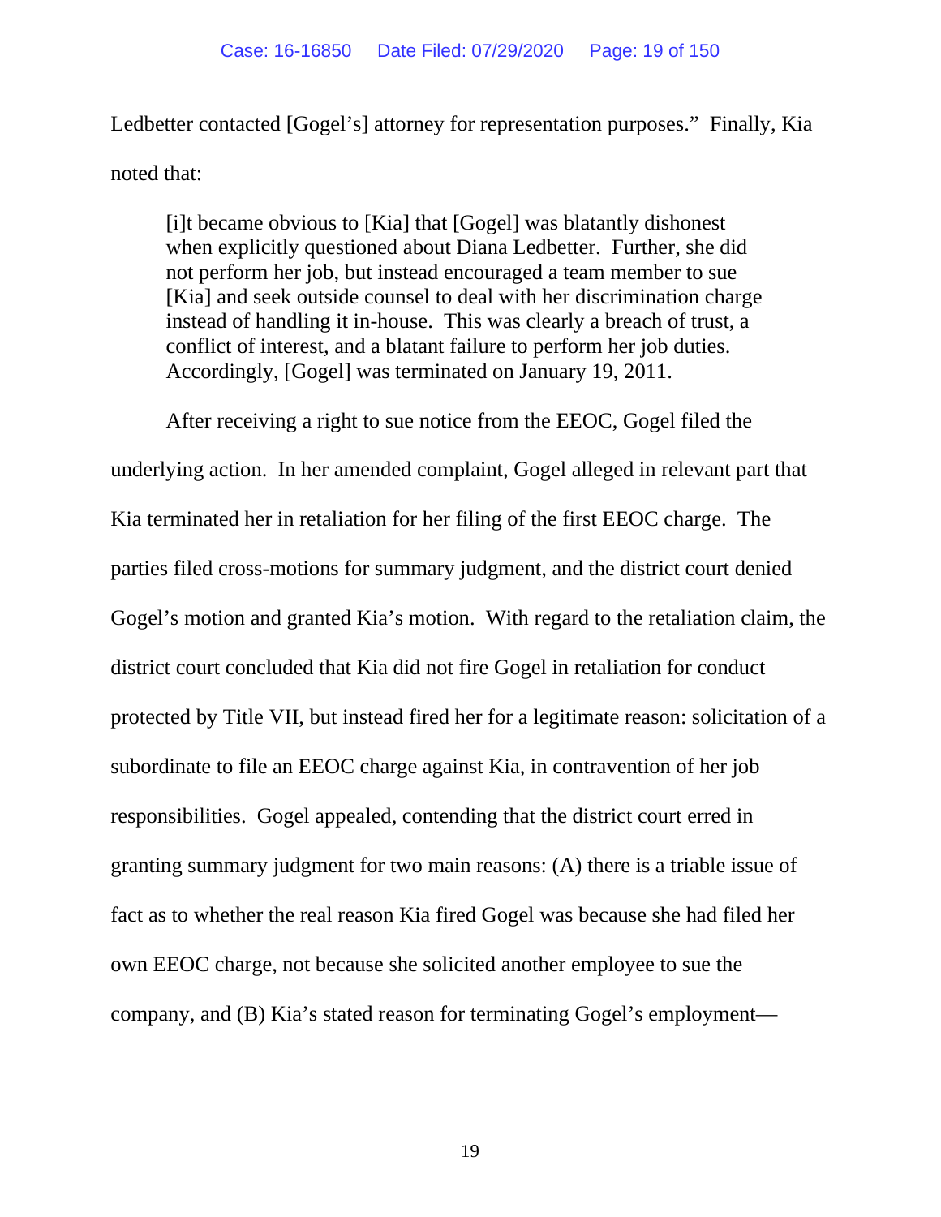Ledbetter contacted [Gogel's] attorney for representation purposes." Finally, Kia noted that:

> [i]t became obvious to [Kia] that [Gogel] was blatantly dishonest when explicitly questioned about Diana Ledbetter. Further, she did not perform her job, but instead encouraged a team member to sue [Kia] and seek outside counsel to deal with her discrimination charge instead of handling it in-house. This was clearly a breach of trust, a conflict of interest, and a blatant failure to perform her job duties. Accordingly, [Gogel] was terminated on January 19, 2011.

After receiving a right to sue notice from the EEOC, Gogel filed the underlying action. In her amended complaint, Gogel alleged in relevant part that Kia terminated her in retaliation for her filing of the first EEOC charge. The parties filed cross-motions for summary judgment, and the district court denied Gogel's motion and granted Kia's motion. With regard to the retaliation claim, the district court concluded that Kia did not fire Gogel in retaliation for conduct protected by Title VII, but instead fired her for a legitimate reason: solicitation of a subordinate to file an EEOC charge against Kia, in contravention of her job responsibilities. Gogel appealed, contending that the district court erred in granting summary judgment for two main reasons: (A) there is a triable issue of fact as to whether the real reason Kia fired Gogel was because she had filed her own EEOC charge, not because she solicited another employee to sue the company, and (B) Kia's stated reason for terminating Gogel's employment—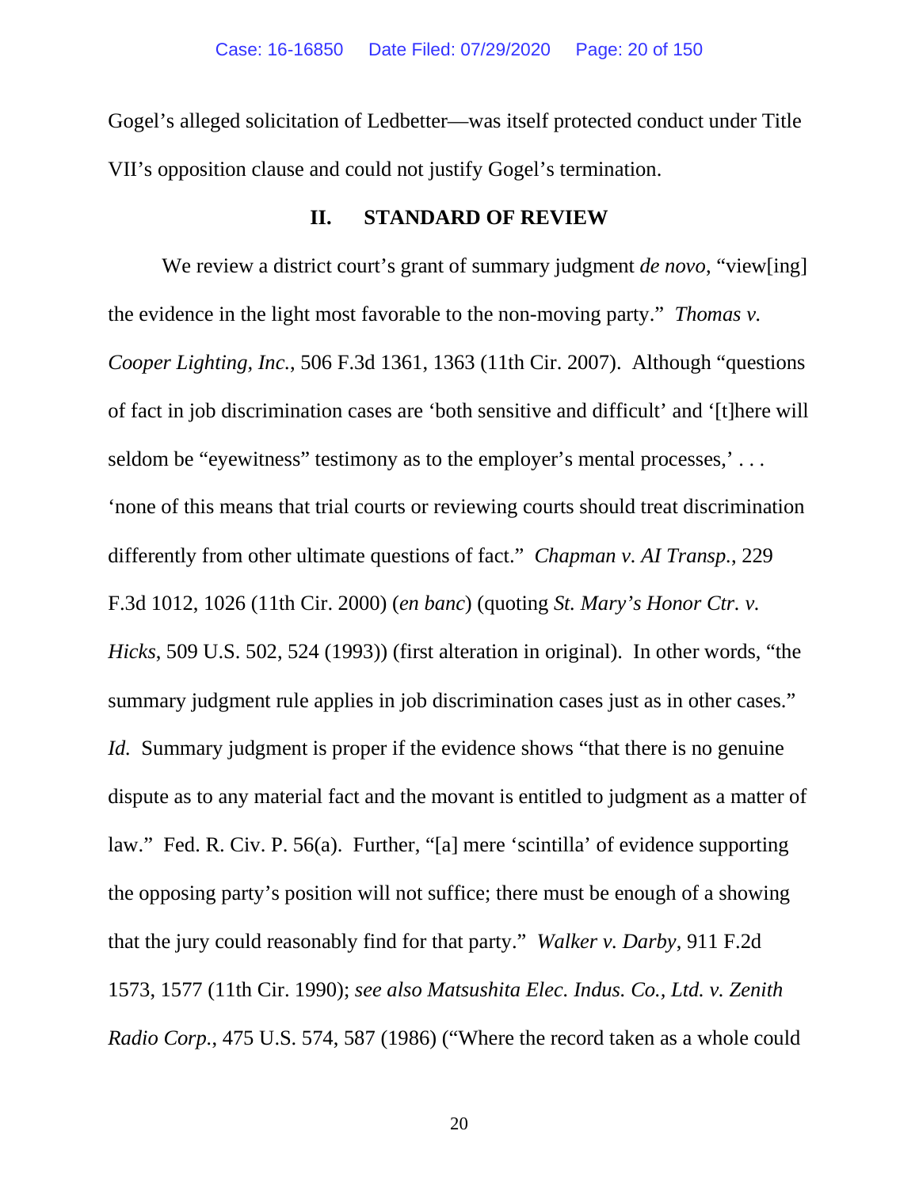Gogel's alleged solicitation of Ledbetter—was itself protected conduct under Title VII's opposition clause and could not justify Gogel's termination.

## II. STANDARD OF REVIEW

We review a district court's grant of summary judgment *de novo*, "view[ing] the evidence in the light most favorable to the non-moving party." *Thomas v. Cooper Lighting, Inc.*, 506 F.3d 1361, 1363 (11th Cir. 2007). Although "questions of fact in job discrimination cases are 'both sensitive and difficult' and '[t]here will seldom be "eyewitness" testimony as to the employer's mental processes,' . . . 'none of this means that trial courts or reviewing courts should treat discrimination differently from other ultimate questions of fact." *Chapman v. AI Transp.*, 229 F.3d 1012, 1026 (11th Cir. 2000) (*en banc*) (quoting *St. Mary's Honor Ctr. v. Hicks*, 509 U.S. 502, 524 (1993)) (first alteration in original). In other words, "the summary judgment rule applies in job discrimination cases just as in other cases." *Id.* Summary judgment is proper if the evidence shows "that there is no genuine dispute as to any material fact and the movant is entitled to judgment as a matter of law." Fed. R. Civ. P. 56(a). Further, "[a] mere 'scintilla' of evidence supporting the opposing party's position will not suffice; there must be enough of a showing that the jury could reasonably find for that party." *Walker v. Darby*, 911 F.2d 1573, 1577 (11th Cir. 1990); *see also Matsushita Elec. Indus. Co., Ltd. v. Zenith Radio Corp.*, 475 U.S. 574, 587 (1986) ("Where the record taken as a whole could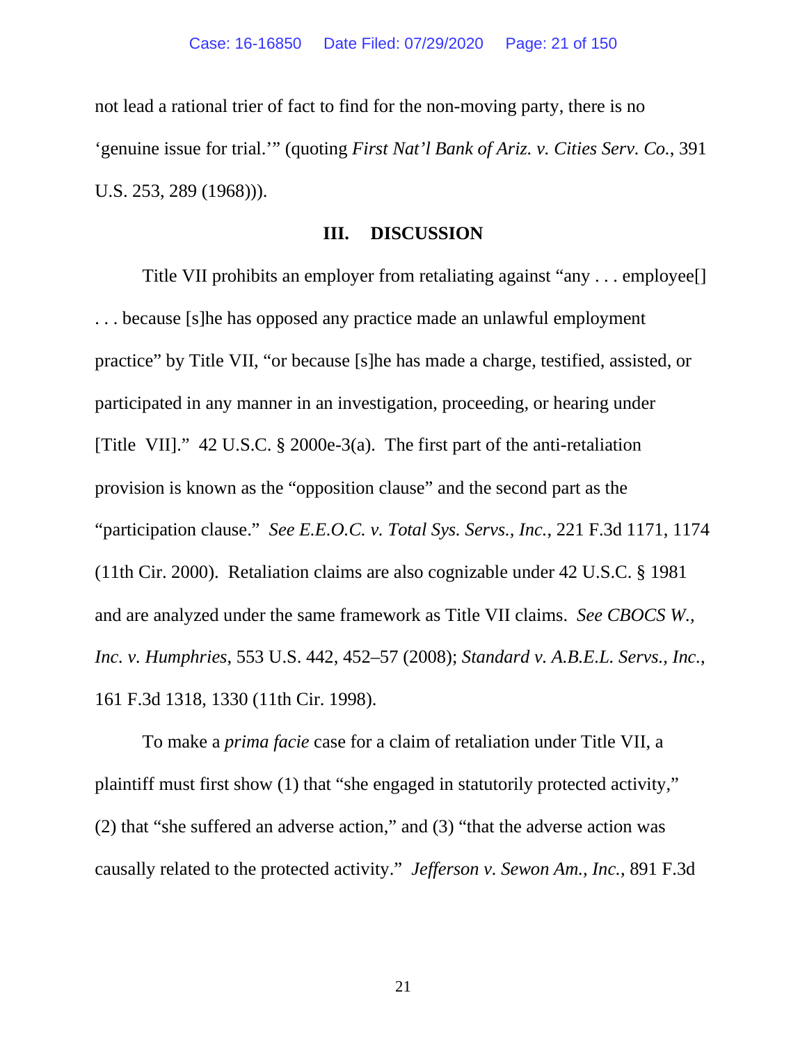not lead a rational trier of fact to find for the non-moving party, there is no 'genuine issue for trial.'" (quoting *First Nat'l Bank of Ariz. v. Cities Serv. Co.*, 391 U.S. 253, 289 (1968))).

## III. DISCUSSION

Title VII prohibits an employer from retaliating against "any . . . employee[] . . . because [s]he has opposed any practice made an unlawful employment practice" by Title VII, "or because [s]he has made a charge, testified, assisted, or participated in any manner in an investigation, proceeding, or hearing under [Title VII]." 42 U.S.C. § 2000e-3(a). The first part of the anti-retaliation provision is known as the "opposition clause" and the second part as the "participation clause." *See E.E.O.C. v. Total Sys. Servs., Inc.*, 221 F.3d 1171, 1174 (11th Cir. 2000). Retaliation claims are also cognizable under 42 U.S.C. § 1981 and are analyzed under the same framework as Title VII claims. *See CBOCS W., Inc. v. Humphries*, 553 U.S. 442, 452–57 (2008); *Standard v. A.B.E.L. Servs., Inc.*, 161 F.3d 1318, 1330 (11th Cir. 1998).

To make a *prima facie* case for a claim of retaliation under Title VII, a plaintiff must first show (1) that "she engaged in statutorily protected activity," (2) that "she suffered an adverse action," and (3) "that the adverse action was causally related to the protected activity." *Jefferson v. Sewon Am., Inc.*, 891 F.3d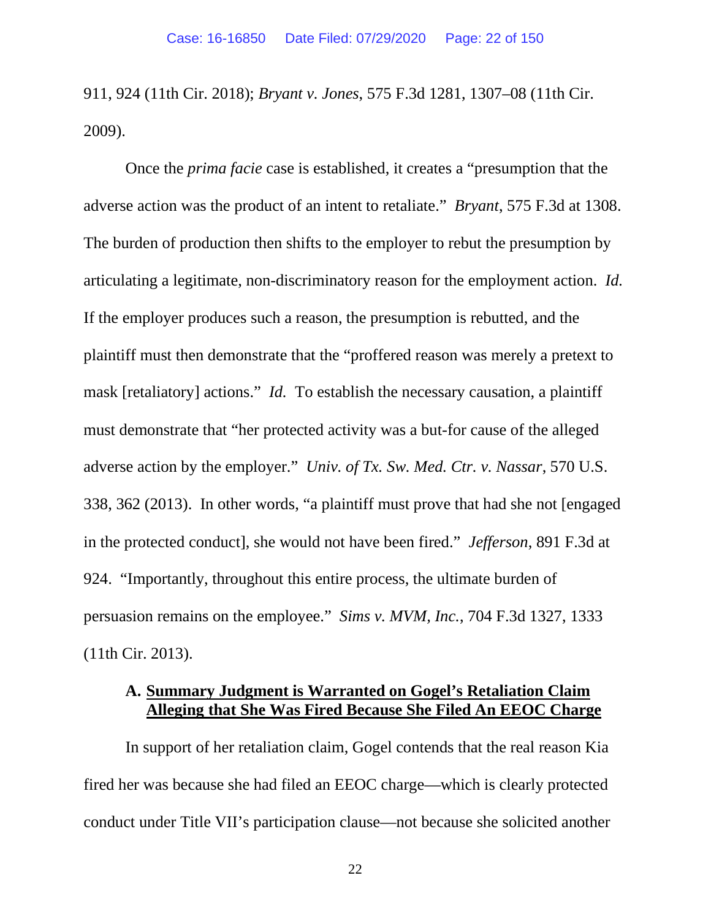911, 924 (11th Cir. 2018); *Bryant v. Jones*, 575 F.3d 1281, 1307–08 (11th Cir. 2009).

Once the *prima facie* case is established, it creates a "presumption that the adverse action was the product of an intent to retaliate." *Bryant*, 575 F.3d at 1308. The burden of production then shifts to the employer to rebut the presumption by articulating a legitimate, non-discriminatory reason for the employment action. *Id.* If the employer produces such a reason, the presumption is rebutted, and the plaintiff must then demonstrate that the "proffered reason was merely a pretext to mask [retaliatory] actions." *Id.* To establish the necessary causation, a plaintiff must demonstrate that "her protected activity was a but-for cause of the alleged adverse action by the employer." *Univ. of Tx. Sw. Med. Ctr. v. Nassar*, 570 U.S. 338, 362 (2013). In other words, "a plaintiff must prove that had she not [engaged in the protected conduct], she would not have been fired." *Jefferson*, 891 F.3d at 924. "Importantly, throughout this entire process, the ultimate burden of persuasion remains on the employee." *Sims v. MVM, Inc.*, 704 F.3d 1327, 1333 (11th Cir. 2013).

### A. **Summary Judgment is Warranted on Gogel's Retaliation Claim Alleging that She Was Fired Because She Filed An EEOC Charge**

In support of her retaliation claim, Gogel contends that the real reason Kia fired her was because she had filed an EEOC charge—which is clearly protected conduct under Title VII's participation clause—not because she solicited another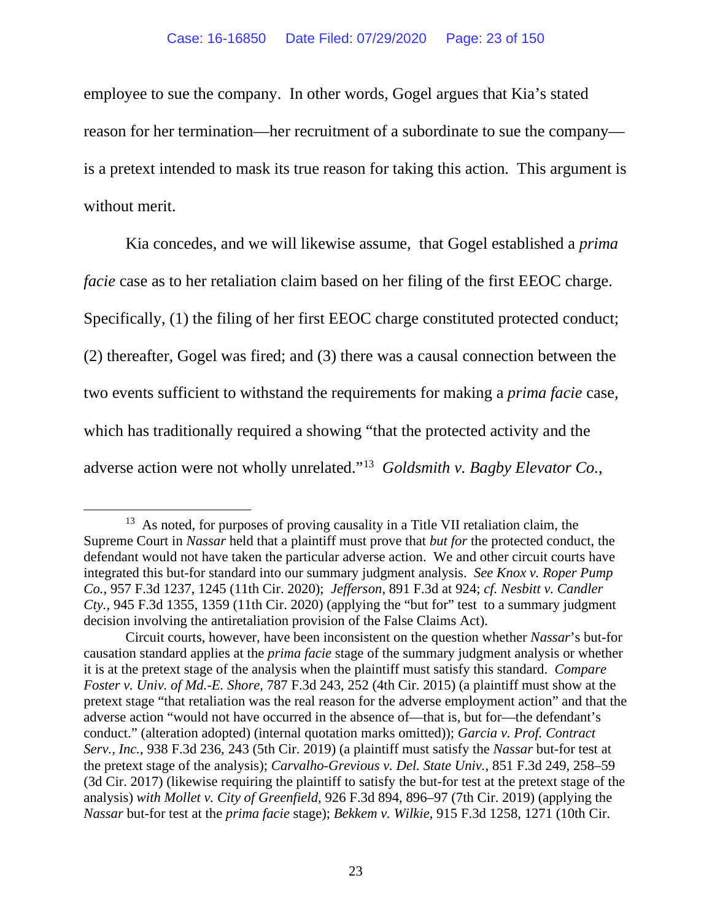employee to sue the company. In other words, Gogel argues that Kia's stated reason for her termination—her recruitment of a subordinate to sue the company—is a pretext intended to mask its true reason for taking this action. This argument is without merit.

Kia concedes, and we will likewise assume, that Gogel established a *prima facie* case as to her retaliation claim based on her filing of the first EEOC charge. Specifically, (1) the filing of her first EEOC charge constituted protected conduct; (2) thereafter, Gogel was fired; and (3) there was a causal connection between the two events sufficient to withstand the requirements for making a *prima facie* case, which has traditionally required a showing "that the protected activity and the adverse action were not wholly unrelated."[13] *Goldsmith v. Bagby Elevator Co.*,

---

[13] As noted, for purposes of proving causality in a Title VII retaliation claim, the Supreme Court in *Nassar* held that a plaintiff must prove that *but for* the protected conduct, the defendant would not have taken the particular adverse action. We and other circuit courts have integrated this but-for standard into our summary judgment analysis. *See Knox v. Roper Pump Co.*, 957 F.3d 1237, 1245 (11th Cir. 2020); *Jefferson*, 891 F.3d at 924; *cf. Nesbitt v. Candler Cty.*, 945 F.3d 1355, 1359 (11th Cir. 2020) (applying the "but for" test to a summary judgment decision involving the antiretaliation provision of the False Claims Act).

Circuit courts, however, have been inconsistent on the question whether *Nassar*'s but-for causation standard applies at the *prima facie* stage of the summary judgment analysis or whether it is at the pretext stage of the analysis when the plaintiff must satisfy this standard. *Compare Foster v. Univ. of Md.-E. Shore*, 787 F.3d 243, 252 (4th Cir. 2015) (a plaintiff must show at the pretext stage "that retaliation was the real reason for the adverse employment action" and that the adverse action "would not have occurred in the absence of—that is, but for—the defendant's conduct." (alteration adopted) (internal quotation marks omitted)); *Garcia v. Prof. Contract Serv., Inc.*, 938 F.3d 236, 243 (5th Cir. 2019) (a plaintiff must satisfy the *Nassar* but-for test at the pretext stage of the analysis); *Carvalho-Grevious v. Del. State Univ.*, 851 F.3d 249, 258–59 (3d Cir. 2017) (likewise requiring the plaintiff to satisfy the but-for test at the pretext stage of the analysis) *with Mollet v. City of Greenfield*, 926 F.3d 894, 896–97 (7th Cir. 2019) (applying the *Nassar* but-for test at the *prima facie* stage); *Bekkem v. Wilkie*, 915 F.3d 1258, 1271 (10th Cir.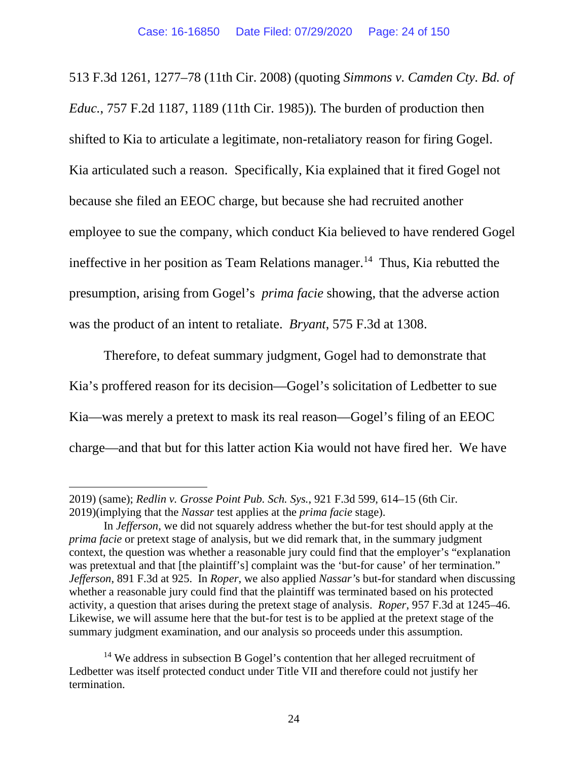513 F.3d 1261, 1277–78 (11th Cir. 2008) (quoting *Simmons v. Camden Cty. Bd. of Educ.*, 757 F.2d 1187, 1189 (11th Cir. 1985)). The burden of production then shifted to Kia to articulate a legitimate, non-retaliatory reason for firing Gogel. Kia articulated such a reason. Specifically, Kia explained that it fired Gogel not because she filed an EEOC charge, but because she had recruited another employee to sue the company, which conduct Kia believed to have rendered Gogel ineffective in her position as Team Relations manager.[14] Thus, Kia rebutted the presumption, arising from Gogel's *prima facie* showing, that the adverse action was the product of an intent to retaliate. *Bryant*, 575 F.3d at 1308.

Therefore, to defeat summary judgment, Gogel had to demonstrate that Kia's proffered reason for its decision—Gogel's solicitation of Ledbetter to sue Kia—was merely a pretext to mask its real reason—Gogel's filing of an EEOC charge—and that but for this latter action Kia would not have fired her. We have

---

2019) (same); *Redlin v. Grosse Point Pub. Sch. Sys.*, 921 F.3d 599, 614–15 (6th Cir. 2019)(implying that the *Nassar* test applies at the *prima facie* stage).

In *Jefferson*, we did not squarely address whether the but-for test should apply at the *prima facie* or pretext stage of analysis, but we did remark that, in the summary judgment context, the question was whether a reasonable jury could find that the employer's "explanation was pretextual and that [the plaintiff's] complaint was the 'but-for cause' of her termination." *Jefferson*, 891 F.3d at 925. In *Roper*, we also applied *Nassar'*s but-for standard when discussing whether a reasonable jury could find that the plaintiff was terminated based on his protected activity, a question that arises during the pretext stage of analysis. *Roper*, 957 F.3d at 1245–46. Likewise, we will assume here that the but-for test is to be applied at the pretext stage of the summary judgment examination, and our analysis so proceeds under this assumption.

[14] We address in subsection B Gogel's contention that her alleged recruitment of Ledbetter was itself protected conduct under Title VII and therefore could not justify her termination.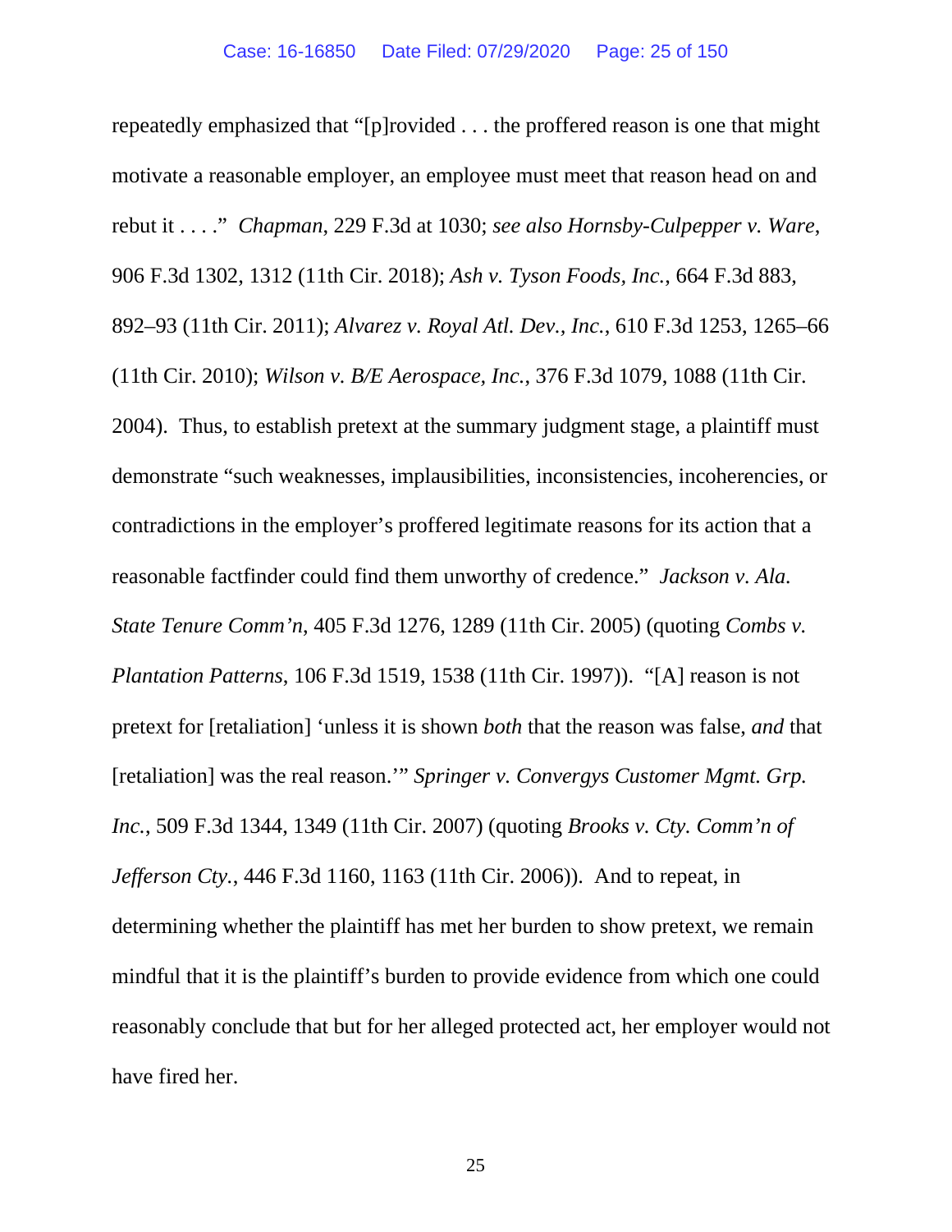repeatedly emphasized that "[p]rovided . . . the proffered reason is one that might motivate a reasonable employer, an employee must meet that reason head on and rebut it . . . ." *Chapman*, 229 F.3d at 1030; *see also Hornsby-Culpepper v. Ware*, 906 F.3d 1302, 1312 (11th Cir. 2018); *Ash v. Tyson Foods, Inc.*, 664 F.3d 883, 892–93 (11th Cir. 2011); *Alvarez v. Royal Atl. Dev., Inc.*, 610 F.3d 1253, 1265–66 (11th Cir. 2010); *Wilson v. B/E Aerospace, Inc.*, 376 F.3d 1079, 1088 (11th Cir. 2004). Thus, to establish pretext at the summary judgment stage, a plaintiff must demonstrate "such weaknesses, implausibilities, inconsistencies, incoherencies, or contradictions in the employer's proffered legitimate reasons for its action that a reasonable factfinder could find them unworthy of credence." *Jackson v. Ala. State Tenure Comm'n*, 405 F.3d 1276, 1289 (11th Cir. 2005) (quoting *Combs v. Plantation Patterns*, 106 F.3d 1519, 1538 (11th Cir. 1997)). "[A] reason is not pretext for [retaliation] 'unless it is shown *both* that the reason was false, *and* that [retaliation] was the real reason.'" *Springer v. Convergys Customer Mgmt. Grp. Inc.*, 509 F.3d 1344, 1349 (11th Cir. 2007) (quoting *Brooks v. Cty. Comm'n of Jefferson Cty.*, 446 F.3d 1160, 1163 (11th Cir. 2006)). And to repeat, in determining whether the plaintiff has met her burden to show pretext, we remain mindful that it is the plaintiff's burden to provide evidence from which one could reasonably conclude that but for her alleged protected act, her employer would not have fired her.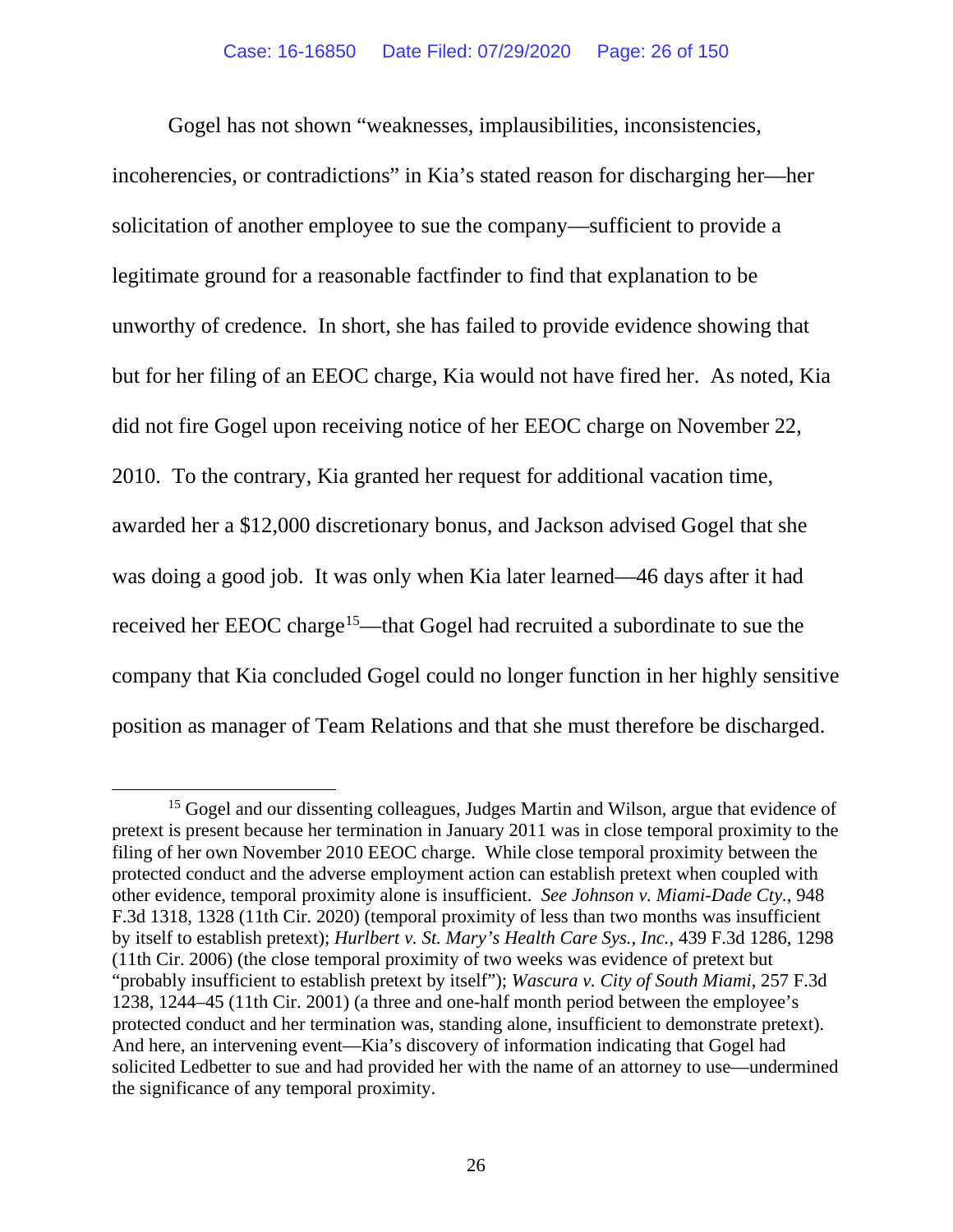Gogel has not shown "weaknesses, implausibilities, inconsistencies, incoherencies, or contradictions" in Kia's stated reason for discharging her—her solicitation of another employee to sue the company—sufficient to provide a legitimate ground for a reasonable factfinder to find that explanation to be unworthy of credence. In short, she has failed to provide evidence showing that but for her filing of an EEOC charge, Kia would not have fired her. As noted, Kia did not fire Gogel upon receiving notice of her EEOC charge on November 22, 2010. To the contrary, Kia granted her request for additional vacation time, awarded her a $12,000 discretionary bonus, and Jackson advised Gogel that she was doing a good job. It was only when Kia later learned—46 days after it had received her EEOC charge[15]—that Gogel had recruited a subordinate to sue the company that Kia concluded Gogel could no longer function in her highly sensitive position as manager of Team Relations and that she must therefore be discharged.

[15] Gogel and our dissenting colleagues, Judges Martin and Wilson, argue that evidence of pretext is present because her termination in January 2011 was in close temporal proximity to the filing of her own November 2010 EEOC charge. While close temporal proximity between the protected conduct and the adverse employment action can establish pretext when coupled with other evidence, temporal proximity alone is insufficient. *See Johnson v. Miami-Dade Cty.*, 948 F.3d 1318, 1328 (11th Cir. 2020) (temporal proximity of less than two months was insufficient by itself to establish pretext); *Hurlbert v. St. Mary's Health Care Sys., Inc.*, 439 F.3d 1286, 1298 (11th Cir. 2006) (the close temporal proximity of two weeks was evidence of pretext but "probably insufficient to establish pretext by itself"); *Wascura v. City of South Miami*, 257 F.3d 1238, 1244–45 (11th Cir. 2001) (a three and one-half month period between the employee's protected conduct and her termination was, standing alone, insufficient to demonstrate pretext). And here, an intervening event—Kia's discovery of information indicating that Gogel had solicited Ledbetter to sue and had provided her with the name of an attorney to use—undermined the significance of any temporal proximity.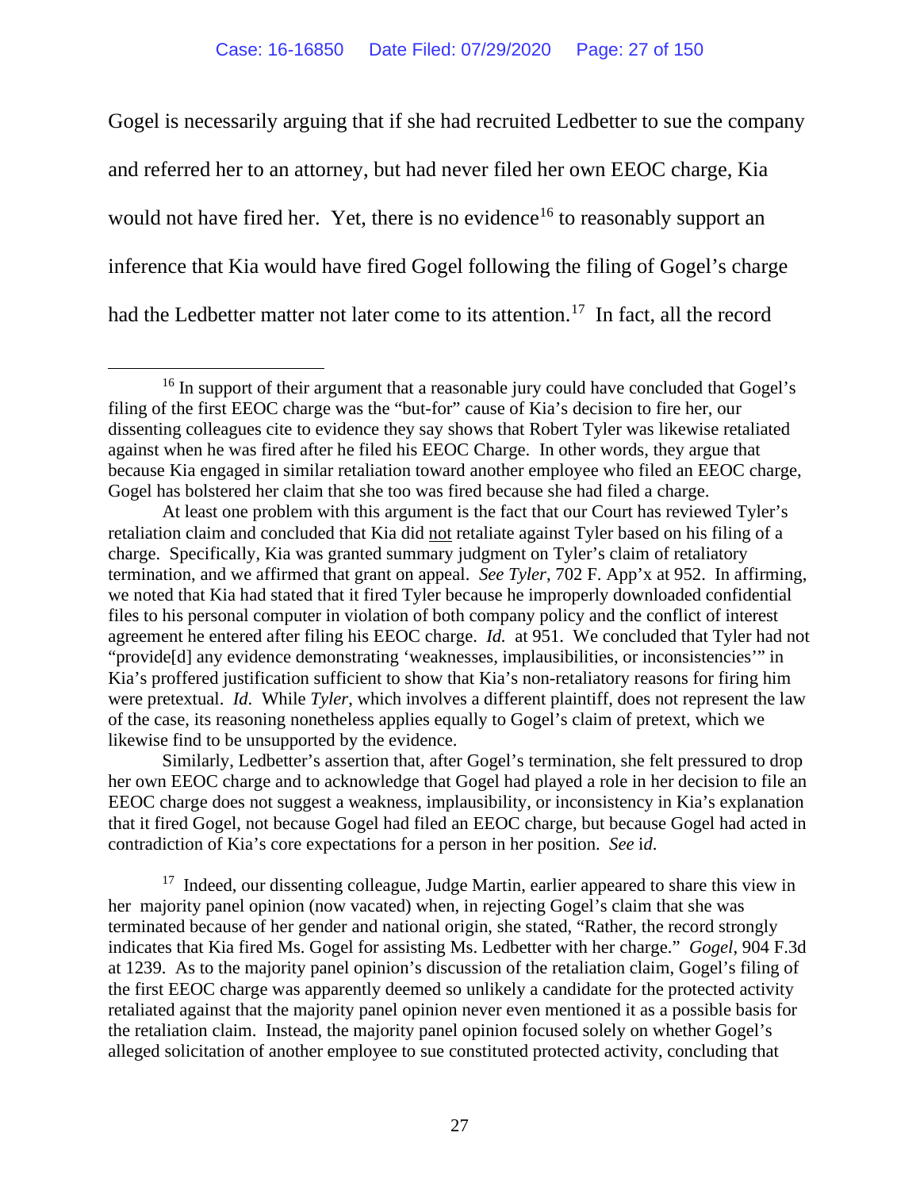Gogel is necessarily arguing that if she had recruited Ledbetter to sue the company and referred her to an attorney, but had never filed her own EEOC charge, Kia would not have fired her. Yet, there is no evidence[16] to reasonably support an inference that Kia would have fired Gogel following the filing of Gogel's charge had the Ledbetter matter not later come to its attention.[17] In fact, all the record

---

[16] In support of their argument that a reasonable jury could have concluded that Gogel's filing of the first EEOC charge was the "but-for" cause of Kia's decision to fire her, our dissenting colleagues cite to evidence they say shows that Robert Tyler was likewise retaliated against when he was fired after he filed his EEOC Charge. In other words, they argue that because Kia engaged in similar retaliation toward another employee who filed an EEOC charge, Gogel has bolstered her claim that she too was fired because she had filed a charge.

At least one problem with this argument is the fact that our Court has reviewed Tyler's retaliation claim and concluded that Kia did not retaliate against Tyler based on his filing of a charge. Specifically, Kia was granted summary judgment on Tyler's claim of retaliatory termination, and we affirmed that grant on appeal. *See Tyler*, 702 F. App'x at 952. In affirming, we noted that Kia had stated that it fired Tyler because he improperly downloaded confidential files to his personal computer in violation of both company policy and the conflict of interest agreement he entered after filing his EEOC charge. *Id.* at 951. We concluded that Tyler had not "provide[d] any evidence demonstrating 'weaknesses, implausibilities, or inconsistencies'" in Kia's proffered justification sufficient to show that Kia's non-retaliatory reasons for firing him were pretextual. *Id*. While *Tyler*, which involves a different plaintiff, does not represent the law of the case, its reasoning nonetheless applies equally to Gogel's claim of pretext, which we likewise find to be unsupported by the evidence.

Similarly, Ledbetter's assertion that, after Gogel's termination, she felt pressured to drop her own EEOC charge and to acknowledge that Gogel had played a role in her decision to file an EEOC charge does not suggest a weakness, implausibility, or inconsistency in Kia's explanation that it fired Gogel, not because Gogel had filed an EEOC charge, but because Gogel had acted in contradiction of Kia's core expectations for a person in her position. *See* i*d*.

[17] Indeed, our dissenting colleague, Judge Martin, earlier appeared to share this view in her majority panel opinion (now vacated) when, in rejecting Gogel's claim that she was terminated because of her gender and national origin, she stated, "Rather, the record strongly indicates that Kia fired Ms. Gogel for assisting Ms. Ledbetter with her charge." *Gogel*, 904 F.3d at 1239. As to the majority panel opinion's discussion of the retaliation claim, Gogel's filing of the first EEOC charge was apparently deemed so unlikely a candidate for the protected activity retaliated against that the majority panel opinion never even mentioned it as a possible basis for the retaliation claim. Instead, the majority panel opinion focused solely on whether Gogel's alleged solicitation of another employee to sue constituted protected activity, concluding that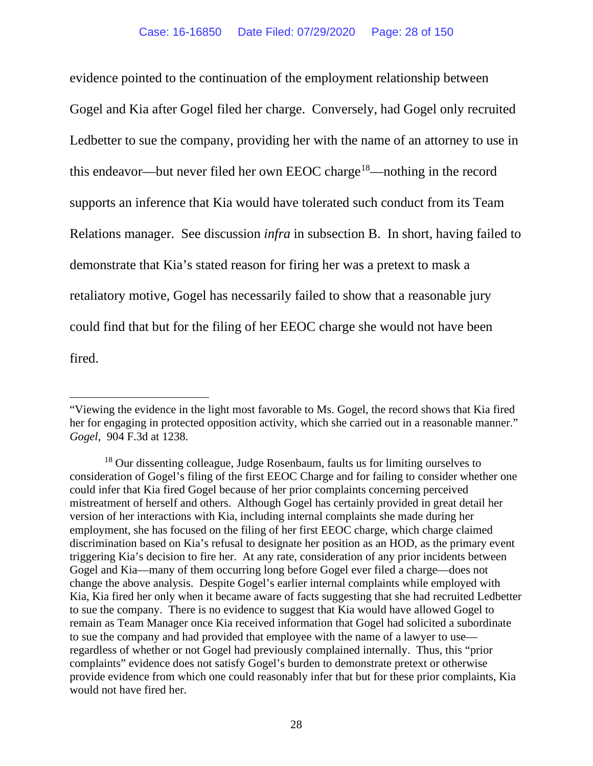evidence pointed to the continuation of the employment relationship between Gogel and Kia after Gogel filed her charge. Conversely, had Gogel only recruited Ledbetter to sue the company, providing her with the name of an attorney to use in this endeavor—but never filed her own EEOC charge[18]—nothing in the record supports an inference that Kia would have tolerated such conduct from its Team Relations manager. See discussion *infra* in subsection B. In short, having failed to demonstrate that Kia's stated reason for firing her was a pretext to mask a retaliatory motive, Gogel has necessarily failed to show that a reasonable jury could find that but for the filing of her EEOC charge she would not have been fired.

---

"Viewing the evidence in the light most favorable to Ms. Gogel, the record shows that Kia fired her for engaging in protected opposition activity, which she carried out in a reasonable manner." *Gogel*, 904 F.3d at 1238.

[18] Our dissenting colleague, Judge Rosenbaum, faults us for limiting ourselves to consideration of Gogel's filing of the first EEOC Charge and for failing to consider whether one could infer that Kia fired Gogel because of her prior complaints concerning perceived mistreatment of herself and others. Although Gogel has certainly provided in great detail her version of her interactions with Kia, including internal complaints she made during her employment, she has focused on the filing of her first EEOC charge, which charge claimed discrimination based on Kia's refusal to designate her position as an HOD, as the primary event triggering Kia's decision to fire her. At any rate, consideration of any prior incidents between Gogel and Kia—many of them occurring long before Gogel ever filed a charge—does not change the above analysis. Despite Gogel's earlier internal complaints while employed with Kia, Kia fired her only when it became aware of facts suggesting that she had recruited Ledbetter to sue the company. There is no evidence to suggest that Kia would have allowed Gogel to remain as Team Manager once Kia received information that Gogel had solicited a subordinate to sue the company and had provided that employee with the name of a lawyer to use—regardless of whether or not Gogel had previously complained internally. Thus, this "prior complaints" evidence does not satisfy Gogel's burden to demonstrate pretext or otherwise provide evidence from which one could reasonably infer that but for these prior complaints, Kia would not have fired her.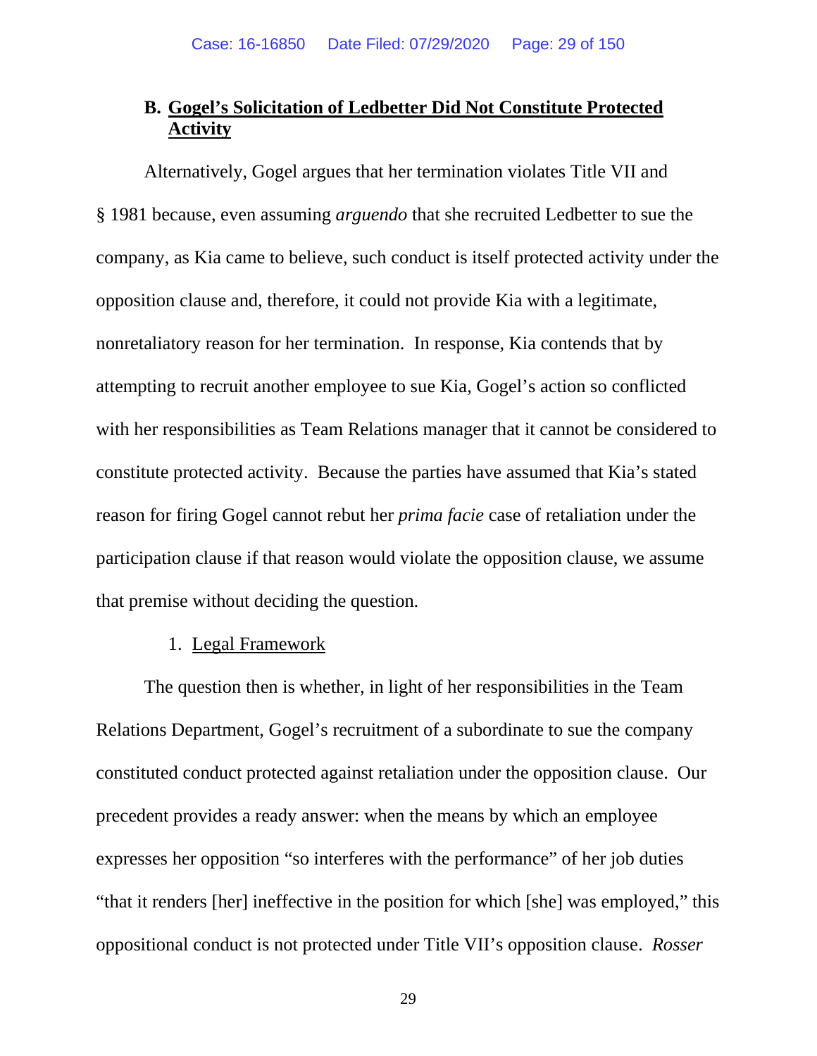### B. Gogel's Solicitation of Ledbetter Did Not Constitute Protected Activity

Alternatively, Gogel argues that her termination violates Title VII and § 1981 because, even assuming *arguendo* that she recruited Ledbetter to sue the company, as Kia came to believe, such conduct is itself protected activity under the opposition clause and, therefore, it could not provide Kia with a legitimate, nonretaliatory reason for her termination. In response, Kia contends that by attempting to recruit another employee to sue Kia, Gogel's action so conflicted with her responsibilities as Team Relations manager that it cannot be considered to constitute protected activity. Because the parties have assumed that Kia's stated reason for firing Gogel cannot rebut her *prima facie* case of retaliation under the participation clause if that reason would violate the opposition clause, we assume that premise without deciding the question.

1. Legal Framework

The question then is whether, in light of her responsibilities in the Team Relations Department, Gogel's recruitment of a subordinate to sue the company constituted conduct protected against retaliation under the opposition clause. Our precedent provides a ready answer: when the means by which an employee expresses her opposition "so interferes with the performance" of her job duties "that it renders [her] ineffective in the position for which [she] was employed," this oppositional conduct is not protected under Title VII's opposition clause. *Rosser*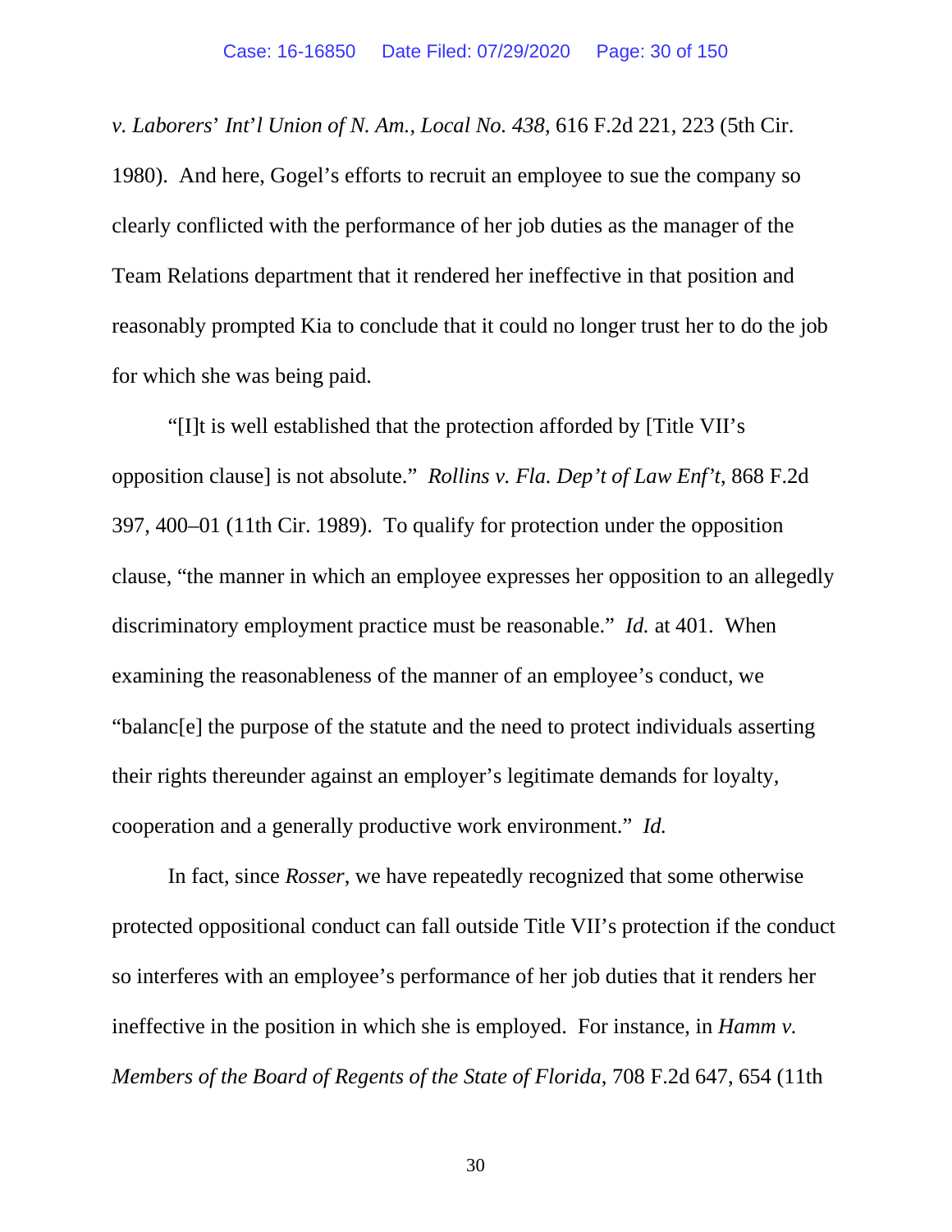*v. Laborers' Int'l Union of N. Am., Local No. 438*, 616 F.2d 221, 223 (5th Cir. 1980). And here, Gogel's efforts to recruit an employee to sue the company so clearly conflicted with the performance of her job duties as the manager of the Team Relations department that it rendered her ineffective in that position and reasonably prompted Kia to conclude that it could no longer trust her to do the job for which she was being paid.

"[I]t is well established that the protection afforded by [Title VII's opposition clause] is not absolute." *Rollins v. Fla. Dep't of Law Enf't*, 868 F.2d 397, 400–01 (11th Cir. 1989). To qualify for protection under the opposition clause, "the manner in which an employee expresses her opposition to an allegedly discriminatory employment practice must be reasonable." *Id.* at 401. When examining the reasonableness of the manner of an employee's conduct, we "balanc[e] the purpose of the statute and the need to protect individuals asserting their rights thereunder against an employer's legitimate demands for loyalty, cooperation and a generally productive work environment." *Id.*

In fact, since *Rosser*, we have repeatedly recognized that some otherwise protected oppositional conduct can fall outside Title VII's protection if the conduct so interferes with an employee's performance of her job duties that it renders her ineffective in the position in which she is employed. For instance, in *Hamm v. Members of the Board of Regents of the State of Florida*, 708 F.2d 647, 654 (11th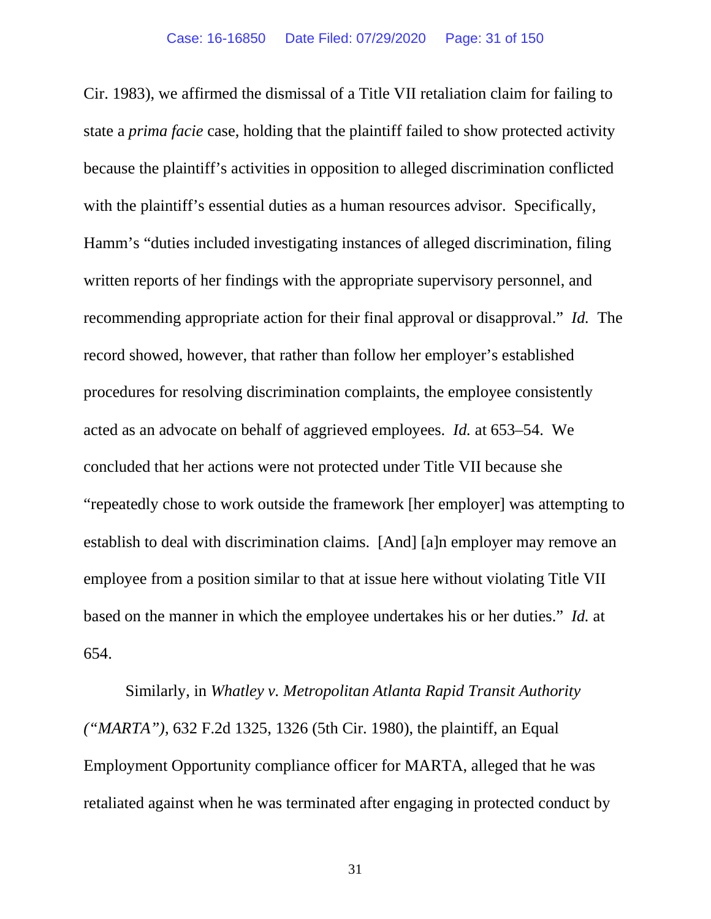Cir. 1983), we affirmed the dismissal of a Title VII retaliation claim for failing to state a *prima facie* case, holding that the plaintiff failed to show protected activity because the plaintiff's activities in opposition to alleged discrimination conflicted with the plaintiff's essential duties as a human resources advisor. Specifically, Hamm's "duties included investigating instances of alleged discrimination, filing written reports of her findings with the appropriate supervisory personnel, and recommending appropriate action for their final approval or disapproval." *Id.* The record showed, however, that rather than follow her employer's established procedures for resolving discrimination complaints, the employee consistently acted as an advocate on behalf of aggrieved employees. *Id.* at 653–54. We concluded that her actions were not protected under Title VII because she "repeatedly chose to work outside the framework [her employer] was attempting to establish to deal with discrimination claims. [And] [a]n employer may remove an employee from a position similar to that at issue here without violating Title VII based on the manner in which the employee undertakes his or her duties." *Id.* at 654.

Similarly, in *Whatley v. Metropolitan Atlanta Rapid Transit Authority ("MARTA")*, 632 F.2d 1325, 1326 (5th Cir. 1980), the plaintiff, an Equal Employment Opportunity compliance officer for MARTA, alleged that he was retaliated against when he was terminated after engaging in protected conduct by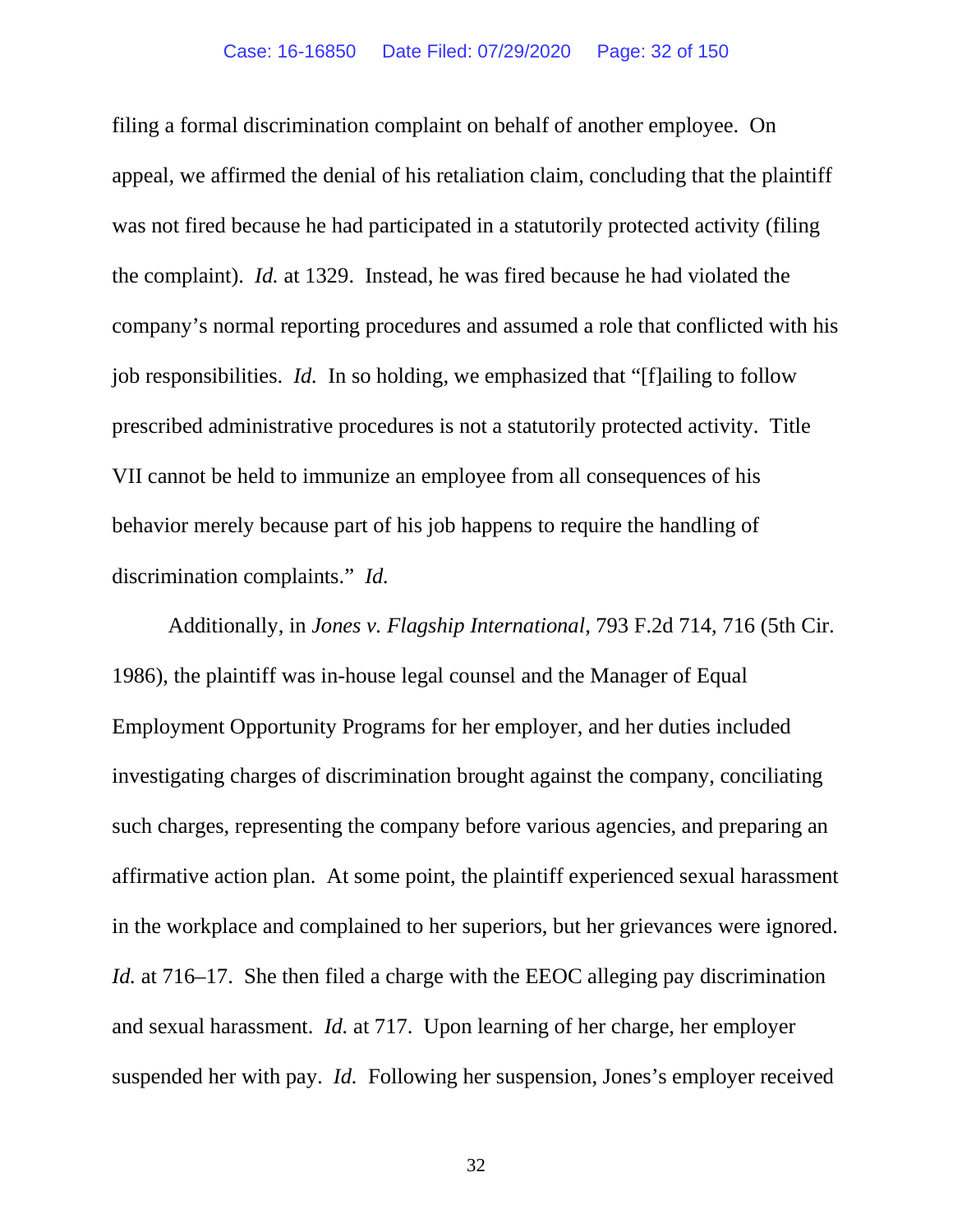filing a formal discrimination complaint on behalf of another employee. On appeal, we affirmed the denial of his retaliation claim, concluding that the plaintiff was not fired because he had participated in a statutorily protected activity (filing the complaint). *Id.* at 1329. Instead, he was fired because he had violated the company's normal reporting procedures and assumed a role that conflicted with his job responsibilities. *Id.* In so holding, we emphasized that "[f]ailing to follow prescribed administrative procedures is not a statutorily protected activity. Title VII cannot be held to immunize an employee from all consequences of his behavior merely because part of his job happens to require the handling of discrimination complaints." *Id.*

Additionally, in *Jones v. Flagship International*, 793 F.2d 714, 716 (5th Cir. 1986), the plaintiff was in-house legal counsel and the Manager of Equal Employment Opportunity Programs for her employer, and her duties included investigating charges of discrimination brought against the company, conciliating such charges, representing the company before various agencies, and preparing an affirmative action plan. At some point, the plaintiff experienced sexual harassment in the workplace and complained to her superiors, but her grievances were ignored. *Id.* at 716–17. She then filed a charge with the EEOC alleging pay discrimination and sexual harassment. *Id.* at 717. Upon learning of her charge, her employer suspended her with pay. *Id.* Following her suspension, Jones's employer received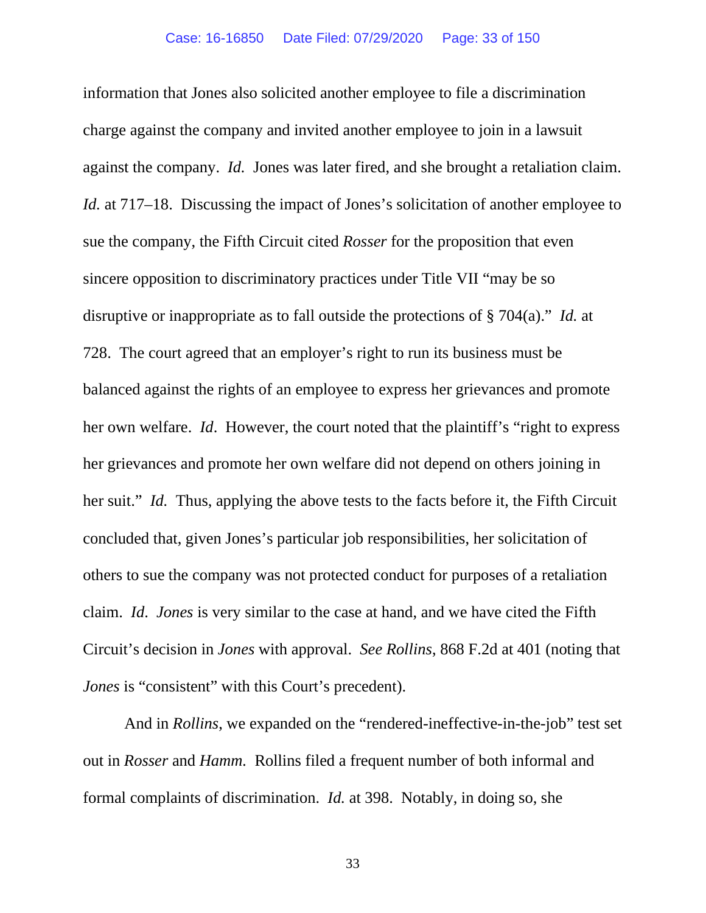information that Jones also solicited another employee to file a discrimination charge against the company and invited another employee to join in a lawsuit against the company. *Id.* Jones was later fired, and she brought a retaliation claim. *Id.* at 717–18. Discussing the impact of Jones's solicitation of another employee to sue the company, the Fifth Circuit cited *Rosser* for the proposition that even sincere opposition to discriminatory practices under Title VII "may be so disruptive or inappropriate as to fall outside the protections of § 704(a)." *Id.* at 728. The court agreed that an employer's right to run its business must be balanced against the rights of an employee to express her grievances and promote her own welfare. *Id*. However, the court noted that the plaintiff's "right to express her grievances and promote her own welfare did not depend on others joining in her suit." *Id.* Thus, applying the above tests to the facts before it, the Fifth Circuit concluded that, given Jones's particular job responsibilities, her solicitation of others to sue the company was not protected conduct for purposes of a retaliation claim. *Id*. *Jones* is very similar to the case at hand, and we have cited the Fifth Circuit's decision in *Jones* with approval. *See Rollins*, 868 F.2d at 401 (noting that *Jones* is "consistent" with this Court's precedent).

And in *Rollins*, we expanded on the "rendered-ineffective-in-the-job" test set out in *Rosser* and *Hamm*. Rollins filed a frequent number of both informal and formal complaints of discrimination. *Id.* at 398. Notably, in doing so, she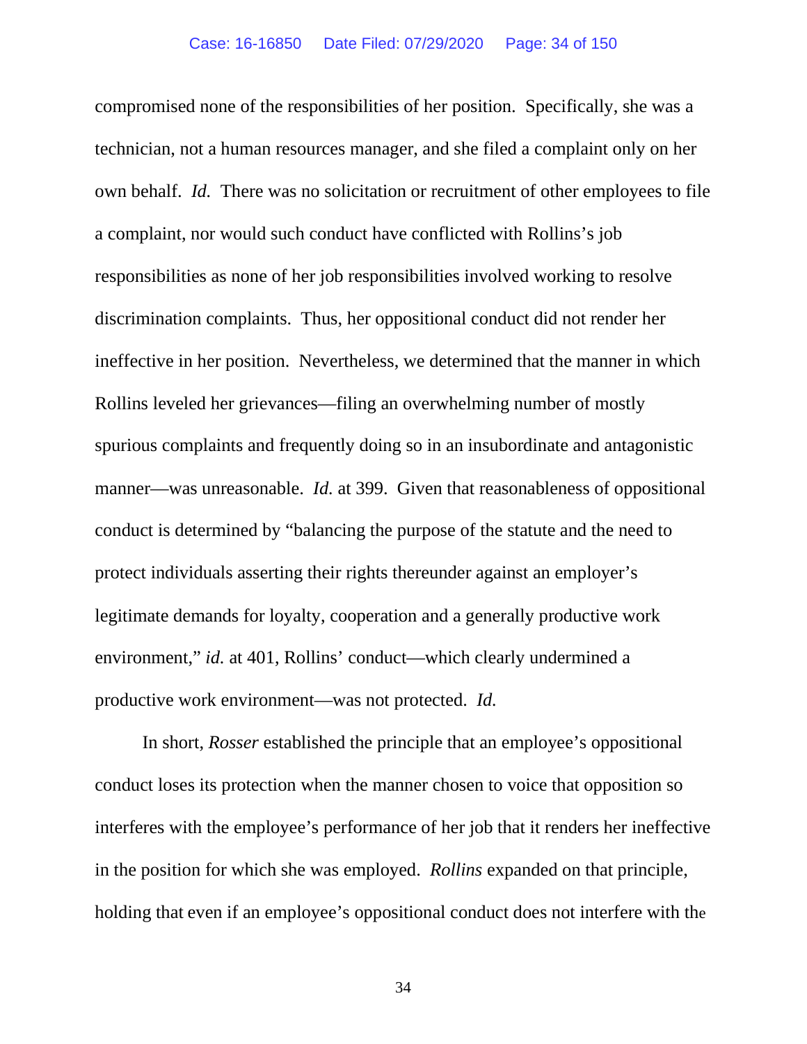compromised none of the responsibilities of her position. Specifically, she was a technician, not a human resources manager, and she filed a complaint only on her own behalf. *Id.* There was no solicitation or recruitment of other employees to file a complaint, nor would such conduct have conflicted with Rollins's job responsibilities as none of her job responsibilities involved working to resolve discrimination complaints. Thus, her oppositional conduct did not render her ineffective in her position. Nevertheless, we determined that the manner in which Rollins leveled her grievances—filing an overwhelming number of mostly spurious complaints and frequently doing so in an insubordinate and antagonistic manner—was unreasonable. *Id.* at 399. Given that reasonableness of oppositional conduct is determined by "balancing the purpose of the statute and the need to protect individuals asserting their rights thereunder against an employer's legitimate demands for loyalty, cooperation and a generally productive work environment," *id.* at 401, Rollins' conduct—which clearly undermined a productive work environment—was not protected. *Id.*

In short, *Rosser* established the principle that an employee's oppositional conduct loses its protection when the manner chosen to voice that opposition so interferes with the employee's performance of her job that it renders her ineffective in the position for which she was employed. *Rollins* expanded on that principle, holding that even if an employee's oppositional conduct does not interfere with the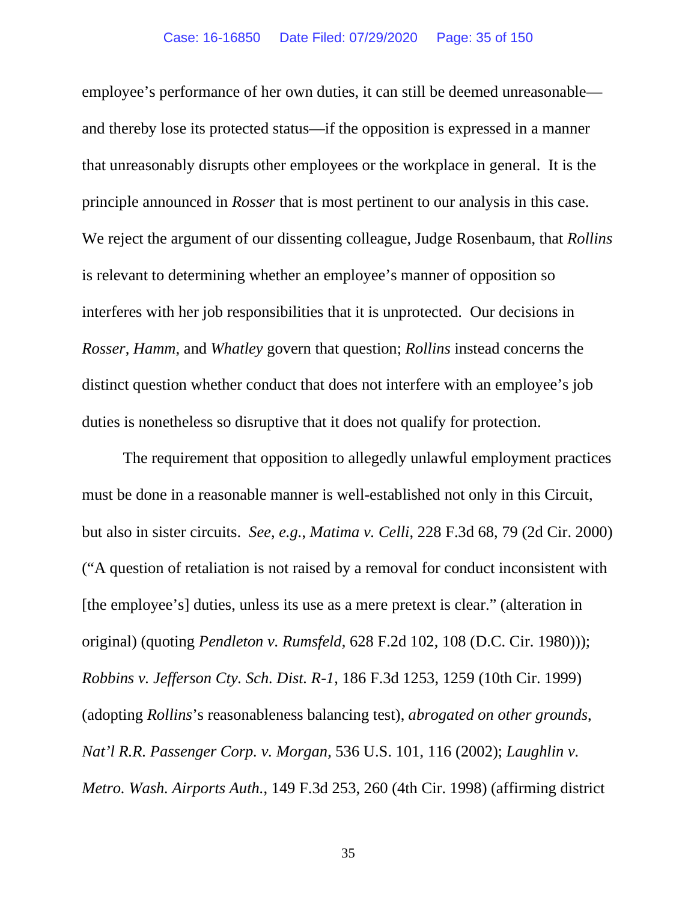employee's performance of her own duties, it can still be deemed unreasonable—and thereby lose its protected status—if the opposition is expressed in a manner that unreasonably disrupts other employees or the workplace in general. It is the principle announced in *Rosser* that is most pertinent to our analysis in this case. We reject the argument of our dissenting colleague, Judge Rosenbaum, that *Rollins* is relevant to determining whether an employee's manner of opposition so interferes with her job responsibilities that it is unprotected. Our decisions in *Rosser*, *Hamm*, and *Whatley* govern that question; *Rollins* instead concerns the distinct question whether conduct that does not interfere with an employee's job duties is nonetheless so disruptive that it does not qualify for protection.

The requirement that opposition to allegedly unlawful employment practices must be done in a reasonable manner is well-established not only in this Circuit, but also in sister circuits. *See, e.g.*, *Matima v. Celli*, 228 F.3d 68, 79 (2d Cir. 2000) ("A question of retaliation is not raised by a removal for conduct inconsistent with [the employee's] duties, unless its use as a mere pretext is clear." (alteration in original) (quoting *Pendleton v. Rumsfeld*, 628 F.2d 102, 108 (D.C. Cir. 1980))); *Robbins v. Jefferson Cty. Sch. Dist. R-1*, 186 F.3d 1253, 1259 (10th Cir. 1999) (adopting *Rollins*'s reasonableness balancing test), *abrogated on other grounds*, *Nat'l R.R. Passenger Corp. v. Morgan*, 536 U.S. 101, 116 (2002); *Laughlin v. Metro. Wash. Airports Auth.*, 149 F.3d 253, 260 (4th Cir. 1998) (affirming district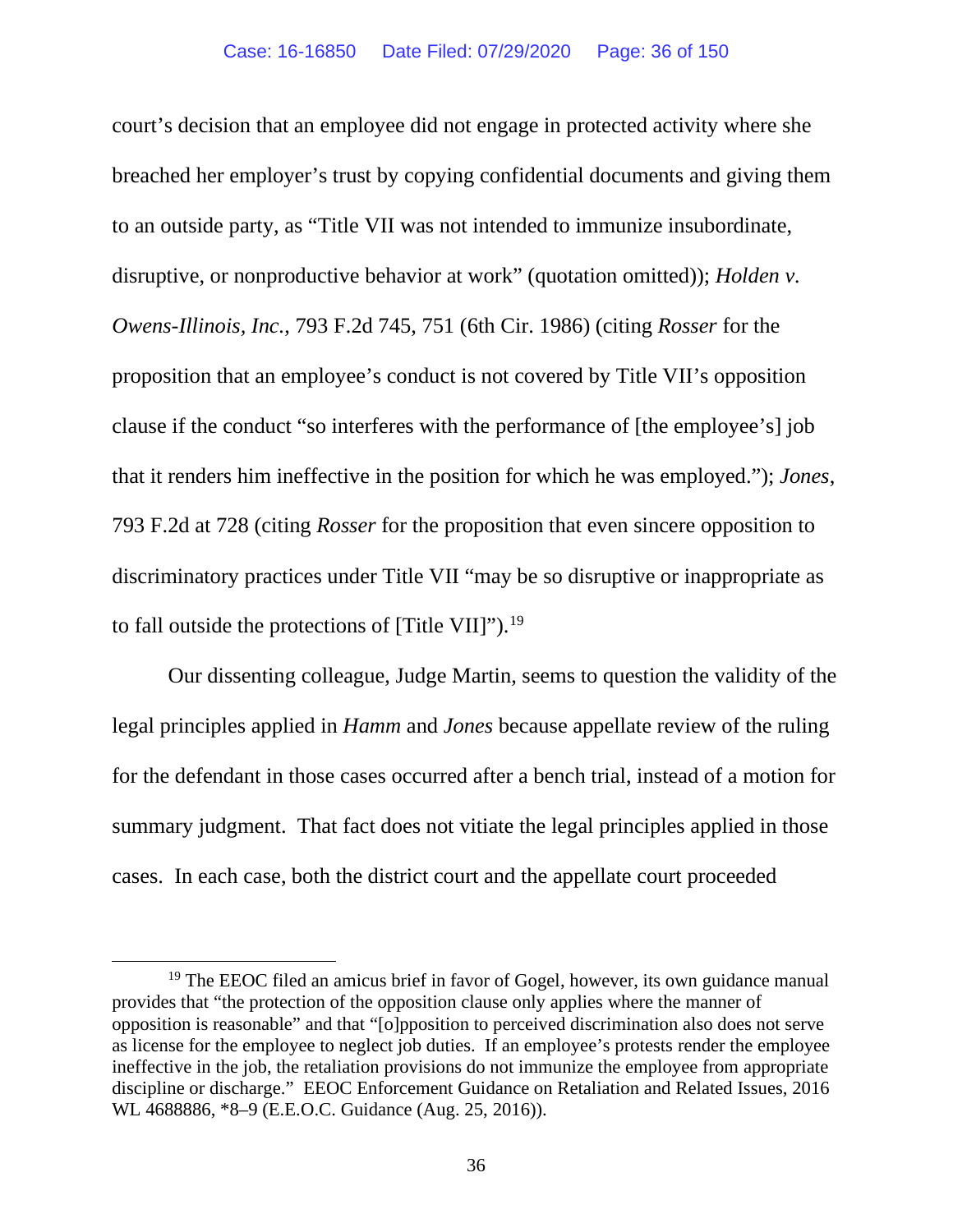court's decision that an employee did not engage in protected activity where she breached her employer's trust by copying confidential documents and giving them to an outside party, as "Title VII was not intended to immunize insubordinate, disruptive, or nonproductive behavior at work" (quotation omitted)); *Holden v. Owens-Illinois, Inc.*, 793 F.2d 745, 751 (6th Cir. 1986) (citing *Rosser* for the proposition that an employee's conduct is not covered by Title VII's opposition clause if the conduct "so interferes with the performance of [the employee's] job that it renders him ineffective in the position for which he was employed."); *Jones*, 793 F.2d at 728 (citing *Rosser* for the proposition that even sincere opposition to discriminatory practices under Title VII "may be so disruptive or inappropriate as to fall outside the protections of [Title VII]").[19]

Our dissenting colleague, Judge Martin, seems to question the validity of the legal principles applied in *Hamm* and *Jones* because appellate review of the ruling for the defendant in those cases occurred after a bench trial, instead of a motion for summary judgment. That fact does not vitiate the legal principles applied in those cases. In each case, both the district court and the appellate court proceeded

[19] The EEOC filed an amicus brief in favor of Gogel, however, its own guidance manual provides that "the protection of the opposition clause only applies where the manner of opposition is reasonable" and that "[o]pposition to perceived discrimination also does not serve as license for the employee to neglect job duties. If an employee's protests render the employee ineffective in the job, the retaliation provisions do not immunize the employee from appropriate discipline or discharge." EEOC Enforcement Guidance on Retaliation and Related Issues, 2016 WL 4688886, *8–9 (E.E.O.C. Guidance (Aug. 25, 2016)).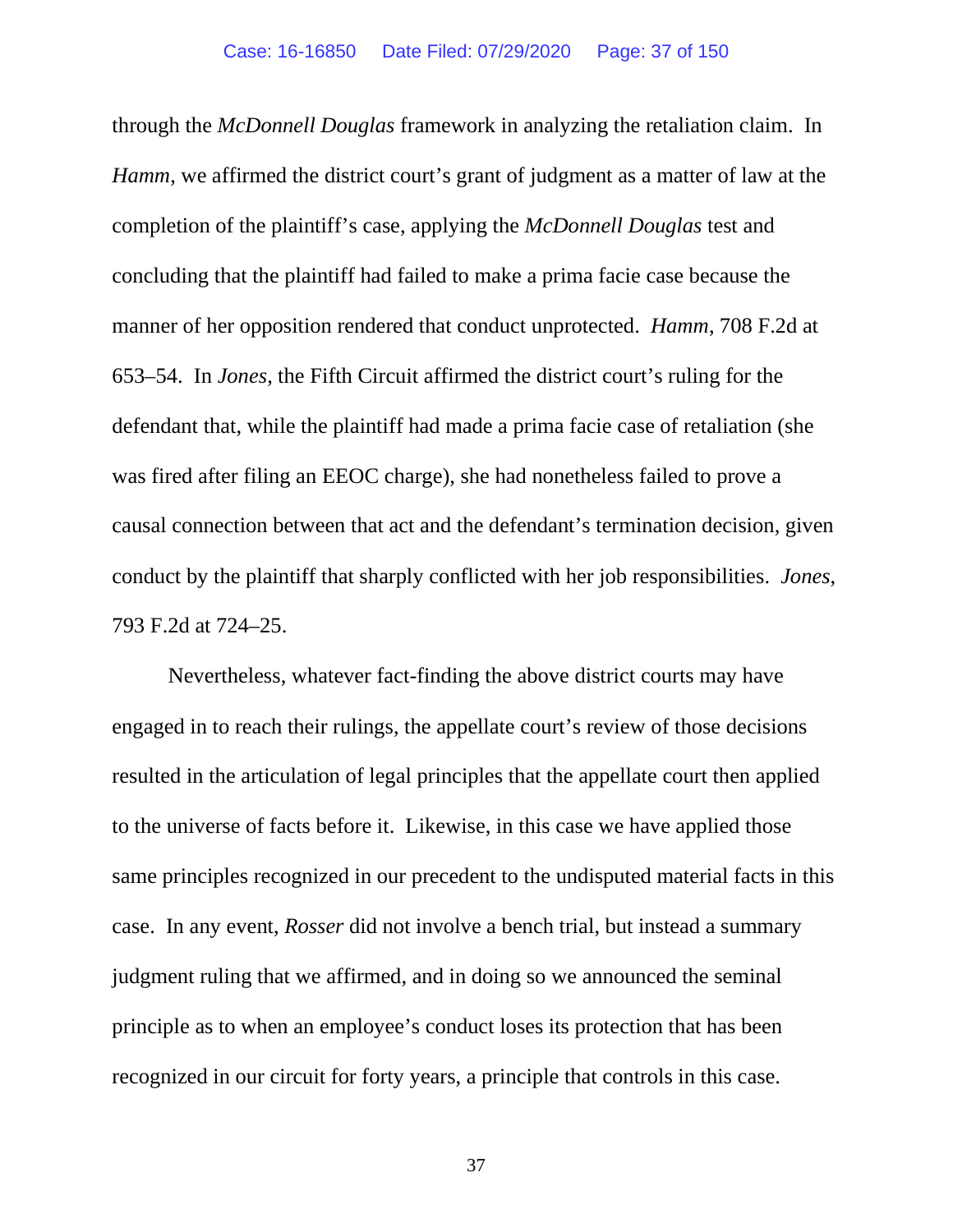through the *McDonnell Douglas* framework in analyzing the retaliation claim. In *Hamm*, we affirmed the district court's grant of judgment as a matter of law at the completion of the plaintiff's case, applying the *McDonnell Douglas* test and concluding that the plaintiff had failed to make a prima facie case because the manner of her opposition rendered that conduct unprotected. *Hamm*, 708 F.2d at 653–54. In *Jones*, the Fifth Circuit affirmed the district court's ruling for the defendant that, while the plaintiff had made a prima facie case of retaliation (she was fired after filing an EEOC charge), she had nonetheless failed to prove a causal connection between that act and the defendant's termination decision, given conduct by the plaintiff that sharply conflicted with her job responsibilities. *Jones*, 793 F.2d at 724–25.

Nevertheless, whatever fact-finding the above district courts may have engaged in to reach their rulings, the appellate court's review of those decisions resulted in the articulation of legal principles that the appellate court then applied to the universe of facts before it. Likewise, in this case we have applied those same principles recognized in our precedent to the undisputed material facts in this case. In any event, *Rosser* did not involve a bench trial, but instead a summary judgment ruling that we affirmed, and in doing so we announced the seminal principle as to when an employee's conduct loses its protection that has been recognized in our circuit for forty years, a principle that controls in this case.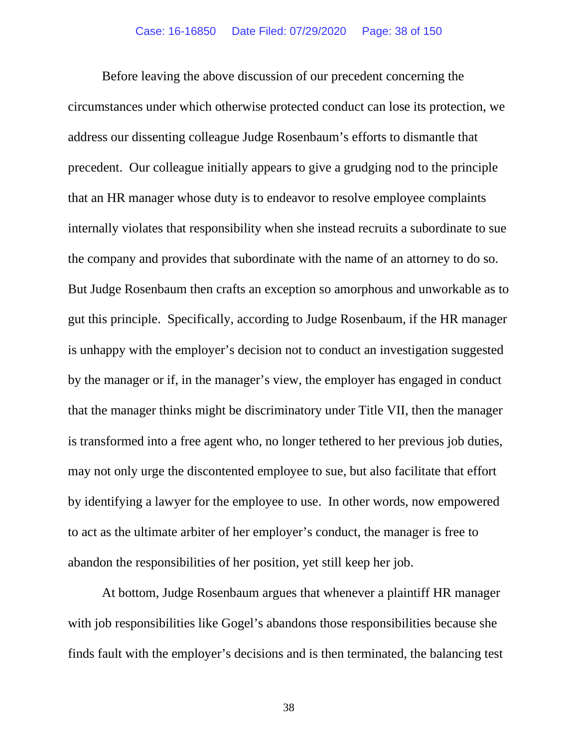Before leaving the above discussion of our precedent concerning the circumstances under which otherwise protected conduct can lose its protection, we address our dissenting colleague Judge Rosenbaum's efforts to dismantle that precedent. Our colleague initially appears to give a grudging nod to the principle that an HR manager whose duty is to endeavor to resolve employee complaints internally violates that responsibility when she instead recruits a subordinate to sue the company and provides that subordinate with the name of an attorney to do so. But Judge Rosenbaum then crafts an exception so amorphous and unworkable as to gut this principle. Specifically, according to Judge Rosenbaum, if the HR manager is unhappy with the employer's decision not to conduct an investigation suggested by the manager or if, in the manager's view, the employer has engaged in conduct that the manager thinks might be discriminatory under Title VII, then the manager is transformed into a free agent who, no longer tethered to her previous job duties, may not only urge the discontented employee to sue, but also facilitate that effort by identifying a lawyer for the employee to use. In other words, now empowered to act as the ultimate arbiter of her employer's conduct, the manager is free to abandon the responsibilities of her position, yet still keep her job.

At bottom, Judge Rosenbaum argues that whenever a plaintiff HR manager with job responsibilities like Gogel's abandons those responsibilities because she finds fault with the employer's decisions and is then terminated, the balancing test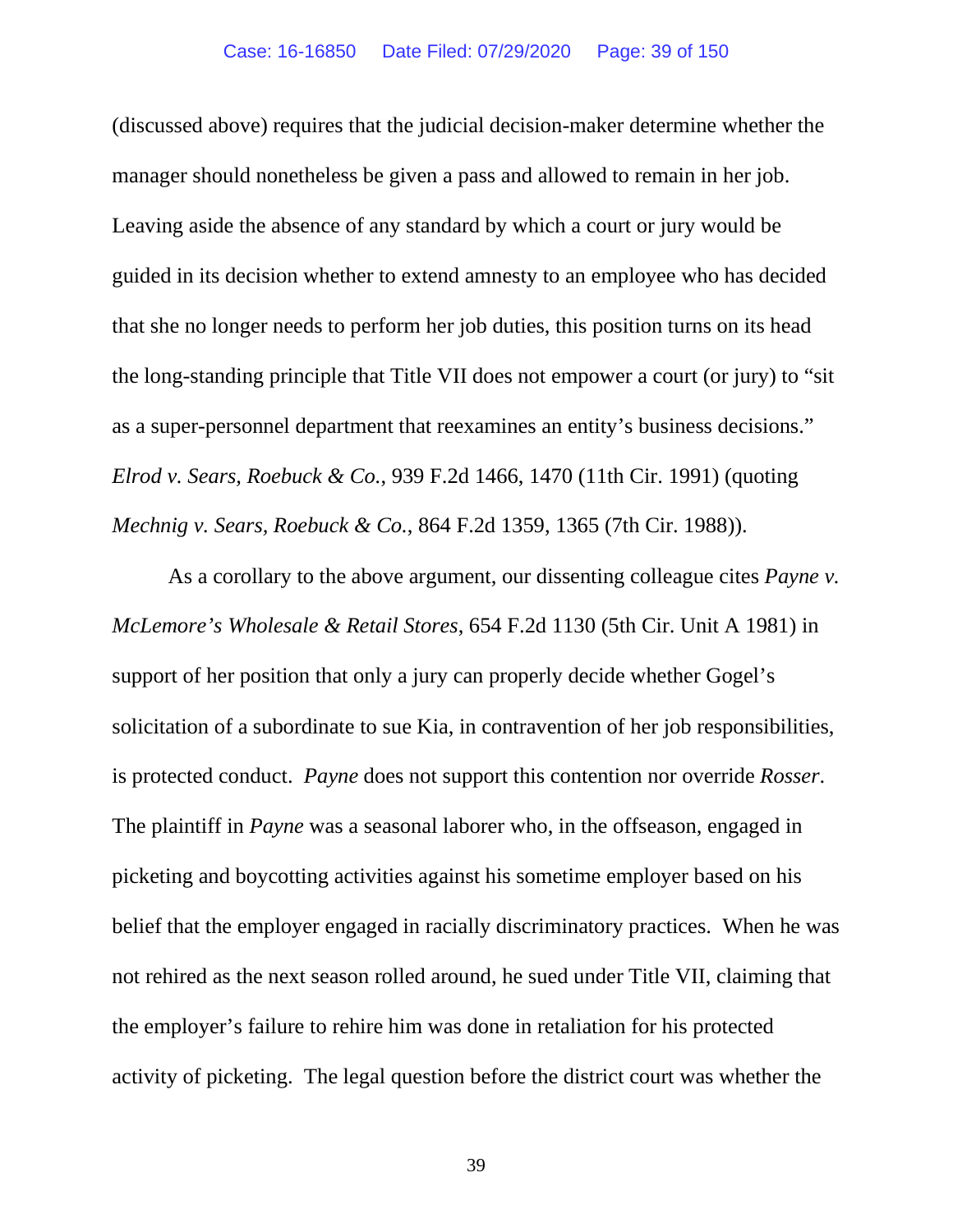(discussed above) requires that the judicial decision-maker determine whether the manager should nonetheless be given a pass and allowed to remain in her job. Leaving aside the absence of any standard by which a court or jury would be guided in its decision whether to extend amnesty to an employee who has decided that she no longer needs to perform her job duties, this position turns on its head the long-standing principle that Title VII does not empower a court (or jury) to "sit as a super-personnel department that reexamines an entity's business decisions." *Elrod v. Sears, Roebuck & Co.*, 939 F.2d 1466, 1470 (11th Cir. 1991) (quoting *Mechnig v. Sears, Roebuck & Co.*, 864 F.2d 1359, 1365 (7th Cir. 1988)).

As a corollary to the above argument, our dissenting colleague cites *Payne v. McLemore's Wholesale & Retail Stores*, 654 F.2d 1130 (5th Cir. Unit A 1981) in support of her position that only a jury can properly decide whether Gogel's solicitation of a subordinate to sue Kia, in contravention of her job responsibilities, is protected conduct. *Payne* does not support this contention nor override *Rosser*. The plaintiff in *Payne* was a seasonal laborer who, in the offseason, engaged in picketing and boycotting activities against his sometime employer based on his belief that the employer engaged in racially discriminatory practices. When he was not rehired as the next season rolled around, he sued under Title VII, claiming that the employer's failure to rehire him was done in retaliation for his protected activity of picketing. The legal question before the district court was whether the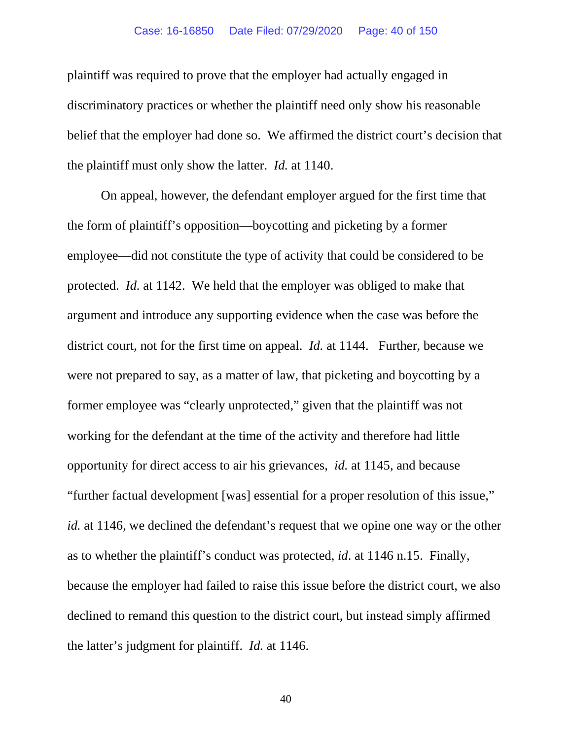plaintiff was required to prove that the employer had actually engaged in discriminatory practices or whether the plaintiff need only show his reasonable belief that the employer had done so. We affirmed the district court's decision that the plaintiff must only show the latter. *Id.* at 1140.

On appeal, however, the defendant employer argued for the first time that the form of plaintiff's opposition—boycotting and picketing by a former employee—did not constitute the type of activity that could be considered to be protected. *Id.* at 1142. We held that the employer was obliged to make that argument and introduce any supporting evidence when the case was before the district court, not for the first time on appeal. *Id.* at 1144. Further, because we were not prepared to say, as a matter of law, that picketing and boycotting by a former employee was "clearly unprotected," given that the plaintiff was not working for the defendant at the time of the activity and therefore had little opportunity for direct access to air his grievances, *id.* at 1145, and because "further factual development [was] essential for a proper resolution of this issue," *id.* at 1146, we declined the defendant's request that we opine one way or the other as to whether the plaintiff's conduct was protected, *id*. at 1146 n.15. Finally, because the employer had failed to raise this issue before the district court, we also declined to remand this question to the district court, but instead simply affirmed the latter's judgment for plaintiff. *Id.* at 1146.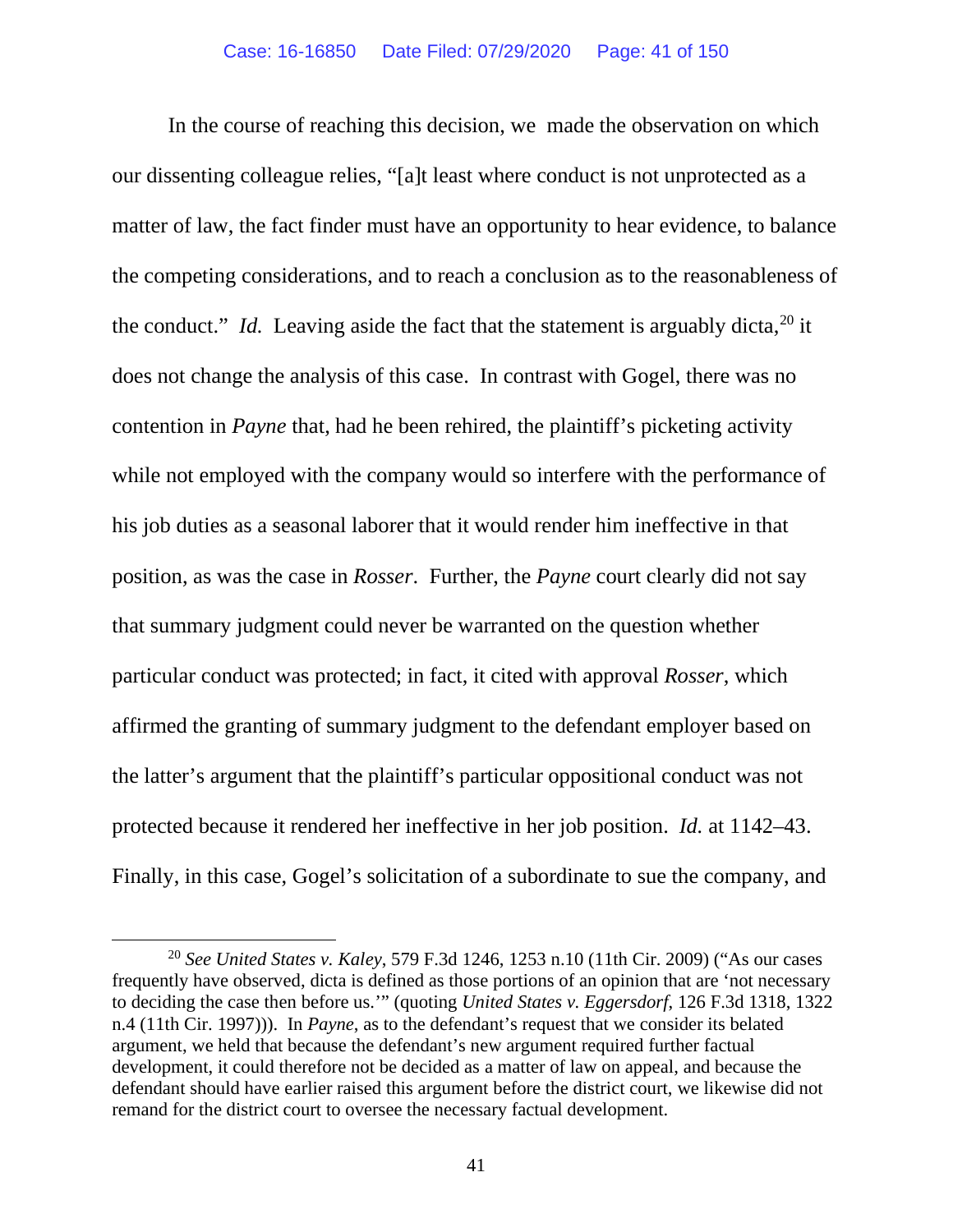In the course of reaching this decision, we made the observation on which our dissenting colleague relies, "[a]t least where conduct is not unprotected as a matter of law, the fact finder must have an opportunity to hear evidence, to balance the competing considerations, and to reach a conclusion as to the reasonableness of the conduct." *Id.* Leaving aside the fact that the statement is arguably dicta,[20] it does not change the analysis of this case. In contrast with Gogel, there was no contention in *Payne* that, had he been rehired, the plaintiff's picketing activity while not employed with the company would so interfere with the performance of his job duties as a seasonal laborer that it would render him ineffective in that position, as was the case in *Rosser*. Further, the *Payne* court clearly did not say that summary judgment could never be warranted on the question whether particular conduct was protected; in fact, it cited with approval *Rosser*, which affirmed the granting of summary judgment to the defendant employer based on the latter's argument that the plaintiff's particular oppositional conduct was not protected because it rendered her ineffective in her job position. *Id.* at 1142–43. Finally, in this case, Gogel's solicitation of a subordinate to sue the company, and

---

[20] *See United States v. Kaley*, 579 F.3d 1246, 1253 n.10 (11th Cir. 2009) ("As our cases frequently have observed, dicta is defined as those portions of an opinion that are 'not necessary to deciding the case then before us.'" (quoting *United States v. Eggersdorf*, 126 F.3d 1318, 1322 n.4 (11th Cir. 1997))). In *Payne*, as to the defendant's request that we consider its belated argument, we held that because the defendant's new argument required further factual development, it could therefore not be decided as a matter of law on appeal, and because the defendant should have earlier raised this argument before the district court, we likewise did not remand for the district court to oversee the necessary factual development.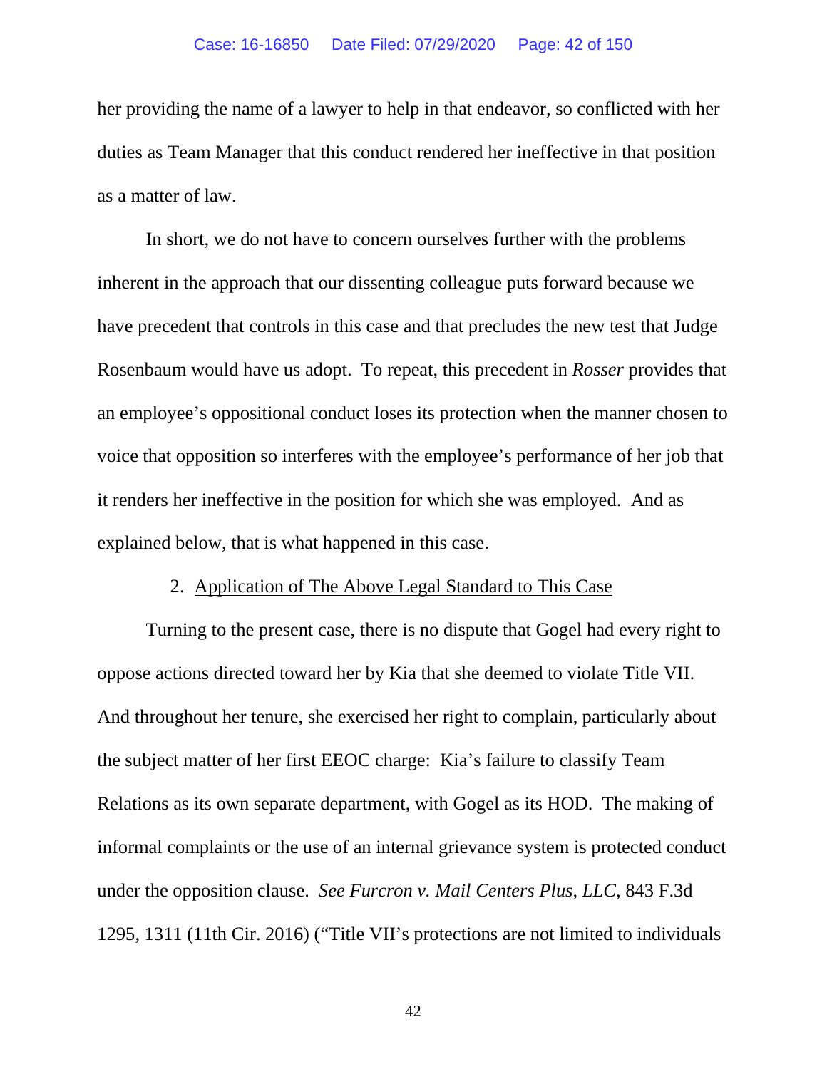her providing the name of a lawyer to help in that endeavor, so conflicted with her duties as Team Manager that this conduct rendered her ineffective in that position as a matter of law.

In short, we do not have to concern ourselves further with the problems inherent in the approach that our dissenting colleague puts forward because we have precedent that controls in this case and that precludes the new test that Judge Rosenbaum would have us adopt. To repeat, this precedent in *Rosser* provides that an employee's oppositional conduct loses its protection when the manner chosen to voice that opposition so interferes with the employee's performance of her job that it renders her ineffective in the position for which she was employed. And as explained below, that is what happened in this case.

2. Application of The Above Legal Standard to This Case

Turning to the present case, there is no dispute that Gogel had every right to oppose actions directed toward her by Kia that she deemed to violate Title VII. And throughout her tenure, she exercised her right to complain, particularly about the subject matter of her first EEOC charge: Kia's failure to classify Team Relations as its own separate department, with Gogel as its HOD. The making of informal complaints or the use of an internal grievance system is protected conduct under the opposition clause. *See Furcron v. Mail Centers Plus, LLC*, 843 F.3d 1295, 1311 (11th Cir. 2016) ("Title VII's protections are not limited to individuals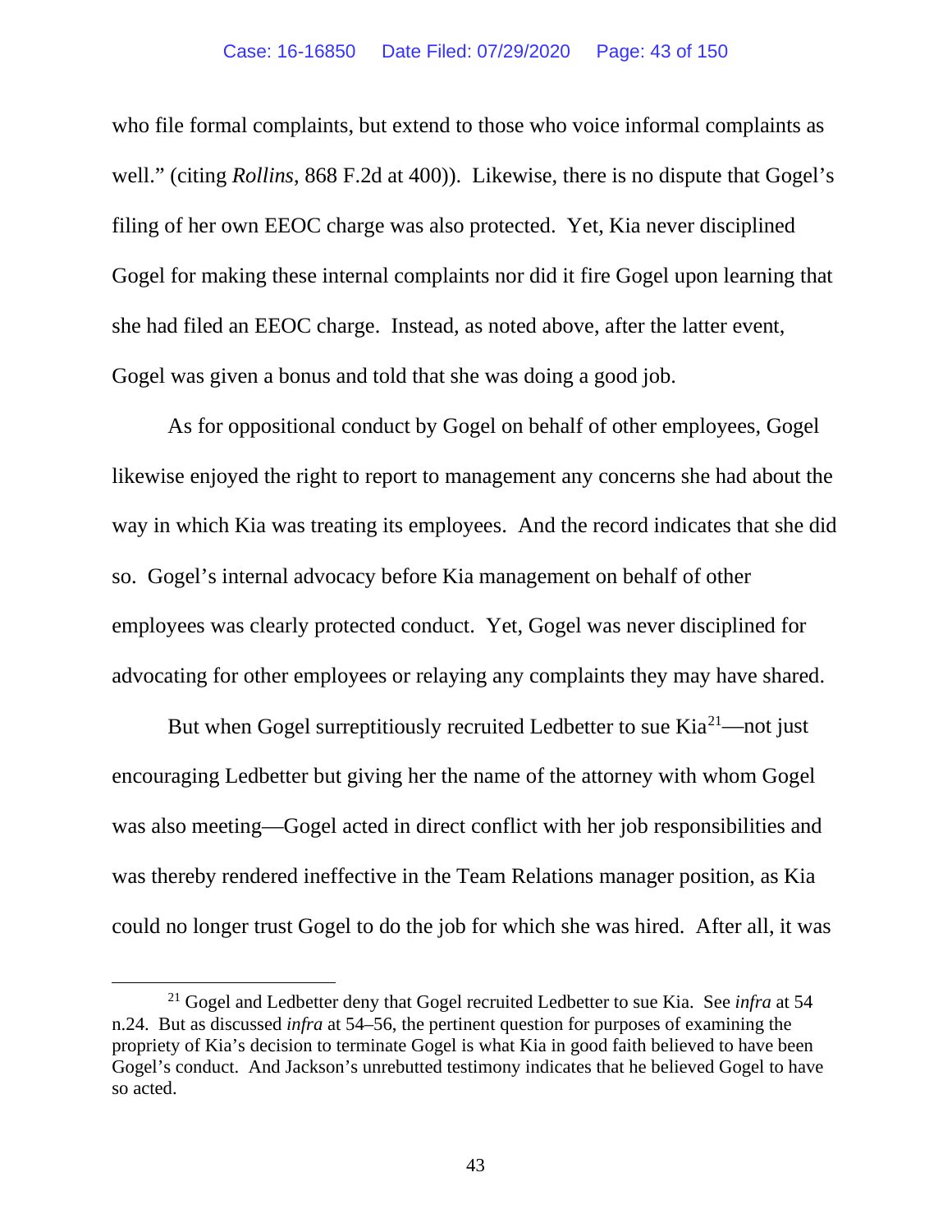who file formal complaints, but extend to those who voice informal complaints as well." (citing *Rollins*, 868 F.2d at 400)). Likewise, there is no dispute that Gogel's filing of her own EEOC charge was also protected. Yet, Kia never disciplined Gogel for making these internal complaints nor did it fire Gogel upon learning that she had filed an EEOC charge. Instead, as noted above, after the latter event, Gogel was given a bonus and told that she was doing a good job.

As for oppositional conduct by Gogel on behalf of other employees, Gogel likewise enjoyed the right to report to management any concerns she had about the way in which Kia was treating its employees. And the record indicates that she did so. Gogel's internal advocacy before Kia management on behalf of other employees was clearly protected conduct. Yet, Gogel was never disciplined for advocating for other employees or relaying any complaints they may have shared.

But when Gogel surreptitiously recruited Ledbetter to sue Kia[21]—not just encouraging Ledbetter but giving her the name of the attorney with whom Gogel was also meeting—Gogel acted in direct conflict with her job responsibilities and was thereby rendered ineffective in the Team Relations manager position, as Kia could no longer trust Gogel to do the job for which she was hired. After all, it was

---

[21] Gogel and Ledbetter deny that Gogel recruited Ledbetter to sue Kia. See *infra* at 54 n.24. But as discussed *infra* at 54–56, the pertinent question for purposes of examining the propriety of Kia's decision to terminate Gogel is what Kia in good faith believed to have been Gogel's conduct. And Jackson's unrebutted testimony indicates that he believed Gogel to have so acted.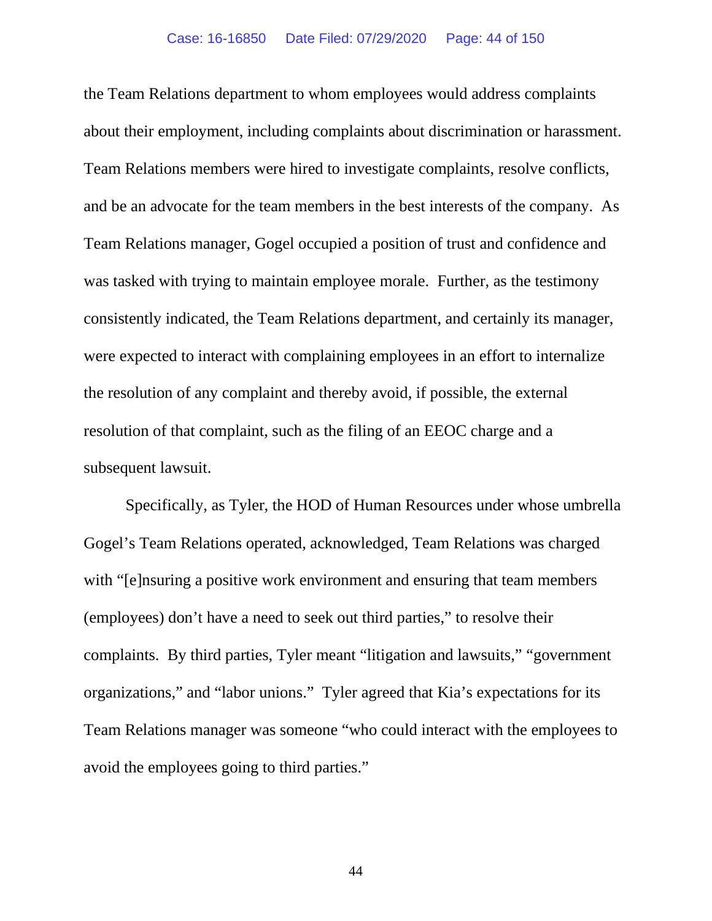the Team Relations department to whom employees would address complaints about their employment, including complaints about discrimination or harassment. Team Relations members were hired to investigate complaints, resolve conflicts, and be an advocate for the team members in the best interests of the company. As Team Relations manager, Gogel occupied a position of trust and confidence and was tasked with trying to maintain employee morale. Further, as the testimony consistently indicated, the Team Relations department, and certainly its manager, were expected to interact with complaining employees in an effort to internalize the resolution of any complaint and thereby avoid, if possible, the external resolution of that complaint, such as the filing of an EEOC charge and a subsequent lawsuit.

Specifically, as Tyler, the HOD of Human Resources under whose umbrella Gogel's Team Relations operated, acknowledged, Team Relations was charged with "[e]nsuring a positive work environment and ensuring that team members (employees) don't have a need to seek out third parties," to resolve their complaints. By third parties, Tyler meant "litigation and lawsuits," "government organizations," and "labor unions." Tyler agreed that Kia's expectations for its Team Relations manager was someone "who could interact with the employees to avoid the employees going to third parties."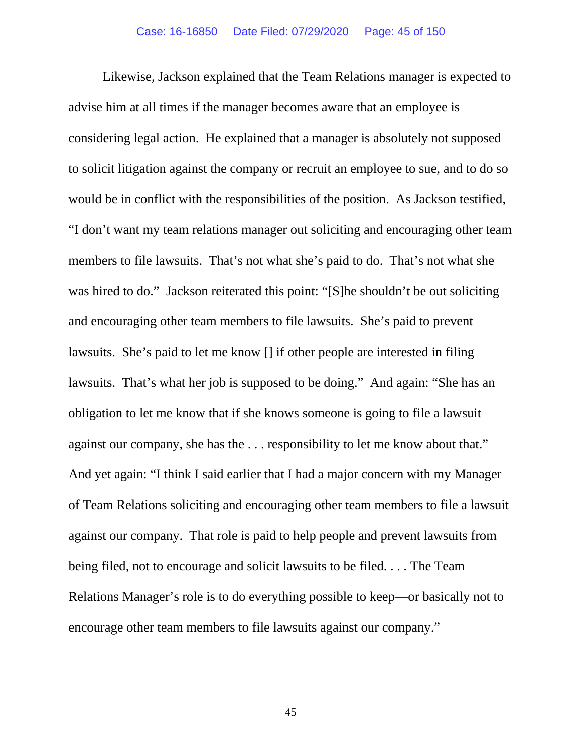Likewise, Jackson explained that the Team Relations manager is expected to advise him at all times if the manager becomes aware that an employee is considering legal action. He explained that a manager is absolutely not supposed to solicit litigation against the company or recruit an employee to sue, and to do so would be in conflict with the responsibilities of the position. As Jackson testified, "I don't want my team relations manager out soliciting and encouraging other team members to file lawsuits. That's not what she's paid to do. That's not what she was hired to do." Jackson reiterated this point: "[S]he shouldn't be out soliciting and encouraging other team members to file lawsuits. She's paid to prevent lawsuits. She's paid to let me know [] if other people are interested in filing lawsuits. That's what her job is supposed to be doing." And again: "She has an obligation to let me know that if she knows someone is going to file a lawsuit against our company, she has the . . . responsibility to let me know about that." And yet again: "I think I said earlier that I had a major concern with my Manager of Team Relations soliciting and encouraging other team members to file a lawsuit against our company. That role is paid to help people and prevent lawsuits from being filed, not to encourage and solicit lawsuits to be filed. . . . The Team Relations Manager's role is to do everything possible to keep—or basically not to encourage other team members to file lawsuits against our company."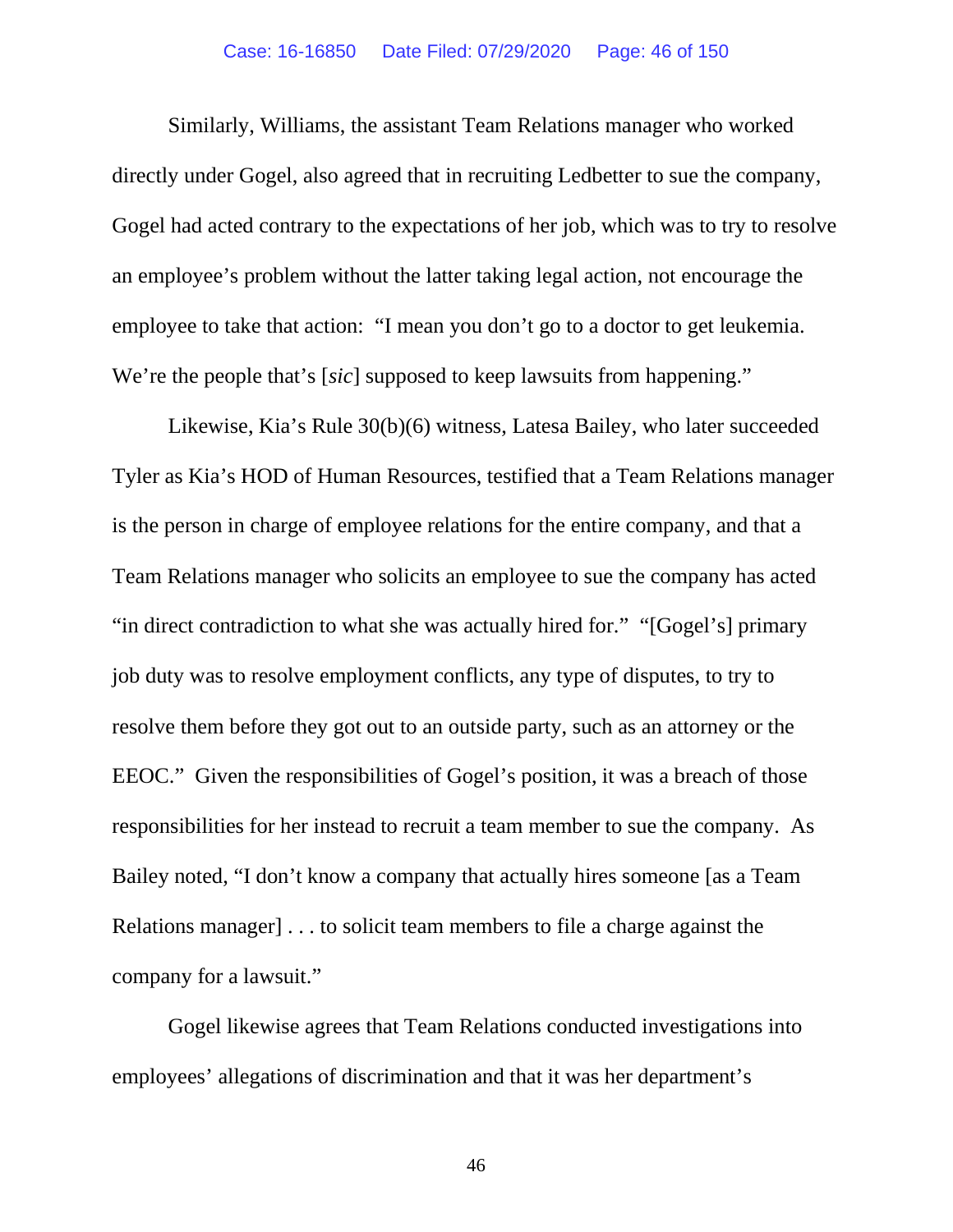Similarly, Williams, the assistant Team Relations manager who worked directly under Gogel, also agreed that in recruiting Ledbetter to sue the company, Gogel had acted contrary to the expectations of her job, which was to try to resolve an employee's problem without the latter taking legal action, not encourage the employee to take that action: "I mean you don't go to a doctor to get leukemia. We're the people that's [*sic*] supposed to keep lawsuits from happening."

Likewise, Kia's Rule 30(b)(6) witness, Latesa Bailey, who later succeeded Tyler as Kia's HOD of Human Resources, testified that a Team Relations manager is the person in charge of employee relations for the entire company, and that a Team Relations manager who solicits an employee to sue the company has acted "in direct contradiction to what she was actually hired for." "[Gogel's] primary job duty was to resolve employment conflicts, any type of disputes, to try to resolve them before they got out to an outside party, such as an attorney or the EEOC." Given the responsibilities of Gogel's position, it was a breach of those responsibilities for her instead to recruit a team member to sue the company. As Bailey noted, "I don't know a company that actually hires someone [as a Team Relations manager] . . . to solicit team members to file a charge against the company for a lawsuit."

Gogel likewise agrees that Team Relations conducted investigations into employees' allegations of discrimination and that it was her department's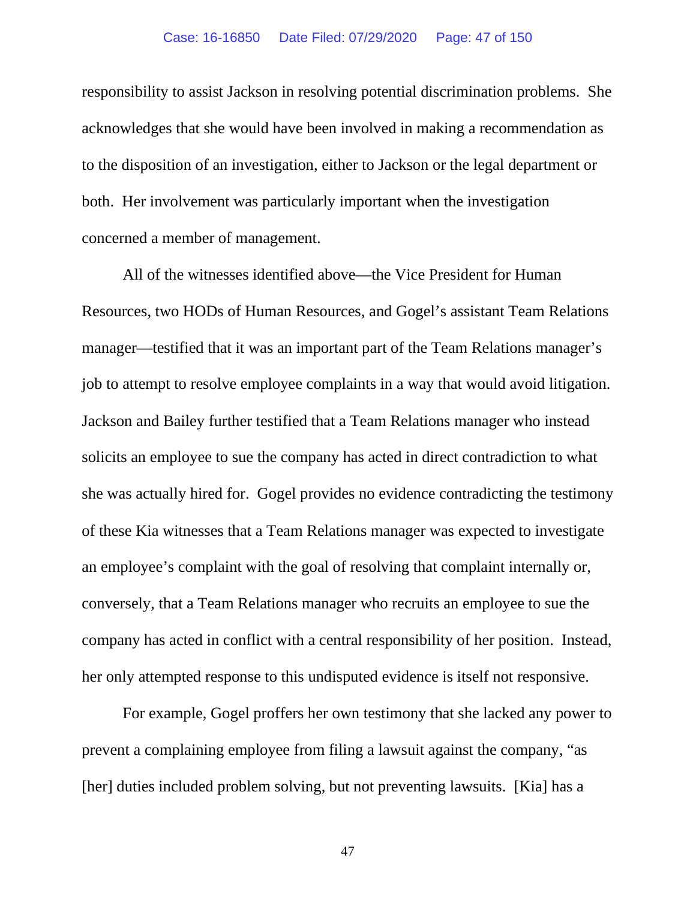responsibility to assist Jackson in resolving potential discrimination problems. She acknowledges that she would have been involved in making a recommendation as to the disposition of an investigation, either to Jackson or the legal department or both. Her involvement was particularly important when the investigation concerned a member of management.

All of the witnesses identified above—the Vice President for Human Resources, two HODs of Human Resources, and Gogel's assistant Team Relations manager—testified that it was an important part of the Team Relations manager's job to attempt to resolve employee complaints in a way that would avoid litigation. Jackson and Bailey further testified that a Team Relations manager who instead solicits an employee to sue the company has acted in direct contradiction to what she was actually hired for. Gogel provides no evidence contradicting the testimony of these Kia witnesses that a Team Relations manager was expected to investigate an employee's complaint with the goal of resolving that complaint internally or, conversely, that a Team Relations manager who recruits an employee to sue the company has acted in conflict with a central responsibility of her position. Instead, her only attempted response to this undisputed evidence is itself not responsive.

For example, Gogel proffers her own testimony that she lacked any power to prevent a complaining employee from filing a lawsuit against the company, "as [her] duties included problem solving, but not preventing lawsuits. [Kia] has a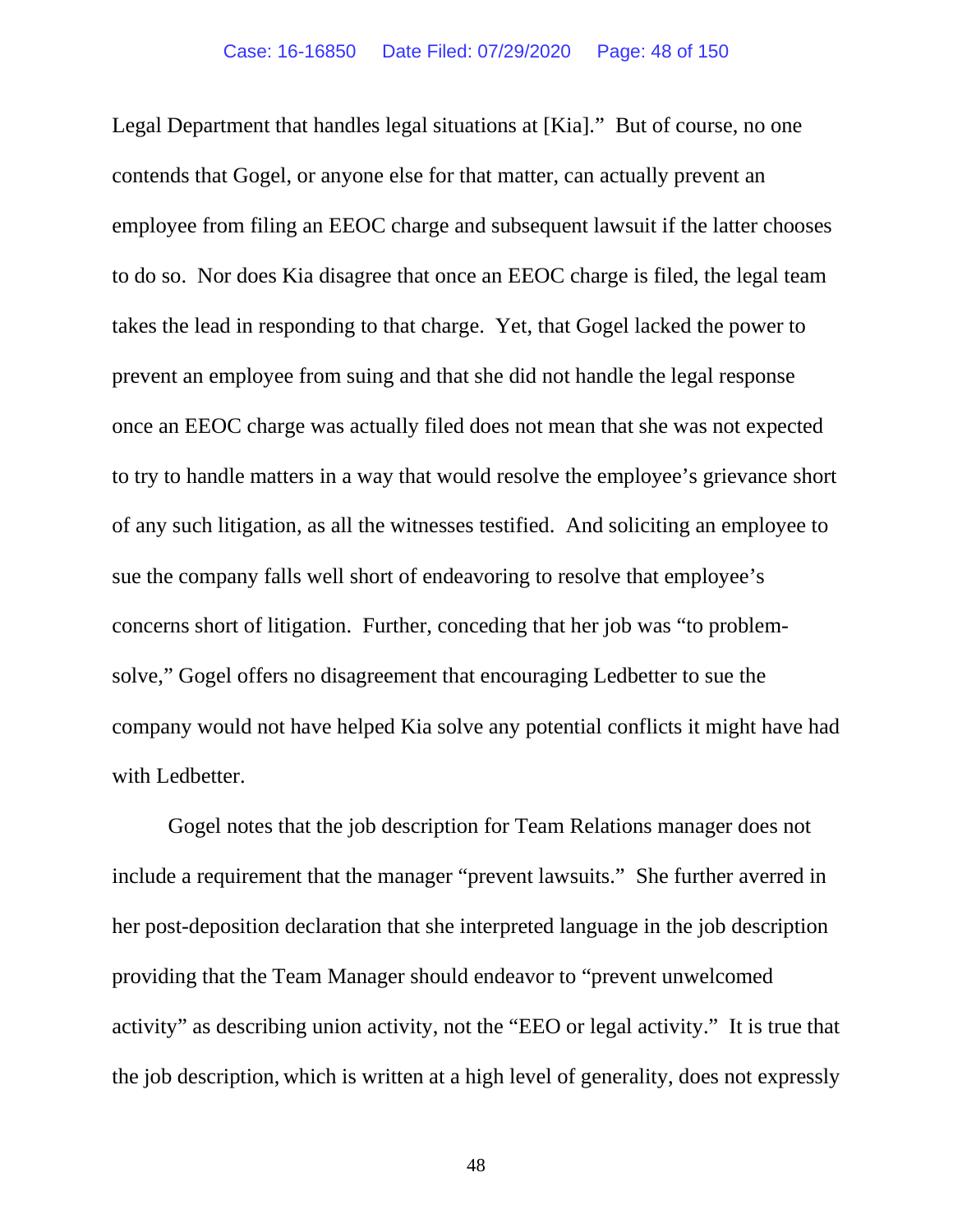Legal Department that handles legal situations at [Kia]." But of course, no one contends that Gogel, or anyone else for that matter, can actually prevent an employee from filing an EEOC charge and subsequent lawsuit if the latter chooses to do so. Nor does Kia disagree that once an EEOC charge is filed, the legal team takes the lead in responding to that charge. Yet, that Gogel lacked the power to prevent an employee from suing and that she did not handle the legal response once an EEOC charge was actually filed does not mean that she was not expected to try to handle matters in a way that would resolve the employee's grievance short of any such litigation, as all the witnesses testified. And soliciting an employee to sue the company falls well short of endeavoring to resolve that employee's concerns short of litigation. Further, conceding that her job was "to problem-solve," Gogel offers no disagreement that encouraging Ledbetter to sue the company would not have helped Kia solve any potential conflicts it might have had with Ledbetter.

Gogel notes that the job description for Team Relations manager does not include a requirement that the manager "prevent lawsuits." She further averred in her post-deposition declaration that she interpreted language in the job description providing that the Team Manager should endeavor to "prevent unwelcomed activity" as describing union activity, not the "EEO or legal activity." It is true that the job description, which is written at a high level of generality, does not expressly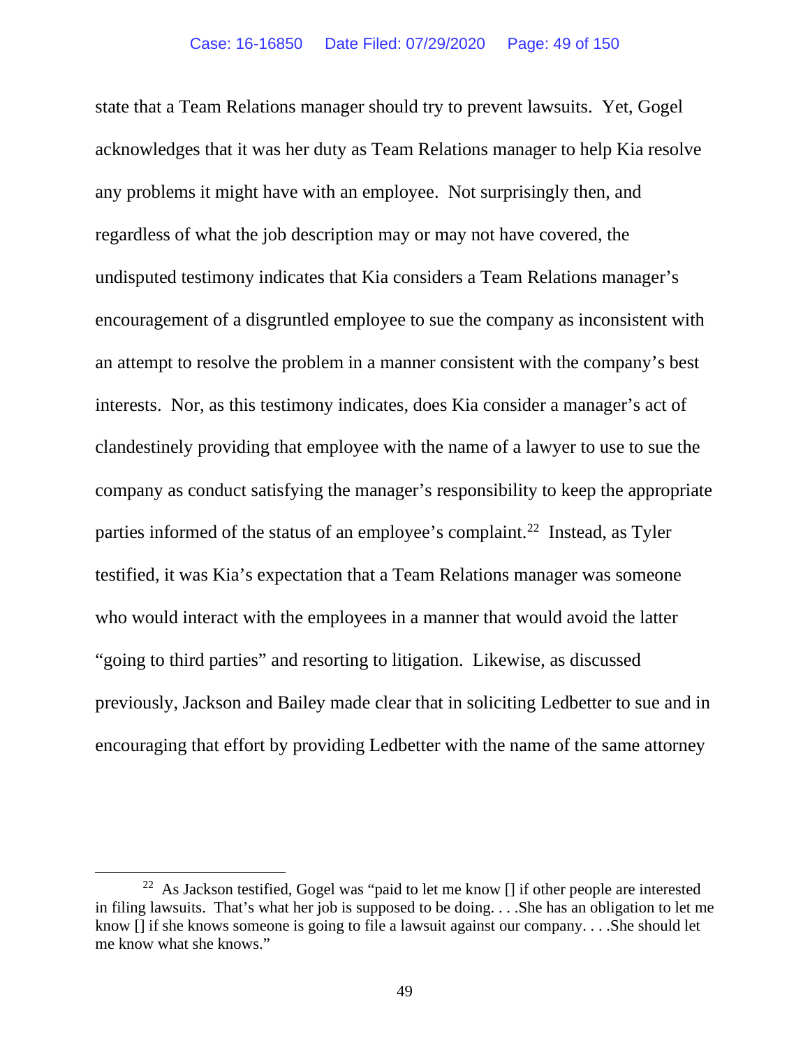state that a Team Relations manager should try to prevent lawsuits. Yet, Gogel acknowledges that it was her duty as Team Relations manager to help Kia resolve any problems it might have with an employee. Not surprisingly then, and regardless of what the job description may or may not have covered, the undisputed testimony indicates that Kia considers a Team Relations manager's encouragement of a disgruntled employee to sue the company as inconsistent with an attempt to resolve the problem in a manner consistent with the company's best interests. Nor, as this testimony indicates, does Kia consider a manager's act of clandestinely providing that employee with the name of a lawyer to use to sue the company as conduct satisfying the manager's responsibility to keep the appropriate parties informed of the status of an employee's complaint.[22] Instead, as Tyler testified, it was Kia's expectation that a Team Relations manager was someone who would interact with the employees in a manner that would avoid the latter "going to third parties" and resorting to litigation. Likewise, as discussed previously, Jackson and Bailey made clear that in soliciting Ledbetter to sue and in encouraging that effort by providing Ledbetter with the name of the same attorney

---

[22] As Jackson testified, Gogel was "paid to let me know [] if other people are interested in filing lawsuits. That's what her job is supposed to be doing. . . .She has an obligation to let me know [] if she knows someone is going to file a lawsuit against our company. . . .She should let me know what she knows."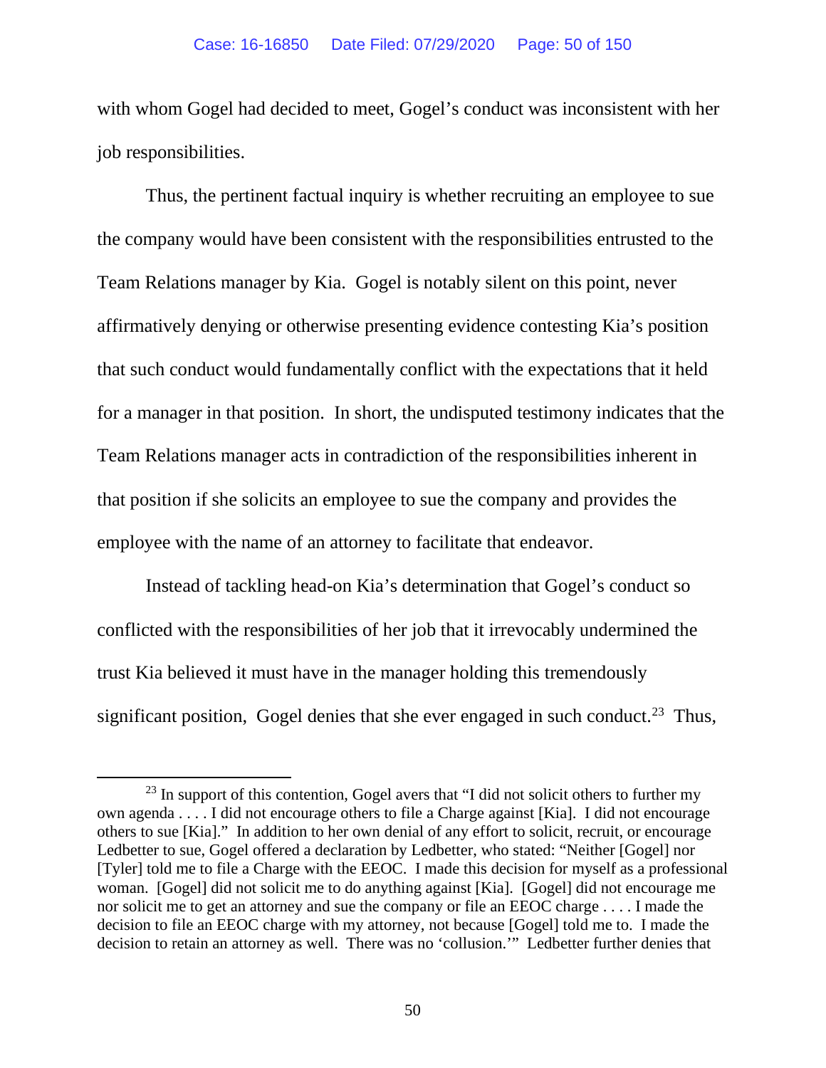with whom Gogel had decided to meet, Gogel's conduct was inconsistent with her job responsibilities.

Thus, the pertinent factual inquiry is whether recruiting an employee to sue the company would have been consistent with the responsibilities entrusted to the Team Relations manager by Kia. Gogel is notably silent on this point, never affirmatively denying or otherwise presenting evidence contesting Kia's position that such conduct would fundamentally conflict with the expectations that it held for a manager in that position. In short, the undisputed testimony indicates that the Team Relations manager acts in contradiction of the responsibilities inherent in that position if she solicits an employee to sue the company and provides the employee with the name of an attorney to facilitate that endeavor.

Instead of tackling head-on Kia's determination that Gogel's conduct so conflicted with the responsibilities of her job that it irrevocably undermined the trust Kia believed it must have in the manager holding this tremendously significant position, Gogel denies that she ever engaged in such conduct.[23] Thus,

---

[23] In support of this contention, Gogel avers that "I did not solicit others to further my own agenda . . . . I did not encourage others to file a Charge against [Kia]. I did not encourage others to sue [Kia]." In addition to her own denial of any effort to solicit, recruit, or encourage Ledbetter to sue, Gogel offered a declaration by Ledbetter, who stated: "Neither [Gogel] nor [Tyler] told me to file a Charge with the EEOC. I made this decision for myself as a professional woman. [Gogel] did not solicit me to do anything against [Kia]. [Gogel] did not encourage me nor solicit me to get an attorney and sue the company or file an EEOC charge . . . . I made the decision to file an EEOC charge with my attorney, not because [Gogel] told me to. I made the decision to retain an attorney as well. There was no 'collusion.'" Ledbetter further denies that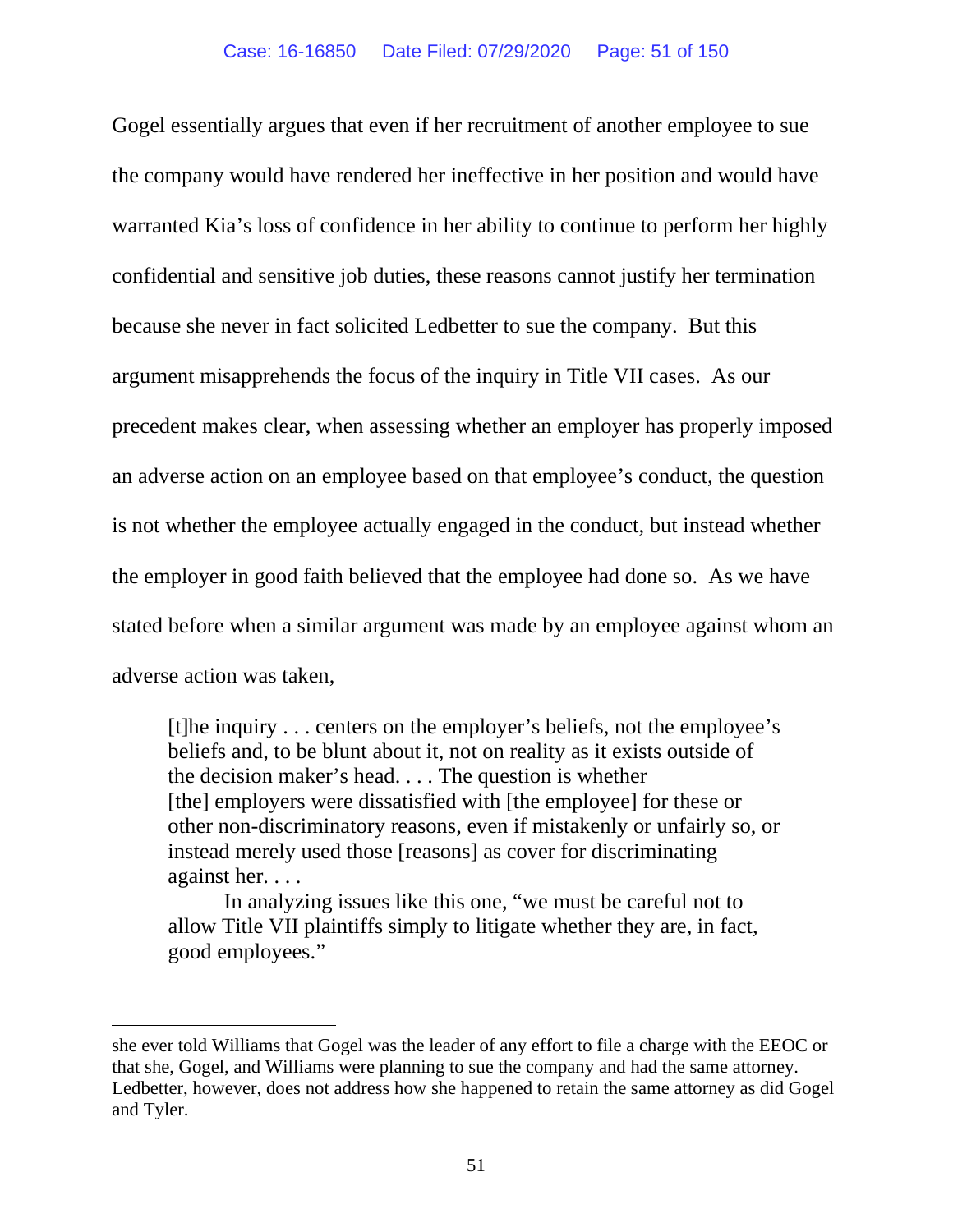Gogel essentially argues that even if her recruitment of another employee to sue the company would have rendered her ineffective in her position and would have warranted Kia's loss of confidence in her ability to continue to perform her highly confidential and sensitive job duties, these reasons cannot justify her termination because she never in fact solicited Ledbetter to sue the company. But this argument misapprehends the focus of the inquiry in Title VII cases. As our precedent makes clear, when assessing whether an employer has properly imposed an adverse action on an employee based on that employee's conduct, the question is not whether the employee actually engaged in the conduct, but instead whether the employer in good faith believed that the employee had done so. As we have stated before when a similar argument was made by an employee against whom an adverse action was taken,

> [t]he inquiry . . . centers on the employer's beliefs, not the employee's beliefs and, to be blunt about it, not on reality as it exists outside of the decision maker's head. . . . The question is whether [the] employers were dissatisfied with [the employee] for these or other non-discriminatory reasons, even if mistakenly or unfairly so, or instead merely used those [reasons] as cover for discriminating against her. . . .
>
> In analyzing issues like this one, "we must be careful not to allow Title VII plaintiffs simply to litigate whether they are, in fact, good employees."

---

she ever told Williams that Gogel was the leader of any effort to file a charge with the EEOC or that she, Gogel, and Williams were planning to sue the company and had the same attorney. Ledbetter, however, does not address how she happened to retain the same attorney as did Gogel and Tyler.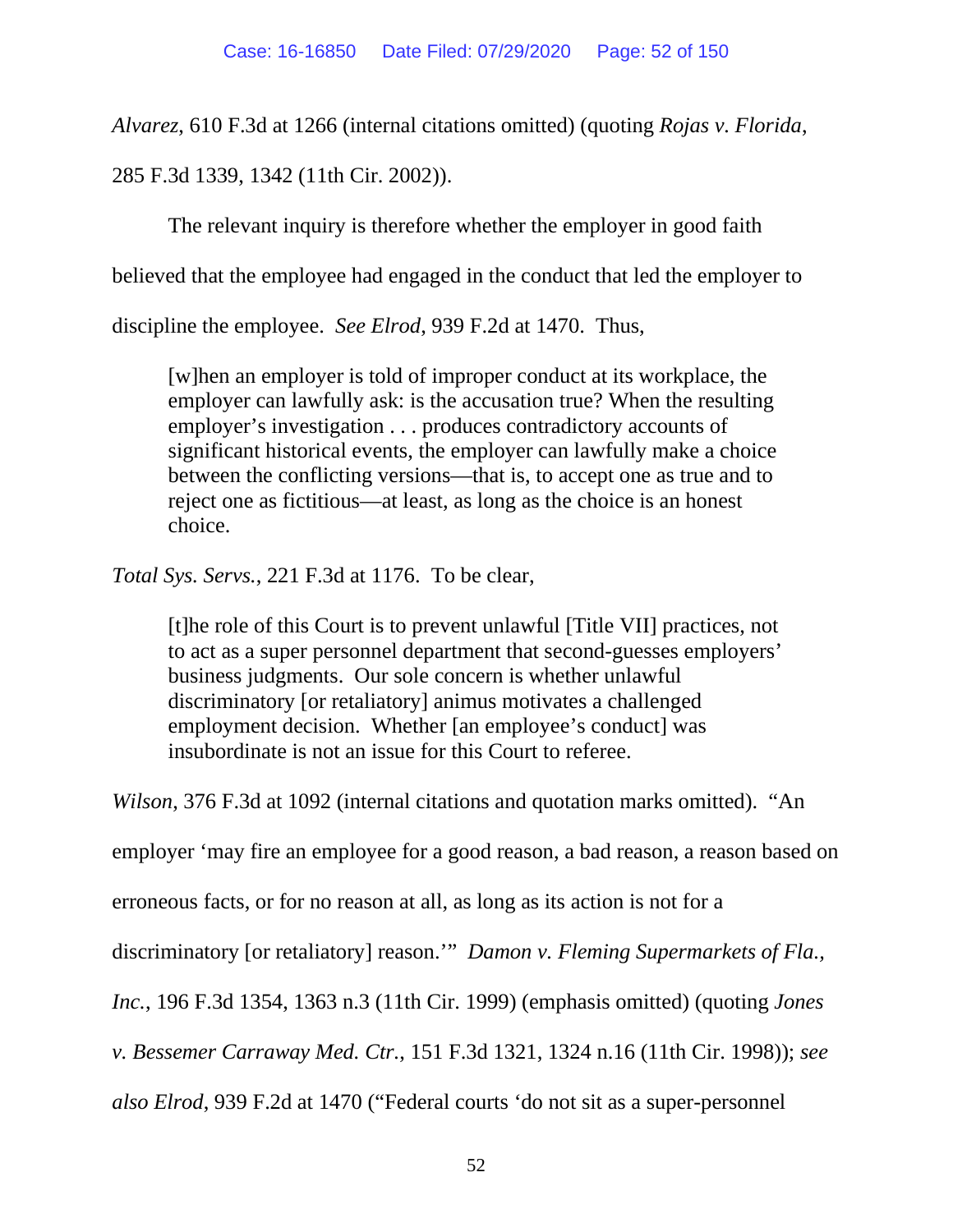*Alvarez*, 610 F.3d at 1266 (internal citations omitted) (quoting *Rojas v. Florida*, 285 F.3d 1339, 1342 (11th Cir. 2002)).

The relevant inquiry is therefore whether the employer in good faith believed that the employee had engaged in the conduct that led the employer to discipline the employee. *See Elrod*, 939 F.2d at 1470. Thus,

> [w]hen an employer is told of improper conduct at its workplace, the employer can lawfully ask: is the accusation true? When the resulting employer's investigation . . . produces contradictory accounts of significant historical events, the employer can lawfully make a choice between the conflicting versions—that is, to accept one as true and to reject one as fictitious—at least, as long as the choice is an honest choice.

*Total Sys. Servs.*, 221 F.3d at 1176. To be clear,

> [t]he role of this Court is to prevent unlawful [Title VII] practices, not to act as a super personnel department that second-guesses employers' business judgments. Our sole concern is whether unlawful discriminatory [or retaliatory] animus motivates a challenged employment decision. Whether [an employee's conduct] was insubordinate is not an issue for this Court to referee.

*Wilson*, 376 F.3d at 1092 (internal citations and quotation marks omitted). "An employer 'may fire an employee for a good reason, a bad reason, a reason based on erroneous facts, or for no reason at all, as long as its action is not for a discriminatory [or retaliatory] reason.'" *Damon v. Fleming Supermarkets of Fla., Inc.*, 196 F.3d 1354, 1363 n.3 (11th Cir. 1999) (emphasis omitted) (quoting *Jones v. Bessemer Carraway Med. Ctr.*, 151 F.3d 1321, 1324 n.16 (11th Cir. 1998)); *see also Elrod*, 939 F.2d at 1470 ("Federal courts 'do not sit as a super-personnel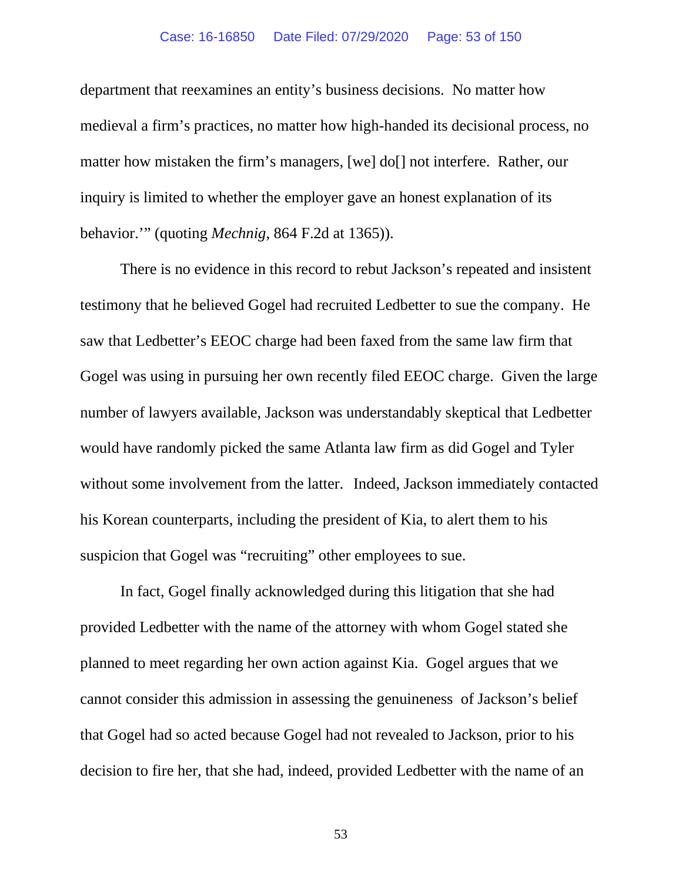department that reexamines an entity's business decisions. No matter how medieval a firm's practices, no matter how high-handed its decisional process, no matter how mistaken the firm's managers, [we] do[] not interfere. Rather, our inquiry is limited to whether the employer gave an honest explanation of its behavior.'" (quoting *Mechnig*, 864 F.2d at 1365)).

There is no evidence in this record to rebut Jackson's repeated and insistent testimony that he believed Gogel had recruited Ledbetter to sue the company. He saw that Ledbetter's EEOC charge had been faxed from the same law firm that Gogel was using in pursuing her own recently filed EEOC charge. Given the large number of lawyers available, Jackson was understandably skeptical that Ledbetter would have randomly picked the same Atlanta law firm as did Gogel and Tyler without some involvement from the latter. Indeed, Jackson immediately contacted his Korean counterparts, including the president of Kia, to alert them to his suspicion that Gogel was "recruiting" other employees to sue.

In fact, Gogel finally acknowledged during this litigation that she had provided Ledbetter with the name of the attorney with whom Gogel stated she planned to meet regarding her own action against Kia. Gogel argues that we cannot consider this admission in assessing the genuineness of Jackson's belief that Gogel had so acted because Gogel had not revealed to Jackson, prior to his decision to fire her, that she had, indeed, provided Ledbetter with the name of an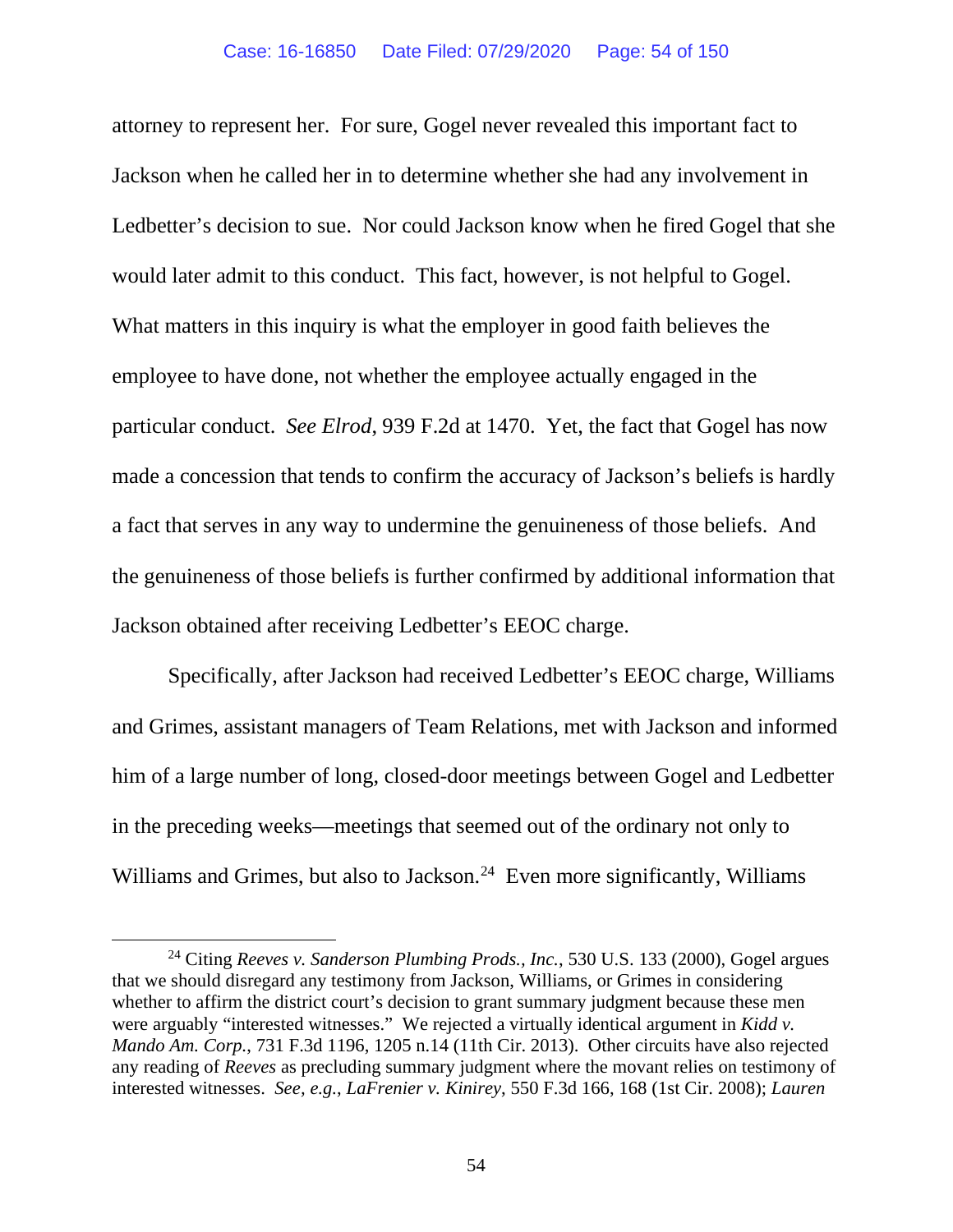attorney to represent her. For sure, Gogel never revealed this important fact to Jackson when he called her in to determine whether she had any involvement in Ledbetter's decision to sue. Nor could Jackson know when he fired Gogel that she would later admit to this conduct. This fact, however, is not helpful to Gogel. What matters in this inquiry is what the employer in good faith believes the employee to have done, not whether the employee actually engaged in the particular conduct. *See Elrod*, 939 F.2d at 1470. Yet, the fact that Gogel has now made a concession that tends to confirm the accuracy of Jackson's beliefs is hardly a fact that serves in any way to undermine the genuineness of those beliefs. And the genuineness of those beliefs is further confirmed by additional information that Jackson obtained after receiving Ledbetter's EEOC charge.

Specifically, after Jackson had received Ledbetter's EEOC charge, Williams and Grimes, assistant managers of Team Relations, met with Jackson and informed him of a large number of long, closed-door meetings between Gogel and Ledbetter in the preceding weeks—meetings that seemed out of the ordinary not only to Williams and Grimes, but also to Jackson.[24] Even more significantly, Williams

---

[24] Citing *Reeves v. Sanderson Plumbing Prods., Inc.*, 530 U.S. 133 (2000), Gogel argues that we should disregard any testimony from Jackson, Williams, or Grimes in considering whether to affirm the district court's decision to grant summary judgment because these men were arguably "interested witnesses." We rejected a virtually identical argument in *Kidd v. Mando Am. Corp.*, 731 F.3d 1196, 1205 n.14 (11th Cir. 2013). Other circuits have also rejected any reading of *Reeves* as precluding summary judgment where the movant relies on testimony of interested witnesses. *See, e.g.*, *LaFrenier v. Kinirey*, 550 F.3d 166, 168 (1st Cir. 2008); *Lauren*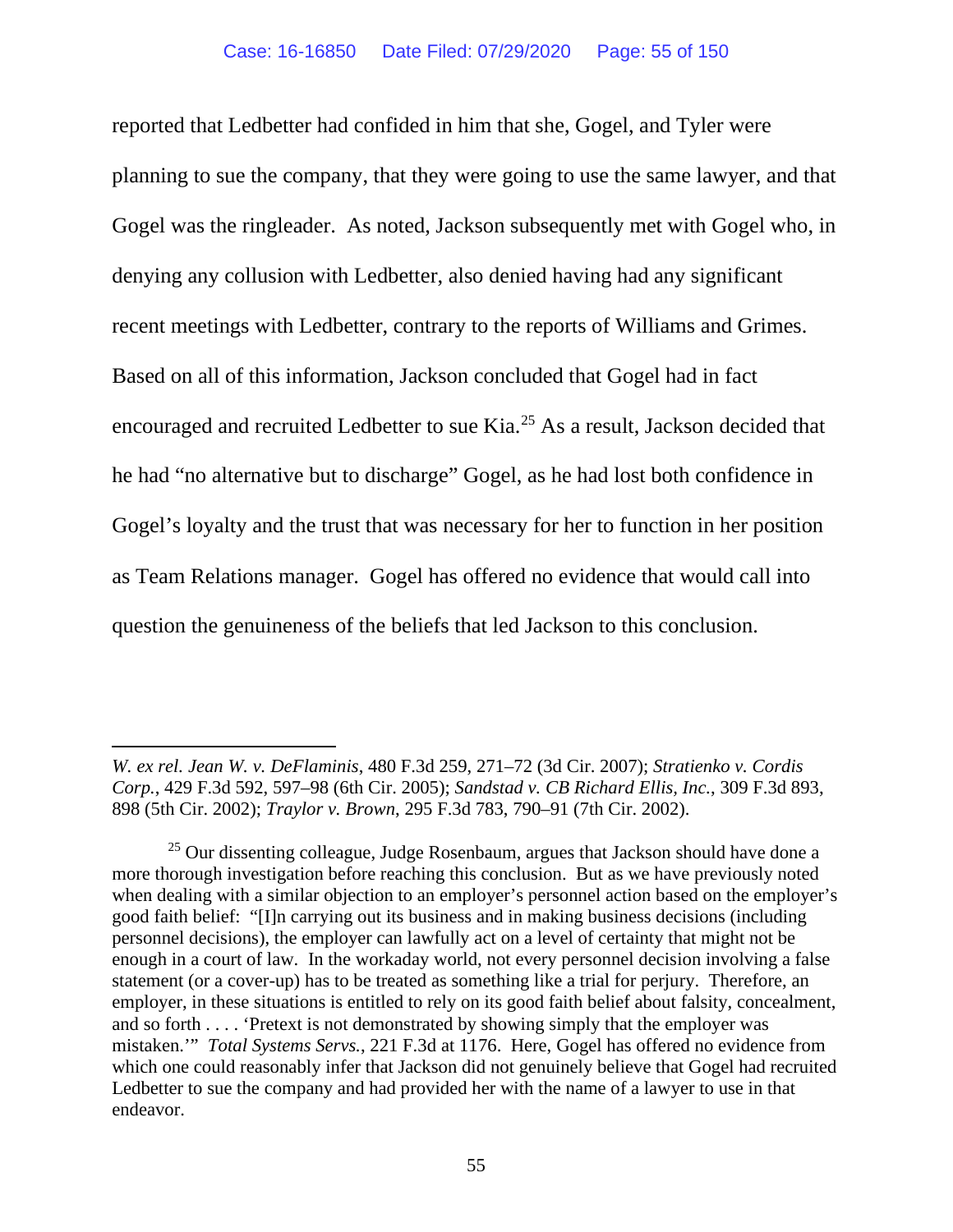reported that Ledbetter had confided in him that she, Gogel, and Tyler were planning to sue the company, that they were going to use the same lawyer, and that Gogel was the ringleader. As noted, Jackson subsequently met with Gogel who, in denying any collusion with Ledbetter, also denied having had any significant recent meetings with Ledbetter, contrary to the reports of Williams and Grimes. Based on all of this information, Jackson concluded that Gogel had in fact encouraged and recruited Ledbetter to sue Kia.[25] As a result, Jackson decided that he had "no alternative but to discharge" Gogel, as he had lost both confidence in Gogel's loyalty and the trust that was necessary for her to function in her position as Team Relations manager. Gogel has offered no evidence that would call into question the genuineness of the beliefs that led Jackson to this conclusion.

---

*W. ex rel. Jean W. v. DeFlaminis*, 480 F.3d 259, 271–72 (3d Cir. 2007); *Stratienko v. Cordis Corp.*, 429 F.3d 592, 597–98 (6th Cir. 2005); *Sandstad v. CB Richard Ellis, Inc.*, 309 F.3d 893, 898 (5th Cir. 2002); *Traylor v. Brown*, 295 F.3d 783, 790–91 (7th Cir. 2002).

[25] Our dissenting colleague, Judge Rosenbaum, argues that Jackson should have done a more thorough investigation before reaching this conclusion. But as we have previously noted when dealing with a similar objection to an employer's personnel action based on the employer's good faith belief: "[I]n carrying out its business and in making business decisions (including personnel decisions), the employer can lawfully act on a level of certainty that might not be enough in a court of law. In the workaday world, not every personnel decision involving a false statement (or a cover-up) has to be treated as something like a trial for perjury. Therefore, an employer, in these situations is entitled to rely on its good faith belief about falsity, concealment, and so forth . . . . 'Pretext is not demonstrated by showing simply that the employer was mistaken.'" *Total Systems Servs.*, 221 F.3d at 1176. Here, Gogel has offered no evidence from which one could reasonably infer that Jackson did not genuinely believe that Gogel had recruited Ledbetter to sue the company and had provided her with the name of a lawyer to use in that endeavor.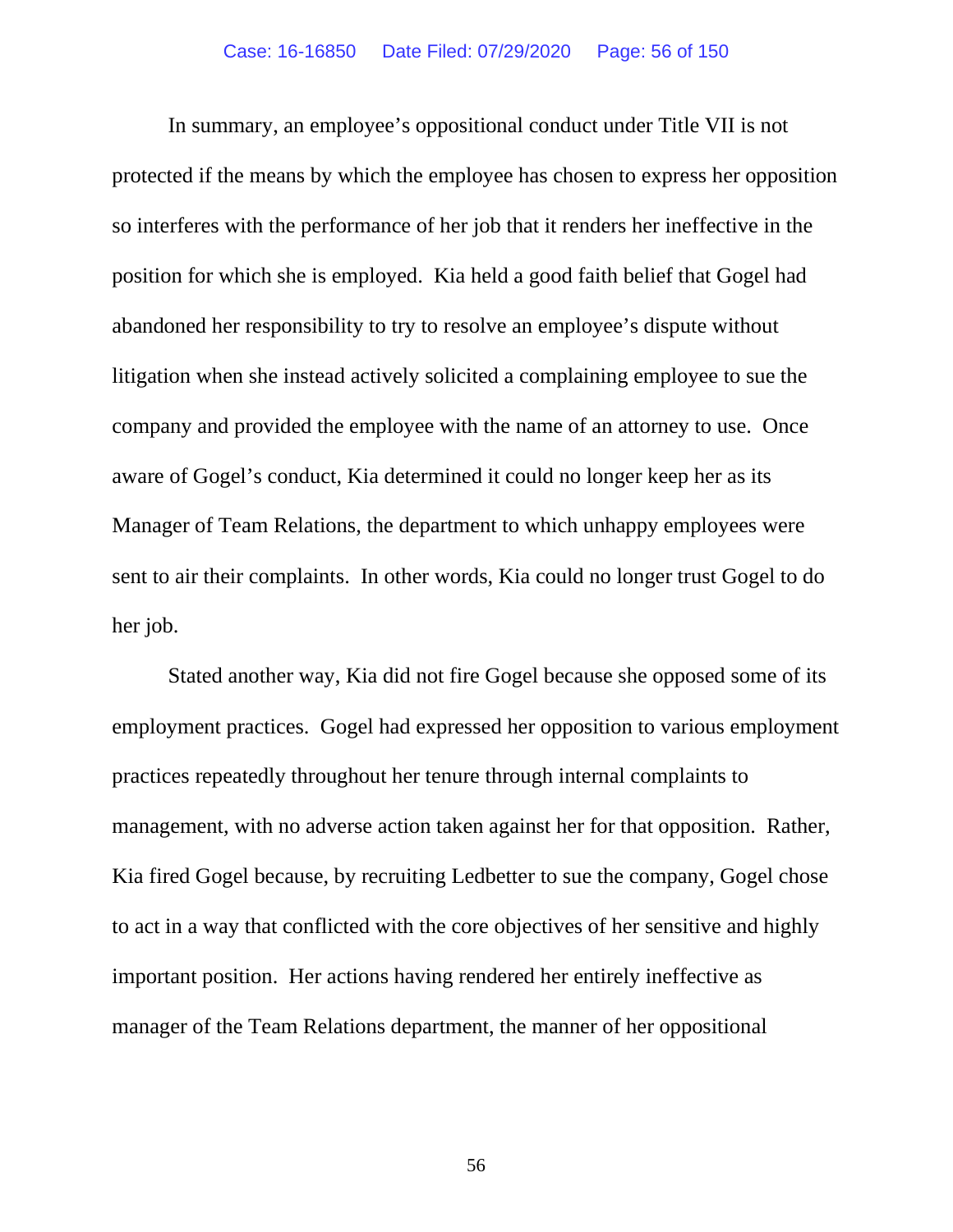In summary, an employee's oppositional conduct under Title VII is not protected if the means by which the employee has chosen to express her opposition so interferes with the performance of her job that it renders her ineffective in the position for which she is employed. Kia held a good faith belief that Gogel had abandoned her responsibility to try to resolve an employee's dispute without litigation when she instead actively solicited a complaining employee to sue the company and provided the employee with the name of an attorney to use. Once aware of Gogel's conduct, Kia determined it could no longer keep her as its Manager of Team Relations, the department to which unhappy employees were sent to air their complaints. In other words, Kia could no longer trust Gogel to do her job.

Stated another way, Kia did not fire Gogel because she opposed some of its employment practices. Gogel had expressed her opposition to various employment practices repeatedly throughout her tenure through internal complaints to management, with no adverse action taken against her for that opposition. Rather, Kia fired Gogel because, by recruiting Ledbetter to sue the company, Gogel chose to act in a way that conflicted with the core objectives of her sensitive and highly important position. Her actions having rendered her entirely ineffective as manager of the Team Relations department, the manner of her oppositional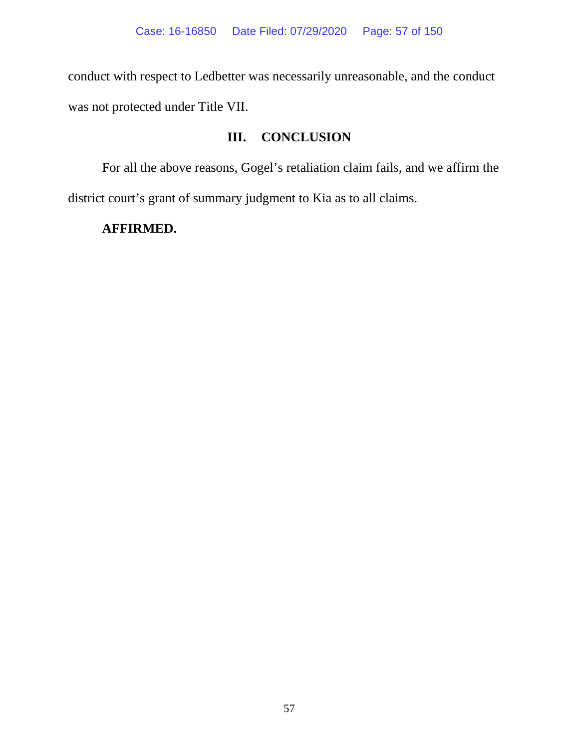conduct with respect to Ledbetter was necessarily unreasonable, and the conduct was not protected under Title VII.

## III. CONCLUSION

For all the above reasons, Gogel's retaliation claim fails, and we affirm the district court's grant of summary judgment to Kia as to all claims.

**AFFIRMED.**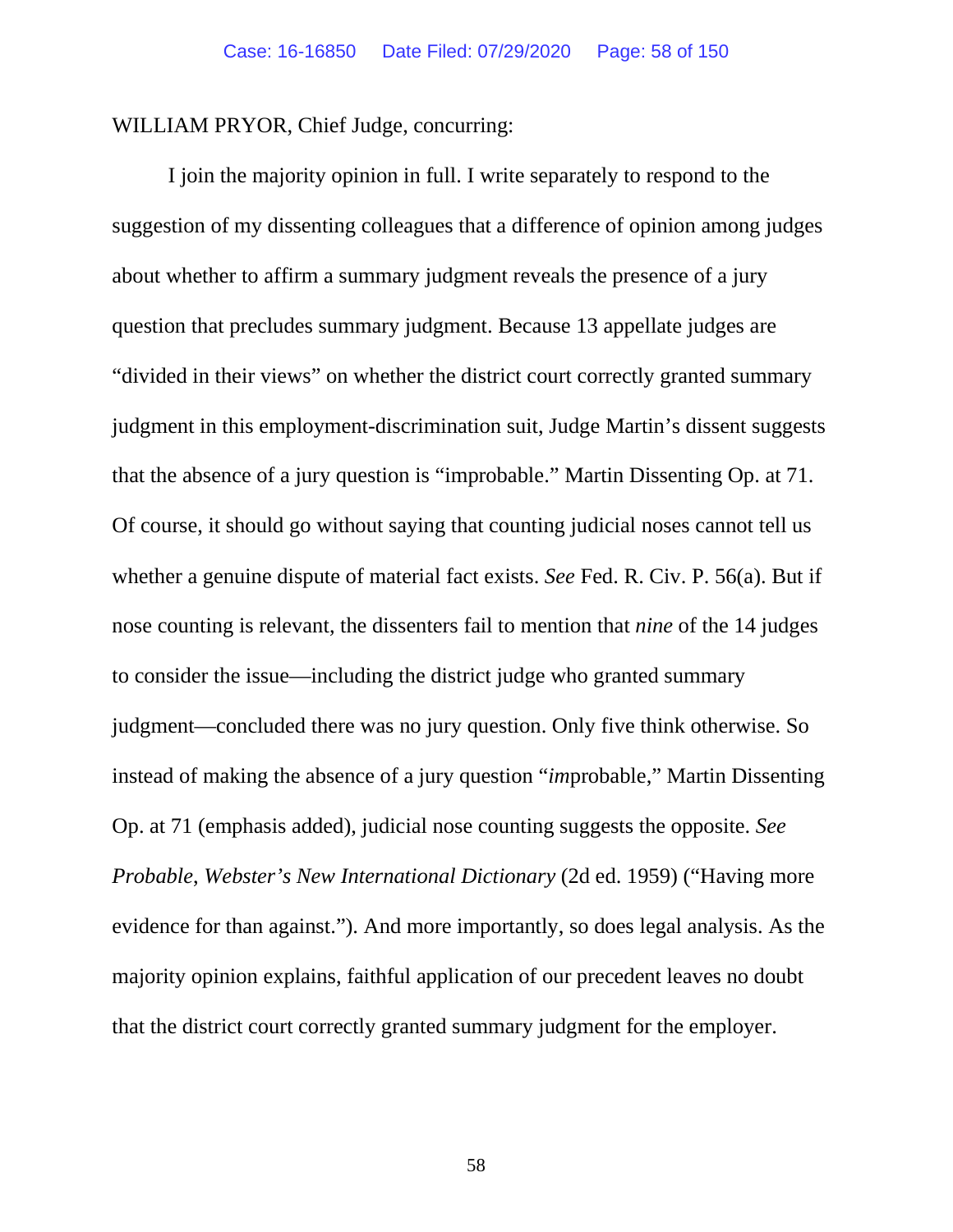WILLIAM PRYOR, Chief Judge, concurring:

I join the majority opinion in full. I write separately to respond to the suggestion of my dissenting colleagues that a difference of opinion among judges about whether to affirm a summary judgment reveals the presence of a jury question that precludes summary judgment. Because 13 appellate judges are "divided in their views" on whether the district court correctly granted summary judgment in this employment-discrimination suit, Judge Martin's dissent suggests that the absence of a jury question is "improbable." Martin Dissenting Op. at 71. Of course, it should go without saying that counting judicial noses cannot tell us whether a genuine dispute of material fact exists. *See* Fed. R. Civ. P. 56(a). But if nose counting is relevant, the dissenters fail to mention that *nine* of the 14 judges to consider the issue—including the district judge who granted summary judgment—concluded there was no jury question. Only five think otherwise. So instead of making the absence of a jury question "*im*probable," Martin Dissenting Op. at 71 (emphasis added), judicial nose counting suggests the opposite. *See Probable*, *Webster's New International Dictionary* (2d ed. 1959) ("Having more evidence for than against."). And more importantly, so does legal analysis. As the majority opinion explains, faithful application of our precedent leaves no doubt that the district court correctly granted summary judgment for the employer.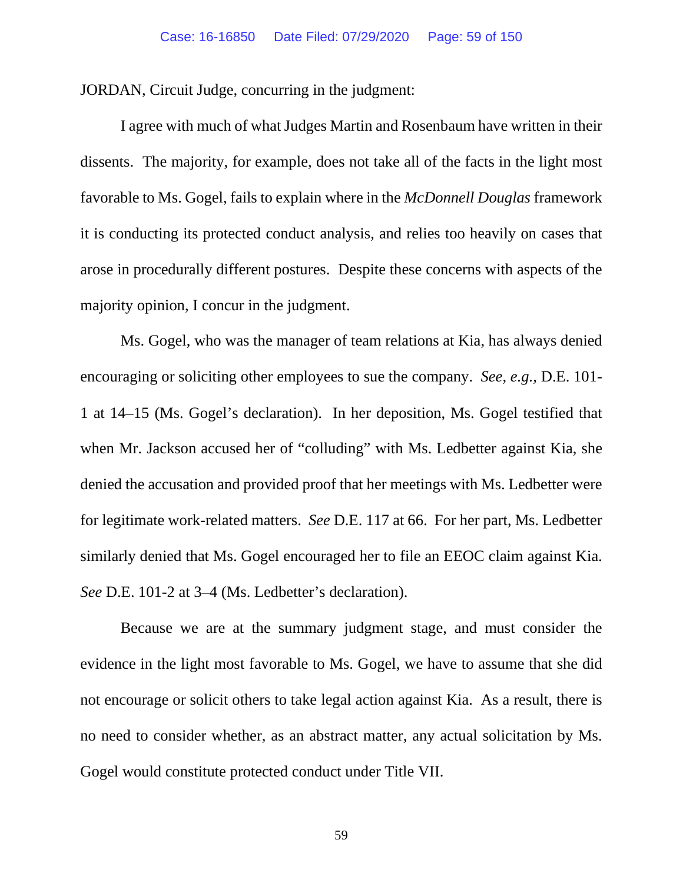JORDAN, Circuit Judge, concurring in the judgment:

I agree with much of what Judges Martin and Rosenbaum have written in their dissents. The majority, for example, does not take all of the facts in the light most favorable to Ms. Gogel, fails to explain where in the *McDonnell Douglas* framework it is conducting its protected conduct analysis, and relies too heavily on cases that arose in procedurally different postures. Despite these concerns with aspects of the majority opinion, I concur in the judgment.

Ms. Gogel, who was the manager of team relations at Kia, has always denied encouraging or soliciting other employees to sue the company. *See, e.g.*, D.E. 101-1 at 14–15 (Ms. Gogel's declaration). In her deposition, Ms. Gogel testified that when Mr. Jackson accused her of "colluding" with Ms. Ledbetter against Kia, she denied the accusation and provided proof that her meetings with Ms. Ledbetter were for legitimate work-related matters. *See* D.E. 117 at 66. For her part, Ms. Ledbetter similarly denied that Ms. Gogel encouraged her to file an EEOC claim against Kia. *See* D.E. 101-2 at 3–4 (Ms. Ledbetter's declaration).

Because we are at the summary judgment stage, and must consider the evidence in the light most favorable to Ms. Gogel, we have to assume that she did not encourage or solicit others to take legal action against Kia. As a result, there is no need to consider whether, as an abstract matter, any actual solicitation by Ms. Gogel would constitute protected conduct under Title VII.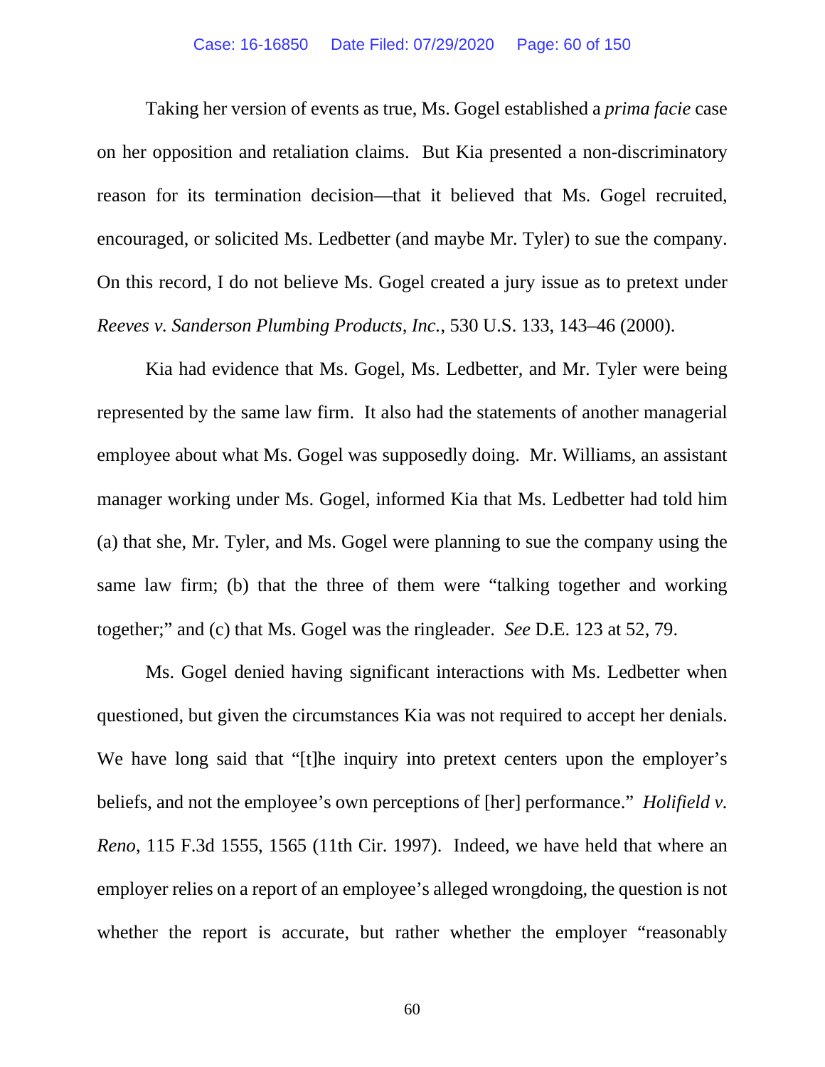Taking her version of events as true, Ms. Gogel established a *prima facie* case on her opposition and retaliation claims. But Kia presented a non-discriminatory reason for its termination decision—that it believed that Ms. Gogel recruited, encouraged, or solicited Ms. Ledbetter (and maybe Mr. Tyler) to sue the company. On this record, I do not believe Ms. Gogel created a jury issue as to pretext under *Reeves v. Sanderson Plumbing Products, Inc.*, 530 U.S. 133, 143–46 (2000).

Kia had evidence that Ms. Gogel, Ms. Ledbetter, and Mr. Tyler were being represented by the same law firm. It also had the statements of another managerial employee about what Ms. Gogel was supposedly doing. Mr. Williams, an assistant manager working under Ms. Gogel, informed Kia that Ms. Ledbetter had told him (a) that she, Mr. Tyler, and Ms. Gogel were planning to sue the company using the same law firm; (b) that the three of them were "talking together and working together;" and (c) that Ms. Gogel was the ringleader. *See* D.E. 123 at 52, 79.

Ms. Gogel denied having significant interactions with Ms. Ledbetter when questioned, but given the circumstances Kia was not required to accept her denials. We have long said that "[t]he inquiry into pretext centers upon the employer's beliefs, and not the employee's own perceptions of [her] performance." *Holifield v. Reno*, 115 F.3d 1555, 1565 (11th Cir. 1997). Indeed, we have held that where an employer relies on a report of an employee's alleged wrongdoing, the question is not whether the report is accurate, but rather whether the employer "reasonably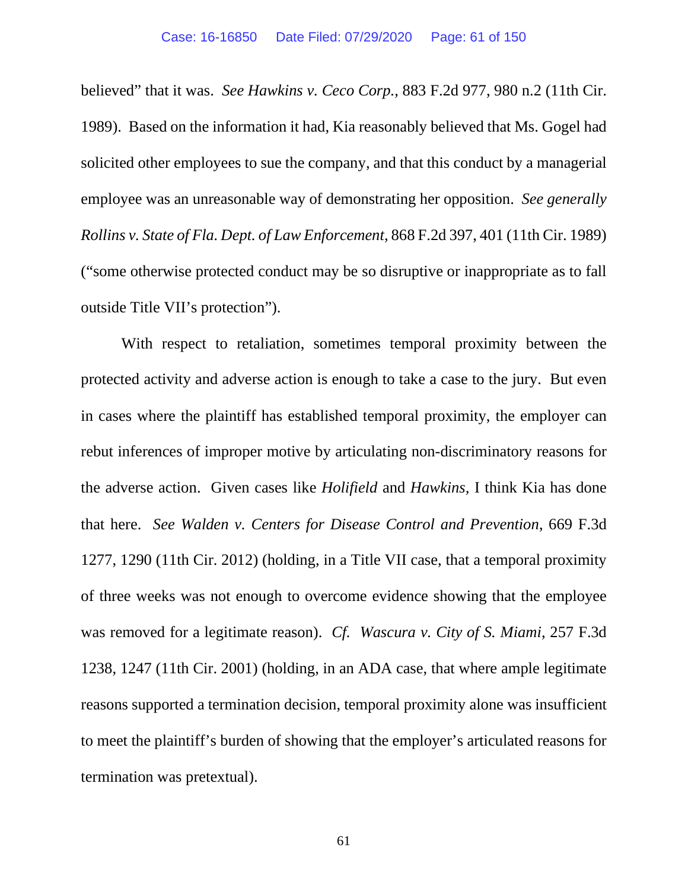believed" that it was. *See Hawkins v. Ceco Corp.*, 883 F.2d 977, 980 n.2 (11th Cir. 1989). Based on the information it had, Kia reasonably believed that Ms. Gogel had solicited other employees to sue the company, and that this conduct by a managerial employee was an unreasonable way of demonstrating her opposition. *See generally Rollins v. State of Fla. Dept. of Law Enforcement*, 868 F.2d 397, 401 (11th Cir. 1989) ("some otherwise protected conduct may be so disruptive or inappropriate as to fall outside Title VII's protection").

With respect to retaliation, sometimes temporal proximity between the protected activity and adverse action is enough to take a case to the jury. But even in cases where the plaintiff has established temporal proximity, the employer can rebut inferences of improper motive by articulating non-discriminatory reasons for the adverse action. Given cases like *Holifield* and *Hawkins*, I think Kia has done that here. *See Walden v. Centers for Disease Control and Prevention*, 669 F.3d 1277, 1290 (11th Cir. 2012) (holding, in a Title VII case, that a temporal proximity of three weeks was not enough to overcome evidence showing that the employee was removed for a legitimate reason). *Cf. Wascura v. City of S. Miami*, 257 F.3d 1238, 1247 (11th Cir. 2001) (holding, in an ADA case, that where ample legitimate reasons supported a termination decision, temporal proximity alone was insufficient to meet the plaintiff's burden of showing that the employer's articulated reasons for termination was pretextual).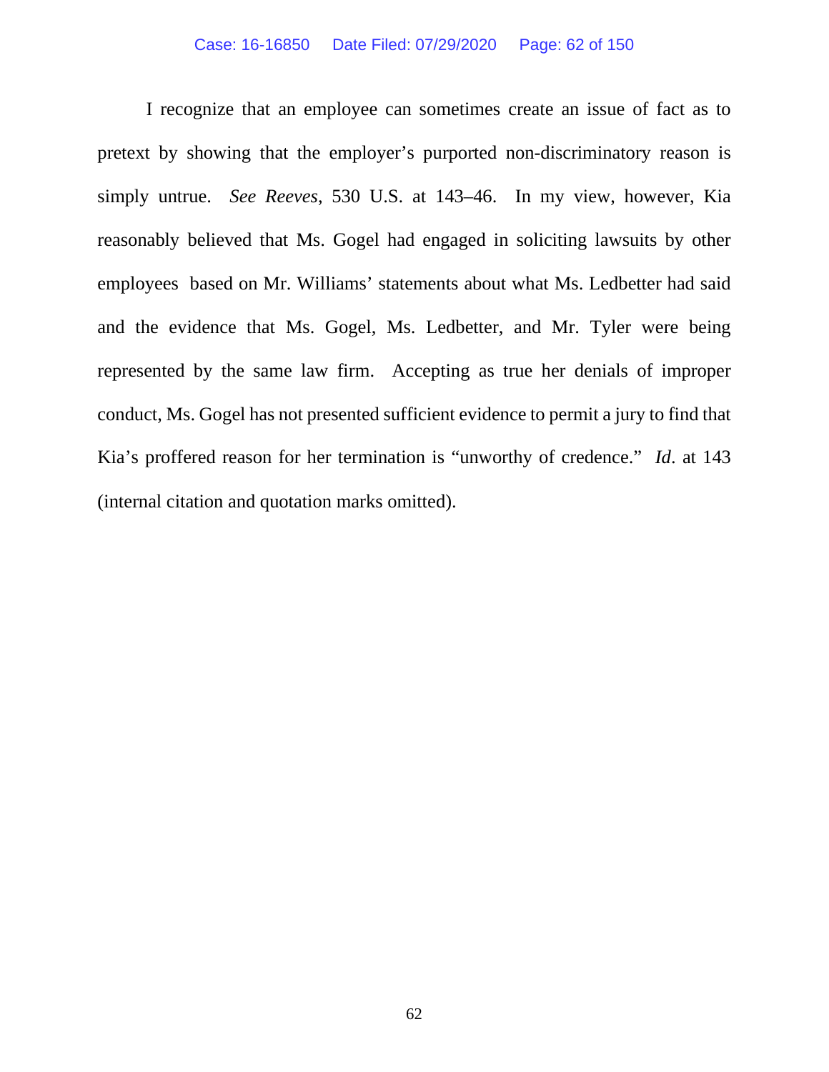I recognize that an employee can sometimes create an issue of fact as to pretext by showing that the employer's purported non-discriminatory reason is simply untrue. *See Reeves*, 530 U.S. at 143–46. In my view, however, Kia reasonably believed that Ms. Gogel had engaged in soliciting lawsuits by other employees based on Mr. Williams' statements about what Ms. Ledbetter had said and the evidence that Ms. Gogel, Ms. Ledbetter, and Mr. Tyler were being represented by the same law firm. Accepting as true her denials of improper conduct, Ms. Gogel has not presented sufficient evidence to permit a jury to find that Kia's proffered reason for her termination is "unworthy of credence." *Id*. at 143 (internal citation and quotation marks omitted).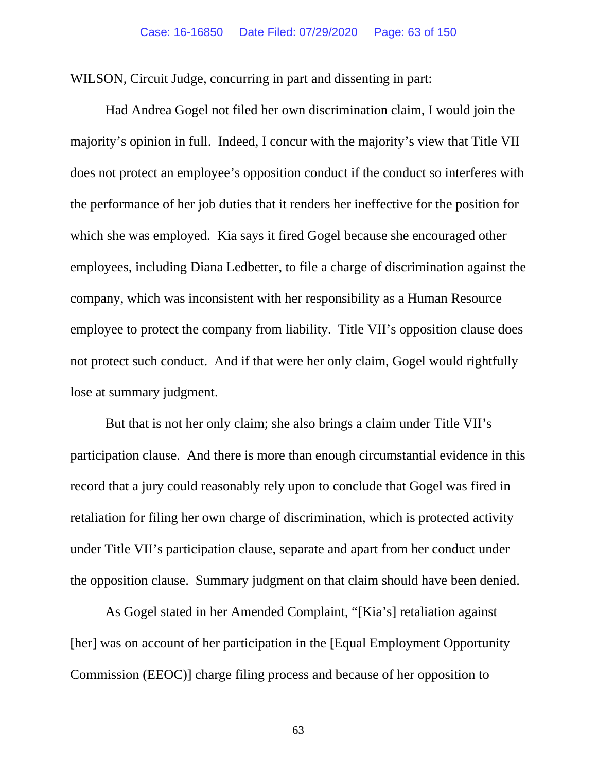WILSON, Circuit Judge, concurring in part and dissenting in part:

Had Andrea Gogel not filed her own discrimination claim, I would join the majority's opinion in full. Indeed, I concur with the majority's view that Title VII does not protect an employee's opposition conduct if the conduct so interferes with the performance of her job duties that it renders her ineffective for the position for which she was employed. Kia says it fired Gogel because she encouraged other employees, including Diana Ledbetter, to file a charge of discrimination against the company, which was inconsistent with her responsibility as a Human Resource employee to protect the company from liability. Title VII's opposition clause does not protect such conduct. And if that were her only claim, Gogel would rightfully lose at summary judgment.

But that is not her only claim; she also brings a claim under Title VII's participation clause. And there is more than enough circumstantial evidence in this record that a jury could reasonably rely upon to conclude that Gogel was fired in retaliation for filing her own charge of discrimination, which is protected activity under Title VII's participation clause, separate and apart from her conduct under the opposition clause. Summary judgment on that claim should have been denied.

As Gogel stated in her Amended Complaint, "[Kia's] retaliation against [her] was on account of her participation in the [Equal Employment Opportunity Commission (EEOC)] charge filing process and because of her opposition to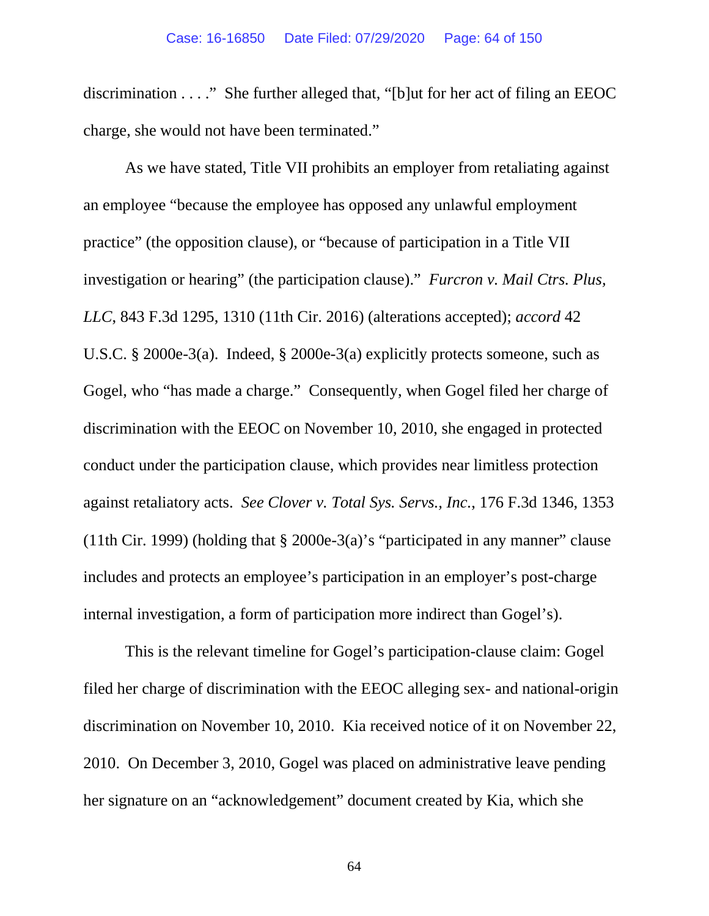discrimination . . . ." She further alleged that, "[b]ut for her act of filing an EEOC charge, she would not have been terminated."

As we have stated, Title VII prohibits an employer from retaliating against an employee "because the employee has opposed any unlawful employment practice" (the opposition clause), or "because of participation in a Title VII investigation or hearing" (the participation clause)." *Furcron v. Mail Ctrs. Plus, LLC*, 843 F.3d 1295, 1310 (11th Cir. 2016) (alterations accepted); *accord* 42 U.S.C. § 2000e-3(a). Indeed, § 2000e-3(a) explicitly protects someone, such as Gogel, who "has made a charge." Consequently, when Gogel filed her charge of discrimination with the EEOC on November 10, 2010, she engaged in protected conduct under the participation clause, which provides near limitless protection against retaliatory acts. *See Clover v. Total Sys. Servs., Inc.*, 176 F.3d 1346, 1353 (11th Cir. 1999) (holding that § 2000e-3(a)'s "participated in any manner" clause includes and protects an employee's participation in an employer's post-charge internal investigation, a form of participation more indirect than Gogel's).

This is the relevant timeline for Gogel's participation-clause claim: Gogel filed her charge of discrimination with the EEOC alleging sex- and national-origin discrimination on November 10, 2010. Kia received notice of it on November 22, 2010. On December 3, 2010, Gogel was placed on administrative leave pending her signature on an "acknowledgement" document created by Kia, which she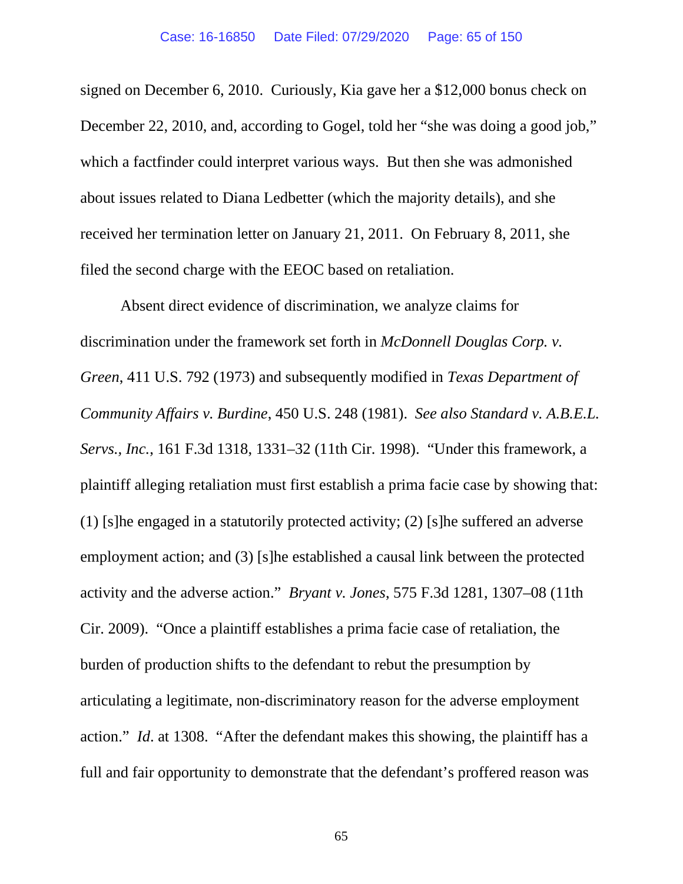signed on December 6, 2010. Curiously, Kia gave her a $12,000 bonus check on December 22, 2010, and, according to Gogel, told her "she was doing a good job," which a factfinder could interpret various ways. But then she was admonished about issues related to Diana Ledbetter (which the majority details), and she received her termination letter on January 21, 2011. On February 8, 2011, she filed the second charge with the EEOC based on retaliation.

Absent direct evidence of discrimination, we analyze claims for discrimination under the framework set forth in *McDonnell Douglas Corp. v. Green*, 411 U.S. 792 (1973) and subsequently modified in *Texas Department of Community Affairs v. Burdine*, 450 U.S. 248 (1981). *See also Standard v. A.B.E.L. Servs., Inc.*, 161 F.3d 1318, 1331–32 (11th Cir. 1998). "Under this framework, a plaintiff alleging retaliation must first establish a prima facie case by showing that: (1) [s]he engaged in a statutorily protected activity; (2) [s]he suffered an adverse employment action; and (3) [s]he established a causal link between the protected activity and the adverse action." *Bryant v. Jones*, 575 F.3d 1281, 1307–08 (11th Cir. 2009). "Once a plaintiff establishes a prima facie case of retaliation, the burden of production shifts to the defendant to rebut the presumption by articulating a legitimate, non-discriminatory reason for the adverse employment action." *Id.* at 1308. "After the defendant makes this showing, the plaintiff has a full and fair opportunity to demonstrate that the defendant's proffered reason was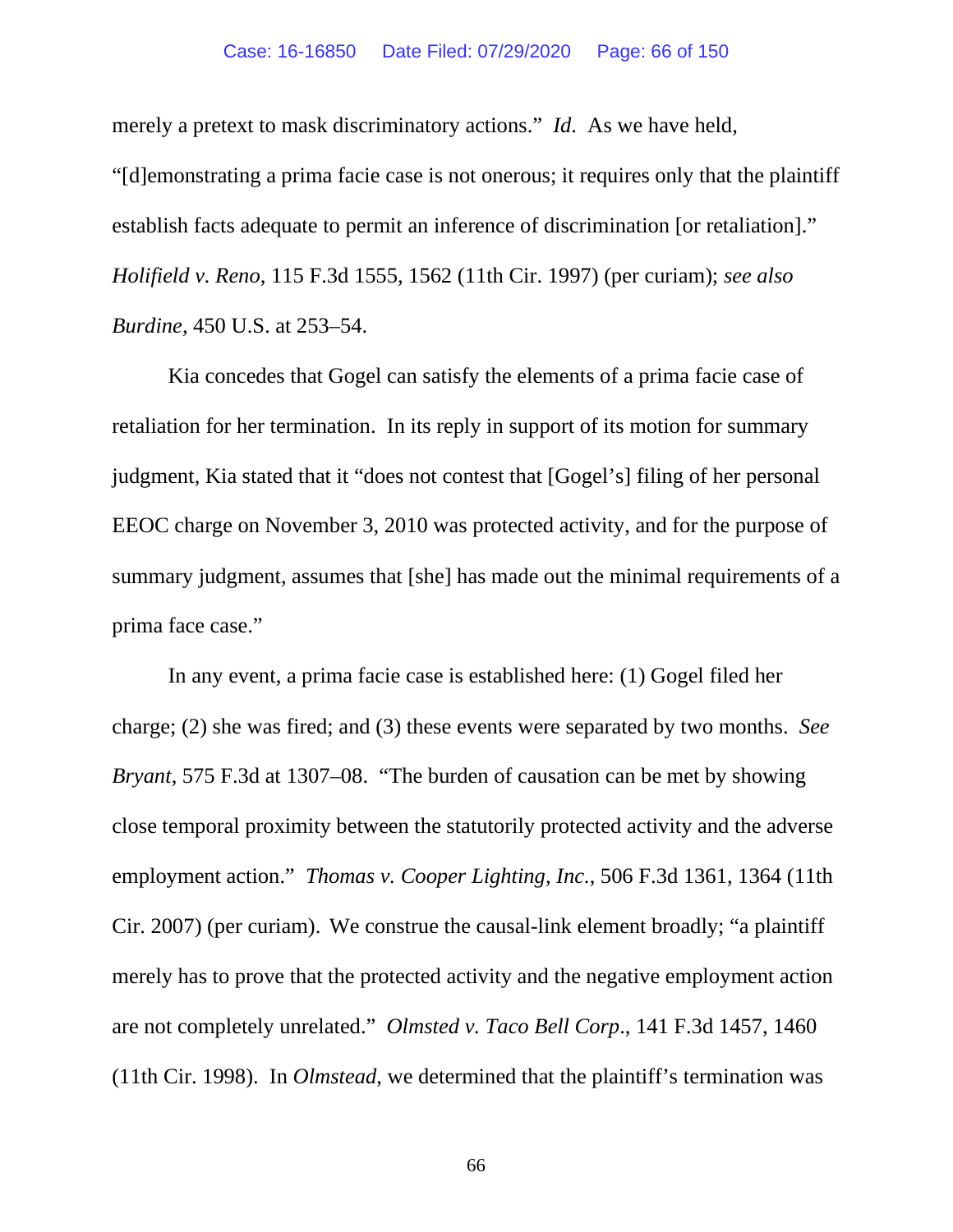merely a pretext to mask discriminatory actions." *Id*. As we have held, "[d]emonstrating a prima facie case is not onerous; it requires only that the plaintiff establish facts adequate to permit an inference of discrimination [or retaliation]." *Holifield v. Reno*, 115 F.3d 1555, 1562 (11th Cir. 1997) (per curiam); *see also Burdine*, 450 U.S. at 253–54.

Kia concedes that Gogel can satisfy the elements of a prima facie case of retaliation for her termination. In its reply in support of its motion for summary judgment, Kia stated that it "does not contest that [Gogel's] filing of her personal EEOC charge on November 3, 2010 was protected activity, and for the purpose of summary judgment, assumes that [she] has made out the minimal requirements of a prima face case."

In any event, a prima facie case is established here: (1) Gogel filed her charge; (2) she was fired; and (3) these events were separated by two months. *See Bryant*, 575 F.3d at 1307–08. "The burden of causation can be met by showing close temporal proximity between the statutorily protected activity and the adverse employment action." *Thomas v. Cooper Lighting, Inc.*, 506 F.3d 1361, 1364 (11th Cir. 2007) (per curiam). We construe the causal-link element broadly; "a plaintiff merely has to prove that the protected activity and the negative employment action are not completely unrelated." *Olmsted v. Taco Bell Corp*., 141 F.3d 1457, 1460 (11th Cir. 1998). In *Olmstead*, we determined that the plaintiff's termination was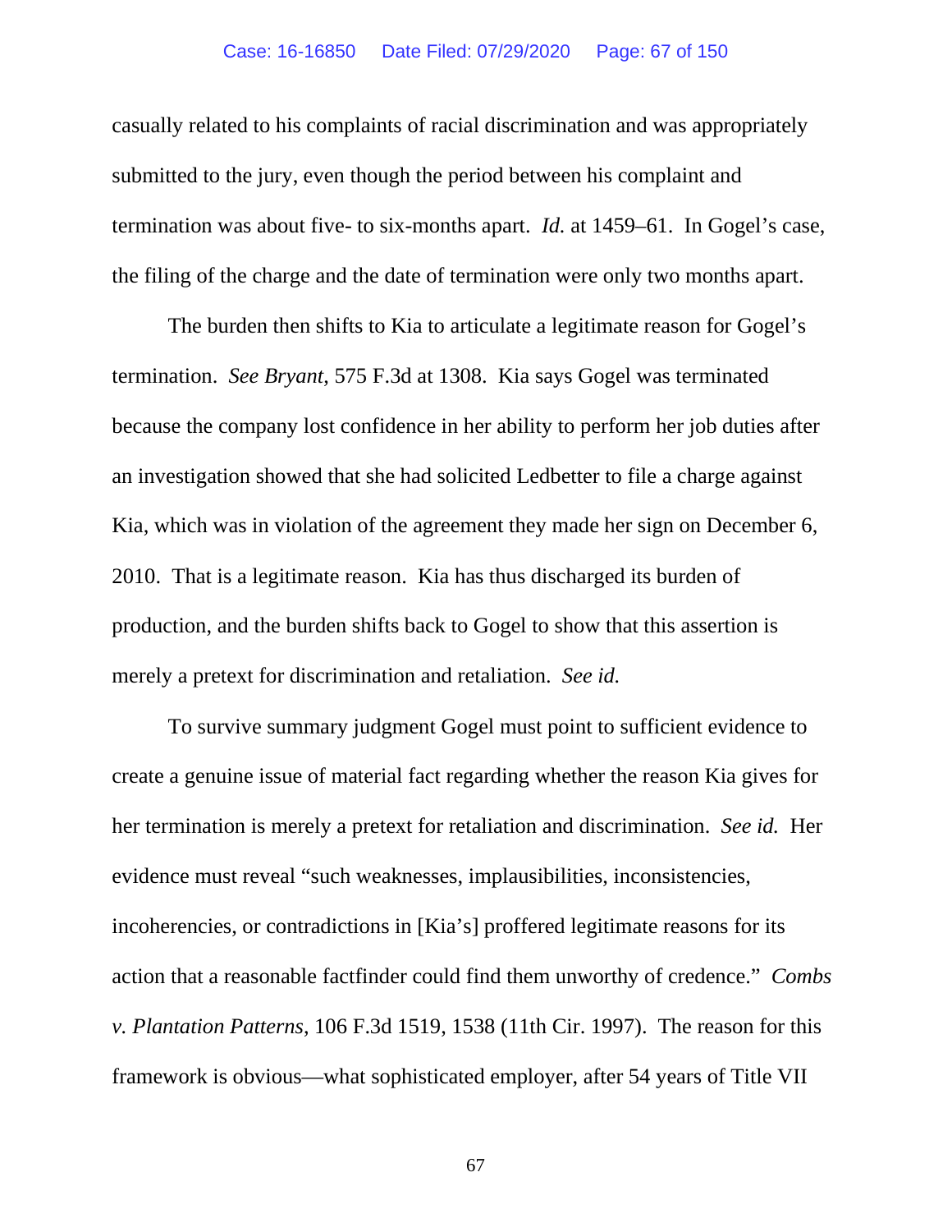casually related to his complaints of racial discrimination and was appropriately submitted to the jury, even though the period between his complaint and termination was about five- to six-months apart. *Id.* at 1459–61. In Gogel's case, the filing of the charge and the date of termination were only two months apart.

The burden then shifts to Kia to articulate a legitimate reason for Gogel's termination. *See Bryant*, 575 F.3d at 1308. Kia says Gogel was terminated because the company lost confidence in her ability to perform her job duties after an investigation showed that she had solicited Ledbetter to file a charge against Kia, which was in violation of the agreement they made her sign on December 6, 2010. That is a legitimate reason. Kia has thus discharged its burden of production, and the burden shifts back to Gogel to show that this assertion is merely a pretext for discrimination and retaliation. *See id.*

To survive summary judgment Gogel must point to sufficient evidence to create a genuine issue of material fact regarding whether the reason Kia gives for her termination is merely a pretext for retaliation and discrimination. *See id.* Her evidence must reveal "such weaknesses, implausibilities, inconsistencies, incoherencies, or contradictions in [Kia's] proffered legitimate reasons for its action that a reasonable factfinder could find them unworthy of credence." *Combs v. Plantation Patterns*, 106 F.3d 1519, 1538 (11th Cir. 1997). The reason for this framework is obvious—what sophisticated employer, after 54 years of Title VII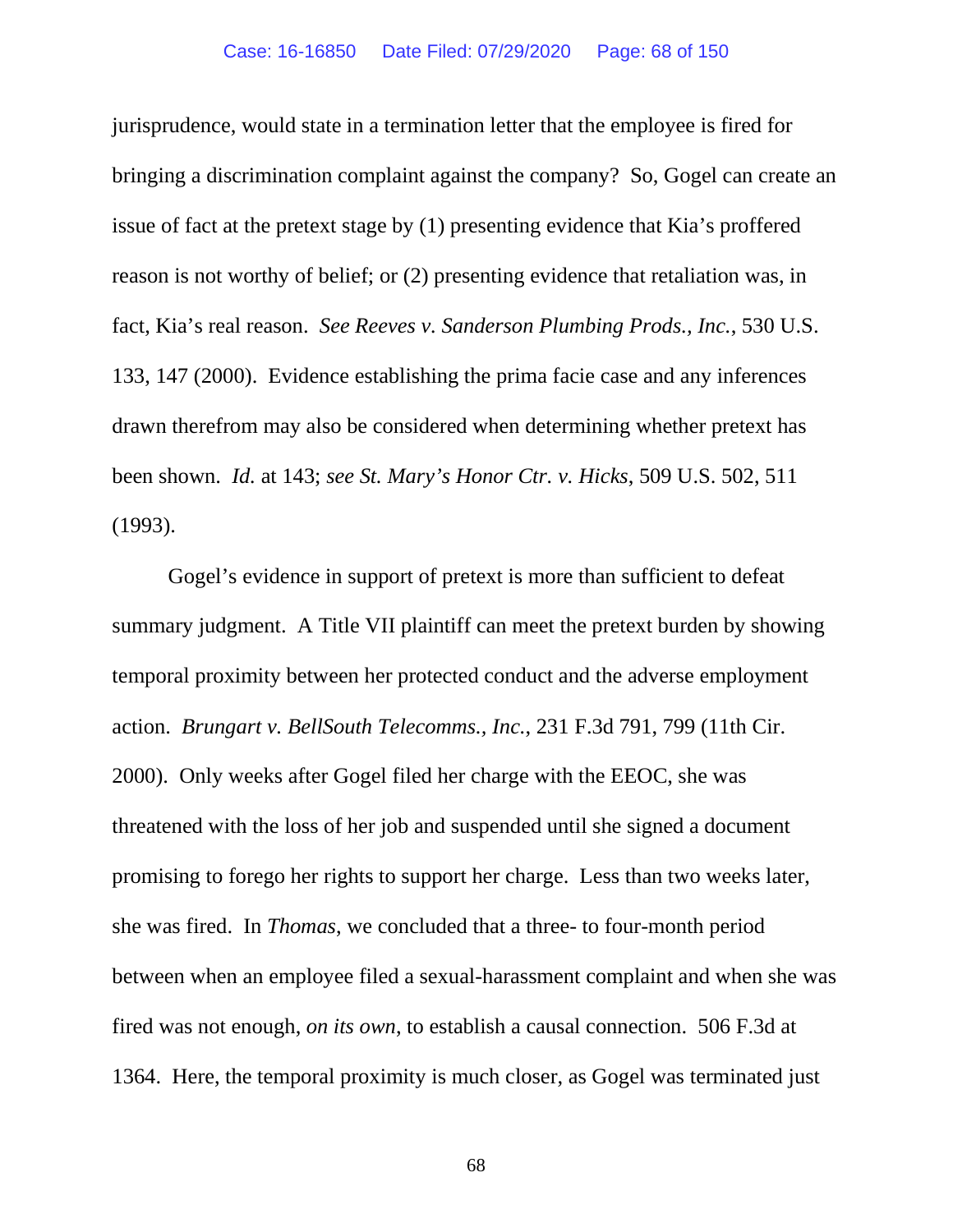jurisprudence, would state in a termination letter that the employee is fired for bringing a discrimination complaint against the company? So, Gogel can create an issue of fact at the pretext stage by (1) presenting evidence that Kia's proffered reason is not worthy of belief; or (2) presenting evidence that retaliation was, in fact, Kia's real reason. *See Reeves v. Sanderson Plumbing Prods., Inc.*, 530 U.S. 133, 147 (2000). Evidence establishing the prima facie case and any inferences drawn therefrom may also be considered when determining whether pretext has been shown. *Id.* at 143; *see St. Mary's Honor Ctr. v. Hicks*, 509 U.S. 502, 511 (1993).

Gogel's evidence in support of pretext is more than sufficient to defeat summary judgment. A Title VII plaintiff can meet the pretext burden by showing temporal proximity between her protected conduct and the adverse employment action. *Brungart v. BellSouth Telecomms., Inc.*, 231 F.3d 791, 799 (11th Cir. 2000). Only weeks after Gogel filed her charge with the EEOC, she was threatened with the loss of her job and suspended until she signed a document promising to forego her rights to support her charge. Less than two weeks later, she was fired. In *Thomas*, we concluded that a three- to four-month period between when an employee filed a sexual-harassment complaint and when she was fired was not enough, *on its own*, to establish a causal connection. 506 F.3d at 1364. Here, the temporal proximity is much closer, as Gogel was terminated just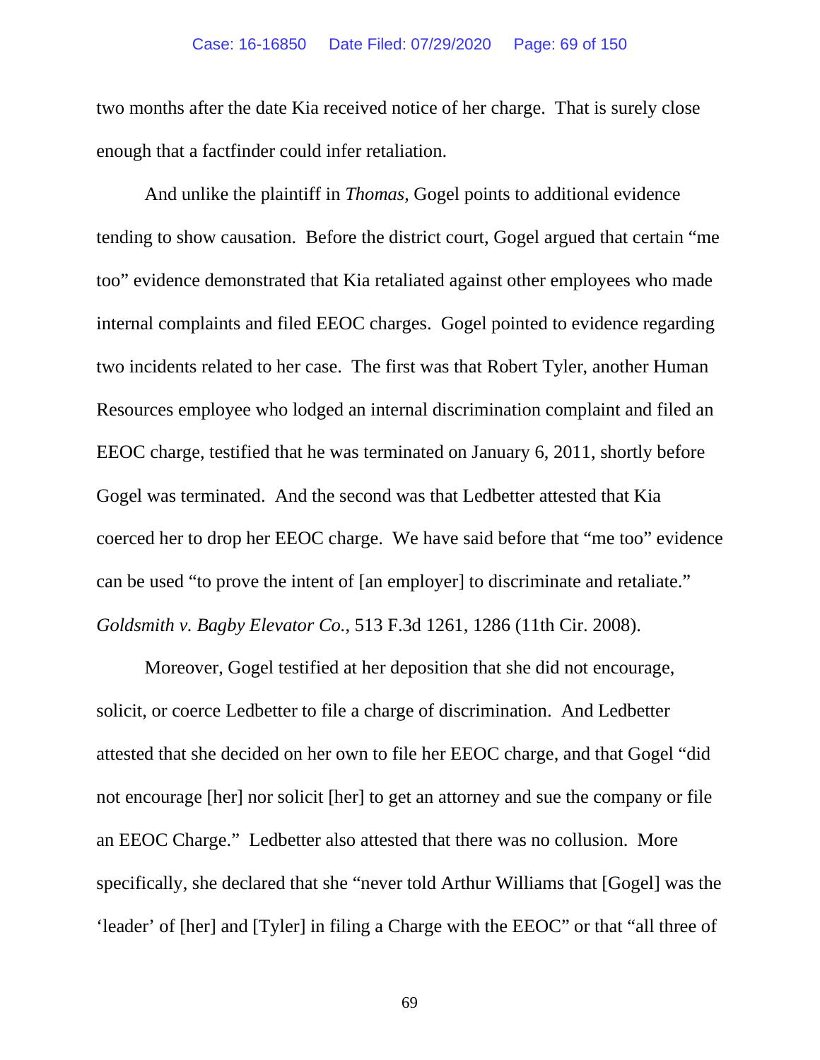two months after the date Kia received notice of her charge. That is surely close enough that a factfinder could infer retaliation.

And unlike the plaintiff in *Thomas*, Gogel points to additional evidence tending to show causation. Before the district court, Gogel argued that certain "me too" evidence demonstrated that Kia retaliated against other employees who made internal complaints and filed EEOC charges. Gogel pointed to evidence regarding two incidents related to her case. The first was that Robert Tyler, another Human Resources employee who lodged an internal discrimination complaint and filed an EEOC charge, testified that he was terminated on January 6, 2011, shortly before Gogel was terminated. And the second was that Ledbetter attested that Kia coerced her to drop her EEOC charge. We have said before that "me too" evidence can be used "to prove the intent of [an employer] to discriminate and retaliate." *Goldsmith v. Bagby Elevator Co.*, 513 F.3d 1261, 1286 (11th Cir. 2008).

Moreover, Gogel testified at her deposition that she did not encourage, solicit, or coerce Ledbetter to file a charge of discrimination. And Ledbetter attested that she decided on her own to file her EEOC charge, and that Gogel "did not encourage [her] nor solicit [her] to get an attorney and sue the company or file an EEOC Charge." Ledbetter also attested that there was no collusion. More specifically, she declared that she "never told Arthur Williams that [Gogel] was the 'leader' of [her] and [Tyler] in filing a Charge with the EEOC" or that "all three of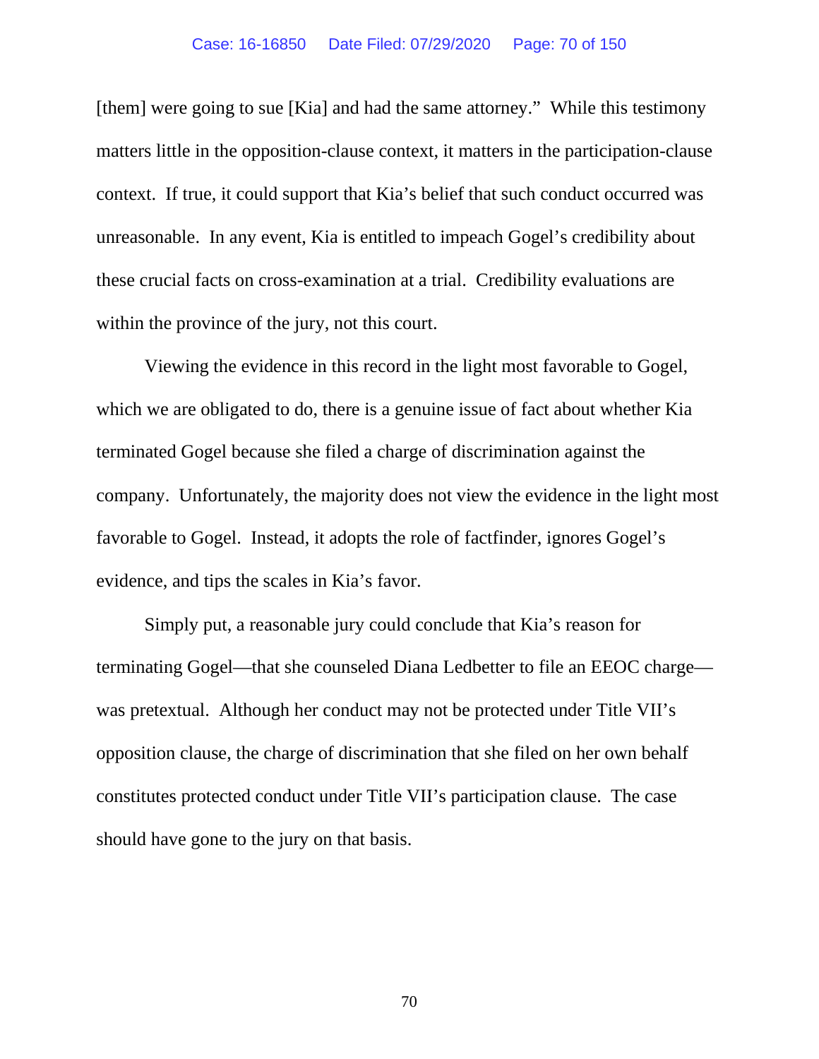[them] were going to sue [Kia] and had the same attorney." While this testimony matters little in the opposition-clause context, it matters in the participation-clause context. If true, it could support that Kia's belief that such conduct occurred was unreasonable. In any event, Kia is entitled to impeach Gogel's credibility about these crucial facts on cross-examination at a trial. Credibility evaluations are within the province of the jury, not this court.

Viewing the evidence in this record in the light most favorable to Gogel, which we are obligated to do, there is a genuine issue of fact about whether Kia terminated Gogel because she filed a charge of discrimination against the company. Unfortunately, the majority does not view the evidence in the light most favorable to Gogel. Instead, it adopts the role of factfinder, ignores Gogel's evidence, and tips the scales in Kia's favor.

Simply put, a reasonable jury could conclude that Kia's reason for terminating Gogel—that she counseled Diana Ledbetter to file an EEOC charge—was pretextual. Although her conduct may not be protected under Title VII's opposition clause, the charge of discrimination that she filed on her own behalf constitutes protected conduct under Title VII's participation clause. The case should have gone to the jury on that basis.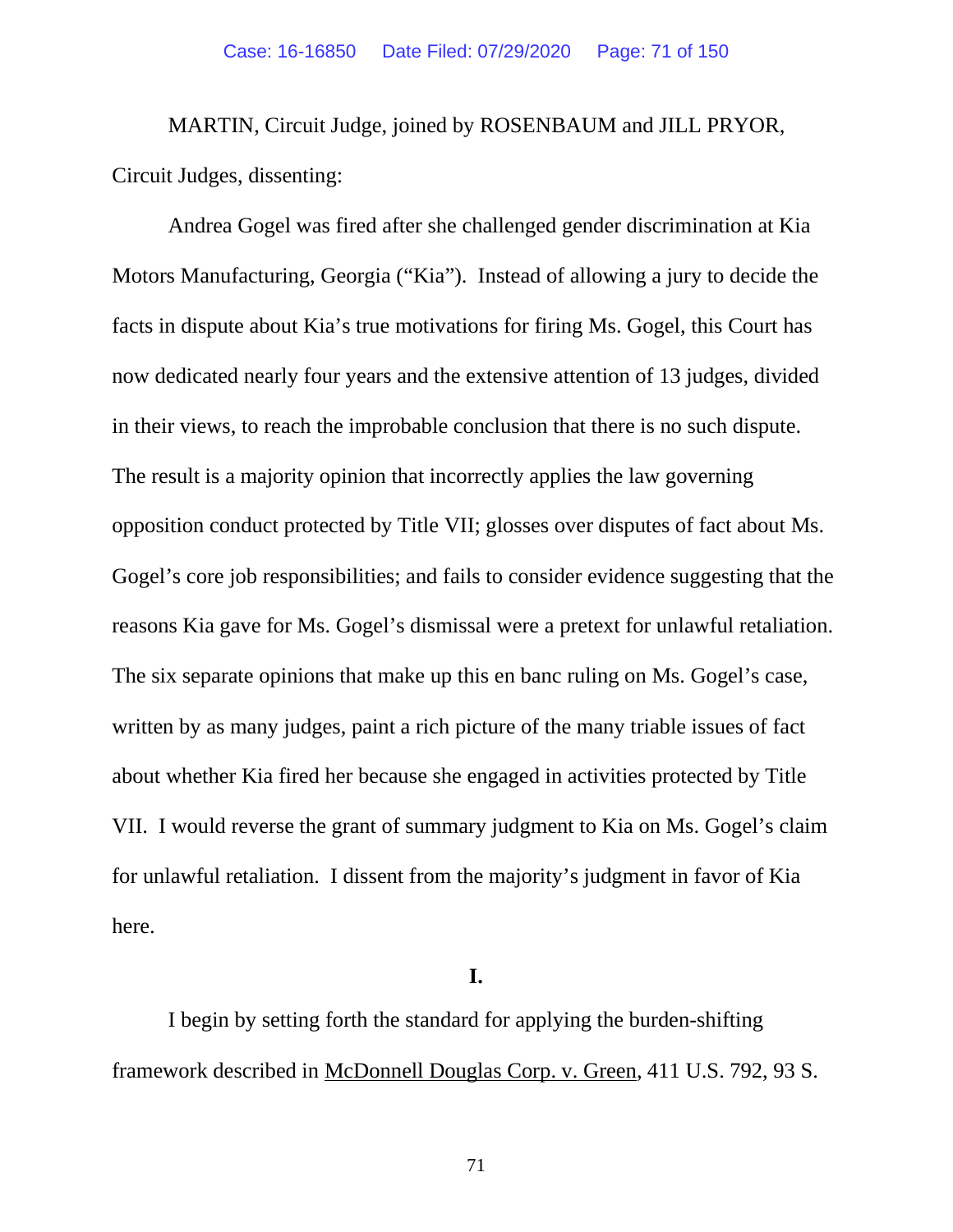MARTIN, Circuit Judge, joined by ROSENBAUM and JILL PRYOR, Circuit Judges, dissenting:

Andrea Gogel was fired after she challenged gender discrimination at Kia Motors Manufacturing, Georgia ("Kia"). Instead of allowing a jury to decide the facts in dispute about Kia's true motivations for firing Ms. Gogel, this Court has now dedicated nearly four years and the extensive attention of 13 judges, divided in their views, to reach the improbable conclusion that there is no such dispute. The result is a majority opinion that incorrectly applies the law governing opposition conduct protected by Title VII; glosses over disputes of fact about Ms. Gogel's core job responsibilities; and fails to consider evidence suggesting that the reasons Kia gave for Ms. Gogel's dismissal were a pretext for unlawful retaliation. The six separate opinions that make up this en banc ruling on Ms. Gogel's case, written by as many judges, paint a rich picture of the many triable issues of fact about whether Kia fired her because she engaged in activities protected by Title VII. I would reverse the grant of summary judgment to Kia on Ms. Gogel's claim for unlawful retaliation. I dissent from the majority's judgment in favor of Kia here.

**I.**

I begin by setting forth the standard for applying the burden-shifting framework described in McDonnell Douglas Corp. v. Green, 411 U.S. 792, 93 S.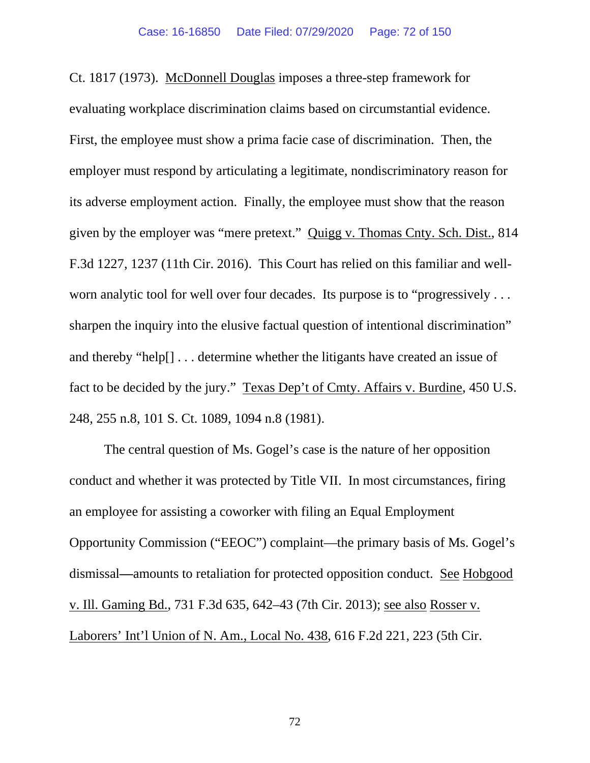Ct. 1817 (1973). McDonnell Douglas imposes a three-step framework for evaluating workplace discrimination claims based on circumstantial evidence. First, the employee must show a prima facie case of discrimination. Then, the employer must respond by articulating a legitimate, nondiscriminatory reason for its adverse employment action. Finally, the employee must show that the reason given by the employer was "mere pretext." Quigg v. Thomas Cnty. Sch. Dist., 814 F.3d 1227, 1237 (11th Cir. 2016). This Court has relied on this familiar and well-worn analytic tool for well over four decades. Its purpose is to "progressively . . . sharpen the inquiry into the elusive factual question of intentional discrimination" and thereby "help[] . . . determine whether the litigants have created an issue of fact to be decided by the jury." Texas Dep't of Cmty. Affairs v. Burdine, 450 U.S. 248, 255 n.8, 101 S. Ct. 1089, 1094 n.8 (1981).

The central question of Ms. Gogel's case is the nature of her opposition conduct and whether it was protected by Title VII. In most circumstances, firing an employee for assisting a coworker with filing an Equal Employment Opportunity Commission ("EEOC") complaint—the primary basis of Ms. Gogel's dismissal—amounts to retaliation for protected opposition conduct. See Hobgood v. Ill. Gaming Bd., 731 F.3d 635, 642–43 (7th Cir. 2013); see also Rosser v. Laborers' Int'l Union of N. Am., Local No. 438, 616 F.2d 221, 223 (5th Cir.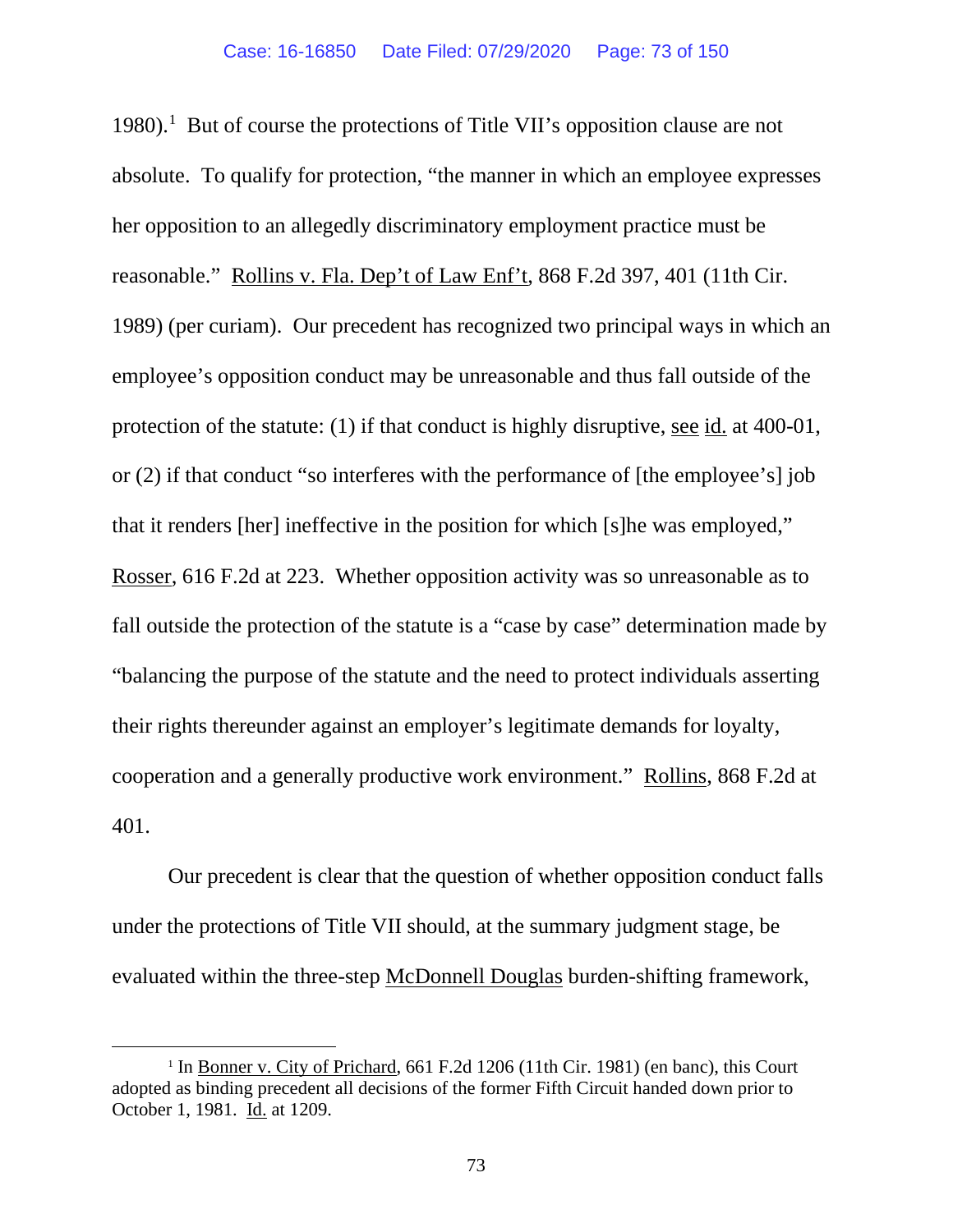1980).[1] But of course the protections of Title VII's opposition clause are not absolute. To qualify for protection, "the manner in which an employee expresses her opposition to an allegedly discriminatory employment practice must be reasonable." Rollins v. Fla. Dep't of Law Enf't, 868 F.2d 397, 401 (11th Cir. 1989) (per curiam). Our precedent has recognized two principal ways in which an employee's opposition conduct may be unreasonable and thus fall outside of the protection of the statute: (1) if that conduct is highly disruptive, see id. at 400-01, or (2) if that conduct "so interferes with the performance of [the employee's] job that it renders [her] ineffective in the position for which [s]he was employed," Rosser, 616 F.2d at 223. Whether opposition activity was so unreasonable as to fall outside the protection of the statute is a "case by case" determination made by "balancing the purpose of the statute and the need to protect individuals asserting their rights thereunder against an employer's legitimate demands for loyalty, cooperation and a generally productive work environment." Rollins, 868 F.2d at 401.

Our precedent is clear that the question of whether opposition conduct falls under the protections of Title VII should, at the summary judgment stage, be evaluated within the three-step McDonnell Douglas burden-shifting framework,

---

[1] In Bonner v. City of Prichard, 661 F.2d 1206 (11th Cir. 1981) (en banc), this Court adopted as binding precedent all decisions of the former Fifth Circuit handed down prior to October 1, 1981. Id. at 1209.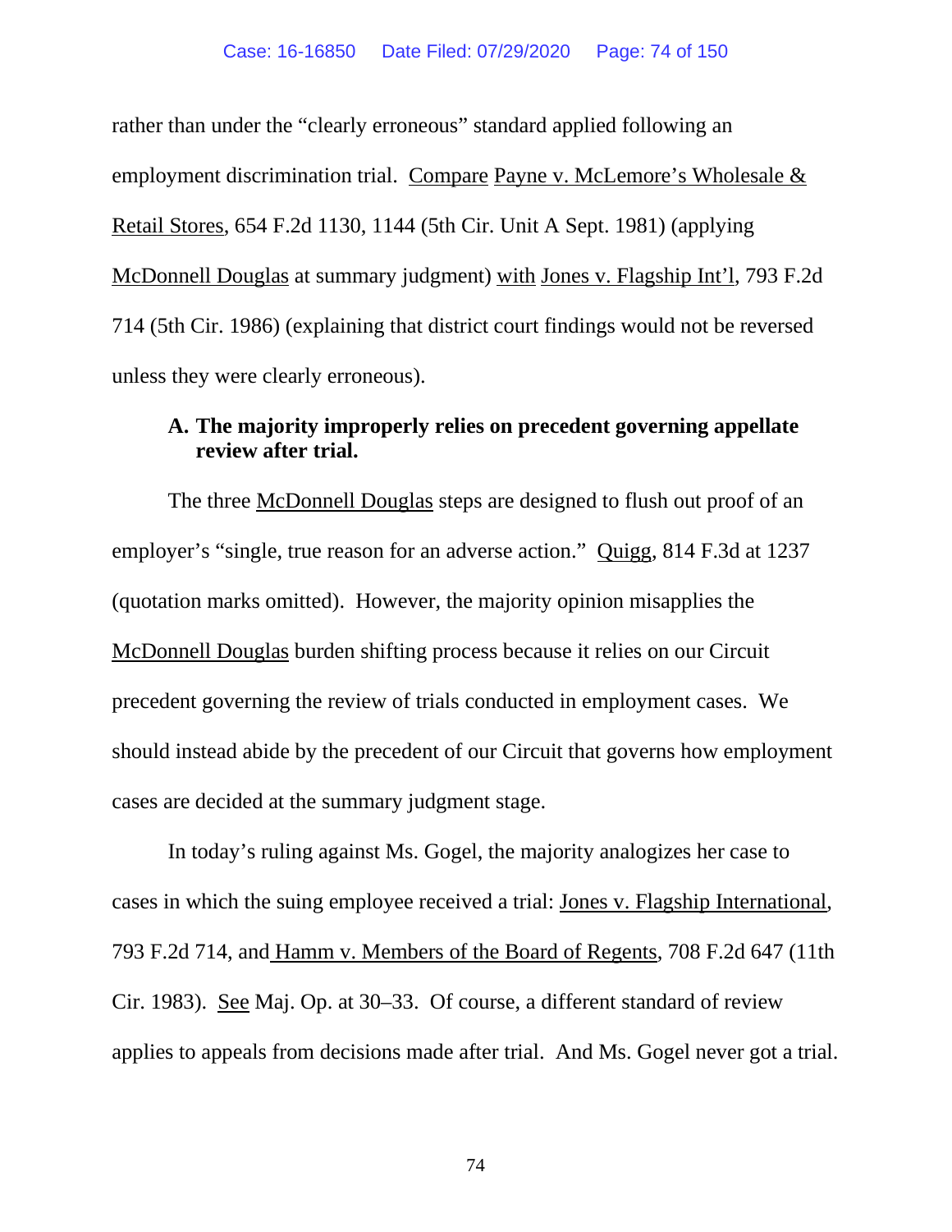rather than under the "clearly erroneous" standard applied following an employment discrimination trial. Compare Payne v. McLemore's Wholesale & Retail Stores, 654 F.2d 1130, 1144 (5th Cir. Unit A Sept. 1981) (applying McDonnell Douglas at summary judgment) with Jones v. Flagship Int'l, 793 F.2d 714 (5th Cir. 1986) (explaining that district court findings would not be reversed unless they were clearly erroneous).

**A. The majority improperly relies on precedent governing appellate review after trial.**

The three McDonnell Douglas steps are designed to flush out proof of an employer's "single, true reason for an adverse action." Quigg, 814 F.3d at 1237 (quotation marks omitted). However, the majority opinion misapplies the McDonnell Douglas burden shifting process because it relies on our Circuit precedent governing the review of trials conducted in employment cases. We should instead abide by the precedent of our Circuit that governs how employment cases are decided at the summary judgment stage.

In today's ruling against Ms. Gogel, the majority analogizes her case to cases in which the suing employee received a trial: Jones v. Flagship International, 793 F.2d 714, and Hamm v. Members of the Board of Regents, 708 F.2d 647 (11th Cir. 1983). See Maj. Op. at 30–33. Of course, a different standard of review applies to appeals from decisions made after trial. And Ms. Gogel never got a trial.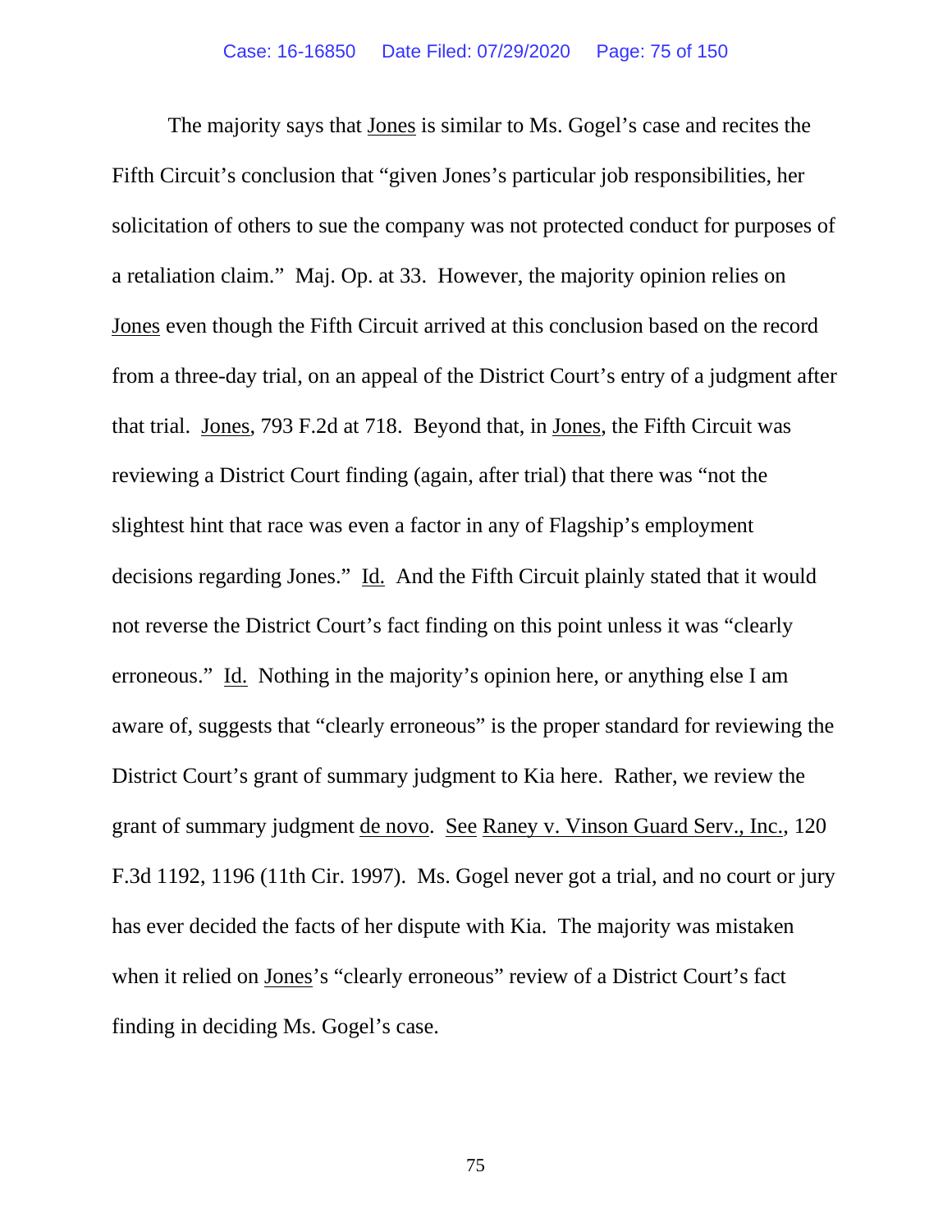The majority says that Jones is similar to Ms. Gogel's case and recites the Fifth Circuit's conclusion that "given Jones's particular job responsibilities, her solicitation of others to sue the company was not protected conduct for purposes of a retaliation claim." Maj. Op. at 33. However, the majority opinion relies on Jones even though the Fifth Circuit arrived at this conclusion based on the record from a three-day trial, on an appeal of the District Court's entry of a judgment after that trial. Jones, 793 F.2d at 718. Beyond that, in Jones, the Fifth Circuit was reviewing a District Court finding (again, after trial) that there was "not the slightest hint that race was even a factor in any of Flagship's employment decisions regarding Jones." Id. And the Fifth Circuit plainly stated that it would not reverse the District Court's fact finding on this point unless it was "clearly erroneous." Id. Nothing in the majority's opinion here, or anything else I am aware of, suggests that "clearly erroneous" is the proper standard for reviewing the District Court's grant of summary judgment to Kia here. Rather, we review the grant of summary judgment de novo. See Raney v. Vinson Guard Serv., Inc., 120 F.3d 1192, 1196 (11th Cir. 1997). Ms. Gogel never got a trial, and no court or jury has ever decided the facts of her dispute with Kia. The majority was mistaken when it relied on Jones's "clearly erroneous" review of a District Court's fact finding in deciding Ms. Gogel's case.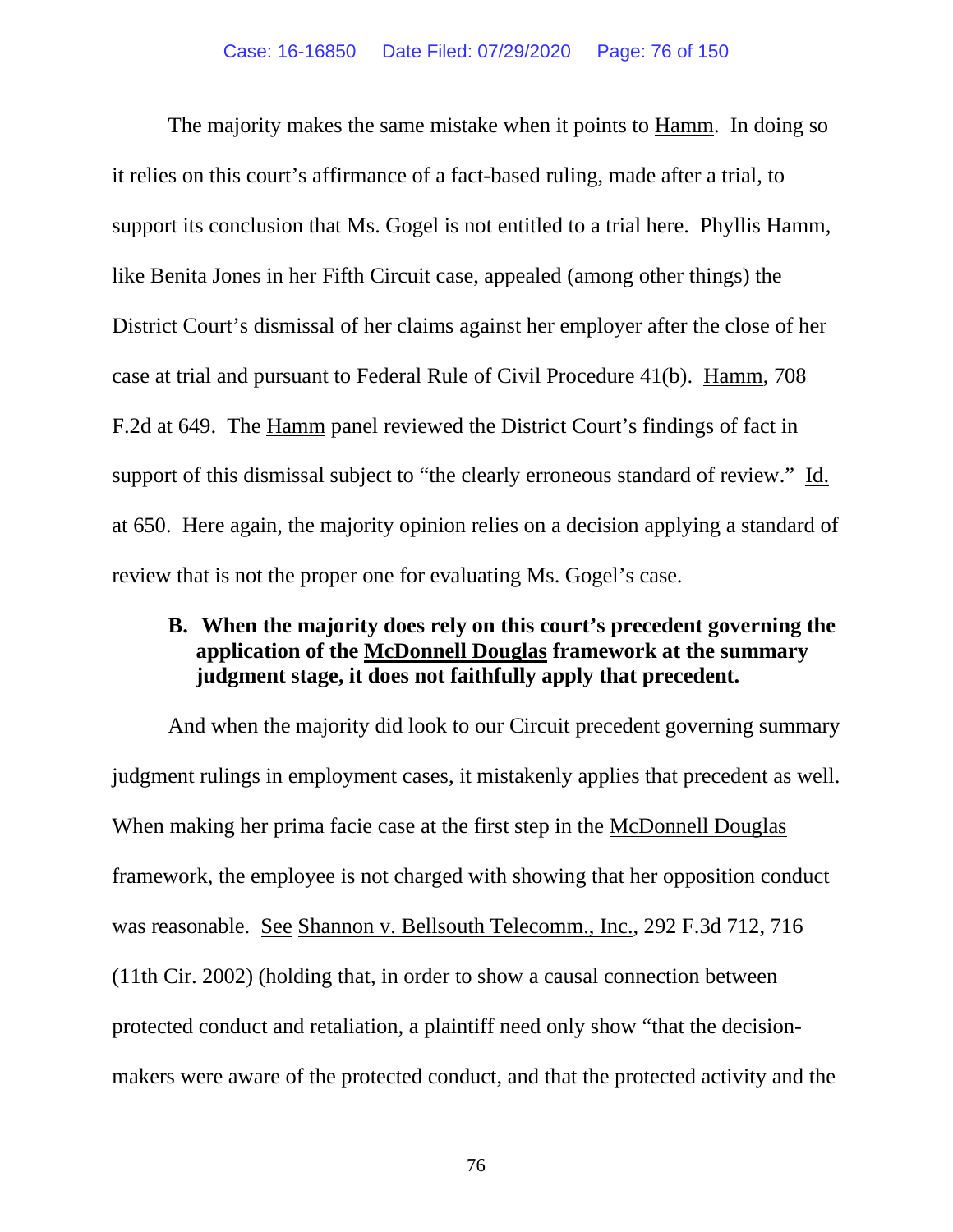The majority makes the same mistake when it points to Hamm. In doing so it relies on this court's affirmance of a fact-based ruling, made after a trial, to support its conclusion that Ms. Gogel is not entitled to a trial here. Phyllis Hamm, like Benita Jones in her Fifth Circuit case, appealed (among other things) the District Court's dismissal of her claims against her employer after the close of her case at trial and pursuant to Federal Rule of Civil Procedure 41(b). Hamm, 708 F.2d at 649. The Hamm panel reviewed the District Court's findings of fact in support of this dismissal subject to "the clearly erroneous standard of review." Id. at 650. Here again, the majority opinion relies on a decision applying a standard of review that is not the proper one for evaluating Ms. Gogel's case.

**B. When the majority does rely on this court's precedent governing the application of the McDonnell Douglas framework at the summary judgment stage, it does not faithfully apply that precedent.**

And when the majority did look to our Circuit precedent governing summary judgment rulings in employment cases, it mistakenly applies that precedent as well. When making her prima facie case at the first step in the McDonnell Douglas framework, the employee is not charged with showing that her opposition conduct was reasonable. See Shannon v. Bellsouth Telecomm., Inc., 292 F.3d 712, 716 (11th Cir. 2002) (holding that, in order to show a causal connection between protected conduct and retaliation, a plaintiff need only show "that the decision-makers were aware of the protected conduct, and that the protected activity and the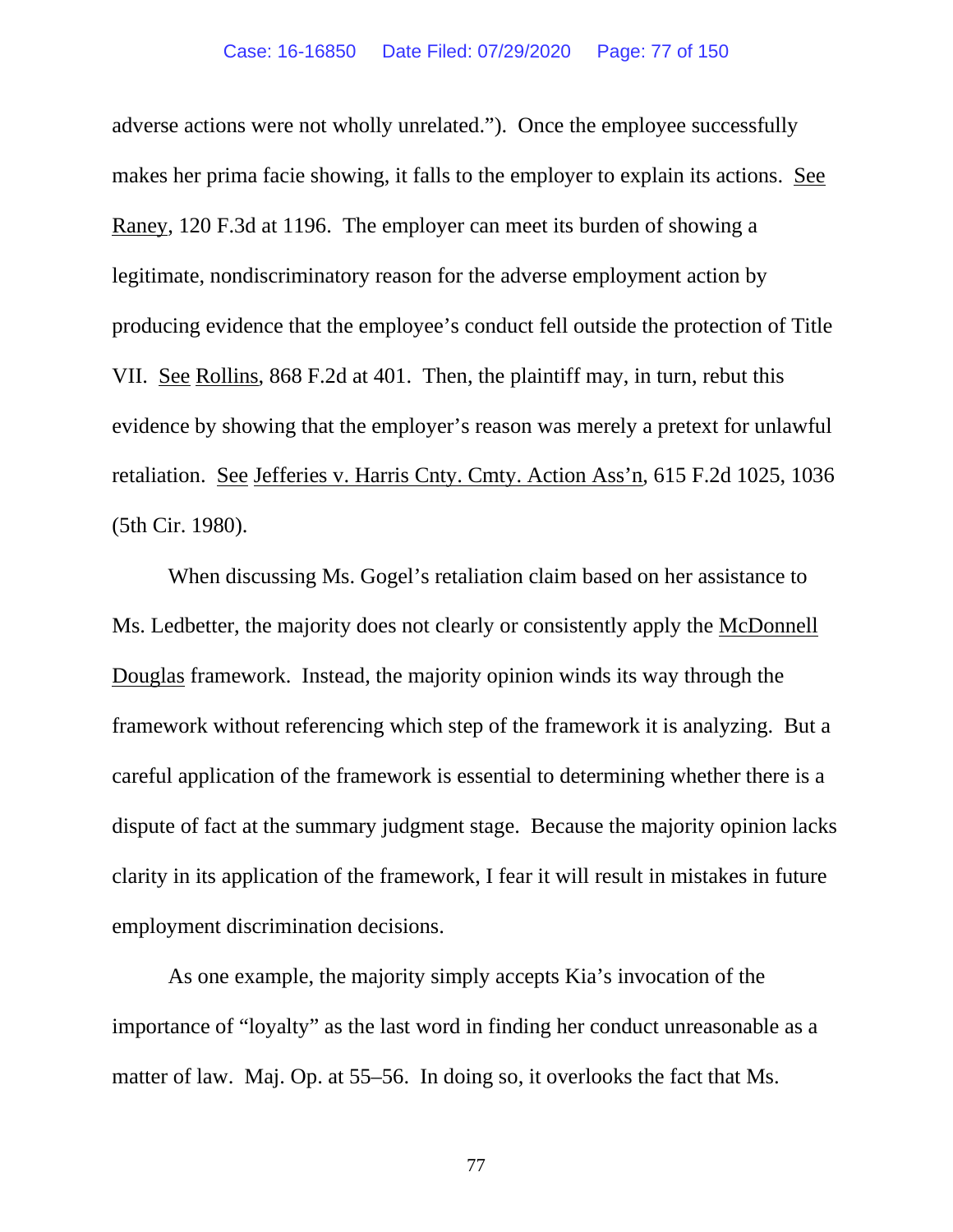adverse actions were not wholly unrelated."). Once the employee successfully makes her prima facie showing, it falls to the employer to explain its actions. See Raney, 120 F.3d at 1196. The employer can meet its burden of showing a legitimate, nondiscriminatory reason for the adverse employment action by producing evidence that the employee's conduct fell outside the protection of Title VII. See Rollins, 868 F.2d at 401. Then, the plaintiff may, in turn, rebut this evidence by showing that the employer's reason was merely a pretext for unlawful retaliation. See Jefferies v. Harris Cnty. Cmty. Action Ass'n, 615 F.2d 1025, 1036 (5th Cir. 1980).

When discussing Ms. Gogel's retaliation claim based on her assistance to Ms. Ledbetter, the majority does not clearly or consistently apply the McDonnell Douglas framework. Instead, the majority opinion winds its way through the framework without referencing which step of the framework it is analyzing. But a careful application of the framework is essential to determining whether there is a dispute of fact at the summary judgment stage. Because the majority opinion lacks clarity in its application of the framework, I fear it will result in mistakes in future employment discrimination decisions.

As one example, the majority simply accepts Kia's invocation of the importance of "loyalty" as the last word in finding her conduct unreasonable as a matter of law. Maj. Op. at 55–56. In doing so, it overlooks the fact that Ms.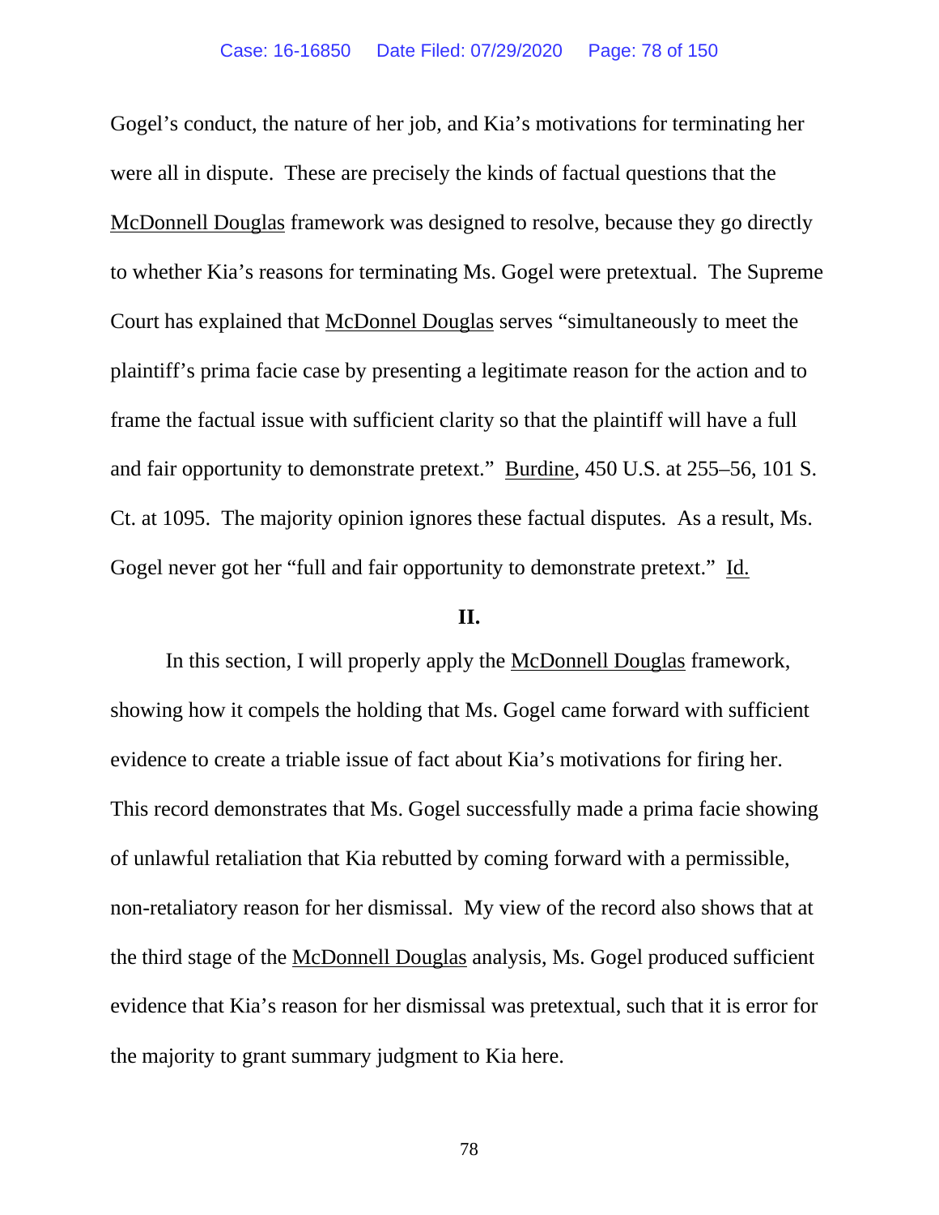Gogel's conduct, the nature of her job, and Kia's motivations for terminating her were all in dispute. These are precisely the kinds of factual questions that the McDonnell Douglas framework was designed to resolve, because they go directly to whether Kia's reasons for terminating Ms. Gogel were pretextual. The Supreme Court has explained that McDonnel Douglas serves "simultaneously to meet the plaintiff's prima facie case by presenting a legitimate reason for the action and to frame the factual issue with sufficient clarity so that the plaintiff will have a full and fair opportunity to demonstrate pretext." Burdine, 450 U.S. at 255–56, 101 S. Ct. at 1095. The majority opinion ignores these factual disputes. As a result, Ms. Gogel never got her "full and fair opportunity to demonstrate pretext." Id.

## II.

In this section, I will properly apply the McDonnell Douglas framework, showing how it compels the holding that Ms. Gogel came forward with sufficient evidence to create a triable issue of fact about Kia's motivations for firing her. This record demonstrates that Ms. Gogel successfully made a prima facie showing of unlawful retaliation that Kia rebutted by coming forward with a permissible, non-retaliatory reason for her dismissal. My view of the record also shows that at the third stage of the McDonnell Douglas analysis, Ms. Gogel produced sufficient evidence that Kia's reason for her dismissal was pretextual, such that it is error for the majority to grant summary judgment to Kia here.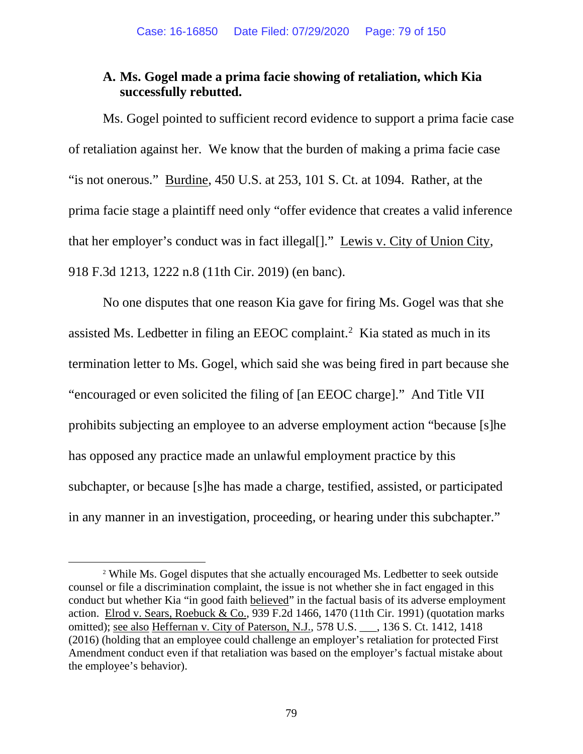### A. Ms. Gogel made a prima facie showing of retaliation, which Kia successfully rebutted.

Ms. Gogel pointed to sufficient record evidence to support a prima facie case of retaliation against her. We know that the burden of making a prima facie case "is not onerous." Burdine, 450 U.S. at 253, 101 S. Ct. at 1094. Rather, at the prima facie stage a plaintiff need only "offer evidence that creates a valid inference that her employer's conduct was in fact illegal[]." Lewis v. City of Union City, 918 F.3d 1213, 1222 n.8 (11th Cir. 2019) (en banc).

No one disputes that one reason Kia gave for firing Ms. Gogel was that she assisted Ms. Ledbetter in filing an EEOC complaint.[2] Kia stated as much in its termination letter to Ms. Gogel, which said she was being fired in part because she "encouraged or even solicited the filing of [an EEOC charge]." And Title VII prohibits subjecting an employee to an adverse employment action "because [s]he has opposed any practice made an unlawful employment practice by this subchapter, or because [s]he has made a charge, testified, assisted, or participated in any manner in an investigation, proceeding, or hearing under this subchapter."

[2] While Ms. Gogel disputes that she actually encouraged Ms. Ledbetter to seek outside counsel or file a discrimination complaint, the issue is not whether she in fact engaged in this conduct but whether Kia "in good faith believed" in the factual basis of its adverse employment action. Elrod v. Sears, Roebuck & Co., 939 F.2d 1466, 1470 (11th Cir. 1991) (quotation marks omitted); see also Heffernan v. City of Paterson, N.J., 578 U.S. ___, 136 S. Ct. 1412, 1418 (2016) (holding that an employee could challenge an employer's retaliation for protected First Amendment conduct even if that retaliation was based on the employer's factual mistake about the employee's behavior).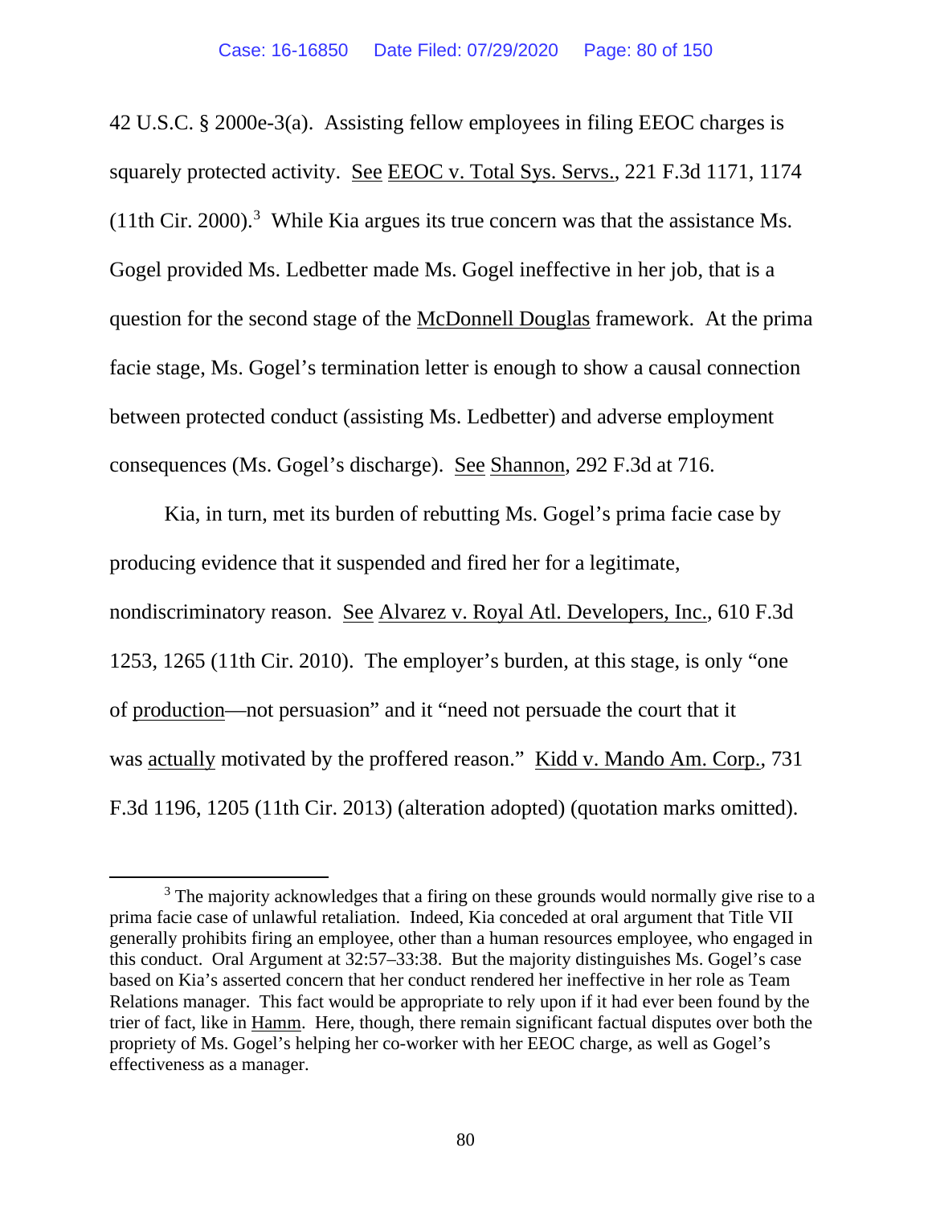42 U.S.C. § 2000e-3(a). Assisting fellow employees in filing EEOC charges is squarely protected activity. See EEOC v. Total Sys. Servs., 221 F.3d 1171, 1174 (11th Cir. 2000).[3] While Kia argues its true concern was that the assistance Ms. Gogel provided Ms. Ledbetter made Ms. Gogel ineffective in her job, that is a question for the second stage of the McDonnell Douglas framework. At the prima facie stage, Ms. Gogel's termination letter is enough to show a causal connection between protected conduct (assisting Ms. Ledbetter) and adverse employment consequences (Ms. Gogel's discharge). See Shannon, 292 F.3d at 716.

Kia, in turn, met its burden of rebutting Ms. Gogel's prima facie case by producing evidence that it suspended and fired her for a legitimate, nondiscriminatory reason. See Alvarez v. Royal Atl. Developers, Inc., 610 F.3d 1253, 1265 (11th Cir. 2010). The employer's burden, at this stage, is only "one of production—not persuasion" and it "need not persuade the court that it was actually motivated by the proffered reason." Kidd v. Mando Am. Corp., 731 F.3d 1196, 1205 (11th Cir. 2013) (alteration adopted) (quotation marks omitted).

[3] The majority acknowledges that a firing on these grounds would normally give rise to a prima facie case of unlawful retaliation. Indeed, Kia conceded at oral argument that Title VII generally prohibits firing an employee, other than a human resources employee, who engaged in this conduct. Oral Argument at 32:57–33:38. But the majority distinguishes Ms. Gogel's case based on Kia's asserted concern that her conduct rendered her ineffective in her role as Team Relations manager. This fact would be appropriate to rely upon if it had ever been found by the trier of fact, like in Hamm. Here, though, there remain significant factual disputes over both the propriety of Ms. Gogel's helping her co-worker with her EEOC charge, as well as Gogel's effectiveness as a manager.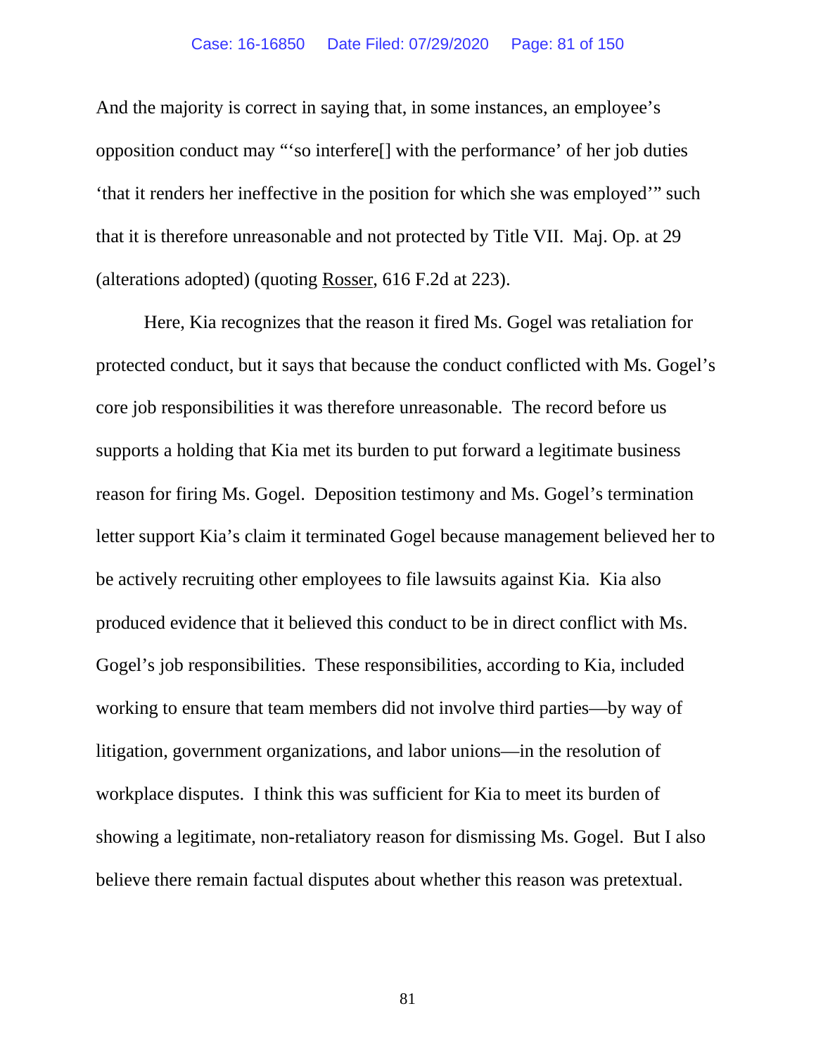And the majority is correct in saying that, in some instances, an employee's opposition conduct may "'so interfere[] with the performance' of her job duties 'that it renders her ineffective in the position for which she was employed'" such that it is therefore unreasonable and not protected by Title VII. Maj. Op. at 29 (alterations adopted) (quoting Rosser, 616 F.2d at 223).

Here, Kia recognizes that the reason it fired Ms. Gogel was retaliation for protected conduct, but it says that because the conduct conflicted with Ms. Gogel's core job responsibilities it was therefore unreasonable. The record before us supports a holding that Kia met its burden to put forward a legitimate business reason for firing Ms. Gogel. Deposition testimony and Ms. Gogel's termination letter support Kia's claim it terminated Gogel because management believed her to be actively recruiting other employees to file lawsuits against Kia. Kia also produced evidence that it believed this conduct to be in direct conflict with Ms. Gogel's job responsibilities. These responsibilities, according to Kia, included working to ensure that team members did not involve third parties—by way of litigation, government organizations, and labor unions—in the resolution of workplace disputes. I think this was sufficient for Kia to meet its burden of showing a legitimate, non-retaliatory reason for dismissing Ms. Gogel. But I also believe there remain factual disputes about whether this reason was pretextual.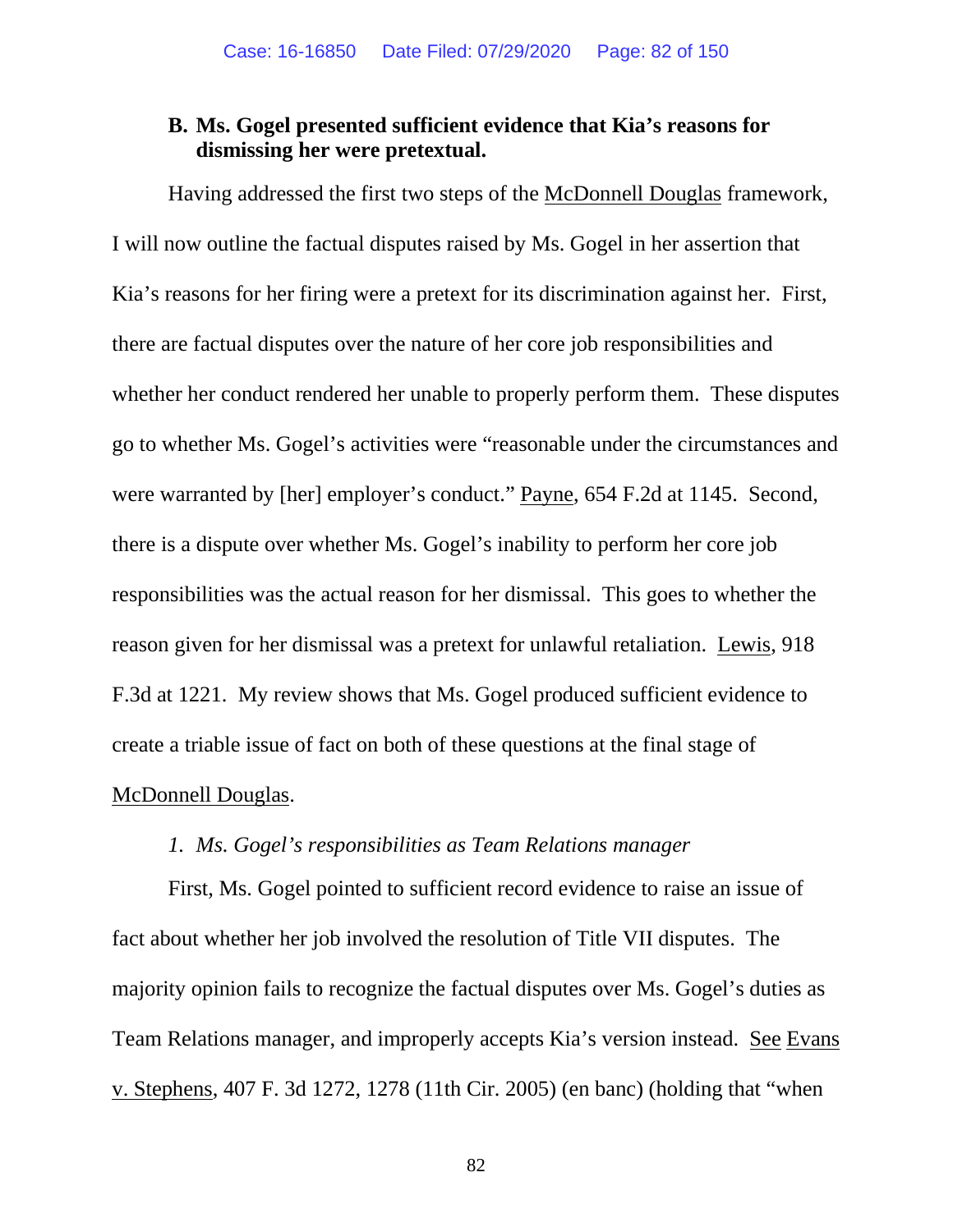### B. Ms. Gogel presented sufficient evidence that Kia's reasons for dismissing her were pretextual.

Having addressed the first two steps of the McDonnell Douglas framework, I will now outline the factual disputes raised by Ms. Gogel in her assertion that Kia's reasons for her firing were a pretext for its discrimination against her. First, there are factual disputes over the nature of her core job responsibilities and whether her conduct rendered her unable to properly perform them. These disputes go to whether Ms. Gogel's activities were "reasonable under the circumstances and were warranted by [her] employer's conduct." Payne, 654 F.2d at 1145. Second, there is a dispute over whether Ms. Gogel's inability to perform her core job responsibilities was the actual reason for her dismissal. This goes to whether the reason given for her dismissal was a pretext for unlawful retaliation. Lewis, 918 F.3d at 1221. My review shows that Ms. Gogel produced sufficient evidence to create a triable issue of fact on both of these questions at the final stage of McDonnell Douglas.

*1. Ms. Gogel's responsibilities as Team Relations manager*

First, Ms. Gogel pointed to sufficient record evidence to raise an issue of fact about whether her job involved the resolution of Title VII disputes. The majority opinion fails to recognize the factual disputes over Ms. Gogel's duties as Team Relations manager, and improperly accepts Kia's version instead. See Evans v. Stephens, 407 F. 3d 1272, 1278 (11th Cir. 2005) (en banc) (holding that "when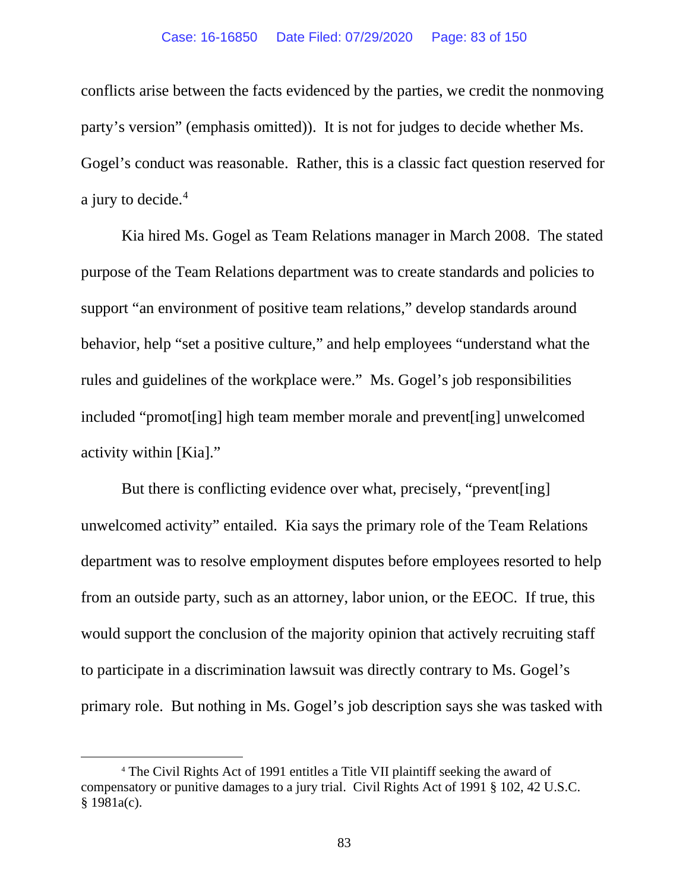conflicts arise between the facts evidenced by the parties, we credit the nonmoving party's version" (emphasis omitted)). It is not for judges to decide whether Ms. Gogel's conduct was reasonable. Rather, this is a classic fact question reserved for a jury to decide.[4]

Kia hired Ms. Gogel as Team Relations manager in March 2008. The stated purpose of the Team Relations department was to create standards and policies to support "an environment of positive team relations," develop standards around behavior, help "set a positive culture," and help employees "understand what the rules and guidelines of the workplace were." Ms. Gogel's job responsibilities included "promot[ing] high team member morale and prevent[ing] unwelcomed activity within [Kia]."

But there is conflicting evidence over what, precisely, "prevent[ing] unwelcomed activity" entailed. Kia says the primary role of the Team Relations department was to resolve employment disputes before employees resorted to help from an outside party, such as an attorney, labor union, or the EEOC. If true, this would support the conclusion of the majority opinion that actively recruiting staff to participate in a discrimination lawsuit was directly contrary to Ms. Gogel's primary role. But nothing in Ms. Gogel's job description says she was tasked with

---

[4] The Civil Rights Act of 1991 entitles a Title VII plaintiff seeking the award of compensatory or punitive damages to a jury trial. Civil Rights Act of 1991 § 102, 42 U.S.C. § 1981a(c).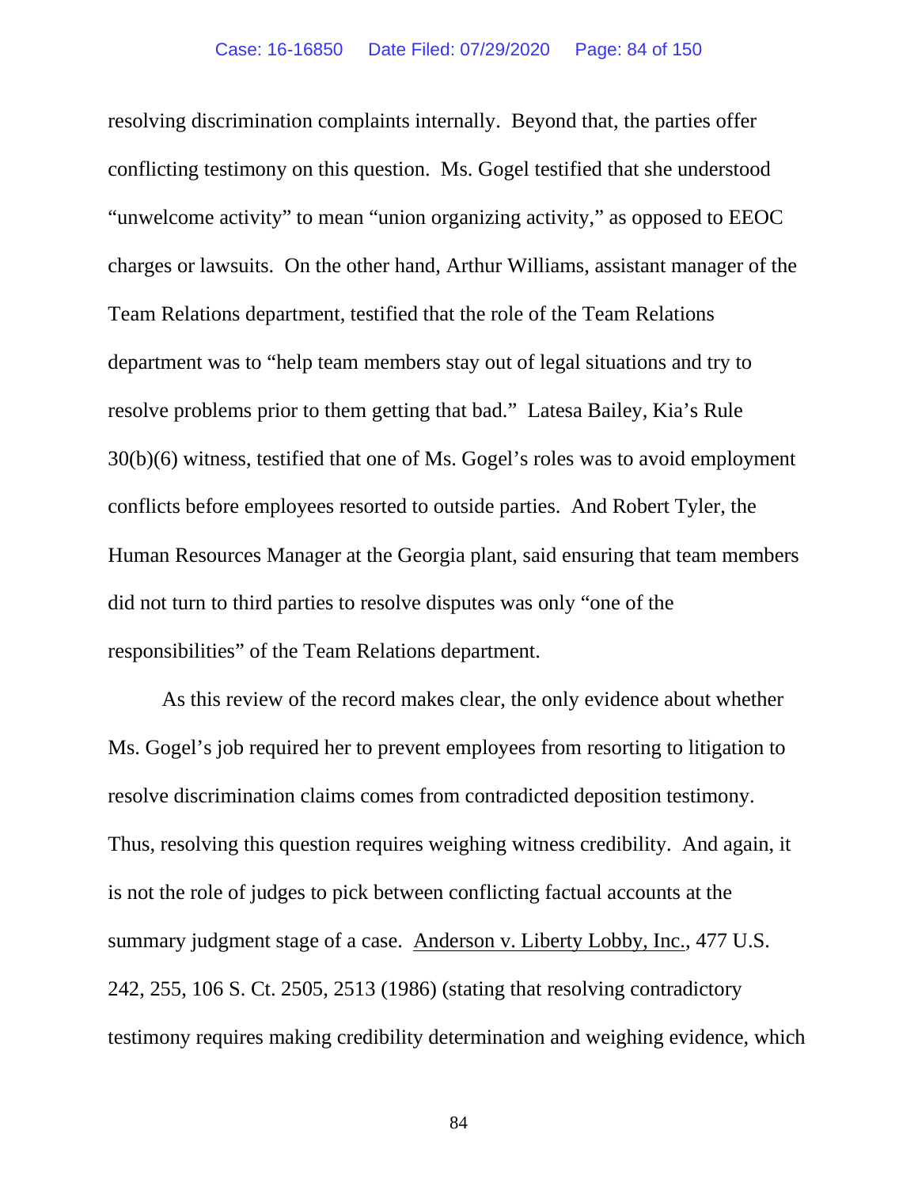resolving discrimination complaints internally. Beyond that, the parties offer conflicting testimony on this question. Ms. Gogel testified that she understood "unwelcome activity" to mean "union organizing activity," as opposed to EEOC charges or lawsuits. On the other hand, Arthur Williams, assistant manager of the Team Relations department, testified that the role of the Team Relations department was to "help team members stay out of legal situations and try to resolve problems prior to them getting that bad." Latesa Bailey, Kia's Rule 30(b)(6) witness, testified that one of Ms. Gogel's roles was to avoid employment conflicts before employees resorted to outside parties. And Robert Tyler, the Human Resources Manager at the Georgia plant, said ensuring that team members did not turn to third parties to resolve disputes was only "one of the responsibilities" of the Team Relations department.

As this review of the record makes clear, the only evidence about whether Ms. Gogel's job required her to prevent employees from resorting to litigation to resolve discrimination claims comes from contradicted deposition testimony. Thus, resolving this question requires weighing witness credibility. And again, it is not the role of judges to pick between conflicting factual accounts at the summary judgment stage of a case. Anderson v. Liberty Lobby, Inc., 477 U.S. 242, 255, 106 S. Ct. 2505, 2513 (1986) (stating that resolving contradictory testimony requires making credibility determination and weighing evidence, which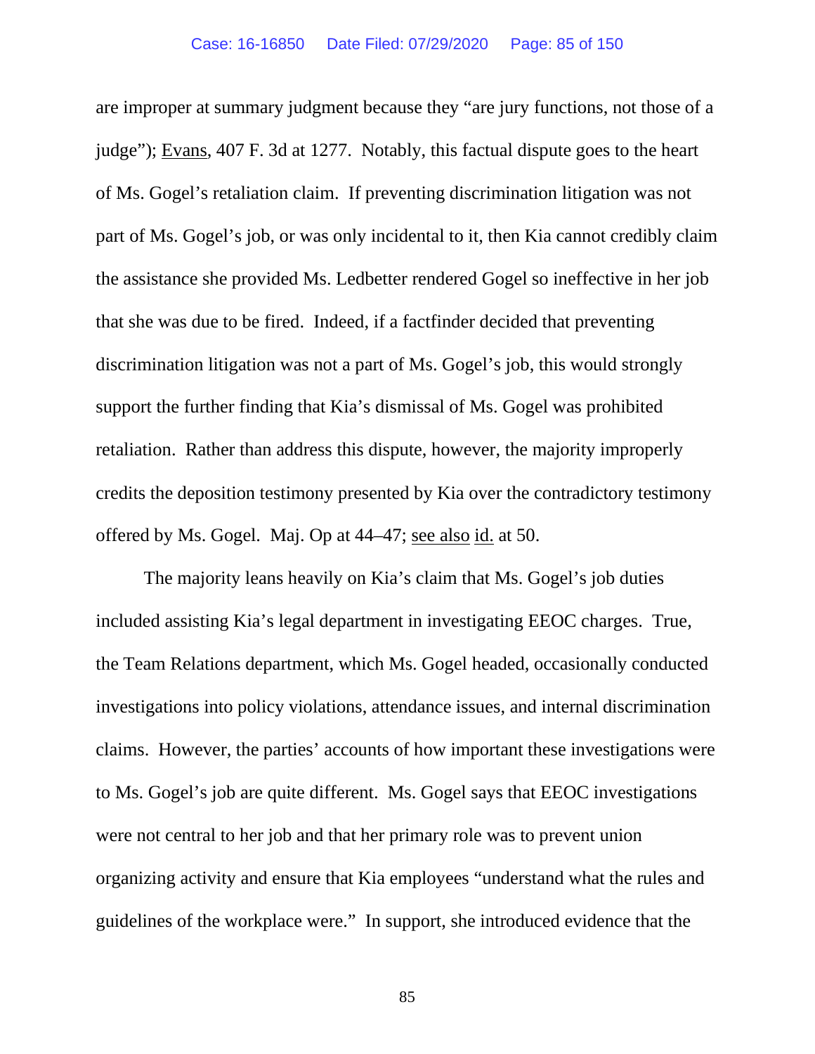are improper at summary judgment because they "are jury functions, not those of a judge"); Evans, 407 F. 3d at 1277. Notably, this factual dispute goes to the heart of Ms. Gogel's retaliation claim. If preventing discrimination litigation was not part of Ms. Gogel's job, or was only incidental to it, then Kia cannot credibly claim the assistance she provided Ms. Ledbetter rendered Gogel so ineffective in her job that she was due to be fired. Indeed, if a factfinder decided that preventing discrimination litigation was not a part of Ms. Gogel's job, this would strongly support the further finding that Kia's dismissal of Ms. Gogel was prohibited retaliation. Rather than address this dispute, however, the majority improperly credits the deposition testimony presented by Kia over the contradictory testimony offered by Ms. Gogel. Maj. Op at 44–47; see also id. at 50.

The majority leans heavily on Kia's claim that Ms. Gogel's job duties included assisting Kia's legal department in investigating EEOC charges. True, the Team Relations department, which Ms. Gogel headed, occasionally conducted investigations into policy violations, attendance issues, and internal discrimination claims. However, the parties' accounts of how important these investigations were to Ms. Gogel's job are quite different. Ms. Gogel says that EEOC investigations were not central to her job and that her primary role was to prevent union organizing activity and ensure that Kia employees "understand what the rules and guidelines of the workplace were." In support, she introduced evidence that the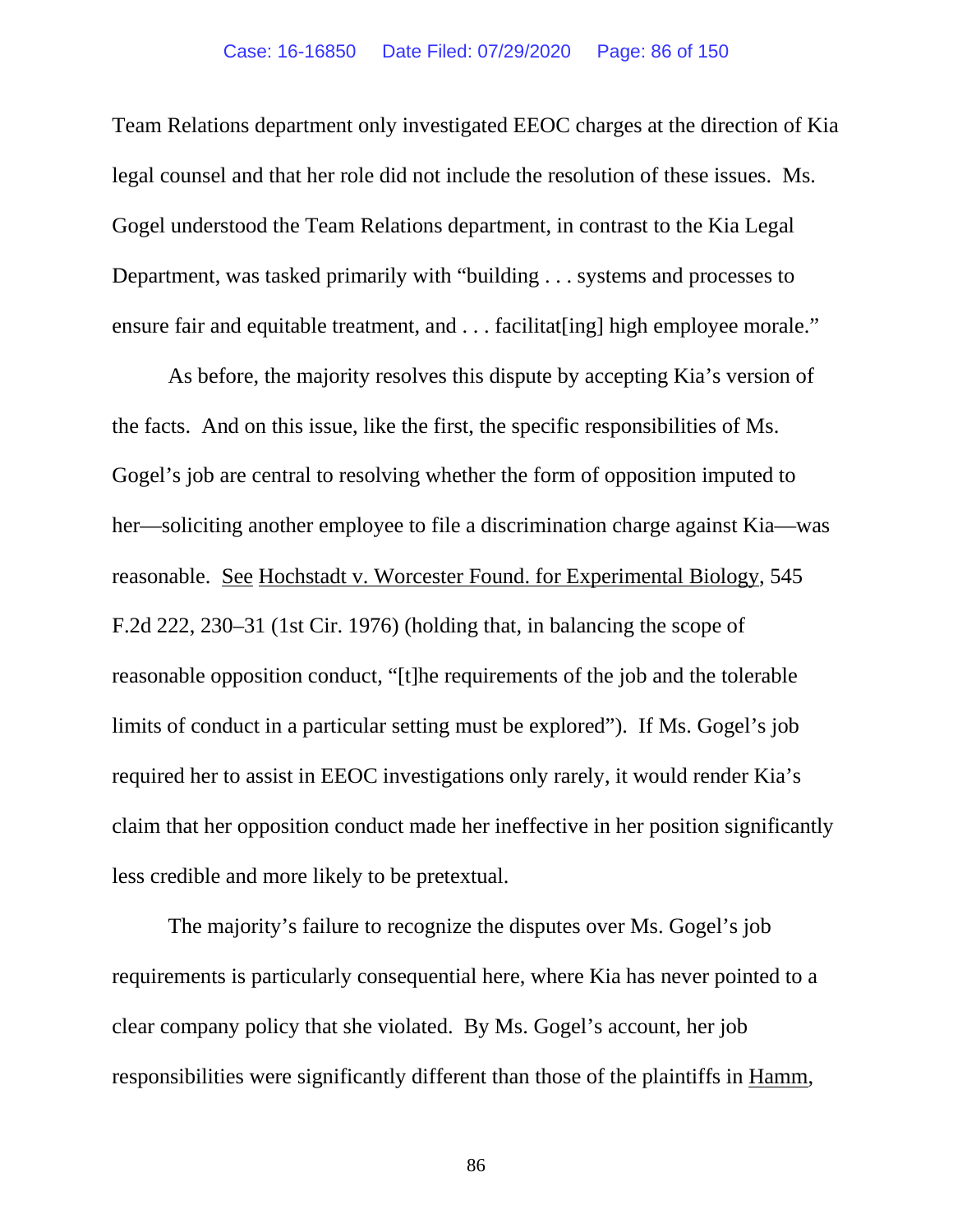Team Relations department only investigated EEOC charges at the direction of Kia legal counsel and that her role did not include the resolution of these issues. Ms. Gogel understood the Team Relations department, in contrast to the Kia Legal Department, was tasked primarily with "building . . . systems and processes to ensure fair and equitable treatment, and . . . facilitat[ing] high employee morale."

As before, the majority resolves this dispute by accepting Kia's version of the facts. And on this issue, like the first, the specific responsibilities of Ms. Gogel's job are central to resolving whether the form of opposition imputed to her—soliciting another employee to file a discrimination charge against Kia—was reasonable. See Hochstadt v. Worcester Found. for Experimental Biology, 545 F.2d 222, 230–31 (1st Cir. 1976) (holding that, in balancing the scope of reasonable opposition conduct, "[t]he requirements of the job and the tolerable limits of conduct in a particular setting must be explored"). If Ms. Gogel's job required her to assist in EEOC investigations only rarely, it would render Kia's claim that her opposition conduct made her ineffective in her position significantly less credible and more likely to be pretextual.

The majority's failure to recognize the disputes over Ms. Gogel's job requirements is particularly consequential here, where Kia has never pointed to a clear company policy that she violated. By Ms. Gogel's account, her job responsibilities were significantly different than those of the plaintiffs in Hamm,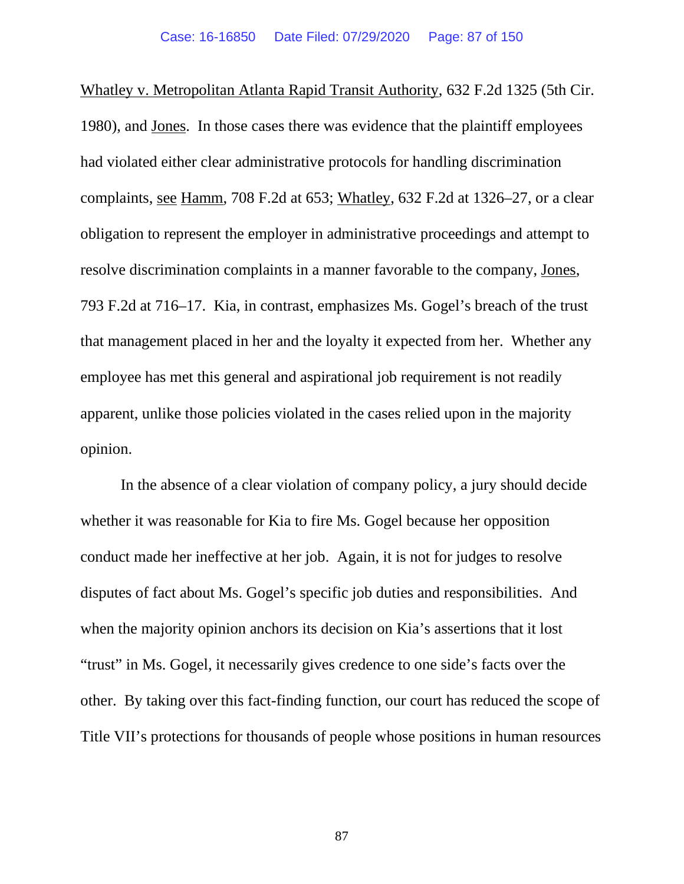Whatley v. Metropolitan Atlanta Rapid Transit Authority, 632 F.2d 1325 (5th Cir. 1980), and Jones. In those cases there was evidence that the plaintiff employees had violated either clear administrative protocols for handling discrimination complaints, see Hamm, 708 F.2d at 653; Whatley, 632 F.2d at 1326–27, or a clear obligation to represent the employer in administrative proceedings and attempt to resolve discrimination complaints in a manner favorable to the company, Jones, 793 F.2d at 716–17. Kia, in contrast, emphasizes Ms. Gogel's breach of the trust that management placed in her and the loyalty it expected from her. Whether any employee has met this general and aspirational job requirement is not readily apparent, unlike those policies violated in the cases relied upon in the majority opinion.

In the absence of a clear violation of company policy, a jury should decide whether it was reasonable for Kia to fire Ms. Gogel because her opposition conduct made her ineffective at her job. Again, it is not for judges to resolve disputes of fact about Ms. Gogel's specific job duties and responsibilities. And when the majority opinion anchors its decision on Kia's assertions that it lost "trust" in Ms. Gogel, it necessarily gives credence to one side's facts over the other. By taking over this fact-finding function, our court has reduced the scope of Title VII's protections for thousands of people whose positions in human resources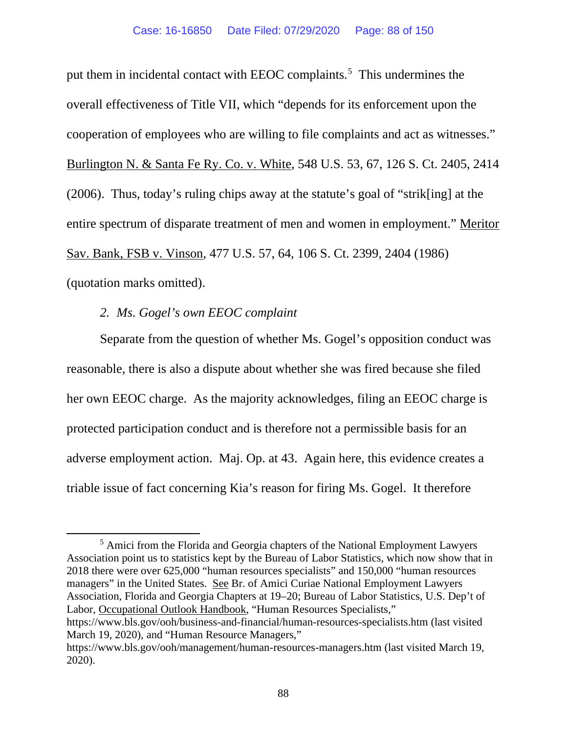put them in incidental contact with EEOC complaints.[5] This undermines the overall effectiveness of Title VII, which "depends for its enforcement upon the cooperation of employees who are willing to file complaints and act as witnesses." Burlington N. & Santa Fe Ry. Co. v. White, 548 U.S. 53, 67, 126 S. Ct. 2405, 2414 (2006). Thus, today's ruling chips away at the statute's goal of "strik[ing] at the entire spectrum of disparate treatment of men and women in employment." Meritor Sav. Bank, FSB v. Vinson, 477 U.S. 57, 64, 106 S. Ct. 2399, 2404 (1986) (quotation marks omitted).

*2. Ms. Gogel's own EEOC complaint*

Separate from the question of whether Ms. Gogel's opposition conduct was reasonable, there is also a dispute about whether she was fired because she filed her own EEOC charge. As the majority acknowledges, filing an EEOC charge is protected participation conduct and is therefore not a permissible basis for an adverse employment action. Maj. Op. at 43. Again here, this evidence creates a triable issue of fact concerning Kia's reason for firing Ms. Gogel. It therefore

[5] Amici from the Florida and Georgia chapters of the National Employment Lawyers Association point us to statistics kept by the Bureau of Labor Statistics, which now show that in 2018 there were over 625,000 "human resources specialists" and 150,000 "human resources managers" in the United States. See Br. of Amici Curiae National Employment Lawyers Association, Florida and Georgia Chapters at 19–20; Bureau of Labor Statistics, U.S. Dep't of Labor, Occupational Outlook Handbook, "Human Resources Specialists," https://www.bls.gov/ooh/business-and-financial/human-resources-specialists.htm (last visited March 19, 2020), and "Human Resource Managers," https://www.bls.gov/ooh/management/human-resources-managers.htm (last visited March 19, 2020).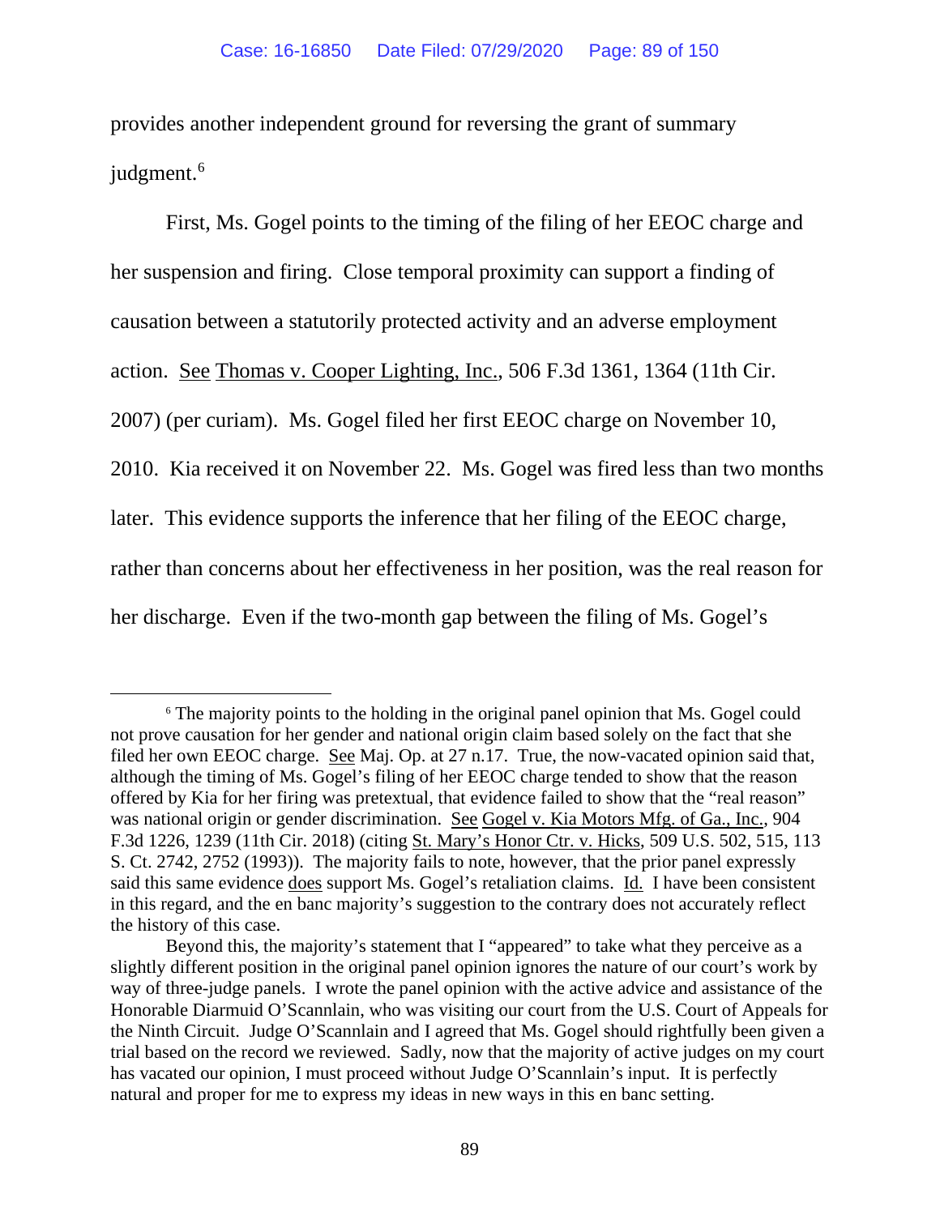provides another independent ground for reversing the grant of summary judgment.[6]

First, Ms. Gogel points to the timing of the filing of her EEOC charge and her suspension and firing. Close temporal proximity can support a finding of causation between a statutorily protected activity and an adverse employment action. See Thomas v. Cooper Lighting, Inc., 506 F.3d 1361, 1364 (11th Cir. 2007) (per curiam). Ms. Gogel filed her first EEOC charge on November 10, 2010. Kia received it on November 22. Ms. Gogel was fired less than two months later. This evidence supports the inference that her filing of the EEOC charge, rather than concerns about her effectiveness in her position, was the real reason for her discharge. Even if the two-month gap between the filing of Ms. Gogel's

---

[6] The majority points to the holding in the original panel opinion that Ms. Gogel could not prove causation for her gender and national origin claim based solely on the fact that she filed her own EEOC charge. See Maj. Op. at 27 n.17. True, the now-vacated opinion said that, although the timing of Ms. Gogel's filing of her EEOC charge tended to show that the reason offered by Kia for her firing was pretextual, that evidence failed to show that the "real reason" was national origin or gender discrimination. See Gogel v. Kia Motors Mfg. of Ga., Inc., 904 F.3d 1226, 1239 (11th Cir. 2018) (citing St. Mary's Honor Ctr. v. Hicks, 509 U.S. 502, 515, 113 S. Ct. 2742, 2752 (1993)). The majority fails to note, however, that the prior panel expressly said this same evidence does support Ms. Gogel's retaliation claims. Id. I have been consistent in this regard, and the en banc majority's suggestion to the contrary does not accurately reflect the history of this case.

Beyond this, the majority's statement that I "appeared" to take what they perceive as a slightly different position in the original panel opinion ignores the nature of our court's work by way of three-judge panels. I wrote the panel opinion with the active advice and assistance of the Honorable Diarmuid O'Scannlain, who was visiting our court from the U.S. Court of Appeals for the Ninth Circuit. Judge O'Scannlain and I agreed that Ms. Gogel should rightfully been given a trial based on the record we reviewed. Sadly, now that the majority of active judges on my court has vacated our opinion, I must proceed without Judge O'Scannlain's input. It is perfectly natural and proper for me to express my ideas in new ways in this en banc setting.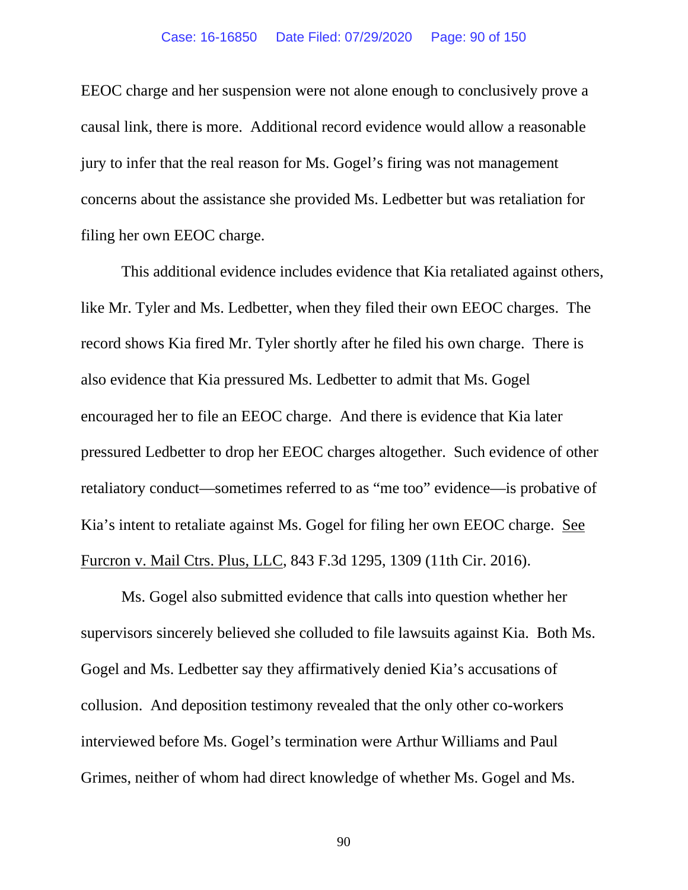EEOC charge and her suspension were not alone enough to conclusively prove a causal link, there is more. Additional record evidence would allow a reasonable jury to infer that the real reason for Ms. Gogel's firing was not management concerns about the assistance she provided Ms. Ledbetter but was retaliation for filing her own EEOC charge.

This additional evidence includes evidence that Kia retaliated against others, like Mr. Tyler and Ms. Ledbetter, when they filed their own EEOC charges. The record shows Kia fired Mr. Tyler shortly after he filed his own charge. There is also evidence that Kia pressured Ms. Ledbetter to admit that Ms. Gogel encouraged her to file an EEOC charge. And there is evidence that Kia later pressured Ledbetter to drop her EEOC charges altogether. Such evidence of other retaliatory conduct—sometimes referred to as "me too" evidence—is probative of Kia's intent to retaliate against Ms. Gogel for filing her own EEOC charge. See Furcron v. Mail Ctrs. Plus, LLC, 843 F.3d 1295, 1309 (11th Cir. 2016).

Ms. Gogel also submitted evidence that calls into question whether her supervisors sincerely believed she colluded to file lawsuits against Kia. Both Ms. Gogel and Ms. Ledbetter say they affirmatively denied Kia's accusations of collusion. And deposition testimony revealed that the only other co-workers interviewed before Ms. Gogel's termination were Arthur Williams and Paul Grimes, neither of whom had direct knowledge of whether Ms. Gogel and Ms.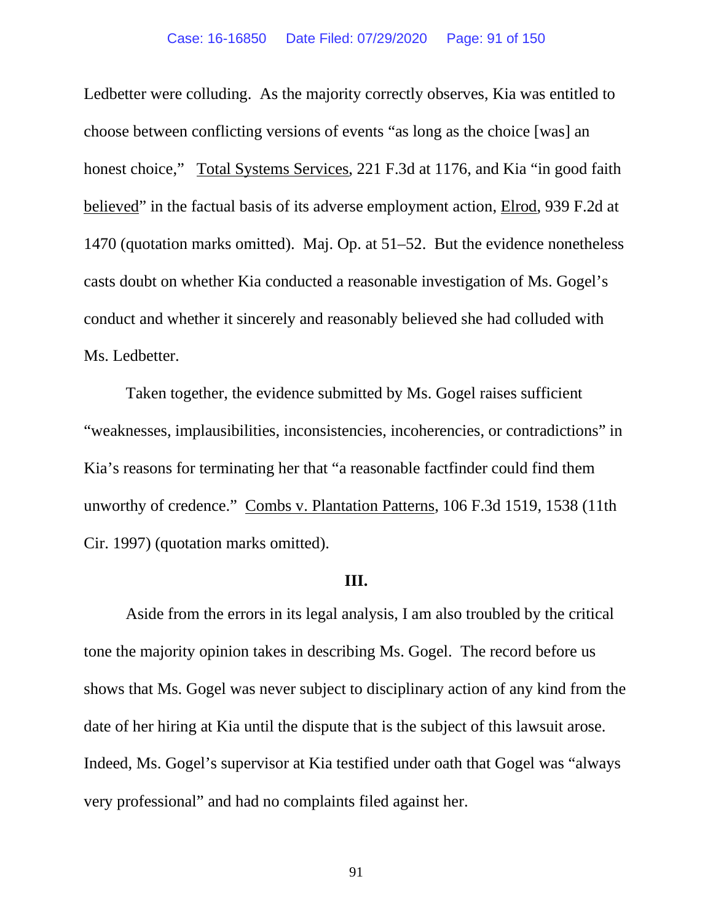Ledbetter were colluding. As the majority correctly observes, Kia was entitled to choose between conflicting versions of events "as long as the choice [was] an honest choice," Total Systems Services, 221 F.3d at 1176, and Kia "in good faith believed" in the factual basis of its adverse employment action, Elrod, 939 F.2d at 1470 (quotation marks omitted). Maj. Op. at 51–52. But the evidence nonetheless casts doubt on whether Kia conducted a reasonable investigation of Ms. Gogel's conduct and whether it sincerely and reasonably believed she had colluded with Ms. Ledbetter.

Taken together, the evidence submitted by Ms. Gogel raises sufficient "weaknesses, implausibilities, inconsistencies, incoherencies, or contradictions" in Kia's reasons for terminating her that "a reasonable factfinder could find them unworthy of credence." Combs v. Plantation Patterns, 106 F.3d 1519, 1538 (11th Cir. 1997) (quotation marks omitted).

### III.

Aside from the errors in its legal analysis, I am also troubled by the critical tone the majority opinion takes in describing Ms. Gogel. The record before us shows that Ms. Gogel was never subject to disciplinary action of any kind from the date of her hiring at Kia until the dispute that is the subject of this lawsuit arose. Indeed, Ms. Gogel's supervisor at Kia testified under oath that Gogel was "always very professional" and had no complaints filed against her.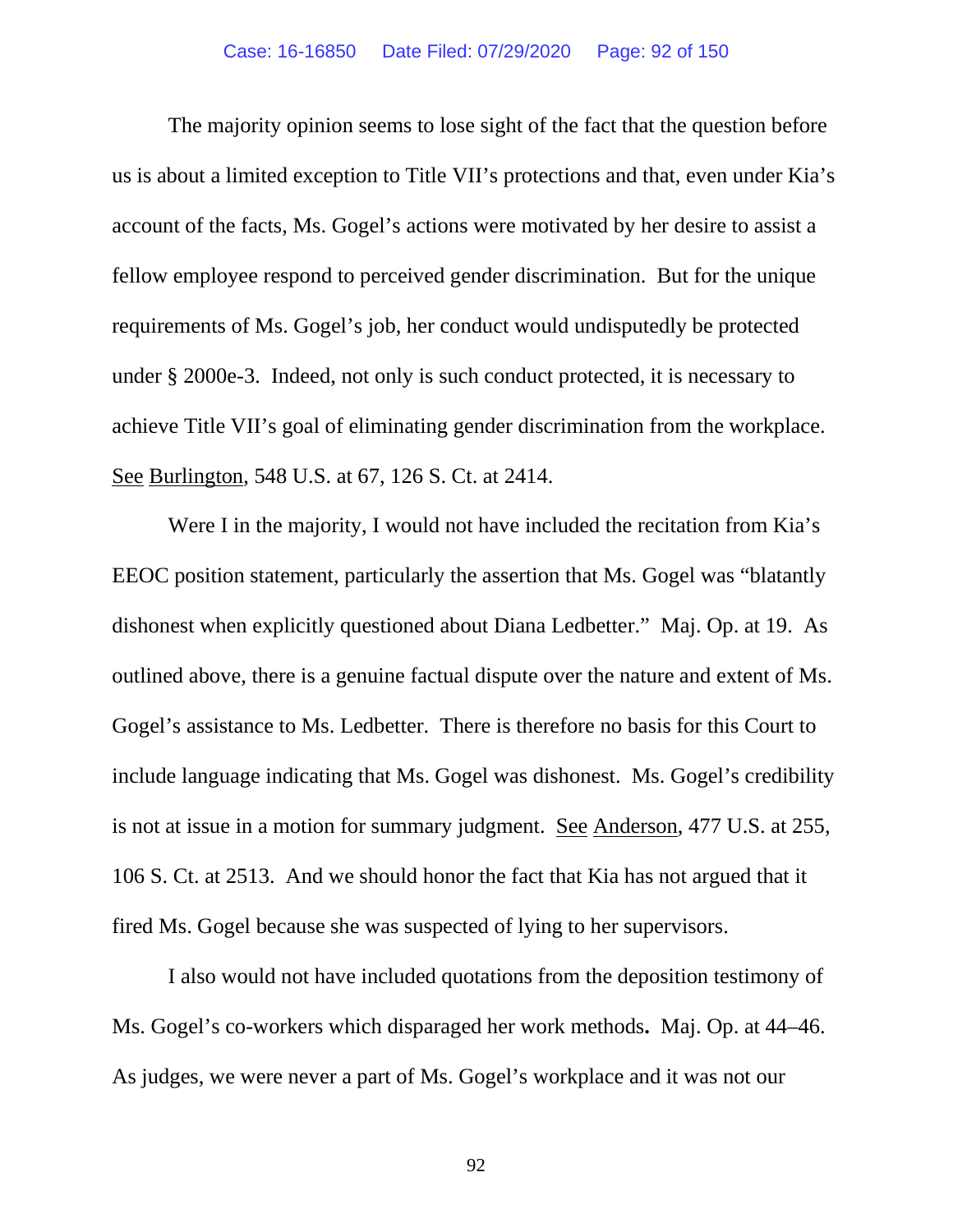The majority opinion seems to lose sight of the fact that the question before us is about a limited exception to Title VII's protections and that, even under Kia's account of the facts, Ms. Gogel's actions were motivated by her desire to assist a fellow employee respond to perceived gender discrimination. But for the unique requirements of Ms. Gogel's job, her conduct would undisputedly be protected under § 2000e-3. Indeed, not only is such conduct protected, it is necessary to achieve Title VII's goal of eliminating gender discrimination from the workplace. See Burlington, 548 U.S. at 67, 126 S. Ct. at 2414.

Were I in the majority, I would not have included the recitation from Kia's EEOC position statement, particularly the assertion that Ms. Gogel was "blatantly dishonest when explicitly questioned about Diana Ledbetter." Maj. Op. at 19. As outlined above, there is a genuine factual dispute over the nature and extent of Ms. Gogel's assistance to Ms. Ledbetter. There is therefore no basis for this Court to include language indicating that Ms. Gogel was dishonest. Ms. Gogel's credibility is not at issue in a motion for summary judgment. See Anderson, 477 U.S. at 255, 106 S. Ct. at 2513. And we should honor the fact that Kia has not argued that it fired Ms. Gogel because she was suspected of lying to her supervisors.

I also would not have included quotations from the deposition testimony of Ms. Gogel's co-workers which disparaged her work methods**.** Maj. Op. at 44–46. As judges, we were never a part of Ms. Gogel's workplace and it was not our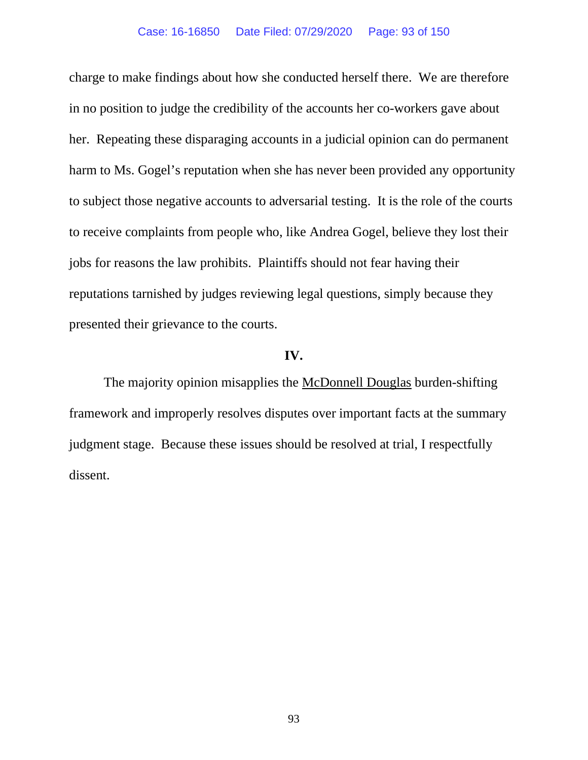charge to make findings about how she conducted herself there. We are therefore in no position to judge the credibility of the accounts her co-workers gave about her. Repeating these disparaging accounts in a judicial opinion can do permanent harm to Ms. Gogel's reputation when she has never been provided any opportunity to subject those negative accounts to adversarial testing. It is the role of the courts to receive complaints from people who, like Andrea Gogel, believe they lost their jobs for reasons the law prohibits. Plaintiffs should not fear having their reputations tarnished by judges reviewing legal questions, simply because they presented their grievance to the courts.

## IV.

The majority opinion misapplies the McDonnell Douglas burden-shifting framework and improperly resolves disputes over important facts at the summary judgment stage. Because these issues should be resolved at trial, I respectfully dissent.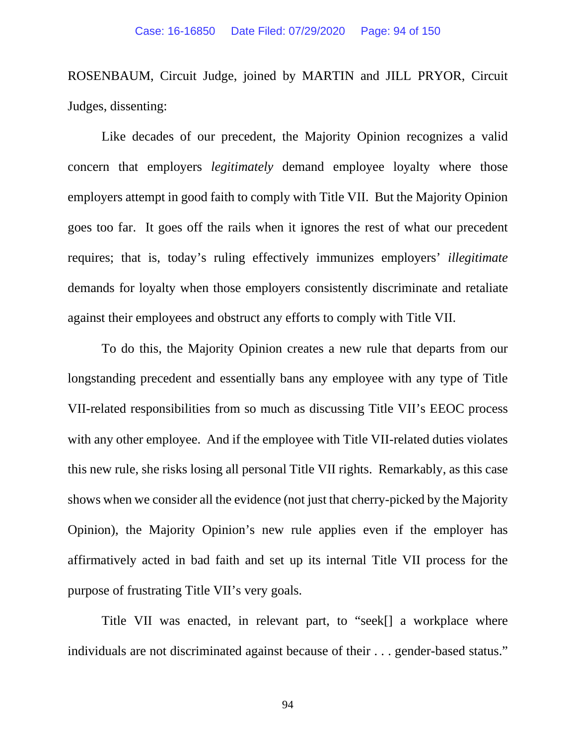ROSENBAUM, Circuit Judge, joined by MARTIN and JILL PRYOR, Circuit Judges, dissenting:

Like decades of our precedent, the Majority Opinion recognizes a valid concern that employers *legitimately* demand employee loyalty where those employers attempt in good faith to comply with Title VII. But the Majority Opinion goes too far. It goes off the rails when it ignores the rest of what our precedent requires; that is, today's ruling effectively immunizes employers' *illegitimate* demands for loyalty when those employers consistently discriminate and retaliate against their employees and obstruct any efforts to comply with Title VII.

To do this, the Majority Opinion creates a new rule that departs from our longstanding precedent and essentially bans any employee with any type of Title VII-related responsibilities from so much as discussing Title VII's EEOC process with any other employee. And if the employee with Title VII-related duties violates this new rule, she risks losing all personal Title VII rights. Remarkably, as this case shows when we consider all the evidence (not just that cherry-picked by the Majority Opinion), the Majority Opinion's new rule applies even if the employer has affirmatively acted in bad faith and set up its internal Title VII process for the purpose of frustrating Title VII's very goals.

Title VII was enacted, in relevant part, to "seek[] a workplace where individuals are not discriminated against because of their . . . gender-based status."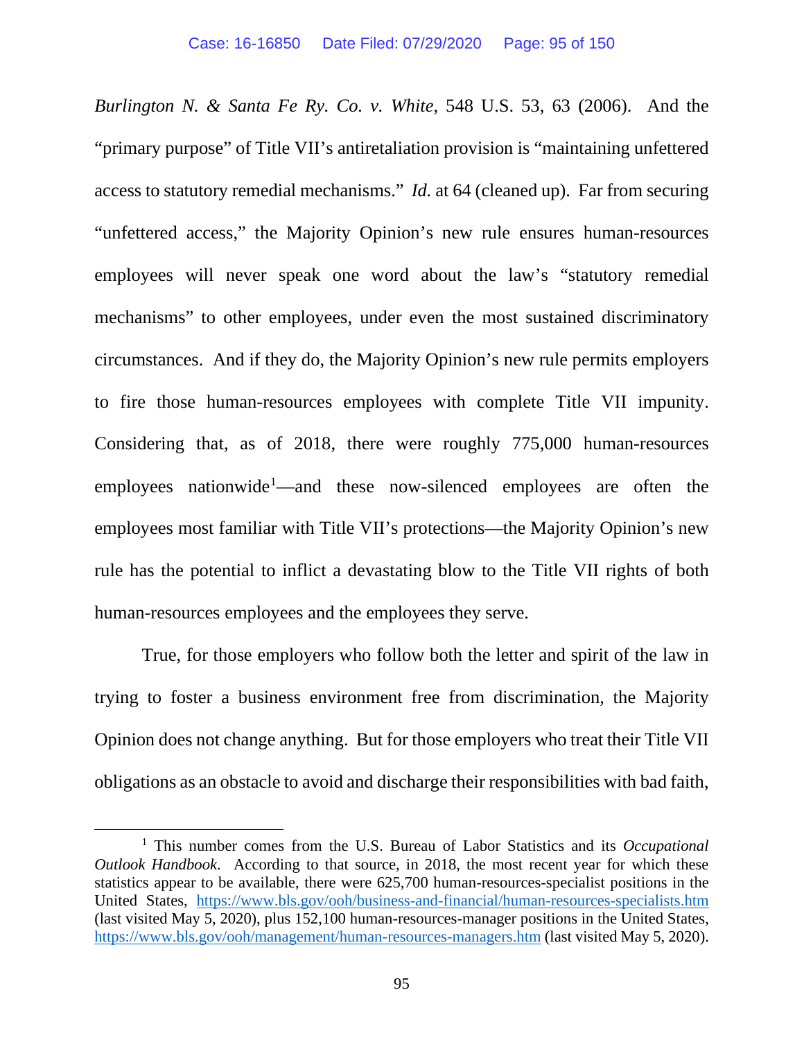*Burlington N. & Santa Fe Ry. Co. v. White*, 548 U.S. 53, 63 (2006). And the "primary purpose" of Title VII's antiretaliation provision is "maintaining unfettered access to statutory remedial mechanisms." *Id.* at 64 (cleaned up). Far from securing "unfettered access," the Majority Opinion's new rule ensures human-resources employees will never speak one word about the law's "statutory remedial mechanisms" to other employees, under even the most sustained discriminatory circumstances. And if they do, the Majority Opinion's new rule permits employers to fire those human-resources employees with complete Title VII impunity. Considering that, as of 2018, there were roughly 775,000 human-resources employees nationwide[1]—and these now-silenced employees are often the employees most familiar with Title VII's protections—the Majority Opinion's new rule has the potential to inflict a devastating blow to the Title VII rights of both human-resources employees and the employees they serve.

True, for those employers who follow both the letter and spirit of the law in trying to foster a business environment free from discrimination, the Majority Opinion does not change anything. But for those employers who treat their Title VII obligations as an obstacle to avoid and discharge their responsibilities with bad faith,

---

[1] This number comes from the U.S. Bureau of Labor Statistics and its *Occupational Outlook Handbook*. According to that source, in 2018, the most recent year for which these statistics appear to be available, there were 625,700 human-resources-specialist positions in the United States, https://www.bls.gov/ooh/business-and-financial/human-resources-specialists.htm (last visited May 5, 2020), plus 152,100 human-resources-manager positions in the United States, https://www.bls.gov/ooh/management/human-resources-managers.htm (last visited May 5, 2020).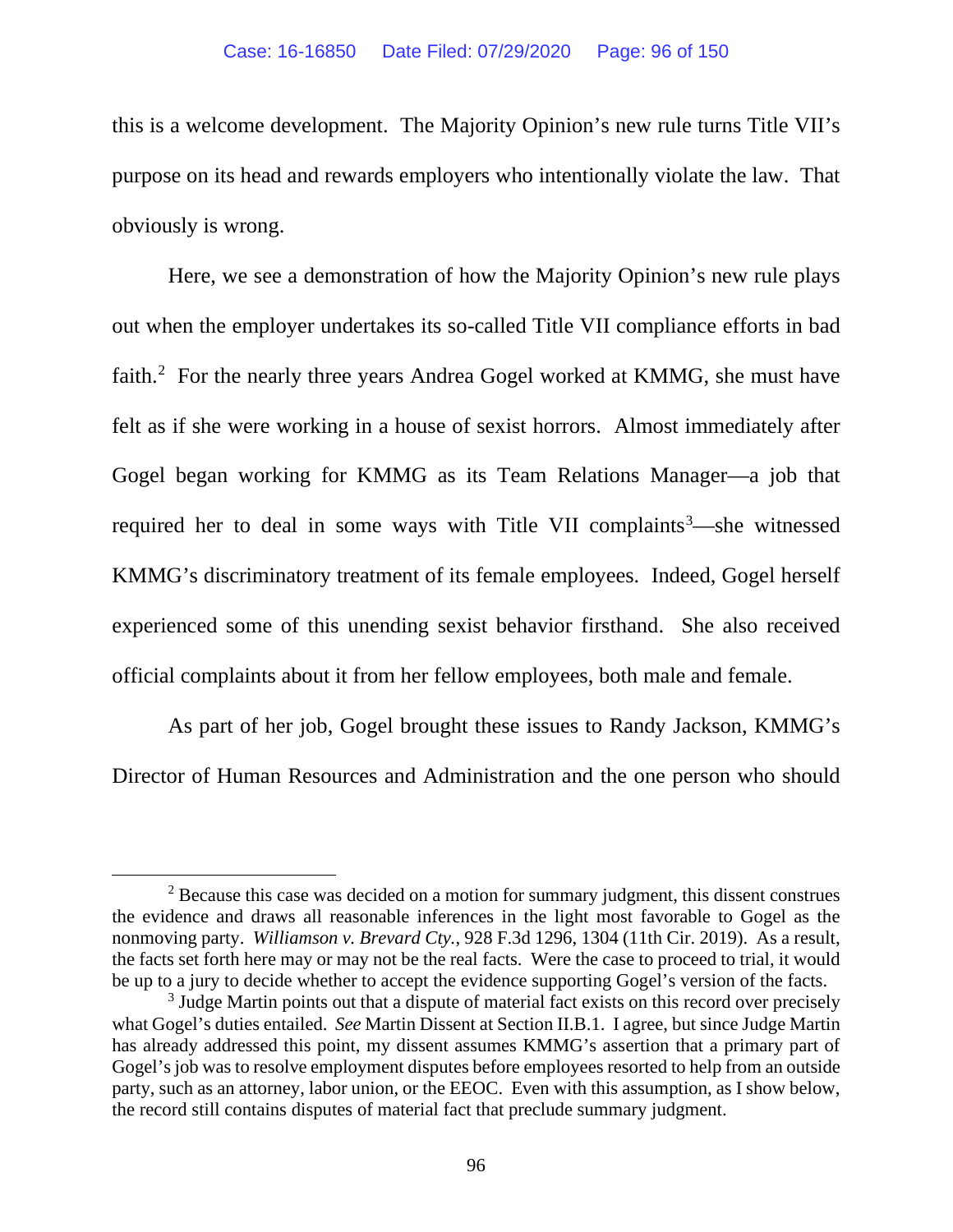this is a welcome development. The Majority Opinion's new rule turns Title VII's purpose on its head and rewards employers who intentionally violate the law. That obviously is wrong.

Here, we see a demonstration of how the Majority Opinion's new rule plays out when the employer undertakes its so-called Title VII compliance efforts in bad faith.[2] For the nearly three years Andrea Gogel worked at KMMG, she must have felt as if she were working in a house of sexist horrors. Almost immediately after Gogel began working for KMMG as its Team Relations Manager—a job that required her to deal in some ways with Title VII complaints[3]—she witnessed KMMG's discriminatory treatment of its female employees. Indeed, Gogel herself experienced some of this unending sexist behavior firsthand. She also received official complaints about it from her fellow employees, both male and female.

As part of her job, Gogel brought these issues to Randy Jackson, KMMG's Director of Human Resources and Administration and the one person who should

[2] Because this case was decided on a motion for summary judgment, this dissent construes the evidence and draws all reasonable inferences in the light most favorable to Gogel as the nonmoving party. *Williamson v. Brevard Cty.*, 928 F.3d 1296, 1304 (11th Cir. 2019). As a result, the facts set forth here may or may not be the real facts. Were the case to proceed to trial, it would be up to a jury to decide whether to accept the evidence supporting Gogel's version of the facts.

[3] Judge Martin points out that a dispute of material fact exists on this record over precisely what Gogel's duties entailed. *See* Martin Dissent at Section II.B.1. I agree, but since Judge Martin has already addressed this point, my dissent assumes KMMG's assertion that a primary part of Gogel's job was to resolve employment disputes before employees resorted to help from an outside party, such as an attorney, labor union, or the EEOC. Even with this assumption, as I show below, the record still contains disputes of material fact that preclude summary judgment.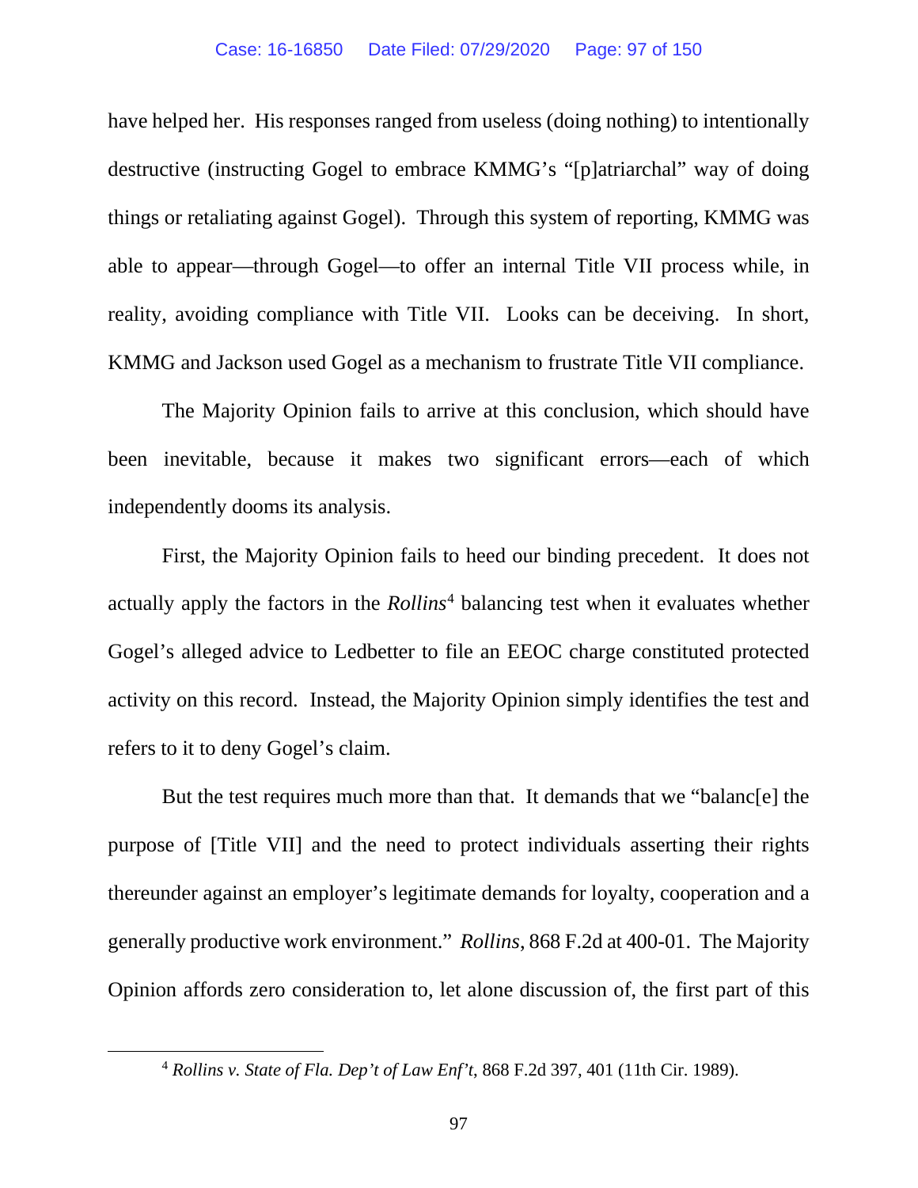have helped her. His responses ranged from useless (doing nothing) to intentionally destructive (instructing Gogel to embrace KMMG's "[p]atriarchal" way of doing things or retaliating against Gogel). Through this system of reporting, KMMG was able to appear—through Gogel—to offer an internal Title VII process while, in reality, avoiding compliance with Title VII. Looks can be deceiving. In short, KMMG and Jackson used Gogel as a mechanism to frustrate Title VII compliance.

The Majority Opinion fails to arrive at this conclusion, which should have been inevitable, because it makes two significant errors—each of which independently dooms its analysis.

First, the Majority Opinion fails to heed our binding precedent. It does not actually apply the factors in the *Rollins*[4] balancing test when it evaluates whether Gogel's alleged advice to Ledbetter to file an EEOC charge constituted protected activity on this record. Instead, the Majority Opinion simply identifies the test and refers to it to deny Gogel's claim.

But the test requires much more than that. It demands that we "balanc[e] the purpose of [Title VII] and the need to protect individuals asserting their rights thereunder against an employer's legitimate demands for loyalty, cooperation and a generally productive work environment." *Rollins*, 868 F.2d at 400-01. The Majority Opinion affords zero consideration to, let alone discussion of, the first part of this

[4] *Rollins v. State of Fla. Dep't of Law Enf't*, 868 F.2d 397, 401 (11th Cir. 1989).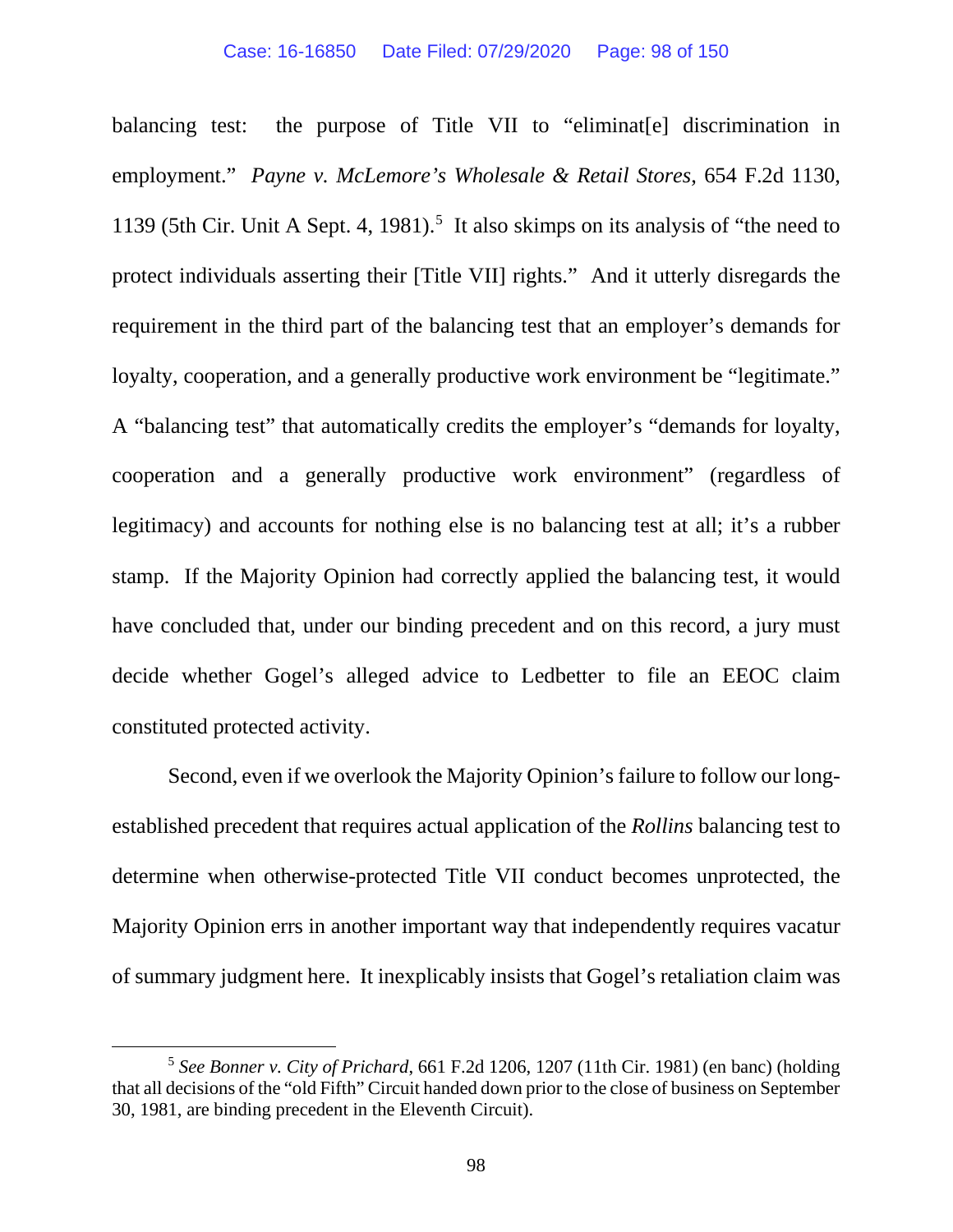balancing test: the purpose of Title VII to "eliminat[e] discrimination in employment." *Payne v. McLemore's Wholesale & Retail Stores*, 654 F.2d 1130, 1139 (5th Cir. Unit A Sept. 4, 1981).[5] It also skimps on its analysis of "the need to protect individuals asserting their [Title VII] rights." And it utterly disregards the requirement in the third part of the balancing test that an employer's demands for loyalty, cooperation, and a generally productive work environment be "legitimate." A "balancing test" that automatically credits the employer's "demands for loyalty, cooperation and a generally productive work environment" (regardless of legitimacy) and accounts for nothing else is no balancing test at all; it's a rubber stamp. If the Majority Opinion had correctly applied the balancing test, it would have concluded that, under our binding precedent and on this record, a jury must decide whether Gogel's alleged advice to Ledbetter to file an EEOC claim constituted protected activity.

Second, even if we overlook the Majority Opinion's failure to follow our long-established precedent that requires actual application of the *Rollins* balancing test to determine when otherwise-protected Title VII conduct becomes unprotected, the Majority Opinion errs in another important way that independently requires vacatur of summary judgment here. It inexplicably insists that Gogel's retaliation claim was

[5] *See Bonner v. City of Prichard*, 661 F.2d 1206, 1207 (11th Cir. 1981) (en banc) (holding that all decisions of the "old Fifth" Circuit handed down prior to the close of business on September 30, 1981, are binding precedent in the Eleventh Circuit).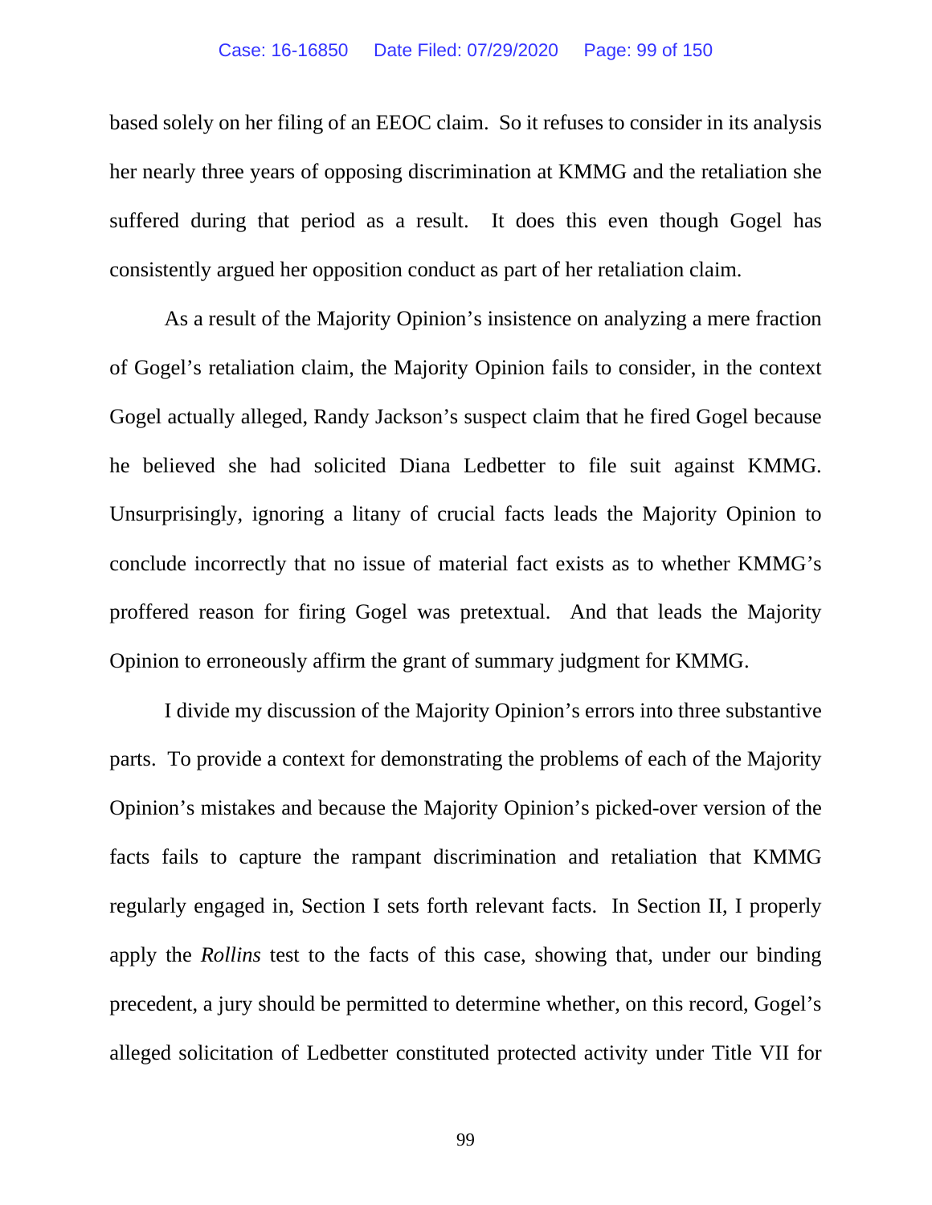based solely on her filing of an EEOC claim. So it refuses to consider in its analysis her nearly three years of opposing discrimination at KMMG and the retaliation she suffered during that period as a result. It does this even though Gogel has consistently argued her opposition conduct as part of her retaliation claim.

As a result of the Majority Opinion's insistence on analyzing a mere fraction of Gogel's retaliation claim, the Majority Opinion fails to consider, in the context Gogel actually alleged, Randy Jackson's suspect claim that he fired Gogel because he believed she had solicited Diana Ledbetter to file suit against KMMG. Unsurprisingly, ignoring a litany of crucial facts leads the Majority Opinion to conclude incorrectly that no issue of material fact exists as to whether KMMG's proffered reason for firing Gogel was pretextual. And that leads the Majority Opinion to erroneously affirm the grant of summary judgment for KMMG.

I divide my discussion of the Majority Opinion's errors into three substantive parts. To provide a context for demonstrating the problems of each of the Majority Opinion's mistakes and because the Majority Opinion's picked-over version of the facts fails to capture the rampant discrimination and retaliation that KMMG regularly engaged in, Section I sets forth relevant facts. In Section II, I properly apply the *Rollins* test to the facts of this case, showing that, under our binding precedent, a jury should be permitted to determine whether, on this record, Gogel's alleged solicitation of Ledbetter constituted protected activity under Title VII for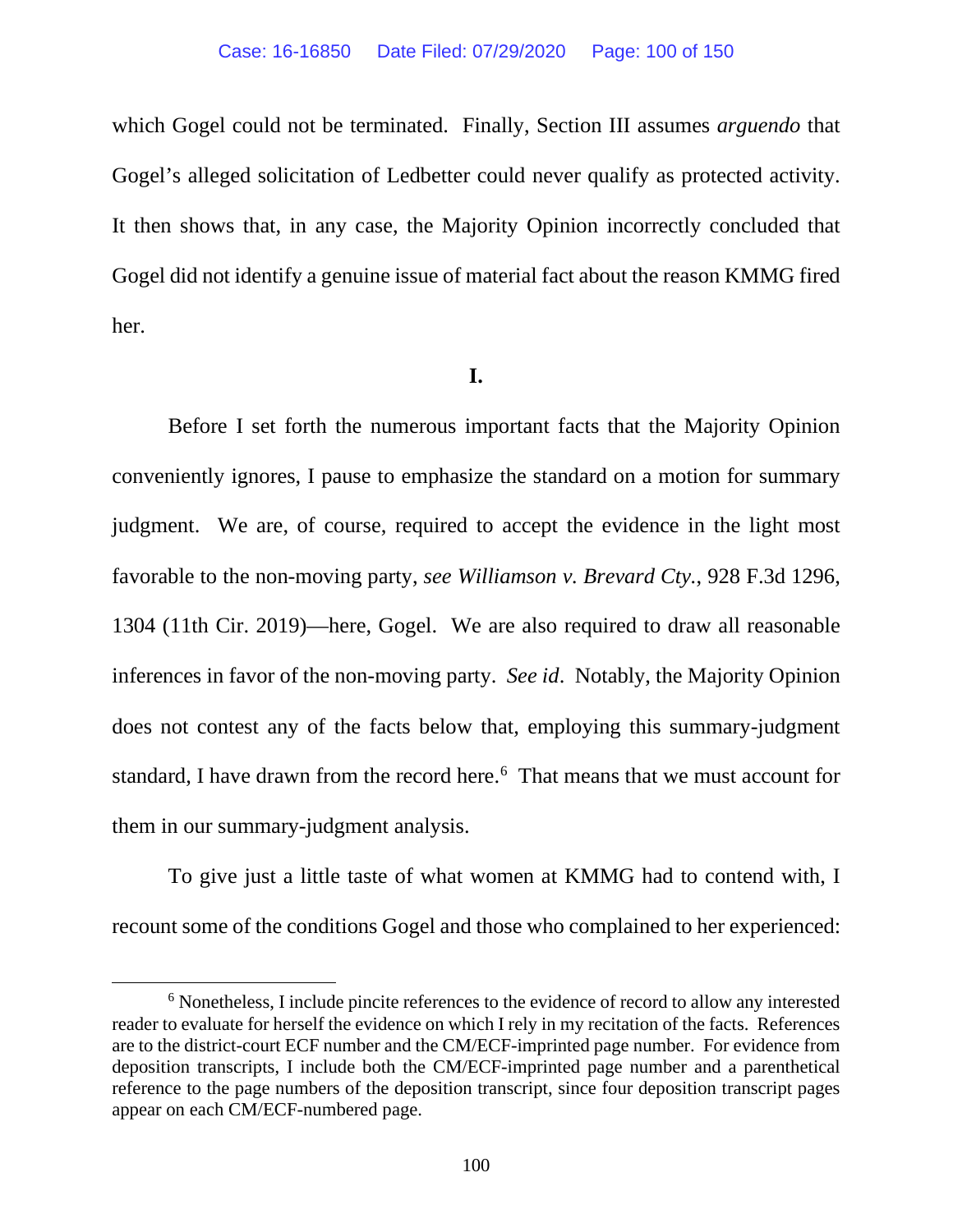which Gogel could not be terminated. Finally, Section III assumes *arguendo* that Gogel's alleged solicitation of Ledbetter could never qualify as protected activity. It then shows that, in any case, the Majority Opinion incorrectly concluded that Gogel did not identify a genuine issue of material fact about the reason KMMG fired her.

## I.

Before I set forth the numerous important facts that the Majority Opinion conveniently ignores, I pause to emphasize the standard on a motion for summary judgment. We are, of course, required to accept the evidence in the light most favorable to the non-moving party, *see Williamson v. Brevard Cty.*, 928 F.3d 1296, 1304 (11th Cir. 2019)—here, Gogel. We are also required to draw all reasonable inferences in favor of the non-moving party. *See id*. Notably, the Majority Opinion does not contest any of the facts below that, employing this summary-judgment standard, I have drawn from the record here.[6] That means that we must account for them in our summary-judgment analysis.

To give just a little taste of what women at KMMG had to contend with, I recount some of the conditions Gogel and those who complained to her experienced:

---

[6] Nonetheless, I include pincite references to the evidence of record to allow any interested reader to evaluate for herself the evidence on which I rely in my recitation of the facts. References are to the district-court ECF number and the CM/ECF-imprinted page number. For evidence from deposition transcripts, I include both the CM/ECF-imprinted page number and a parenthetical reference to the page numbers of the deposition transcript, since four deposition transcript pages appear on each CM/ECF-numbered page.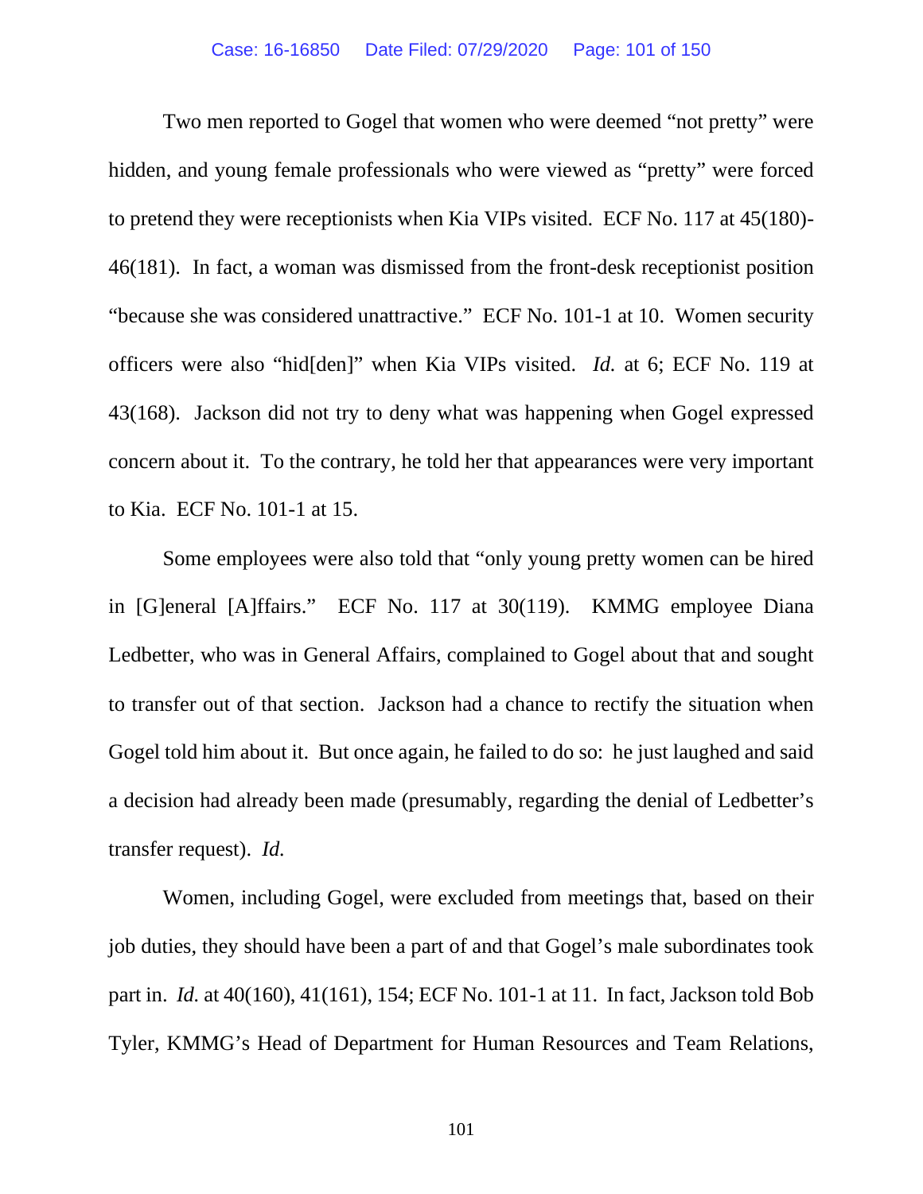Two men reported to Gogel that women who were deemed "not pretty" were hidden, and young female professionals who were viewed as "pretty" were forced to pretend they were receptionists when Kia VIPs visited. ECF No. 117 at 45(180)-46(181). In fact, a woman was dismissed from the front-desk receptionist position "because she was considered unattractive." ECF No. 101-1 at 10. Women security officers were also "hid[den]" when Kia VIPs visited. *Id.* at 6; ECF No. 119 at 43(168). Jackson did not try to deny what was happening when Gogel expressed concern about it. To the contrary, he told her that appearances were very important to Kia. ECF No. 101-1 at 15.

Some employees were also told that "only young pretty women can be hired in [G]eneral [A]ffairs." ECF No. 117 at 30(119). KMMG employee Diana Ledbetter, who was in General Affairs, complained to Gogel about that and sought to transfer out of that section. Jackson had a chance to rectify the situation when Gogel told him about it. But once again, he failed to do so: he just laughed and said a decision had already been made (presumably, regarding the denial of Ledbetter's transfer request). *Id.*

Women, including Gogel, were excluded from meetings that, based on their job duties, they should have been a part of and that Gogel's male subordinates took part in. *Id.* at 40(160), 41(161), 154; ECF No. 101-1 at 11. In fact, Jackson told Bob Tyler, KMMG's Head of Department for Human Resources and Team Relations,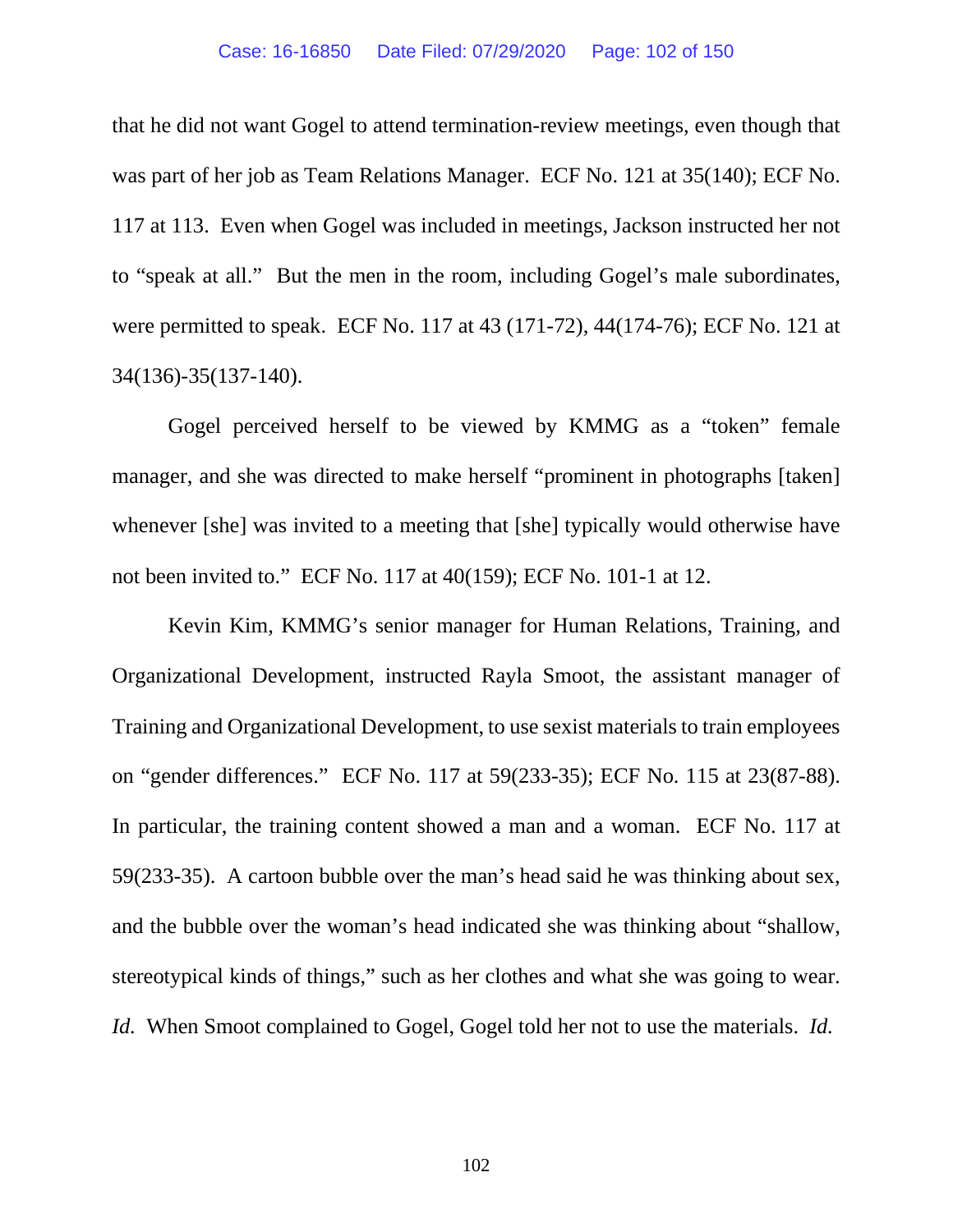that he did not want Gogel to attend termination-review meetings, even though that was part of her job as Team Relations Manager. ECF No. 121 at 35(140); ECF No. 117 at 113. Even when Gogel was included in meetings, Jackson instructed her not to "speak at all." But the men in the room, including Gogel's male subordinates, were permitted to speak. ECF No. 117 at 43 (171-72), 44(174-76); ECF No. 121 at 34(136)-35(137-140).

Gogel perceived herself to be viewed by KMMG as a "token" female manager, and she was directed to make herself "prominent in photographs [taken] whenever [she] was invited to a meeting that [she] typically would otherwise have not been invited to." ECF No. 117 at 40(159); ECF No. 101-1 at 12.

Kevin Kim, KMMG's senior manager for Human Relations, Training, and Organizational Development, instructed Rayla Smoot, the assistant manager of Training and Organizational Development, to use sexist materials to train employees on "gender differences." ECF No. 117 at 59(233-35); ECF No. 115 at 23(87-88). In particular, the training content showed a man and a woman. ECF No. 117 at 59(233-35). A cartoon bubble over the man's head said he was thinking about sex, and the bubble over the woman's head indicated she was thinking about "shallow, stereotypical kinds of things," such as her clothes and what she was going to wear. *Id.* When Smoot complained to Gogel, Gogel told her not to use the materials. *Id.*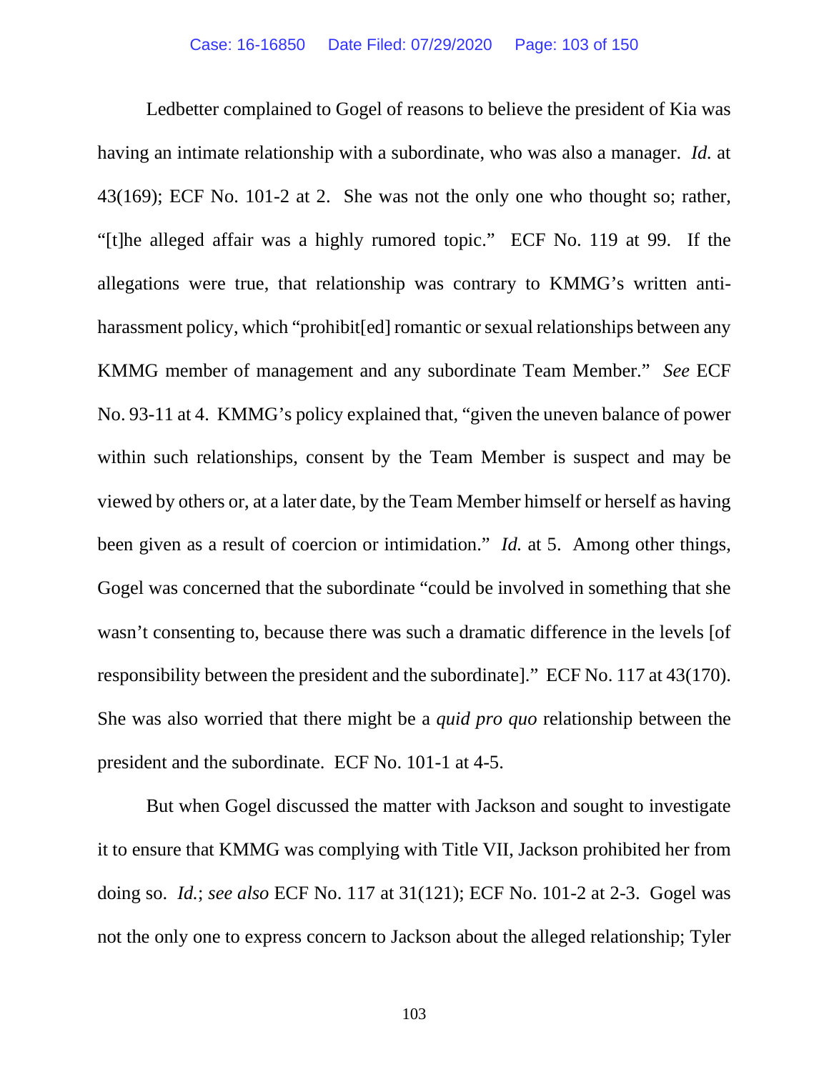Ledbetter complained to Gogel of reasons to believe the president of Kia was having an intimate relationship with a subordinate, who was also a manager. *Id.* at 43(169); ECF No. 101-2 at 2. She was not the only one who thought so; rather, "[t]he alleged affair was a highly rumored topic." ECF No. 119 at 99. If the allegations were true, that relationship was contrary to KMMG's written anti-harassment policy, which "prohibit[ed] romantic or sexual relationships between any KMMG member of management and any subordinate Team Member." *See* ECF No. 93-11 at 4. KMMG's policy explained that, "given the uneven balance of power within such relationships, consent by the Team Member is suspect and may be viewed by others or, at a later date, by the Team Member himself or herself as having been given as a result of coercion or intimidation." *Id.* at 5. Among other things, Gogel was concerned that the subordinate "could be involved in something that she wasn't consenting to, because there was such a dramatic difference in the levels [of responsibility between the president and the subordinate]." ECF No. 117 at 43(170). She was also worried that there might be a *quid pro quo* relationship between the president and the subordinate. ECF No. 101-1 at 4-5.

But when Gogel discussed the matter with Jackson and sought to investigate it to ensure that KMMG was complying with Title VII, Jackson prohibited her from doing so. *Id.*; *see also* ECF No. 117 at 31(121); ECF No. 101-2 at 2-3. Gogel was not the only one to express concern to Jackson about the alleged relationship; Tyler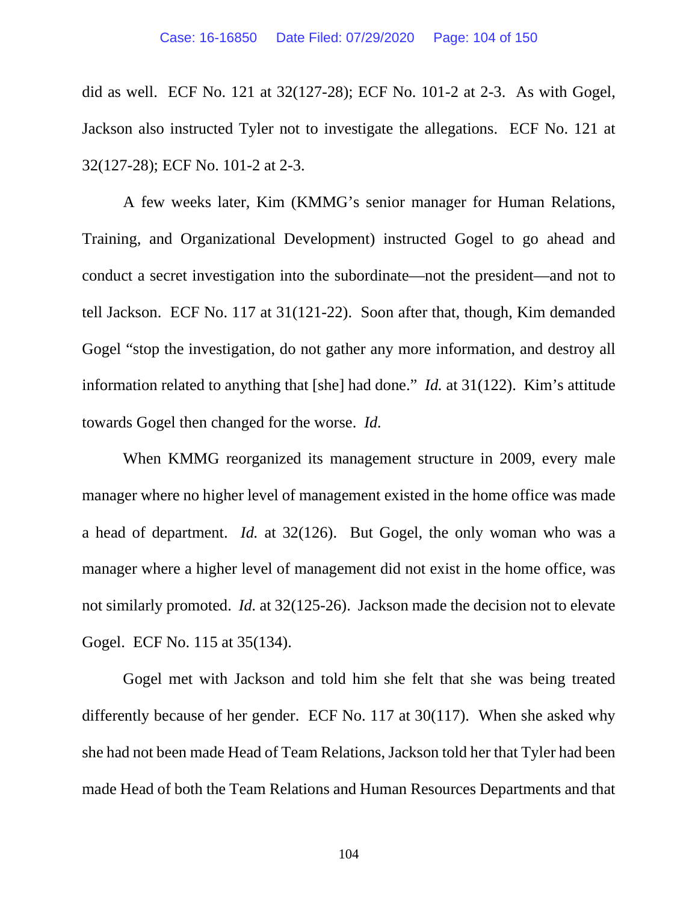did as well. ECF No. 121 at 32(127-28); ECF No. 101-2 at 2-3. As with Gogel, Jackson also instructed Tyler not to investigate the allegations. ECF No. 121 at 32(127-28); ECF No. 101-2 at 2-3.

A few weeks later, Kim (KMMG's senior manager for Human Relations, Training, and Organizational Development) instructed Gogel to go ahead and conduct a secret investigation into the subordinate—not the president—and not to tell Jackson. ECF No. 117 at 31(121-22). Soon after that, though, Kim demanded Gogel "stop the investigation, do not gather any more information, and destroy all information related to anything that [she] had done." *Id.* at 31(122). Kim's attitude towards Gogel then changed for the worse. *Id.*

When KMMG reorganized its management structure in 2009, every male manager where no higher level of management existed in the home office was made a head of department. *Id.* at 32(126). But Gogel, the only woman who was a manager where a higher level of management did not exist in the home office, was not similarly promoted. *Id.* at 32(125-26). Jackson made the decision not to elevate Gogel. ECF No. 115 at 35(134).

Gogel met with Jackson and told him she felt that she was being treated differently because of her gender. ECF No. 117 at 30(117). When she asked why she had not been made Head of Team Relations, Jackson told her that Tyler had been made Head of both the Team Relations and Human Resources Departments and that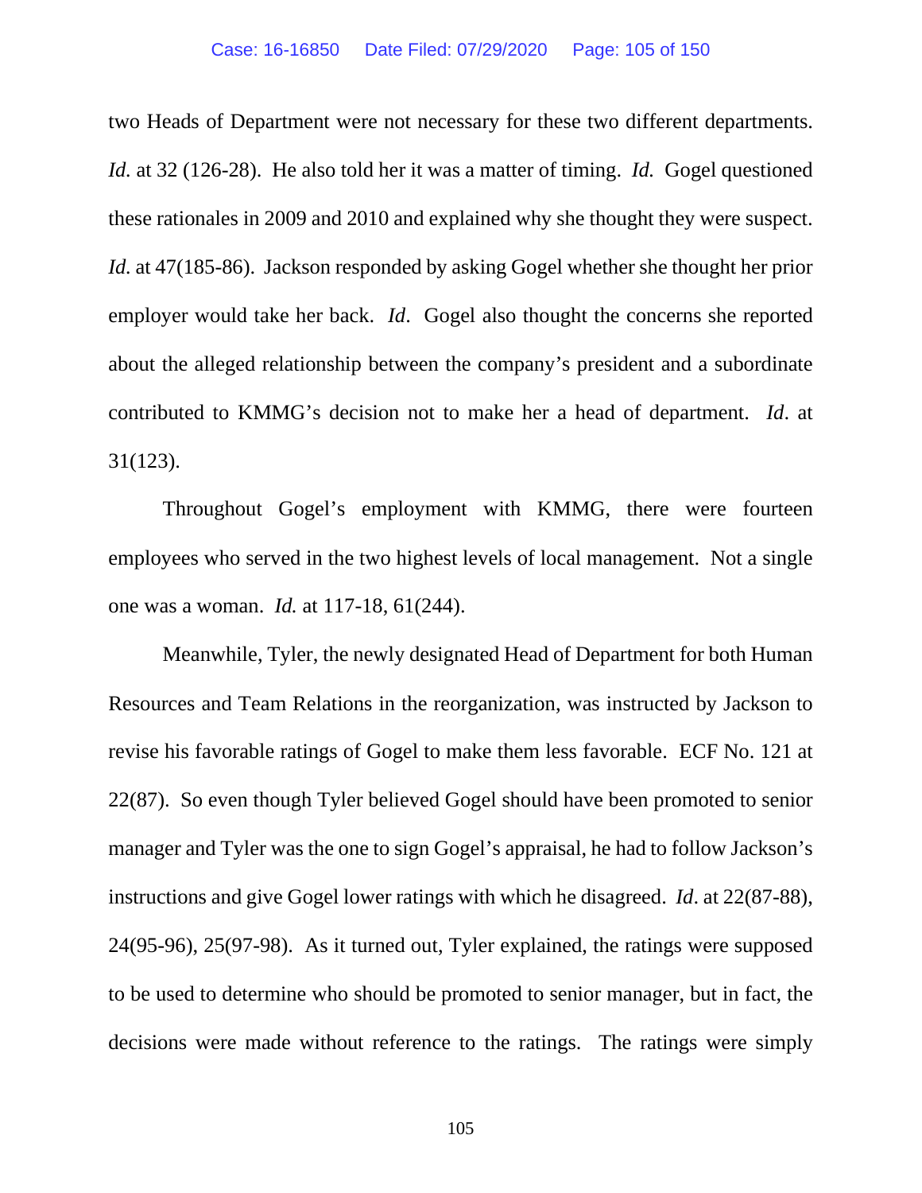two Heads of Department were not necessary for these two different departments. *Id.* at 32 (126-28). He also told her it was a matter of timing. *Id.* Gogel questioned these rationales in 2009 and 2010 and explained why she thought they were suspect. *Id.* at 47(185-86). Jackson responded by asking Gogel whether she thought her prior employer would take her back. *Id*. Gogel also thought the concerns she reported about the alleged relationship between the company's president and a subordinate contributed to KMMG's decision not to make her a head of department. *Id*. at 31(123).

Throughout Gogel's employment with KMMG, there were fourteen employees who served in the two highest levels of local management. Not a single one was a woman. *Id.* at 117-18, 61(244).

Meanwhile, Tyler, the newly designated Head of Department for both Human Resources and Team Relations in the reorganization, was instructed by Jackson to revise his favorable ratings of Gogel to make them less favorable. ECF No. 121 at 22(87). So even though Tyler believed Gogel should have been promoted to senior manager and Tyler was the one to sign Gogel's appraisal, he had to follow Jackson's instructions and give Gogel lower ratings with which he disagreed. *Id*. at 22(87-88), 24(95-96), 25(97-98). As it turned out, Tyler explained, the ratings were supposed to be used to determine who should be promoted to senior manager, but in fact, the decisions were made without reference to the ratings. The ratings were simply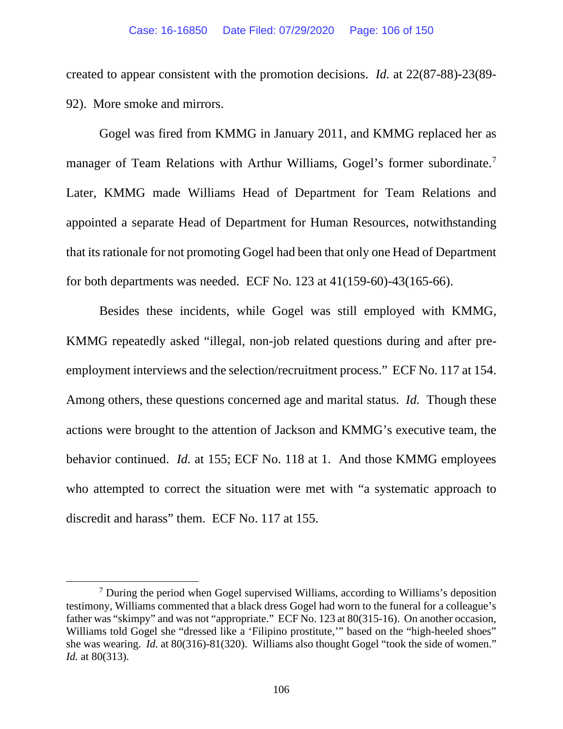created to appear consistent with the promotion decisions. *Id.* at 22(87-88)-23(89-92). More smoke and mirrors.

Gogel was fired from KMMG in January 2011, and KMMG replaced her as manager of Team Relations with Arthur Williams, Gogel's former subordinate.[7] Later, KMMG made Williams Head of Department for Team Relations and appointed a separate Head of Department for Human Resources, notwithstanding that its rationale for not promoting Gogel had been that only one Head of Department for both departments was needed. ECF No. 123 at 41(159-60)-43(165-66).

Besides these incidents, while Gogel was still employed with KMMG, KMMG repeatedly asked "illegal, non-job related questions during and after pre-employment interviews and the selection/recruitment process." ECF No. 117 at 154. Among others, these questions concerned age and marital status. *Id.* Though these actions were brought to the attention of Jackson and KMMG's executive team, the behavior continued. *Id.* at 155; ECF No. 118 at 1. And those KMMG employees who attempted to correct the situation were met with "a systematic approach to discredit and harass" them. ECF No. 117 at 155.

---

[7] During the period when Gogel supervised Williams, according to Williams's deposition testimony, Williams commented that a black dress Gogel had worn to the funeral for a colleague's father was "skimpy" and was not "appropriate." ECF No. 123 at 80(315-16). On another occasion, Williams told Gogel she "dressed like a 'Filipino prostitute,'" based on the "high-heeled shoes" she was wearing. *Id.* at 80(316)-81(320). Williams also thought Gogel "took the side of women." *Id.* at 80(313).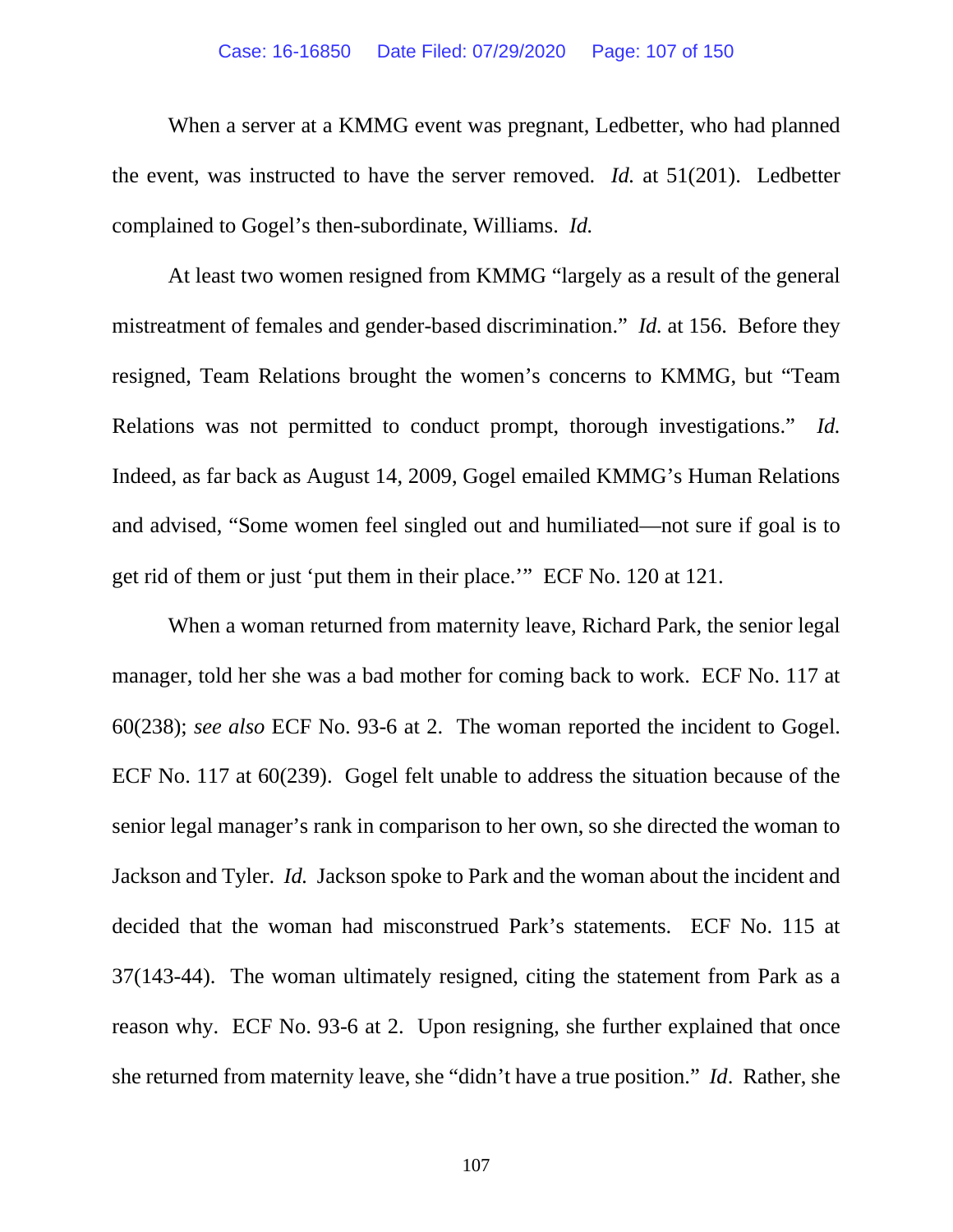When a server at a KMMG event was pregnant, Ledbetter, who had planned the event, was instructed to have the server removed. *Id.* at 51(201). Ledbetter complained to Gogel's then-subordinate, Williams. *Id.*

At least two women resigned from KMMG "largely as a result of the general mistreatment of females and gender-based discrimination." *Id.* at 156. Before they resigned, Team Relations brought the women's concerns to KMMG, but "Team Relations was not permitted to conduct prompt, thorough investigations." *Id.* Indeed, as far back as August 14, 2009, Gogel emailed KMMG's Human Relations and advised, "Some women feel singled out and humiliated—not sure if goal is to get rid of them or just 'put them in their place.'" ECF No. 120 at 121.

When a woman returned from maternity leave, Richard Park, the senior legal manager, told her she was a bad mother for coming back to work. ECF No. 117 at 60(238); *see also* ECF No. 93-6 at 2. The woman reported the incident to Gogel. ECF No. 117 at 60(239). Gogel felt unable to address the situation because of the senior legal manager's rank in comparison to her own, so she directed the woman to Jackson and Tyler. *Id.* Jackson spoke to Park and the woman about the incident and decided that the woman had misconstrued Park's statements. ECF No. 115 at 37(143-44). The woman ultimately resigned, citing the statement from Park as a reason why. ECF No. 93-6 at 2. Upon resigning, she further explained that once she returned from maternity leave, she "didn't have a true position." *Id*. Rather, she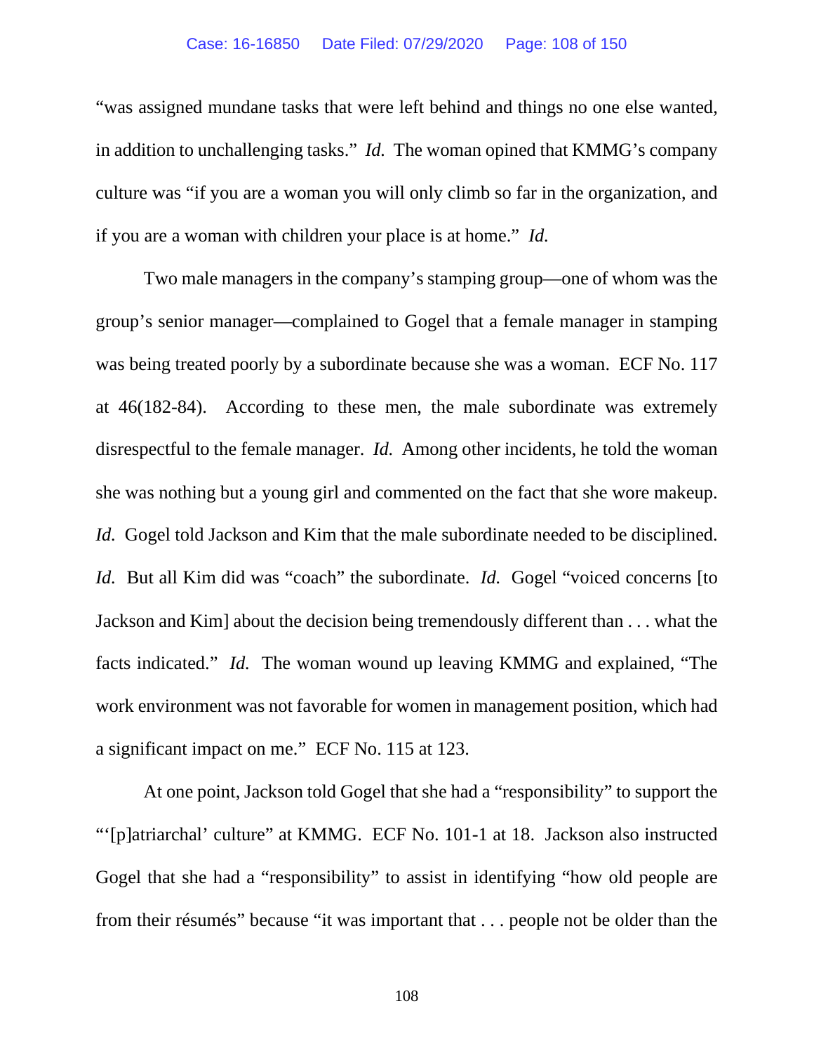"was assigned mundane tasks that were left behind and things no one else wanted, in addition to unchallenging tasks." *Id.* The woman opined that KMMG's company culture was "if you are a woman you will only climb so far in the organization, and if you are a woman with children your place is at home." *Id.*

Two male managers in the company's stamping group—one of whom was the group's senior manager—complained to Gogel that a female manager in stamping was being treated poorly by a subordinate because she was a woman. ECF No. 117 at 46(182-84). According to these men, the male subordinate was extremely disrespectful to the female manager. *Id.* Among other incidents, he told the woman she was nothing but a young girl and commented on the fact that she wore makeup. *Id.* Gogel told Jackson and Kim that the male subordinate needed to be disciplined. *Id.* But all Kim did was "coach" the subordinate. *Id.* Gogel "voiced concerns [to Jackson and Kim] about the decision being tremendously different than . . . what the facts indicated." *Id.* The woman wound up leaving KMMG and explained, "The work environment was not favorable for women in management position, which had a significant impact on me." ECF No. 115 at 123.

At one point, Jackson told Gogel that she had a "responsibility" to support the "'[p]atriarchal' culture" at KMMG. ECF No. 101-1 at 18. Jackson also instructed Gogel that she had a "responsibility" to assist in identifying "how old people are from their résumés" because "it was important that . . . people not be older than the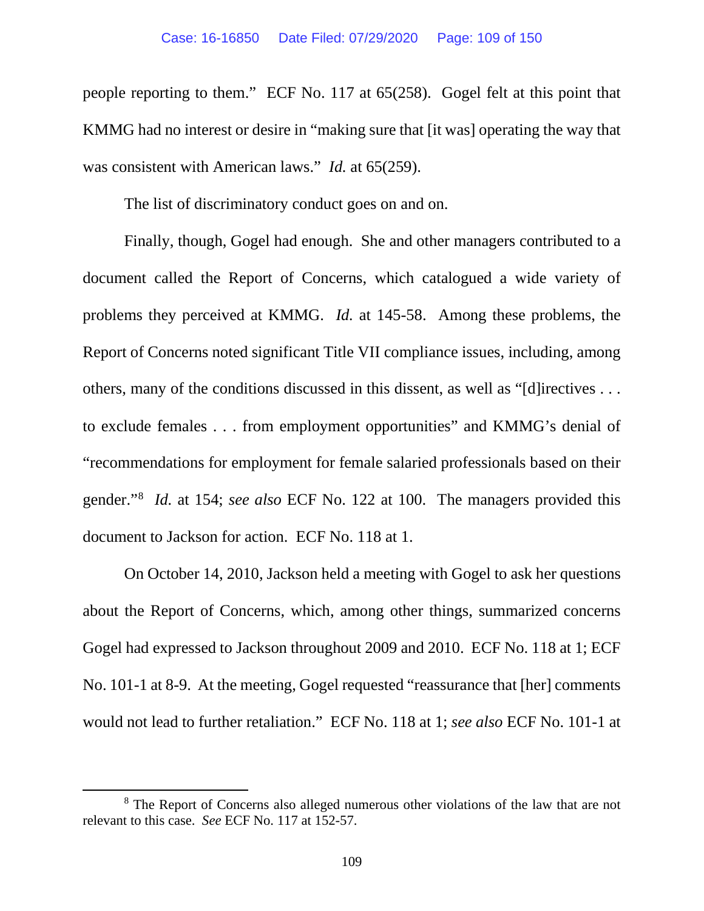people reporting to them." ECF No. 117 at 65(258). Gogel felt at this point that KMMG had no interest or desire in "making sure that [it was] operating the way that was consistent with American laws." *Id.* at 65(259).

The list of discriminatory conduct goes on and on.

Finally, though, Gogel had enough. She and other managers contributed to a document called the Report of Concerns, which catalogued a wide variety of problems they perceived at KMMG. *Id.* at 145-58. Among these problems, the Report of Concerns noted significant Title VII compliance issues, including, among others, many of the conditions discussed in this dissent, as well as "[d]irectives . . . to exclude females . . . from employment opportunities" and KMMG's denial of "recommendations for employment for female salaried professionals based on their gender."[8] *Id.* at 154; *see also* ECF No. 122 at 100. The managers provided this document to Jackson for action. ECF No. 118 at 1.

On October 14, 2010, Jackson held a meeting with Gogel to ask her questions about the Report of Concerns, which, among other things, summarized concerns Gogel had expressed to Jackson throughout 2009 and 2010. ECF No. 118 at 1; ECF No. 101-1 at 8-9. At the meeting, Gogel requested "reassurance that [her] comments would not lead to further retaliation." ECF No. 118 at 1; *see also* ECF No. 101-1 at

---

[8] The Report of Concerns also alleged numerous other violations of the law that are not relevant to this case. *See* ECF No. 117 at 152-57.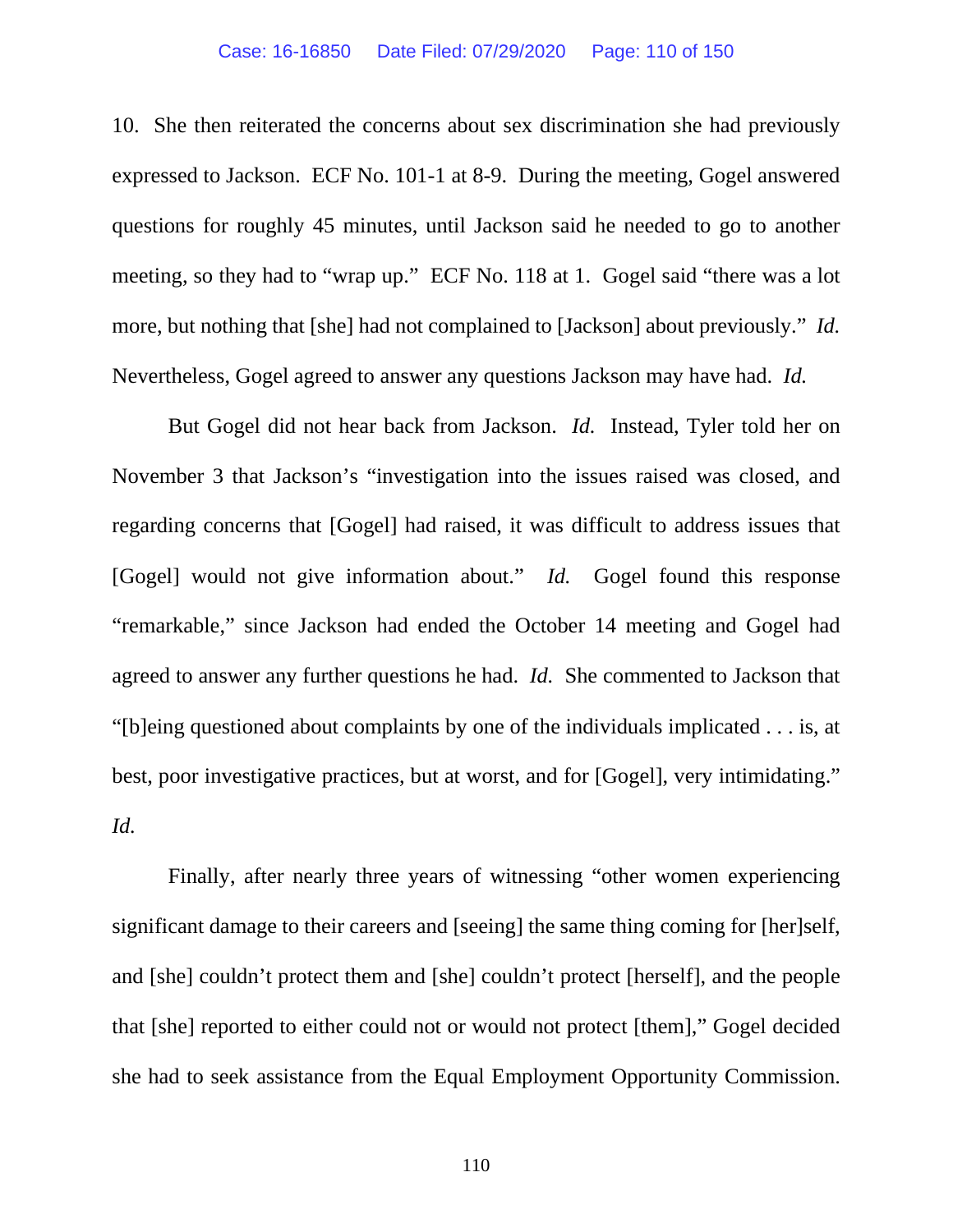10. She then reiterated the concerns about sex discrimination she had previously expressed to Jackson. ECF No. 101-1 at 8-9. During the meeting, Gogel answered questions for roughly 45 minutes, until Jackson said he needed to go to another meeting, so they had to "wrap up." ECF No. 118 at 1. Gogel said "there was a lot more, but nothing that [she] had not complained to [Jackson] about previously." *Id.* Nevertheless, Gogel agreed to answer any questions Jackson may have had. *Id.*

But Gogel did not hear back from Jackson. *Id.* Instead, Tyler told her on November 3 that Jackson's "investigation into the issues raised was closed, and regarding concerns that [Gogel] had raised, it was difficult to address issues that [Gogel] would not give information about." *Id.* Gogel found this response "remarkable," since Jackson had ended the October 14 meeting and Gogel had agreed to answer any further questions he had. *Id.* She commented to Jackson that "[b]eing questioned about complaints by one of the individuals implicated . . . is, at best, poor investigative practices, but at worst, and for [Gogel], very intimidating." *Id.*

Finally, after nearly three years of witnessing "other women experiencing significant damage to their careers and [seeing] the same thing coming for [her]self, and [she] couldn't protect them and [she] couldn't protect [herself], and the people that [she] reported to either could not or would not protect [them]," Gogel decided she had to seek assistance from the Equal Employment Opportunity Commission.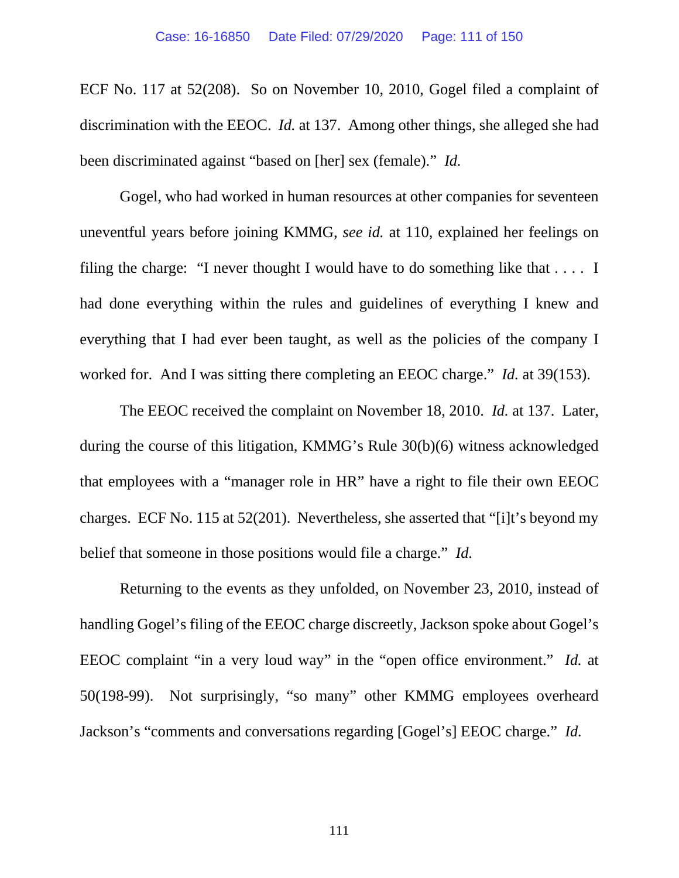ECF No. 117 at 52(208). So on November 10, 2010, Gogel filed a complaint of discrimination with the EEOC. *Id.* at 137. Among other things, she alleged she had been discriminated against "based on [her] sex (female)." *Id.*

Gogel, who had worked in human resources at other companies for seventeen uneventful years before joining KMMG, *see id.* at 110, explained her feelings on filing the charge: "I never thought I would have to do something like that . . . . I had done everything within the rules and guidelines of everything I knew and everything that I had ever been taught, as well as the policies of the company I worked for. And I was sitting there completing an EEOC charge." *Id.* at 39(153).

The EEOC received the complaint on November 18, 2010. *Id.* at 137. Later, during the course of this litigation, KMMG's Rule 30(b)(6) witness acknowledged that employees with a "manager role in HR" have a right to file their own EEOC charges. ECF No. 115 at 52(201). Nevertheless, she asserted that "[i]t's beyond my belief that someone in those positions would file a charge." *Id.*

Returning to the events as they unfolded, on November 23, 2010, instead of handling Gogel's filing of the EEOC charge discreetly, Jackson spoke about Gogel's EEOC complaint "in a very loud way" in the "open office environment." *Id.* at 50(198-99). Not surprisingly, "so many" other KMMG employees overheard Jackson's "comments and conversations regarding [Gogel's] EEOC charge." *Id.*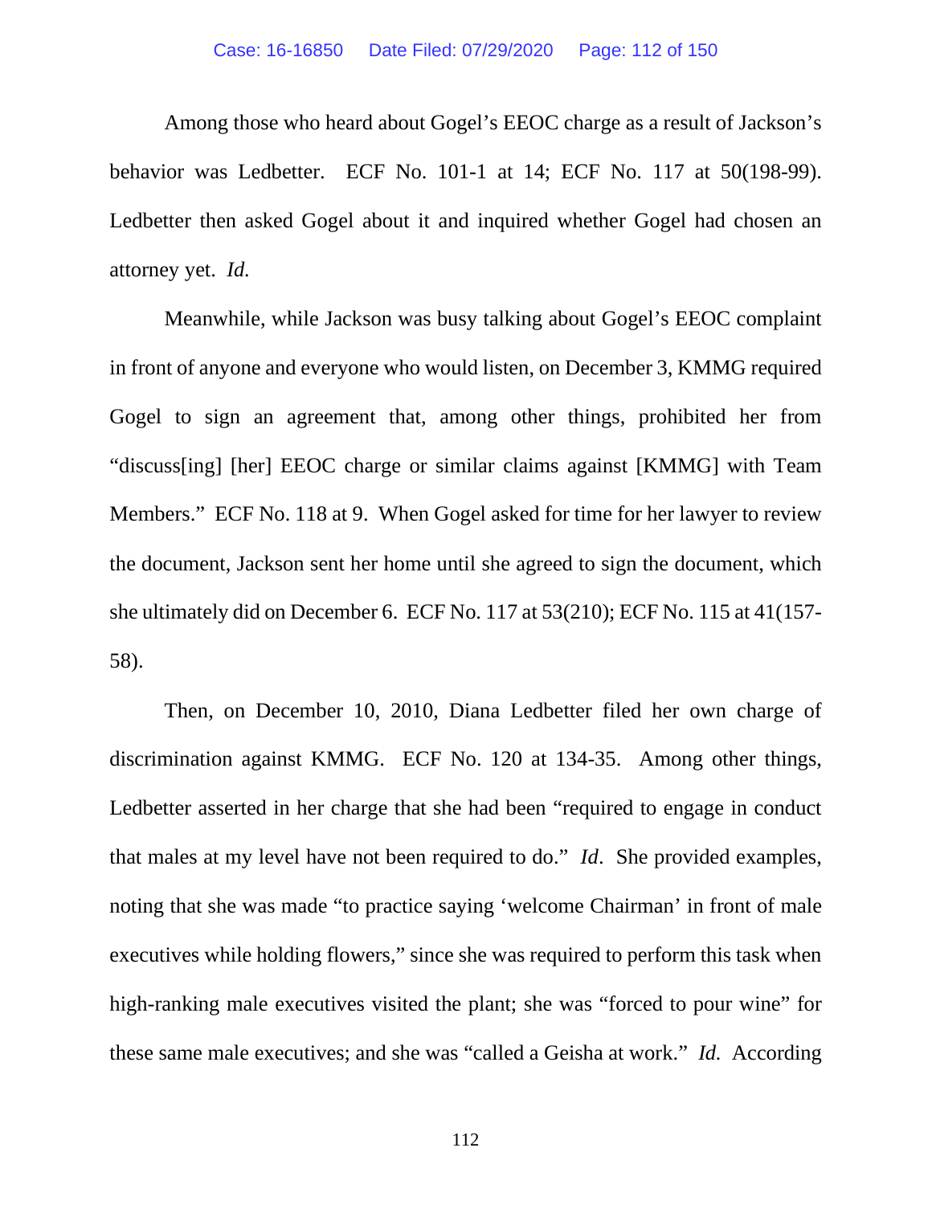Among those who heard about Gogel's EEOC charge as a result of Jackson's behavior was Ledbetter. ECF No. 101-1 at 14; ECF No. 117 at 50(198-99). Ledbetter then asked Gogel about it and inquired whether Gogel had chosen an attorney yet. *Id.*

Meanwhile, while Jackson was busy talking about Gogel's EEOC complaint in front of anyone and everyone who would listen, on December 3, KMMG required Gogel to sign an agreement that, among other things, prohibited her from "discuss[ing] [her] EEOC charge or similar claims against [KMMG] with Team Members." ECF No. 118 at 9. When Gogel asked for time for her lawyer to review the document, Jackson sent her home until she agreed to sign the document, which she ultimately did on December 6. ECF No. 117 at 53(210); ECF No. 115 at 41(157-58).

Then, on December 10, 2010, Diana Ledbetter filed her own charge of discrimination against KMMG. ECF No. 120 at 134-35. Among other things, Ledbetter asserted in her charge that she had been "required to engage in conduct that males at my level have not been required to do." *Id*. She provided examples, noting that she was made "to practice saying 'welcome Chairman' in front of male executives while holding flowers," since she was required to perform this task when high-ranking male executives visited the plant; she was "forced to pour wine" for these same male executives; and she was "called a Geisha at work." *Id.* According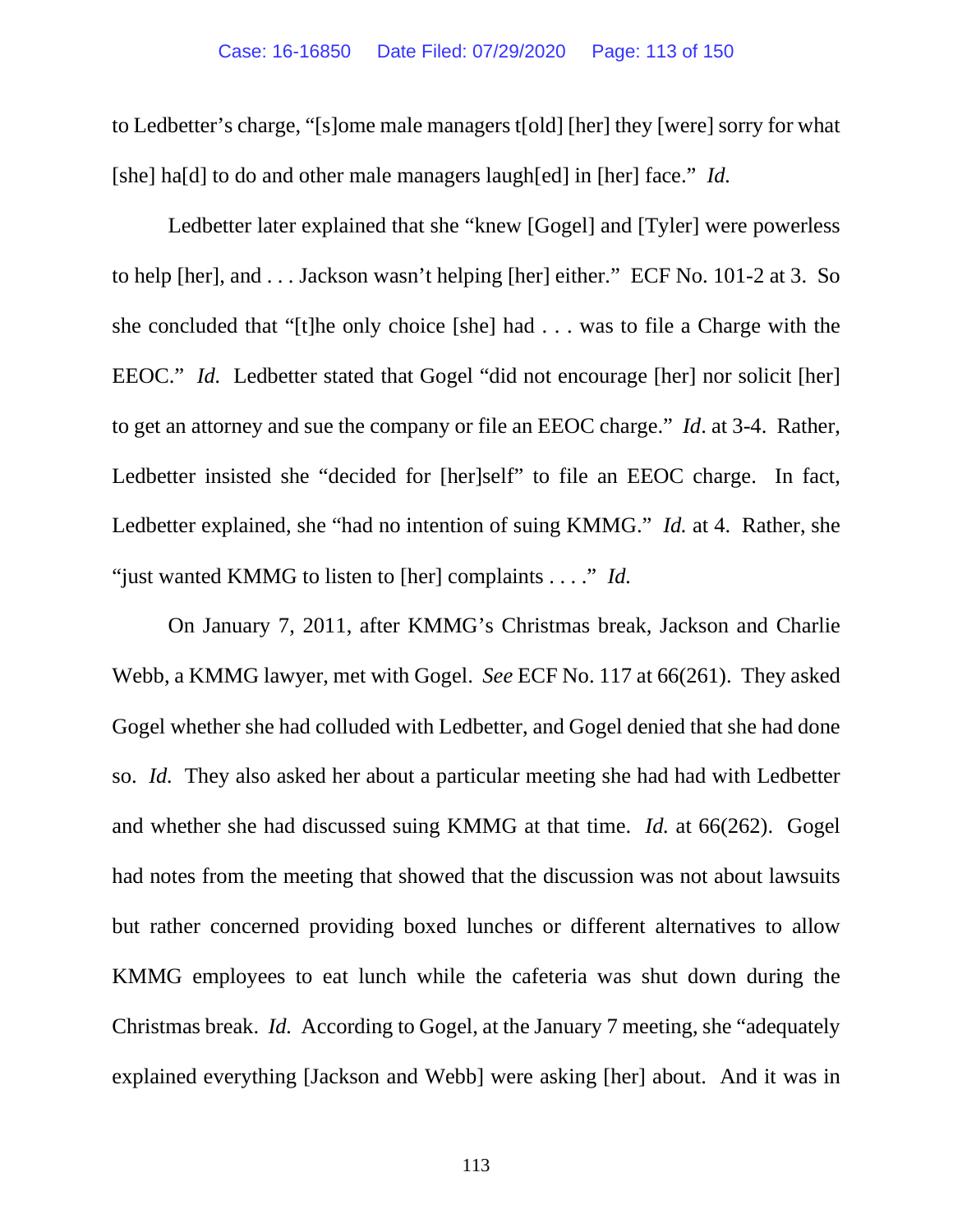to Ledbetter's charge, "[s]ome male managers t[old] [her] they [were] sorry for what [she] ha[d] to do and other male managers laugh[ed] in [her] face." *Id.*

Ledbetter later explained that she "knew [Gogel] and [Tyler] were powerless to help [her], and . . . Jackson wasn't helping [her] either." ECF No. 101-2 at 3. So she concluded that "[t]he only choice [she] had . . . was to file a Charge with the EEOC." *Id.* Ledbetter stated that Gogel "did not encourage [her] nor solicit [her] to get an attorney and sue the company or file an EEOC charge." *Id*. at 3-4. Rather, Ledbetter insisted she "decided for [her]self" to file an EEOC charge. In fact, Ledbetter explained, she "had no intention of suing KMMG." *Id.* at 4. Rather, she "just wanted KMMG to listen to [her] complaints . . . ." *Id.*

On January 7, 2011, after KMMG's Christmas break, Jackson and Charlie Webb, a KMMG lawyer, met with Gogel. *See* ECF No. 117 at 66(261). They asked Gogel whether she had colluded with Ledbetter, and Gogel denied that she had done so. *Id.* They also asked her about a particular meeting she had had with Ledbetter and whether she had discussed suing KMMG at that time. *Id.* at 66(262). Gogel had notes from the meeting that showed that the discussion was not about lawsuits but rather concerned providing boxed lunches or different alternatives to allow KMMG employees to eat lunch while the cafeteria was shut down during the Christmas break. *Id.* According to Gogel, at the January 7 meeting, she "adequately explained everything [Jackson and Webb] were asking [her] about. And it was in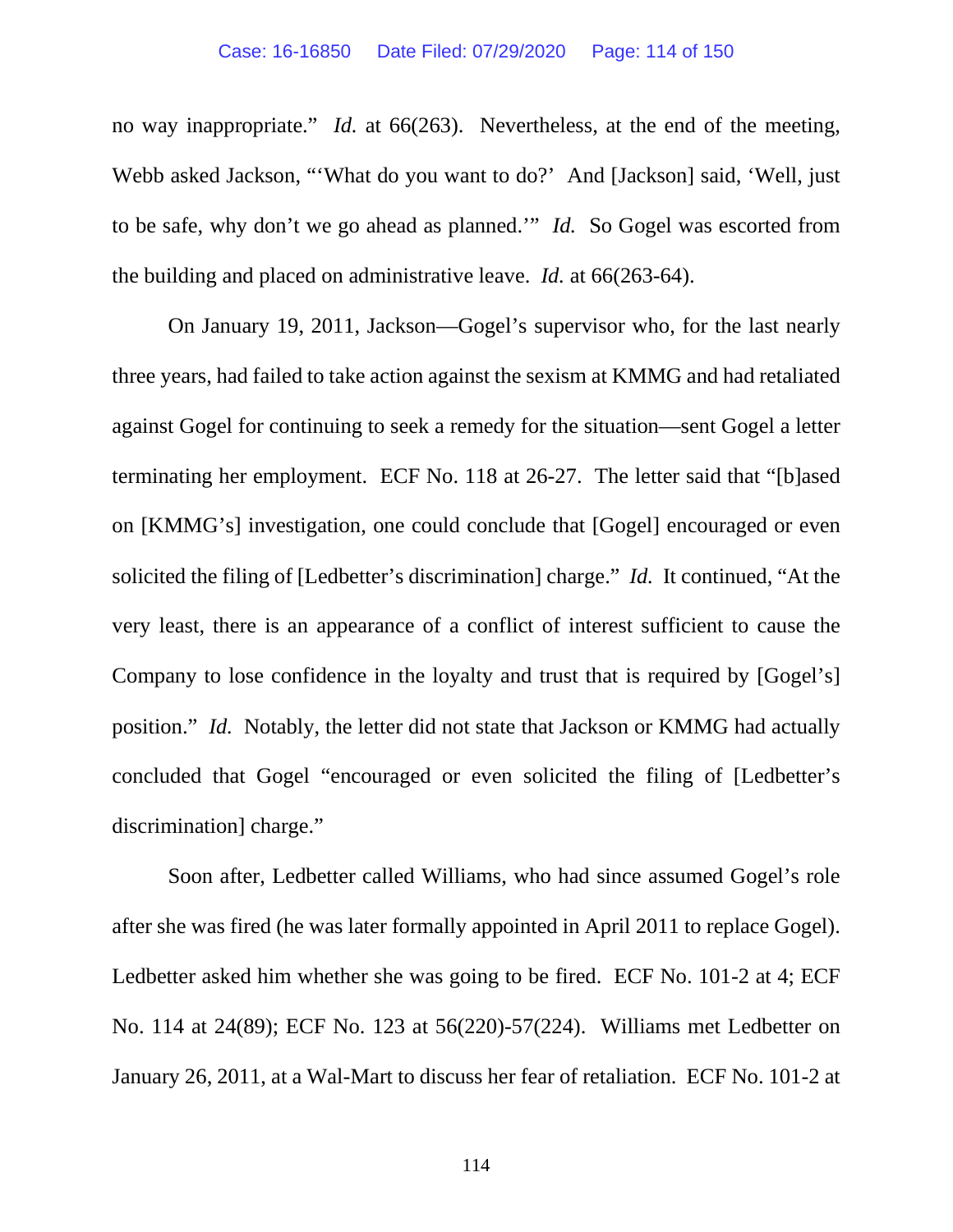no way inappropriate." *Id.* at 66(263). Nevertheless, at the end of the meeting, Webb asked Jackson, "'What do you want to do?' And [Jackson] said, 'Well, just to be safe, why don't we go ahead as planned.'" *Id.* So Gogel was escorted from the building and placed on administrative leave. *Id.* at 66(263-64).

On January 19, 2011, Jackson—Gogel's supervisor who, for the last nearly three years, had failed to take action against the sexism at KMMG and had retaliated against Gogel for continuing to seek a remedy for the situation—sent Gogel a letter terminating her employment. ECF No. 118 at 26-27. The letter said that "[b]ased on [KMMG's] investigation, one could conclude that [Gogel] encouraged or even solicited the filing of [Ledbetter's discrimination] charge." *Id.* It continued, "At the very least, there is an appearance of a conflict of interest sufficient to cause the Company to lose confidence in the loyalty and trust that is required by [Gogel's] position." *Id.* Notably, the letter did not state that Jackson or KMMG had actually concluded that Gogel "encouraged or even solicited the filing of [Ledbetter's discrimination] charge."

Soon after, Ledbetter called Williams, who had since assumed Gogel's role after she was fired (he was later formally appointed in April 2011 to replace Gogel). Ledbetter asked him whether she was going to be fired. ECF No. 101-2 at 4; ECF No. 114 at 24(89); ECF No. 123 at 56(220)-57(224). Williams met Ledbetter on January 26, 2011, at a Wal-Mart to discuss her fear of retaliation. ECF No. 101-2 at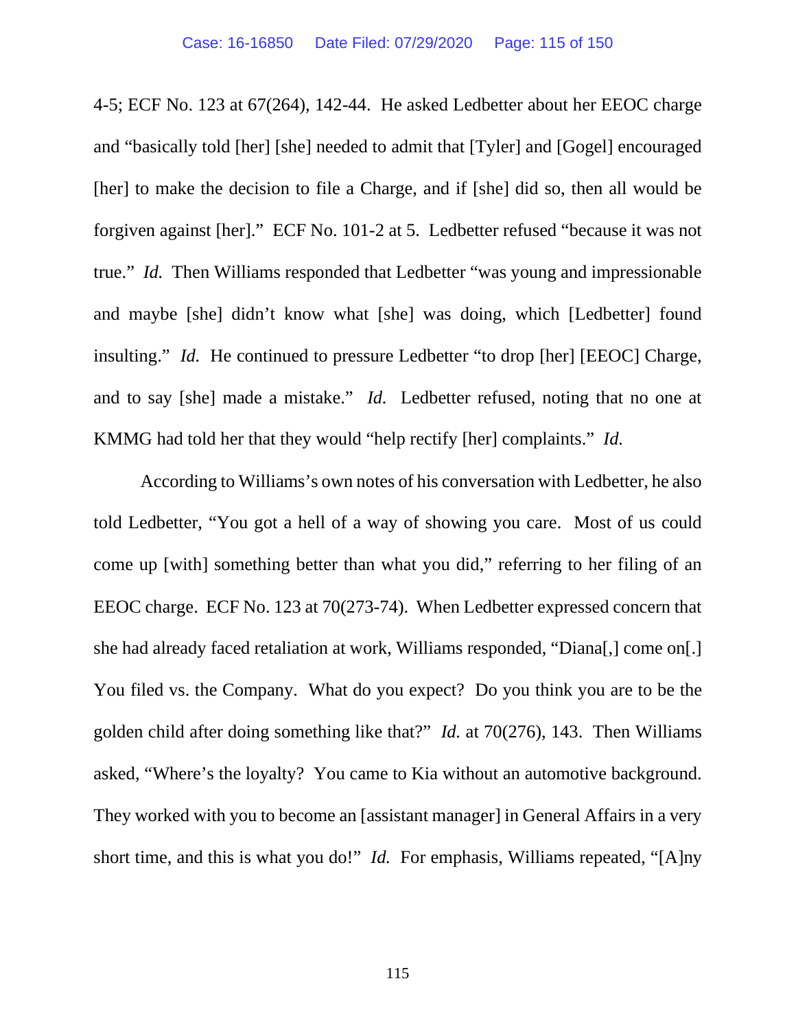4-5; ECF No. 123 at 67(264), 142-44. He asked Ledbetter about her EEOC charge and "basically told [her] [she] needed to admit that [Tyler] and [Gogel] encouraged [her] to make the decision to file a Charge, and if [she] did so, then all would be forgiven against [her]." ECF No. 101-2 at 5. Ledbetter refused "because it was not true." *Id.* Then Williams responded that Ledbetter "was young and impressionable and maybe [she] didn't know what [she] was doing, which [Ledbetter] found insulting." *Id.* He continued to pressure Ledbetter "to drop [her] [EEOC] Charge, and to say [she] made a mistake." *Id.* Ledbetter refused, noting that no one at KMMG had told her that they would "help rectify [her] complaints." *Id.*

According to Williams's own notes of his conversation with Ledbetter, he also told Ledbetter, "You got a hell of a way of showing you care. Most of us could come up [with] something better than what you did," referring to her filing of an EEOC charge. ECF No. 123 at 70(273-74). When Ledbetter expressed concern that she had already faced retaliation at work, Williams responded, "Diana[,] come on[.] You filed vs. the Company. What do you expect? Do you think you are to be the golden child after doing something like that?" *Id.* at 70(276), 143. Then Williams asked, "Where's the loyalty? You came to Kia without an automotive background. They worked with you to become an [assistant manager] in General Affairs in a very short time, and this is what you do!" *Id.* For emphasis, Williams repeated, "[A]ny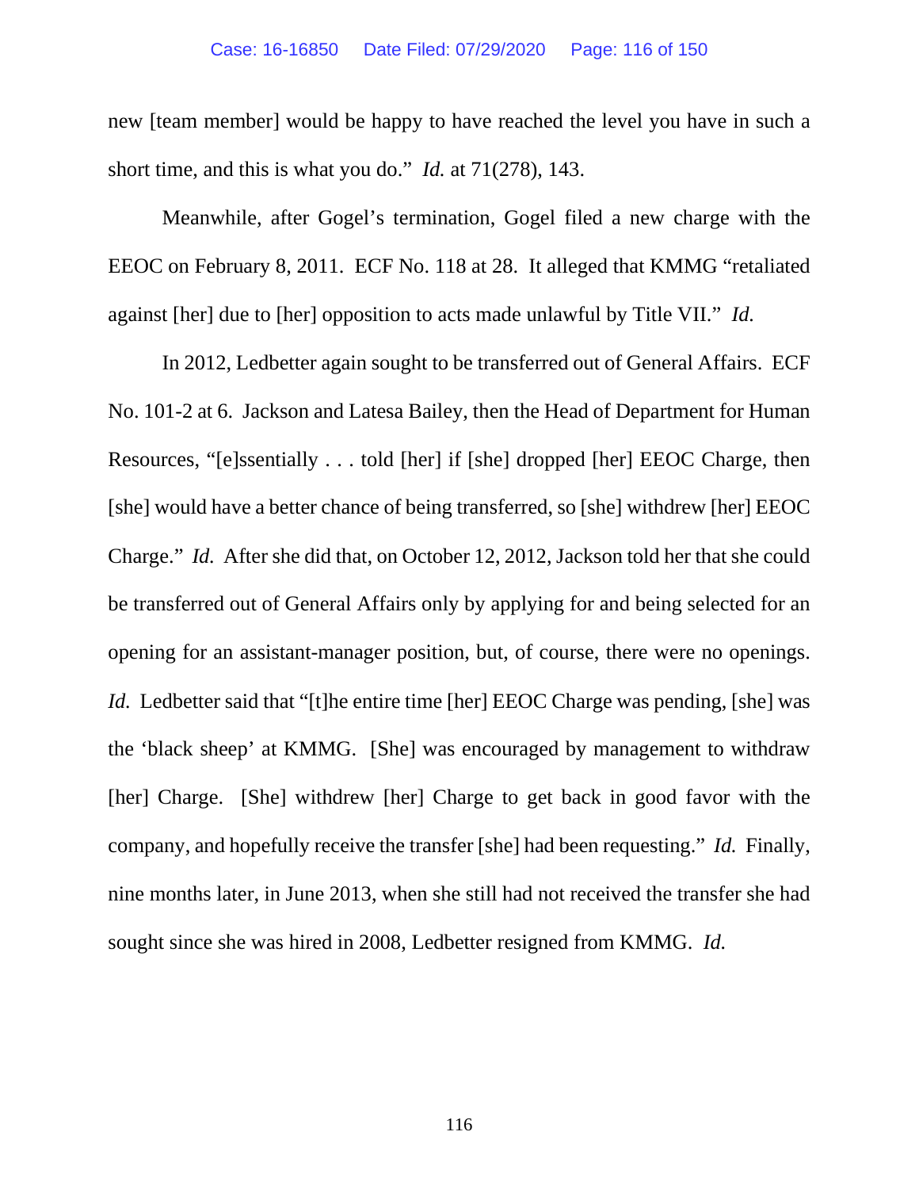new [team member] would be happy to have reached the level you have in such a short time, and this is what you do." *Id.* at 71(278), 143.

Meanwhile, after Gogel's termination, Gogel filed a new charge with the EEOC on February 8, 2011. ECF No. 118 at 28. It alleged that KMMG "retaliated against [her] due to [her] opposition to acts made unlawful by Title VII." *Id.*

In 2012, Ledbetter again sought to be transferred out of General Affairs. ECF No. 101-2 at 6. Jackson and Latesa Bailey, then the Head of Department for Human Resources, "[e]ssentially . . . told [her] if [she] dropped [her] EEOC Charge, then [she] would have a better chance of being transferred, so [she] withdrew [her] EEOC Charge." *Id.* After she did that, on October 12, 2012, Jackson told her that she could be transferred out of General Affairs only by applying for and being selected for an opening for an assistant-manager position, but, of course, there were no openings. *Id.* Ledbetter said that "[t]he entire time [her] EEOC Charge was pending, [she] was the 'black sheep' at KMMG. [She] was encouraged by management to withdraw [her] Charge. [She] withdrew [her] Charge to get back in good favor with the company, and hopefully receive the transfer [she] had been requesting." *Id.* Finally, nine months later, in June 2013, when she still had not received the transfer she had sought since she was hired in 2008, Ledbetter resigned from KMMG. *Id.*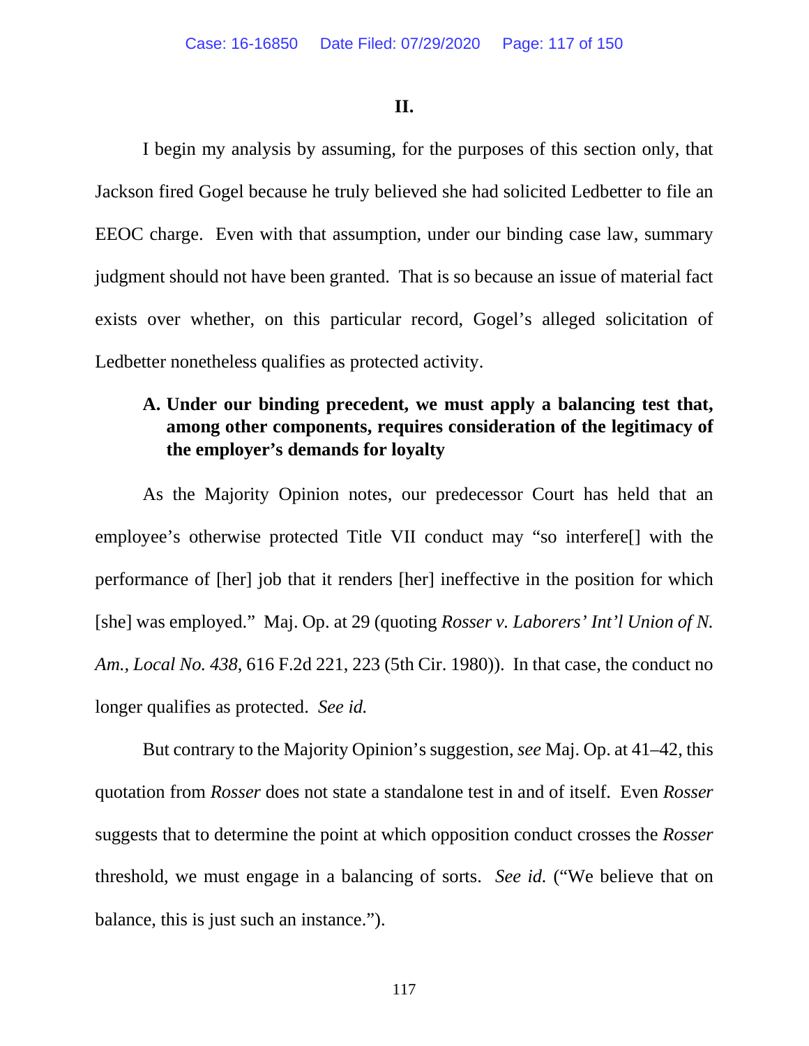## II.

I begin my analysis by assuming, for the purposes of this section only, that Jackson fired Gogel because he truly believed she had solicited Ledbetter to file an EEOC charge. Even with that assumption, under our binding case law, summary judgment should not have been granted. That is so because an issue of material fact exists over whether, on this particular record, Gogel's alleged solicitation of Ledbetter nonetheless qualifies as protected activity.

### A. Under our binding precedent, we must apply a balancing test that, among other components, requires consideration of the legitimacy of the employer's demands for loyalty

As the Majority Opinion notes, our predecessor Court has held that an employee's otherwise protected Title VII conduct may "so interfere[] with the performance of [her] job that it renders [her] ineffective in the position for which [she] was employed." Maj. Op. at 29 (quoting *Rosser v. Laborers' Int'l Union of N. Am., Local No. 438*, 616 F.2d 221, 223 (5th Cir. 1980)). In that case, the conduct no longer qualifies as protected. *See id.*

But contrary to the Majority Opinion's suggestion, *see* Maj. Op. at 41–42, this quotation from *Rosser* does not state a standalone test in and of itself. Even *Rosser* suggests that to determine the point at which opposition conduct crosses the *Rosser* threshold, we must engage in a balancing of sorts. *See id.* ("We believe that on balance, this is just such an instance.").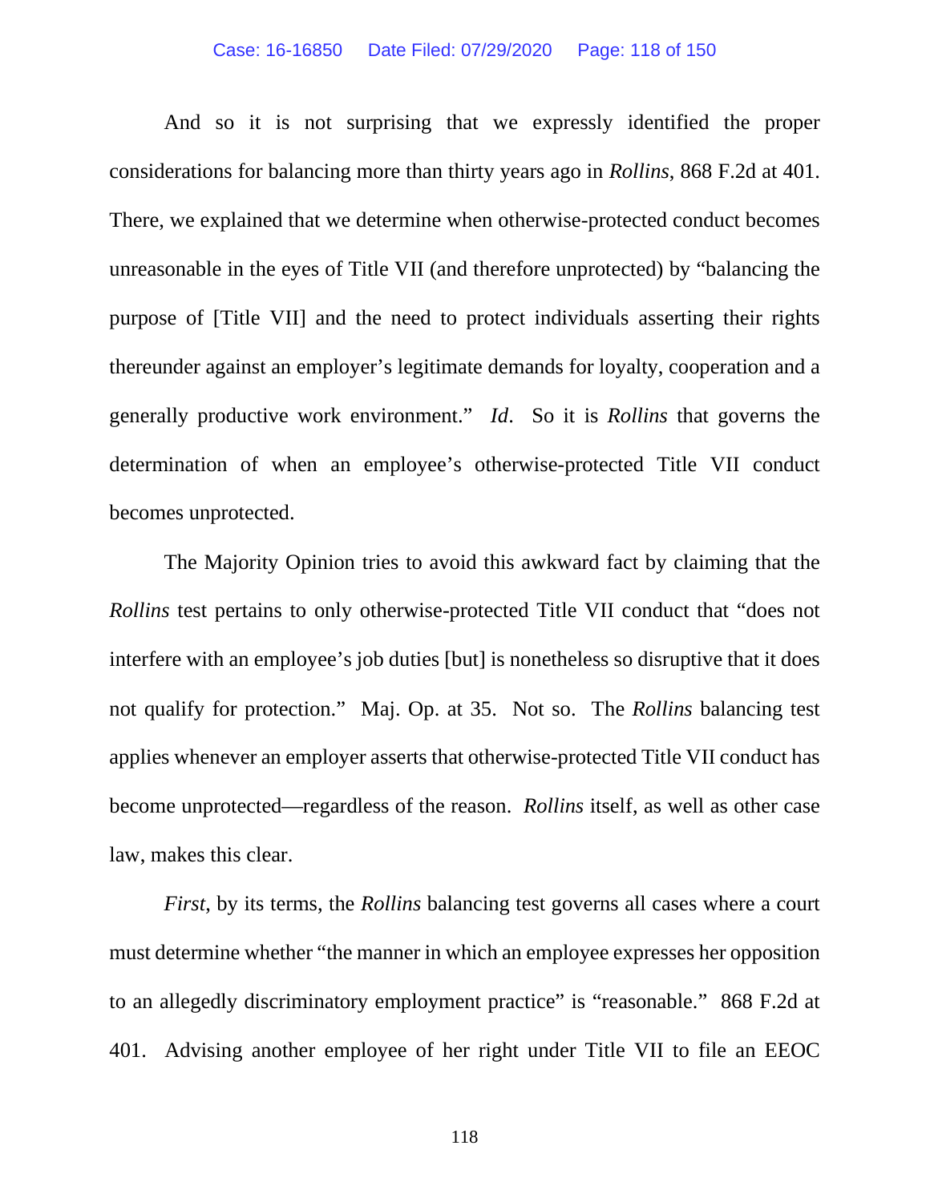And so it is not surprising that we expressly identified the proper considerations for balancing more than thirty years ago in *Rollins*, 868 F.2d at 401. There, we explained that we determine when otherwise-protected conduct becomes unreasonable in the eyes of Title VII (and therefore unprotected) by "balancing the purpose of [Title VII] and the need to protect individuals asserting their rights thereunder against an employer's legitimate demands for loyalty, cooperation and a generally productive work environment." *Id*. So it is *Rollins* that governs the determination of when an employee's otherwise-protected Title VII conduct becomes unprotected.

The Majority Opinion tries to avoid this awkward fact by claiming that the *Rollins* test pertains to only otherwise-protected Title VII conduct that "does not interfere with an employee's job duties [but] is nonetheless so disruptive that it does not qualify for protection." Maj. Op. at 35. Not so. The *Rollins* balancing test applies whenever an employer asserts that otherwise-protected Title VII conduct has become unprotected—regardless of the reason. *Rollins* itself, as well as other case law, makes this clear.

*First*, by its terms, the *Rollins* balancing test governs all cases where a court must determine whether "the manner in which an employee expresses her opposition to an allegedly discriminatory employment practice" is "reasonable." 868 F.2d at 401. Advising another employee of her right under Title VII to file an EEOC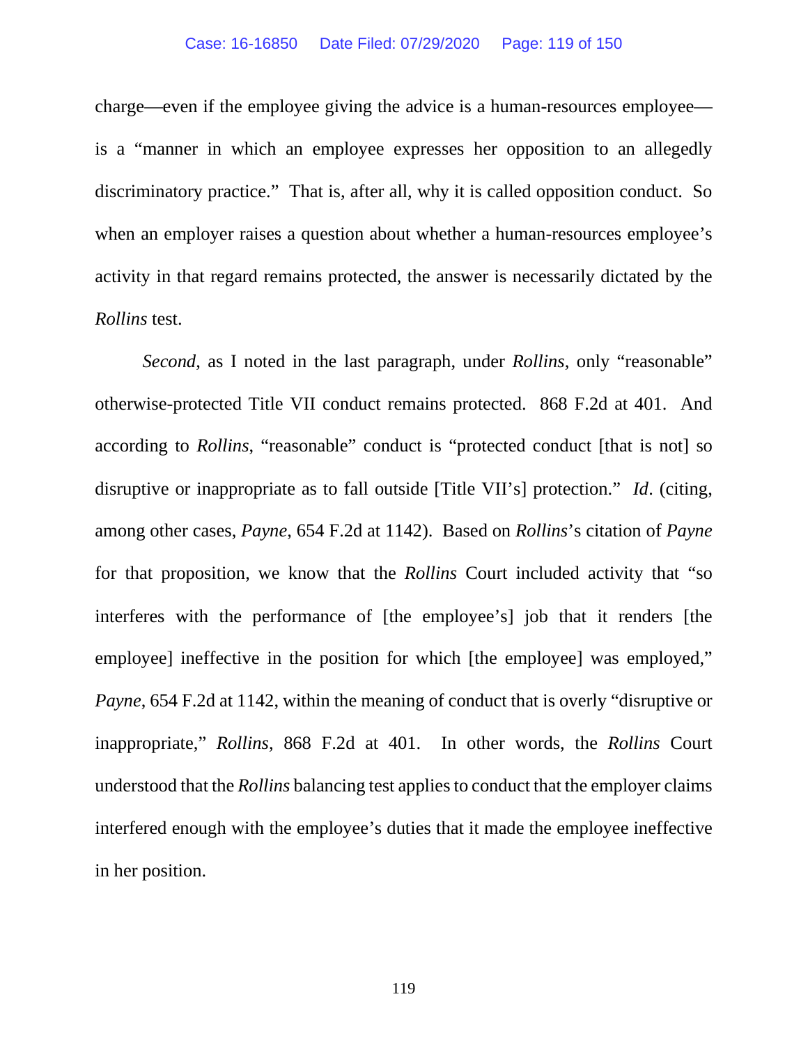charge—even if the employee giving the advice is a human-resources employee—is a "manner in which an employee expresses her opposition to an allegedly discriminatory practice." That is, after all, why it is called opposition conduct. So when an employer raises a question about whether a human-resources employee's activity in that regard remains protected, the answer is necessarily dictated by the *Rollins* test.

*Second*, as I noted in the last paragraph, under *Rollins*, only "reasonable" otherwise-protected Title VII conduct remains protected. 868 F.2d at 401. And according to *Rollins*, "reasonable" conduct is "protected conduct [that is not] so disruptive or inappropriate as to fall outside [Title VII's] protection." *Id*. (citing, among other cases, *Payne*, 654 F.2d at 1142). Based on *Rollins*'s citation of *Payne* for that proposition, we know that the *Rollins* Court included activity that "so interferes with the performance of [the employee's] job that it renders [the employee] ineffective in the position for which [the employee] was employed," *Payne*, 654 F.2d at 1142, within the meaning of conduct that is overly "disruptive or inappropriate," *Rollins*, 868 F.2d at 401. In other words, the *Rollins* Court understood that the *Rollins* balancing test applies to conduct that the employer claims interfered enough with the employee's duties that it made the employee ineffective in her position.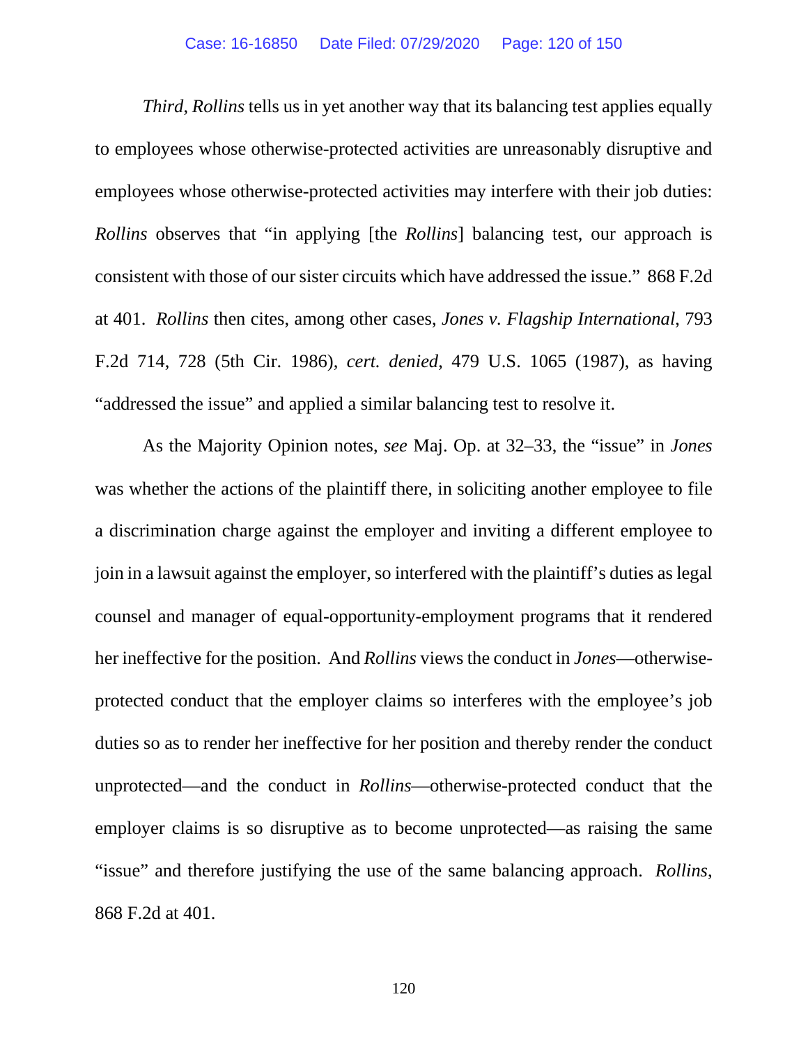*Third*, *Rollins* tells us in yet another way that its balancing test applies equally to employees whose otherwise-protected activities are unreasonably disruptive and employees whose otherwise-protected activities may interfere with their job duties: *Rollins* observes that "in applying [the *Rollins*] balancing test, our approach is consistent with those of our sister circuits which have addressed the issue." 868 F.2d at 401. *Rollins* then cites, among other cases, *Jones v. Flagship International*, 793 F.2d 714, 728 (5th Cir. 1986), *cert. denied*, 479 U.S. 1065 (1987), as having "addressed the issue" and applied a similar balancing test to resolve it.

As the Majority Opinion notes, *see* Maj. Op. at 32–33, the "issue" in *Jones* was whether the actions of the plaintiff there, in soliciting another employee to file a discrimination charge against the employer and inviting a different employee to join in a lawsuit against the employer, so interfered with the plaintiff's duties as legal counsel and manager of equal-opportunity-employment programs that it rendered her ineffective for the position. And *Rollins* views the conduct in *Jones*—otherwise-protected conduct that the employer claims so interferes with the employee's job duties so as to render her ineffective for her position and thereby render the conduct unprotected—and the conduct in *Rollins*—otherwise-protected conduct that the employer claims is so disruptive as to become unprotected—as raising the same "issue" and therefore justifying the use of the same balancing approach. *Rollins*, 868 F.2d at 401.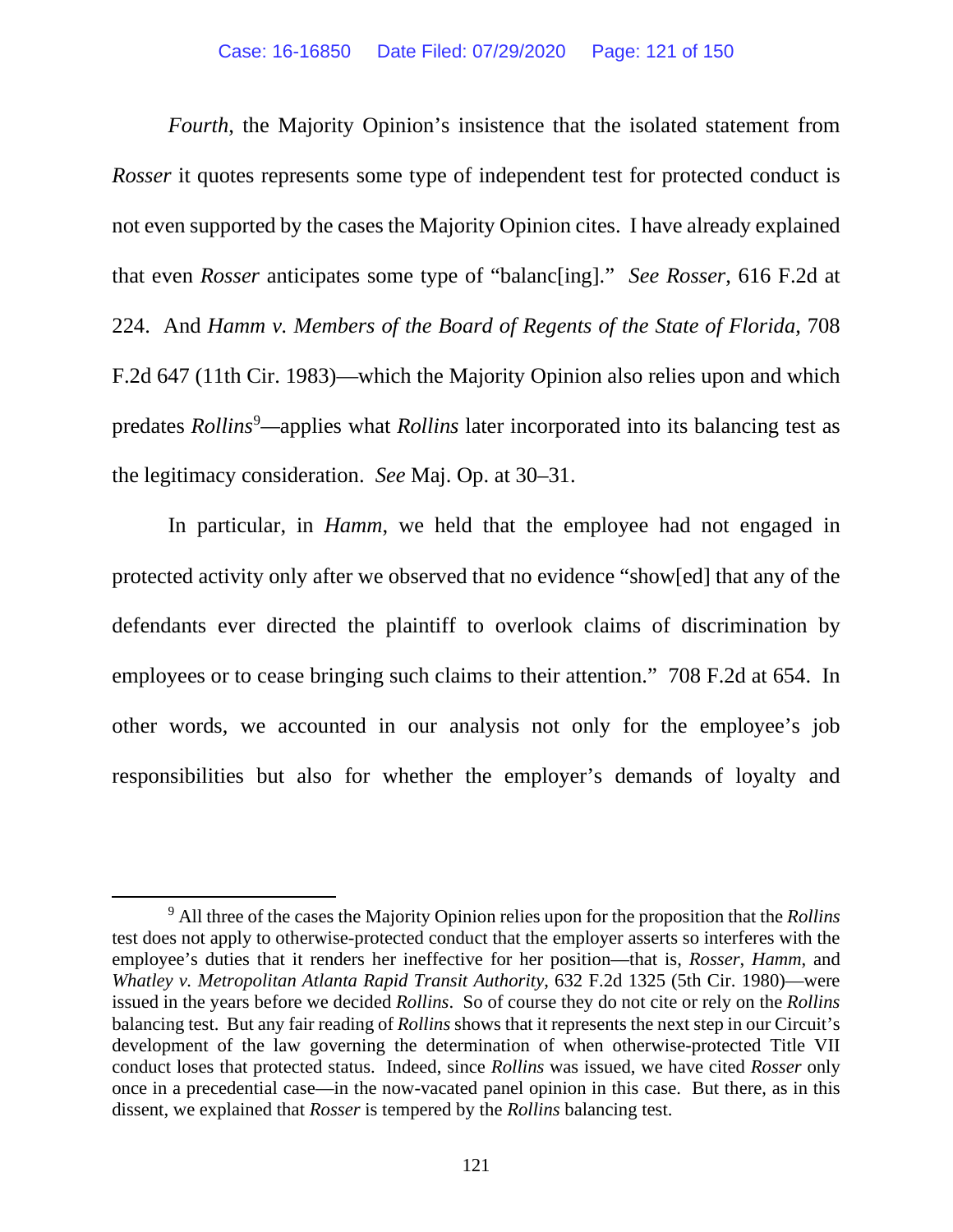*Fourth*, the Majority Opinion's insistence that the isolated statement from *Rosser* it quotes represents some type of independent test for protected conduct is not even supported by the cases the Majority Opinion cites. I have already explained that even *Rosser* anticipates some type of "balanc[ing]." *See Rosser*, 616 F.2d at 224. And *Hamm v. Members of the Board of Regents of the State of Florida*, 708 F.2d 647 (11th Cir. 1983)—which the Majority Opinion also relies upon and which predates *Rollins*[9]—applies what *Rollins* later incorporated into its balancing test as the legitimacy consideration. *See* Maj. Op. at 30–31.

In particular, in *Hamm*, we held that the employee had not engaged in protected activity only after we observed that no evidence "show[ed] that any of the defendants ever directed the plaintiff to overlook claims of discrimination by employees or to cease bringing such claims to their attention." 708 F.2d at 654. In other words, we accounted in our analysis not only for the employee's job responsibilities but also for whether the employer's demands of loyalty and

---

[9] All three of the cases the Majority Opinion relies upon for the proposition that the *Rollins* test does not apply to otherwise-protected conduct that the employer asserts so interferes with the employee's duties that it renders her ineffective for her position—that is, *Rosser*, *Hamm*, and *Whatley v. Metropolitan Atlanta Rapid Transit Authority*, 632 F.2d 1325 (5th Cir. 1980)—were issued in the years before we decided *Rollins*. So of course they do not cite or rely on the *Rollins* balancing test. But any fair reading of *Rollins* shows that it represents the next step in our Circuit's development of the law governing the determination of when otherwise-protected Title VII conduct loses that protected status. Indeed, since *Rollins* was issued, we have cited *Rosser* only once in a precedential case—in the now-vacated panel opinion in this case. But there, as in this dissent, we explained that *Rosser* is tempered by the *Rollins* balancing test.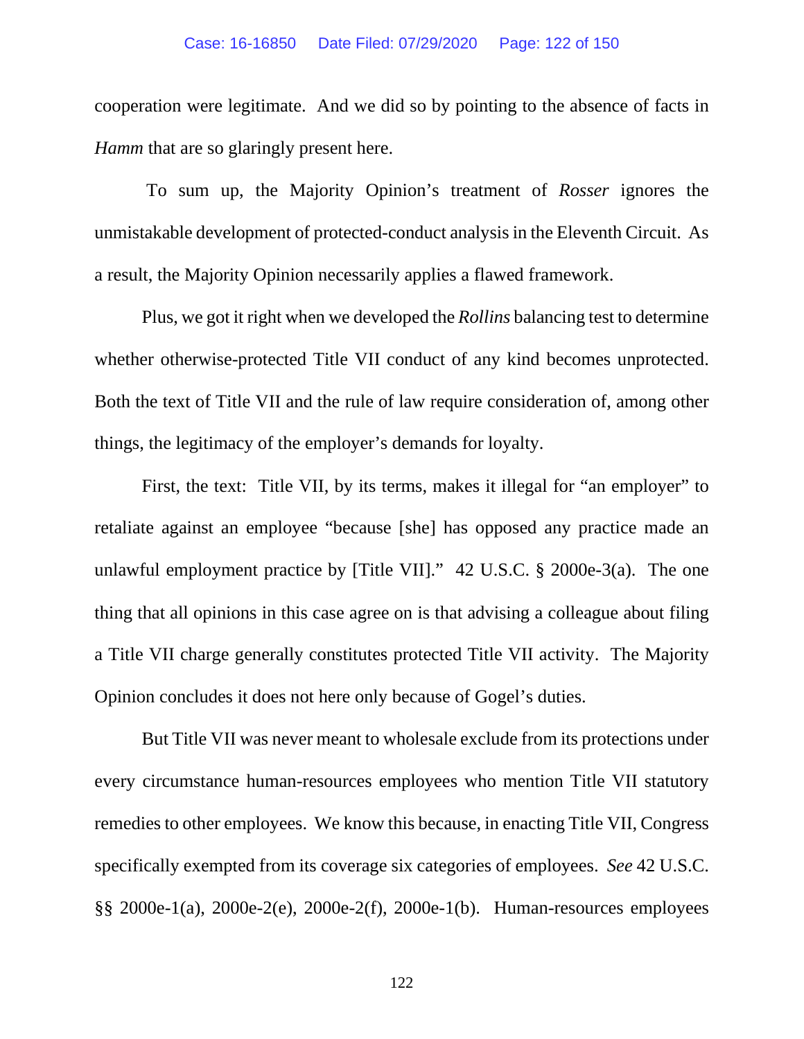cooperation were legitimate. And we did so by pointing to the absence of facts in *Hamm* that are so glaringly present here.

To sum up, the Majority Opinion's treatment of *Rosser* ignores the unmistakable development of protected-conduct analysis in the Eleventh Circuit. As a result, the Majority Opinion necessarily applies a flawed framework.

Plus, we got it right when we developed the *Rollins* balancing test to determine whether otherwise-protected Title VII conduct of any kind becomes unprotected. Both the text of Title VII and the rule of law require consideration of, among other things, the legitimacy of the employer's demands for loyalty.

First, the text: Title VII, by its terms, makes it illegal for "an employer" to retaliate against an employee "because [she] has opposed any practice made an unlawful employment practice by [Title VII]." 42 U.S.C. § 2000e-3(a). The one thing that all opinions in this case agree on is that advising a colleague about filing a Title VII charge generally constitutes protected Title VII activity. The Majority Opinion concludes it does not here only because of Gogel's duties.

But Title VII was never meant to wholesale exclude from its protections under every circumstance human-resources employees who mention Title VII statutory remedies to other employees. We know this because, in enacting Title VII, Congress specifically exempted from its coverage six categories of employees. *See* 42 U.S.C. §§ 2000e-1(a), 2000e-2(e), 2000e-2(f), 2000e-1(b). Human-resources employees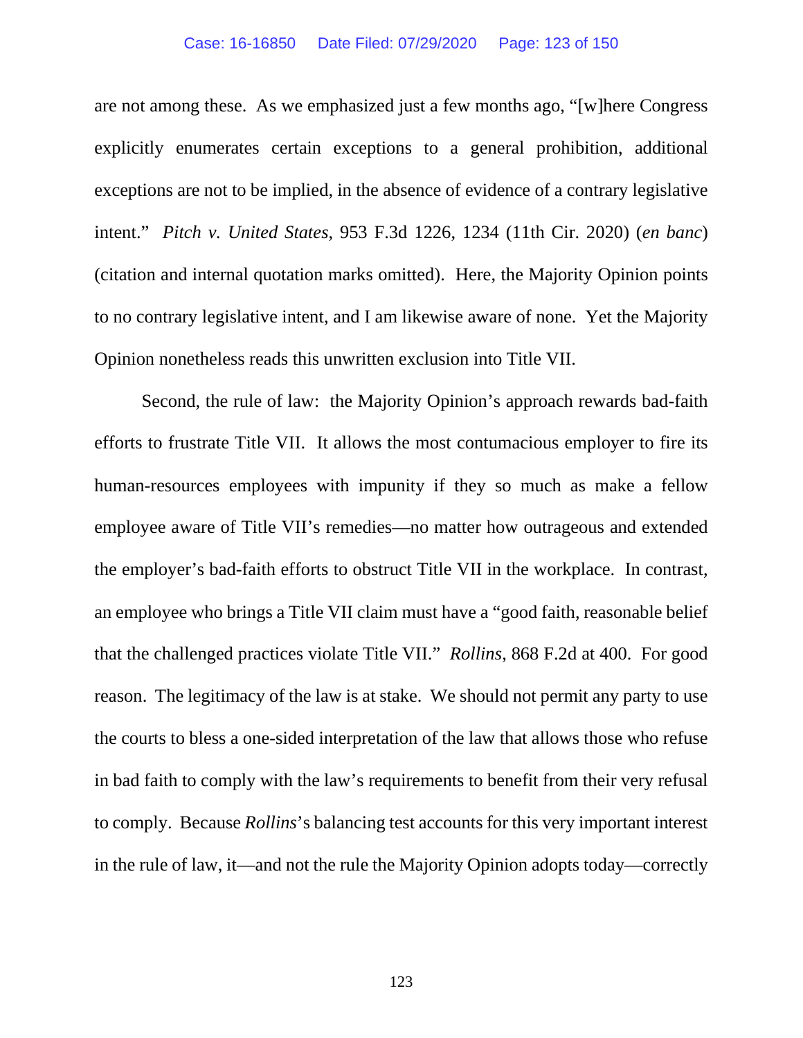are not among these. As we emphasized just a few months ago, "[w]here Congress explicitly enumerates certain exceptions to a general prohibition, additional exceptions are not to be implied, in the absence of evidence of a contrary legislative intent." *Pitch v. United States*, 953 F.3d 1226, 1234 (11th Cir. 2020) (*en banc*) (citation and internal quotation marks omitted). Here, the Majority Opinion points to no contrary legislative intent, and I am likewise aware of none. Yet the Majority Opinion nonetheless reads this unwritten exclusion into Title VII.

Second, the rule of law: the Majority Opinion's approach rewards bad-faith efforts to frustrate Title VII. It allows the most contumacious employer to fire its human-resources employees with impunity if they so much as make a fellow employee aware of Title VII's remedies—no matter how outrageous and extended the employer's bad-faith efforts to obstruct Title VII in the workplace. In contrast, an employee who brings a Title VII claim must have a "good faith, reasonable belief that the challenged practices violate Title VII." *Rollins*, 868 F.2d at 400. For good reason. The legitimacy of the law is at stake. We should not permit any party to use the courts to bless a one-sided interpretation of the law that allows those who refuse in bad faith to comply with the law's requirements to benefit from their very refusal to comply. Because *Rollins*'s balancing test accounts for this very important interest in the rule of law, it—and not the rule the Majority Opinion adopts today—correctly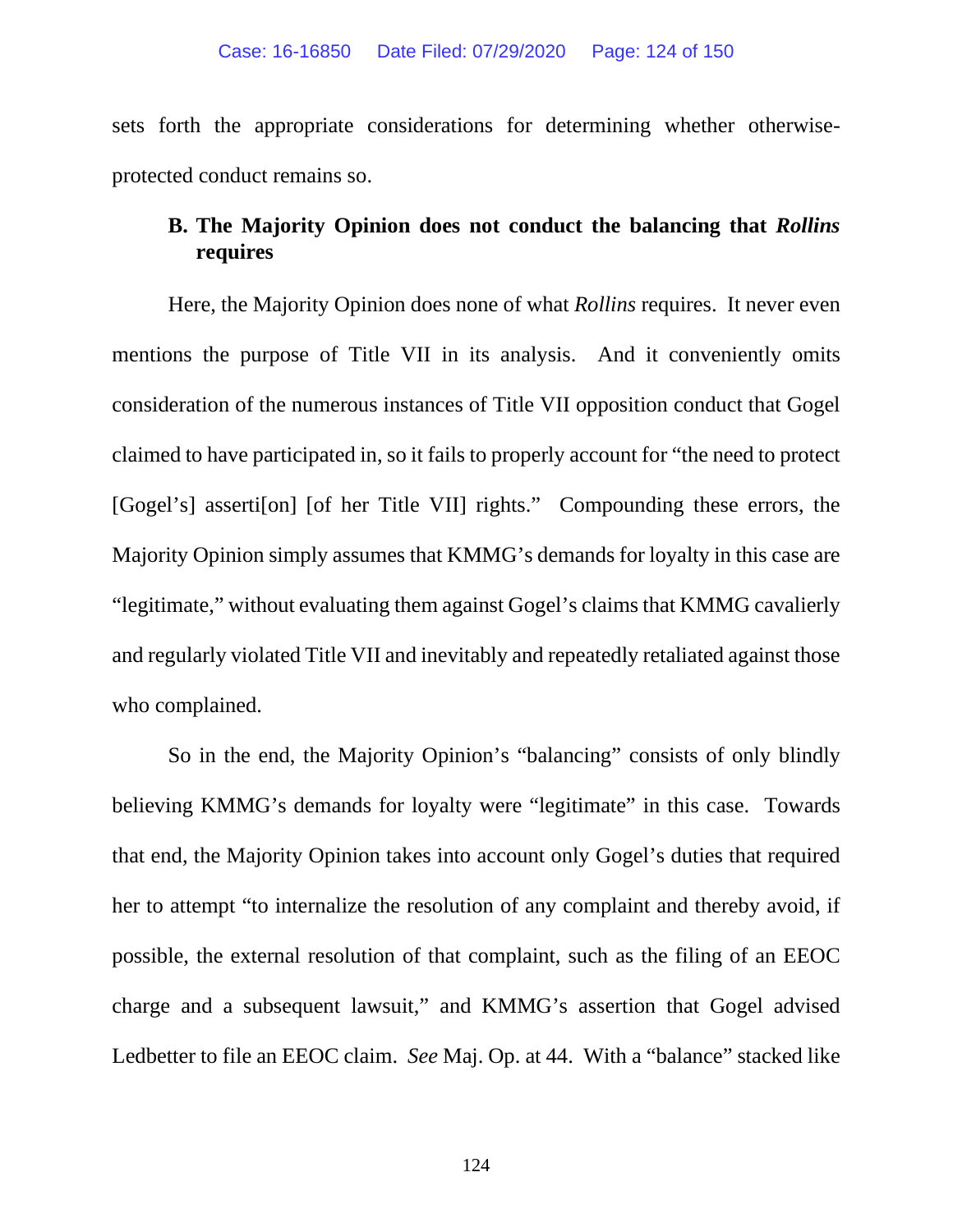sets forth the appropriate considerations for determining whether otherwise-protected conduct remains so.

### B. The Majority Opinion does not conduct the balancing that *Rollins* requires

Here, the Majority Opinion does none of what *Rollins* requires. It never even mentions the purpose of Title VII in its analysis. And it conveniently omits consideration of the numerous instances of Title VII opposition conduct that Gogel claimed to have participated in, so it fails to properly account for "the need to protect [Gogel's] asserti[on] [of her Title VII] rights." Compounding these errors, the Majority Opinion simply assumes that KMMG's demands for loyalty in this case are "legitimate," without evaluating them against Gogel's claims that KMMG cavalierly and regularly violated Title VII and inevitably and repeatedly retaliated against those who complained.

So in the end, the Majority Opinion's "balancing" consists of only blindly believing KMMG's demands for loyalty were "legitimate" in this case. Towards that end, the Majority Opinion takes into account only Gogel's duties that required her to attempt "to internalize the resolution of any complaint and thereby avoid, if possible, the external resolution of that complaint, such as the filing of an EEOC charge and a subsequent lawsuit," and KMMG's assertion that Gogel advised Ledbetter to file an EEOC claim. *See* Maj. Op. at 44. With a "balance" stacked like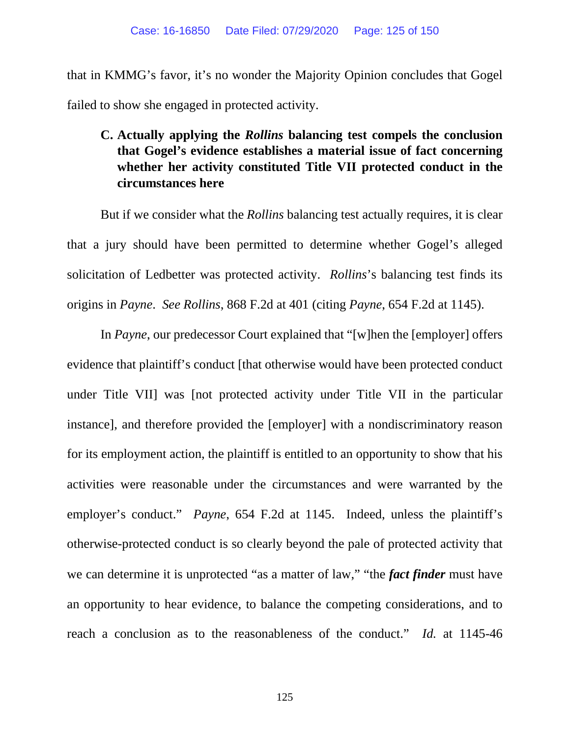that in KMMG's favor, it's no wonder the Majority Opinion concludes that Gogel failed to show she engaged in protected activity.

### C. Actually applying the *Rollins* balancing test compels the conclusion that Gogel's evidence establishes a material issue of fact concerning whether her activity constituted Title VII protected conduct in the circumstances here

But if we consider what the *Rollins* balancing test actually requires, it is clear that a jury should have been permitted to determine whether Gogel's alleged solicitation of Ledbetter was protected activity. *Rollins*'s balancing test finds its origins in *Payne*. *See Rollins*, 868 F.2d at 401 (citing *Payne*, 654 F.2d at 1145).

In *Payne*, our predecessor Court explained that "[w]hen the [employer] offers evidence that plaintiff's conduct [that otherwise would have been protected conduct under Title VII] was [not protected activity under Title VII in the particular instance], and therefore provided the [employer] with a nondiscriminatory reason for its employment action, the plaintiff is entitled to an opportunity to show that his activities were reasonable under the circumstances and were warranted by the employer's conduct." *Payne*, 654 F.2d at 1145. Indeed, unless the plaintiff's otherwise-protected conduct is so clearly beyond the pale of protected activity that we can determine it is unprotected "as a matter of law," "the ***fact finder*** must have an opportunity to hear evidence, to balance the competing considerations, and to reach a conclusion as to the reasonableness of the conduct." *Id.* at 1145-46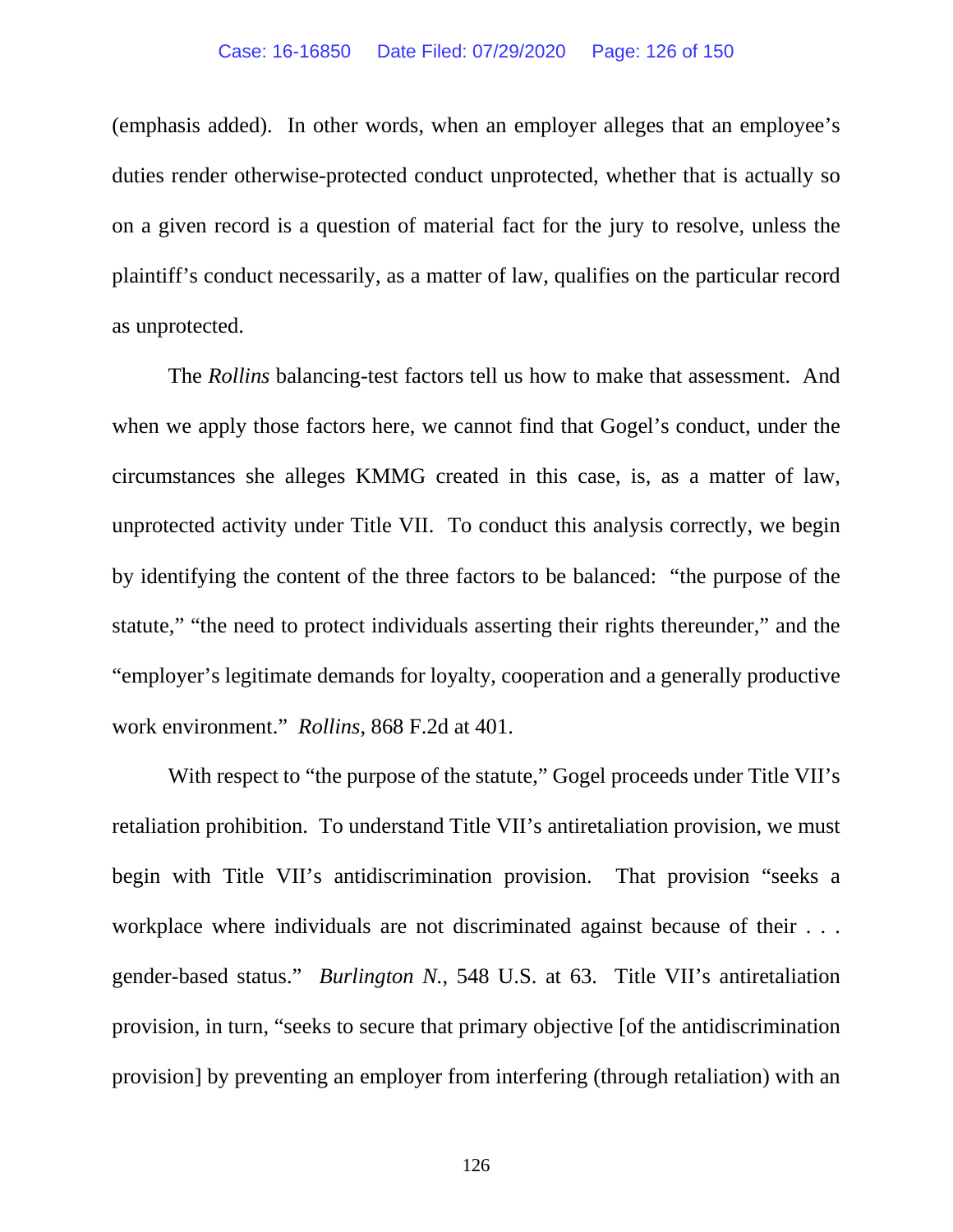(emphasis added). In other words, when an employer alleges that an employee's duties render otherwise-protected conduct unprotected, whether that is actually so on a given record is a question of material fact for the jury to resolve, unless the plaintiff's conduct necessarily, as a matter of law, qualifies on the particular record as unprotected.

The *Rollins* balancing-test factors tell us how to make that assessment. And when we apply those factors here, we cannot find that Gogel's conduct, under the circumstances she alleges KMMG created in this case, is, as a matter of law, unprotected activity under Title VII. To conduct this analysis correctly, we begin by identifying the content of the three factors to be balanced: "the purpose of the statute," "the need to protect individuals asserting their rights thereunder," and the "employer's legitimate demands for loyalty, cooperation and a generally productive work environment." *Rollins*, 868 F.2d at 401.

With respect to "the purpose of the statute," Gogel proceeds under Title VII's retaliation prohibition. To understand Title VII's antiretaliation provision, we must begin with Title VII's antidiscrimination provision. That provision "seeks a workplace where individuals are not discriminated against because of their . . . gender-based status." *Burlington N.*, 548 U.S. at 63. Title VII's antiretaliation provision, in turn, "seeks to secure that primary objective [of the antidiscrimination provision] by preventing an employer from interfering (through retaliation) with an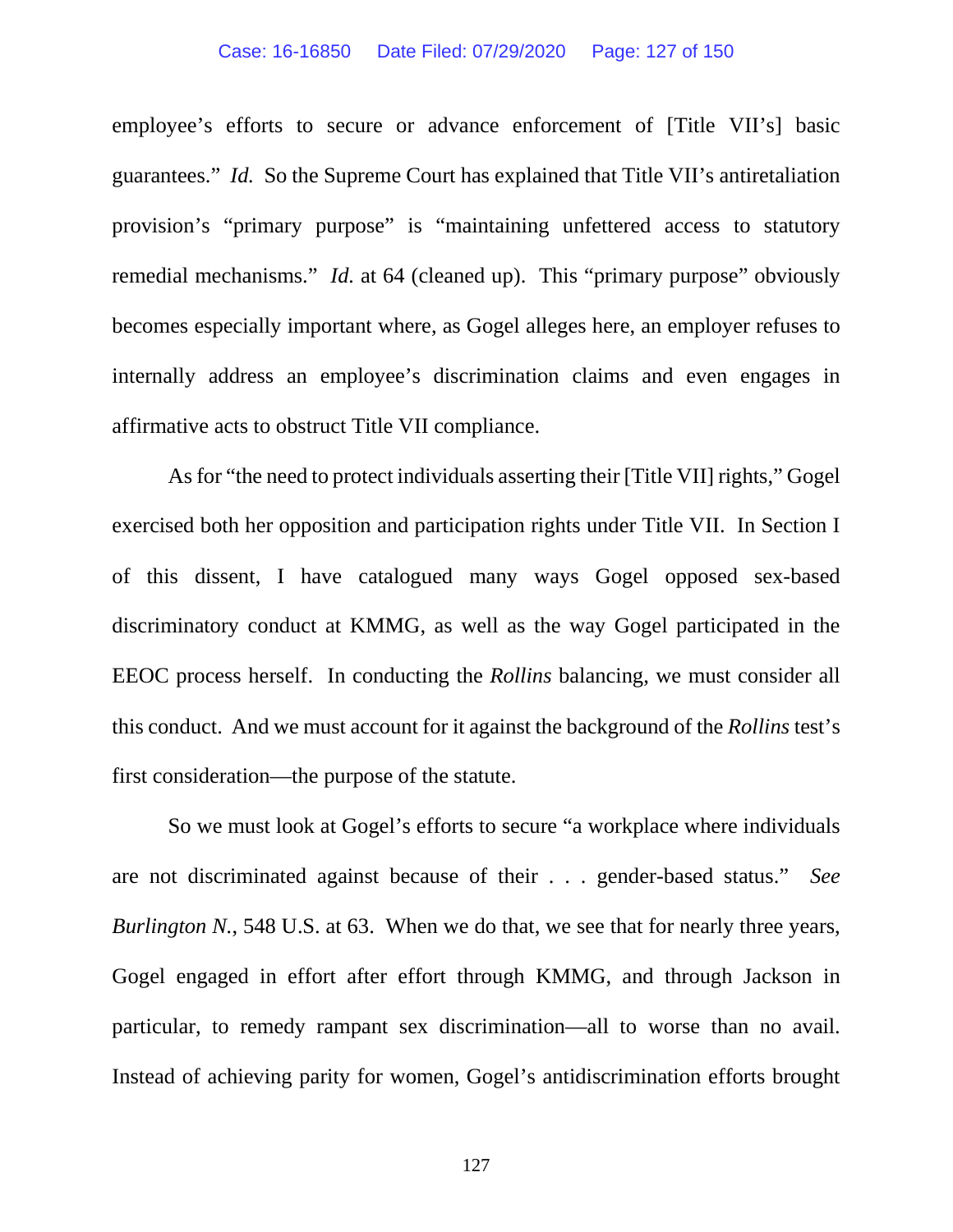employee's efforts to secure or advance enforcement of [Title VII's] basic guarantees." *Id.* So the Supreme Court has explained that Title VII's antiretaliation provision's "primary purpose" is "maintaining unfettered access to statutory remedial mechanisms." *Id.* at 64 (cleaned up). This "primary purpose" obviously becomes especially important where, as Gogel alleges here, an employer refuses to internally address an employee's discrimination claims and even engages in affirmative acts to obstruct Title VII compliance.

As for "the need to protect individuals asserting their [Title VII] rights," Gogel exercised both her opposition and participation rights under Title VII. In Section I of this dissent, I have catalogued many ways Gogel opposed sex-based discriminatory conduct at KMMG, as well as the way Gogel participated in the EEOC process herself. In conducting the *Rollins* balancing, we must consider all this conduct. And we must account for it against the background of the *Rollins* test's first consideration—the purpose of the statute.

So we must look at Gogel's efforts to secure "a workplace where individuals are not discriminated against because of their . . . gender-based status." *See Burlington N.*, 548 U.S. at 63. When we do that, we see that for nearly three years, Gogel engaged in effort after effort through KMMG, and through Jackson in particular, to remedy rampant sex discrimination—all to worse than no avail. Instead of achieving parity for women, Gogel's antidiscrimination efforts brought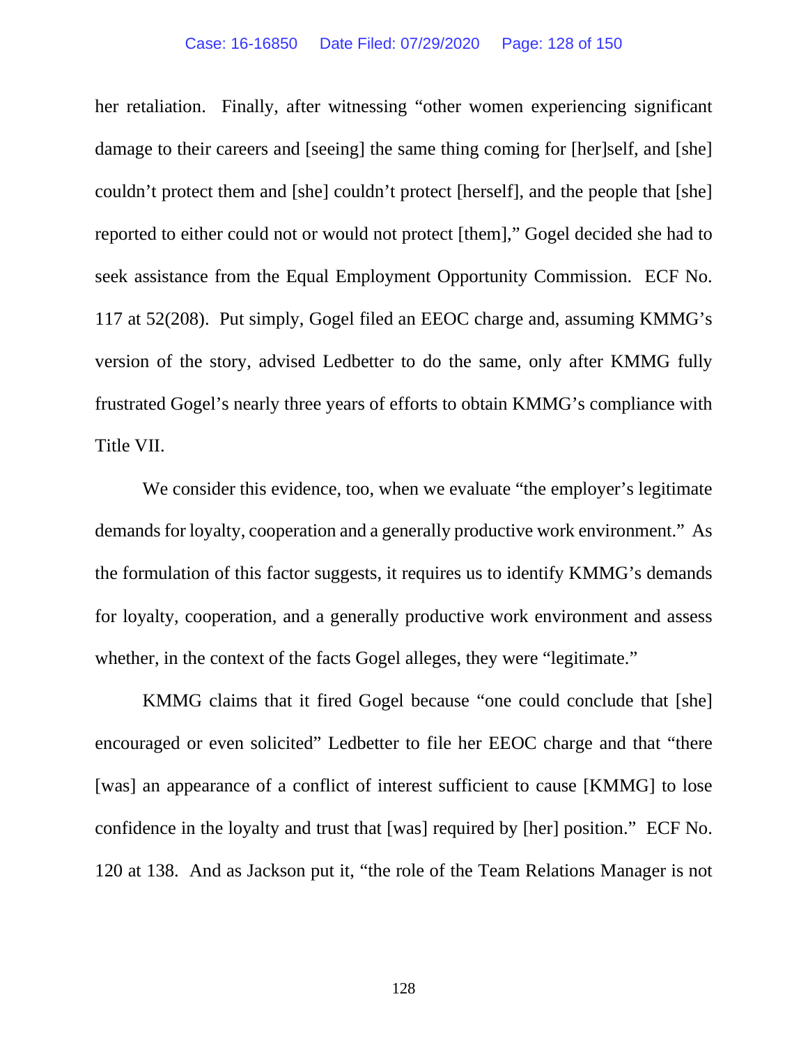her retaliation. Finally, after witnessing "other women experiencing significant damage to their careers and [seeing] the same thing coming for [her]self, and [she] couldn't protect them and [she] couldn't protect [herself], and the people that [she] reported to either could not or would not protect [them]," Gogel decided she had to seek assistance from the Equal Employment Opportunity Commission. ECF No. 117 at 52(208). Put simply, Gogel filed an EEOC charge and, assuming KMMG's version of the story, advised Ledbetter to do the same, only after KMMG fully frustrated Gogel's nearly three years of efforts to obtain KMMG's compliance with Title VII.

We consider this evidence, too, when we evaluate "the employer's legitimate demands for loyalty, cooperation and a generally productive work environment." As the formulation of this factor suggests, it requires us to identify KMMG's demands for loyalty, cooperation, and a generally productive work environment and assess whether, in the context of the facts Gogel alleges, they were "legitimate."

KMMG claims that it fired Gogel because "one could conclude that [she] encouraged or even solicited" Ledbetter to file her EEOC charge and that "there [was] an appearance of a conflict of interest sufficient to cause [KMMG] to lose confidence in the loyalty and trust that [was] required by [her] position." ECF No. 120 at 138. And as Jackson put it, "the role of the Team Relations Manager is not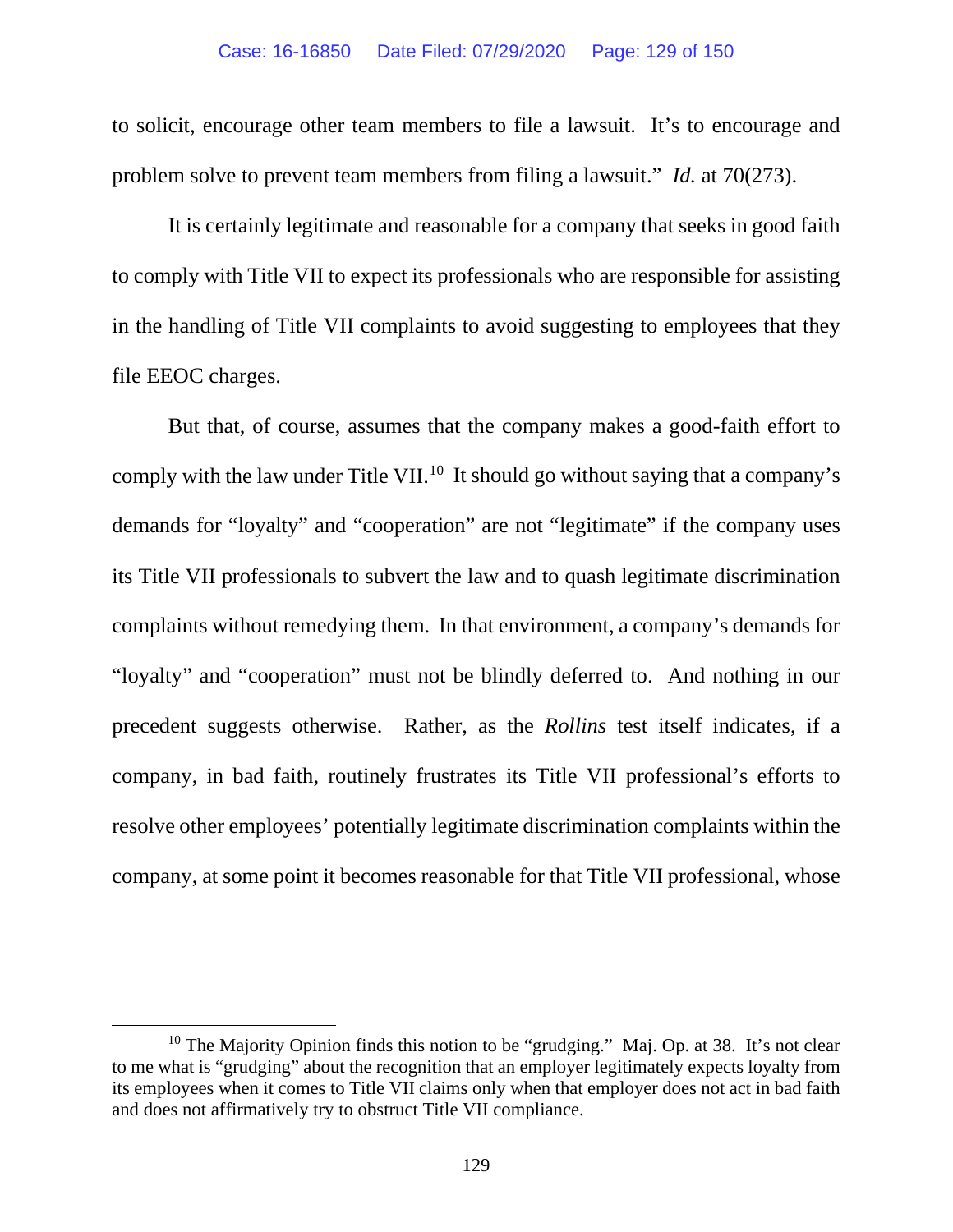to solicit, encourage other team members to file a lawsuit. It's to encourage and problem solve to prevent team members from filing a lawsuit." *Id.* at 70(273).

It is certainly legitimate and reasonable for a company that seeks in good faith to comply with Title VII to expect its professionals who are responsible for assisting in the handling of Title VII complaints to avoid suggesting to employees that they file EEOC charges.

But that, of course, assumes that the company makes a good-faith effort to comply with the law under Title VII.[10] It should go without saying that a company's demands for "loyalty" and "cooperation" are not "legitimate" if the company uses its Title VII professionals to subvert the law and to quash legitimate discrimination complaints without remedying them. In that environment, a company's demands for "loyalty" and "cooperation" must not be blindly deferred to. And nothing in our precedent suggests otherwise. Rather, as the *Rollins* test itself indicates, if a company, in bad faith, routinely frustrates its Title VII professional's efforts to resolve other employees' potentially legitimate discrimination complaints within the company, at some point it becomes reasonable for that Title VII professional, whose

---

[10] The Majority Opinion finds this notion to be "grudging." Maj. Op. at 38. It's not clear to me what is "grudging" about the recognition that an employer legitimately expects loyalty from its employees when it comes to Title VII claims only when that employer does not act in bad faith and does not affirmatively try to obstruct Title VII compliance.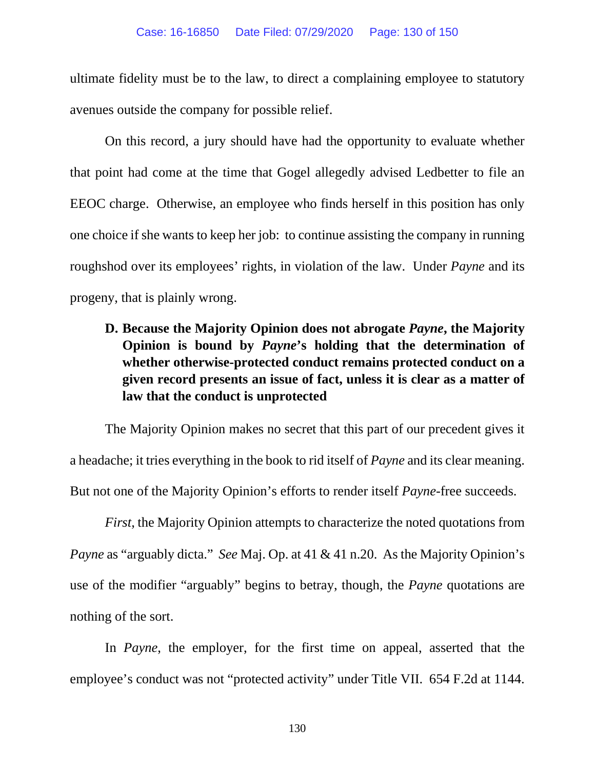ultimate fidelity must be to the law, to direct a complaining employee to statutory avenues outside the company for possible relief.

On this record, a jury should have had the opportunity to evaluate whether that point had come at the time that Gogel allegedly advised Ledbetter to file an EEOC charge. Otherwise, an employee who finds herself in this position has only one choice if she wants to keep her job: to continue assisting the company in running roughshod over its employees' rights, in violation of the law. Under *Payne* and its progeny, that is plainly wrong.

### D. Because the Majority Opinion does not abrogate *Payne*, the Majority Opinion is bound by *Payne*'s holding that the determination of whether otherwise-protected conduct remains protected conduct on a given record presents an issue of fact, unless it is clear as a matter of law that the conduct is unprotected

The Majority Opinion makes no secret that this part of our precedent gives it a headache; it tries everything in the book to rid itself of *Payne* and its clear meaning. But not one of the Majority Opinion's efforts to render itself *Payne*-free succeeds.

*First*, the Majority Opinion attempts to characterize the noted quotations from *Payne* as "arguably dicta." *See* Maj. Op. at 41 & 41 n.20. As the Majority Opinion's use of the modifier "arguably" begins to betray, though, the *Payne* quotations are nothing of the sort.

In *Payne*, the employer, for the first time on appeal, asserted that the employee's conduct was not "protected activity" under Title VII. 654 F.2d at 1144.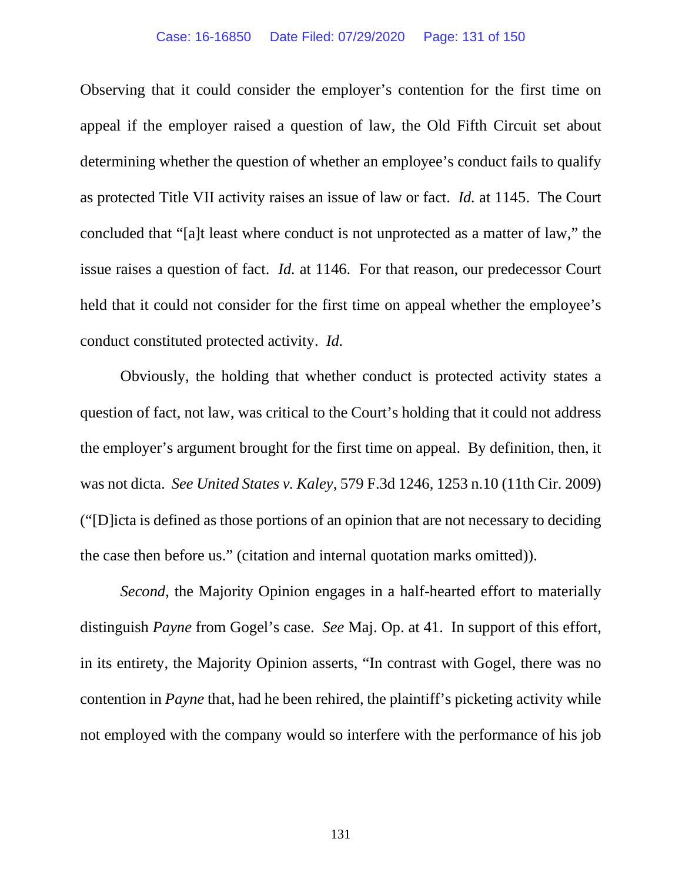Observing that it could consider the employer's contention for the first time on appeal if the employer raised a question of law, the Old Fifth Circuit set about determining whether the question of whether an employee's conduct fails to qualify as protected Title VII activity raises an issue of law or fact. *Id.* at 1145. The Court concluded that "[a]t least where conduct is not unprotected as a matter of law," the issue raises a question of fact. *Id.* at 1146. For that reason, our predecessor Court held that it could not consider for the first time on appeal whether the employee's conduct constituted protected activity. *Id.*

Obviously, the holding that whether conduct is protected activity states a question of fact, not law, was critical to the Court's holding that it could not address the employer's argument brought for the first time on appeal. By definition, then, it was not dicta. *See United States v. Kaley*, 579 F.3d 1246, 1253 n.10 (11th Cir. 2009) ("[D]icta is defined as those portions of an opinion that are not necessary to deciding the case then before us." (citation and internal quotation marks omitted)).

*Second*, the Majority Opinion engages in a half-hearted effort to materially distinguish *Payne* from Gogel's case. *See* Maj. Op. at 41. In support of this effort, in its entirety, the Majority Opinion asserts, "In contrast with Gogel, there was no contention in *Payne* that, had he been rehired, the plaintiff's picketing activity while not employed with the company would so interfere with the performance of his job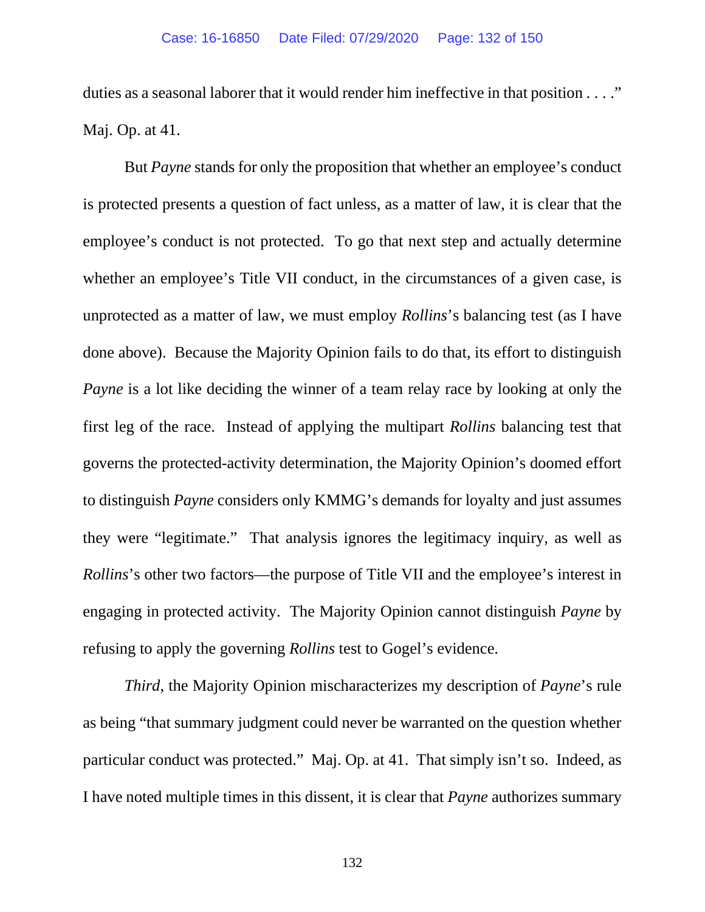duties as a seasonal laborer that it would render him ineffective in that position . . . ." Maj. Op. at 41.

But *Payne* stands for only the proposition that whether an employee's conduct is protected presents a question of fact unless, as a matter of law, it is clear that the employee's conduct is not protected. To go that next step and actually determine whether an employee's Title VII conduct, in the circumstances of a given case, is unprotected as a matter of law, we must employ *Rollins*'s balancing test (as I have done above). Because the Majority Opinion fails to do that, its effort to distinguish *Payne* is a lot like deciding the winner of a team relay race by looking at only the first leg of the race. Instead of applying the multipart *Rollins* balancing test that governs the protected-activity determination, the Majority Opinion's doomed effort to distinguish *Payne* considers only KMMG's demands for loyalty and just assumes they were "legitimate." That analysis ignores the legitimacy inquiry, as well as *Rollins*'s other two factors—the purpose of Title VII and the employee's interest in engaging in protected activity. The Majority Opinion cannot distinguish *Payne* by refusing to apply the governing *Rollins* test to Gogel's evidence.

*Third*, the Majority Opinion mischaracterizes my description of *Payne*'s rule as being "that summary judgment could never be warranted on the question whether particular conduct was protected." Maj. Op. at 41. That simply isn't so. Indeed, as I have noted multiple times in this dissent, it is clear that *Payne* authorizes summary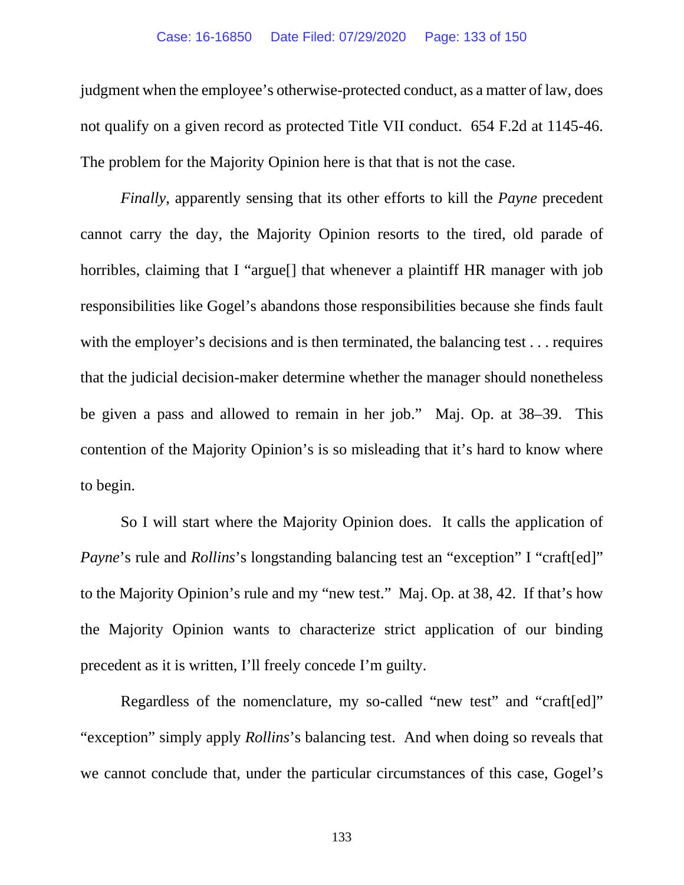judgment when the employee's otherwise-protected conduct, as a matter of law, does not qualify on a given record as protected Title VII conduct. 654 F.2d at 1145-46. The problem for the Majority Opinion here is that that is not the case.

*Finally*, apparently sensing that its other efforts to kill the *Payne* precedent cannot carry the day, the Majority Opinion resorts to the tired, old parade of horribles, claiming that I "argue[] that whenever a plaintiff HR manager with job responsibilities like Gogel's abandons those responsibilities because she finds fault with the employer's decisions and is then terminated, the balancing test . . . requires that the judicial decision-maker determine whether the manager should nonetheless be given a pass and allowed to remain in her job." Maj. Op. at 38–39. This contention of the Majority Opinion's is so misleading that it's hard to know where to begin.

So I will start where the Majority Opinion does. It calls the application of *Payne*'s rule and *Rollins*'s longstanding balancing test an "exception" I "craft[ed]" to the Majority Opinion's rule and my "new test." Maj. Op. at 38, 42. If that's how the Majority Opinion wants to characterize strict application of our binding precedent as it is written, I'll freely concede I'm guilty.

Regardless of the nomenclature, my so-called "new test" and "craft[ed]" "exception" simply apply *Rollins*'s balancing test. And when doing so reveals that we cannot conclude that, under the particular circumstances of this case, Gogel's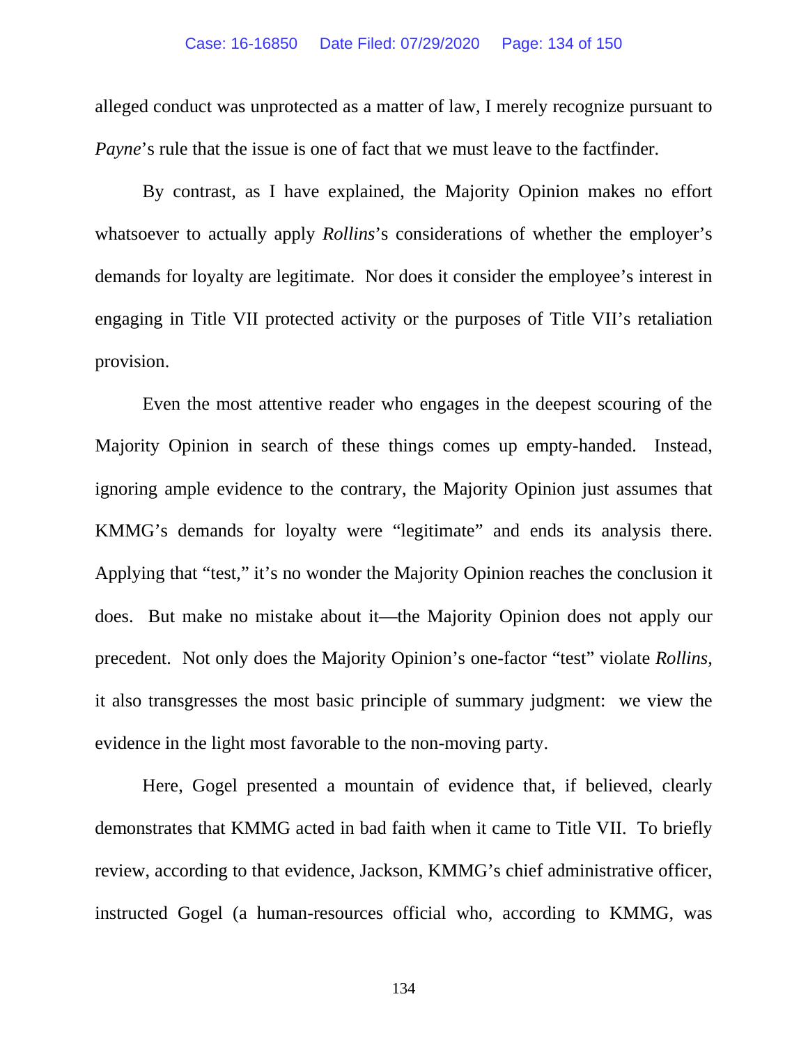alleged conduct was unprotected as a matter of law, I merely recognize pursuant to *Payne*'s rule that the issue is one of fact that we must leave to the factfinder.

By contrast, as I have explained, the Majority Opinion makes no effort whatsoever to actually apply *Rollins*'s considerations of whether the employer's demands for loyalty are legitimate. Nor does it consider the employee's interest in engaging in Title VII protected activity or the purposes of Title VII's retaliation provision.

Even the most attentive reader who engages in the deepest scouring of the Majority Opinion in search of these things comes up empty-handed. Instead, ignoring ample evidence to the contrary, the Majority Opinion just assumes that KMMG's demands for loyalty were "legitimate" and ends its analysis there. Applying that "test," it's no wonder the Majority Opinion reaches the conclusion it does. But make no mistake about it—the Majority Opinion does not apply our precedent. Not only does the Majority Opinion's one-factor "test" violate *Rollins*, it also transgresses the most basic principle of summary judgment: we view the evidence in the light most favorable to the non-moving party.

Here, Gogel presented a mountain of evidence that, if believed, clearly demonstrates that KMMG acted in bad faith when it came to Title VII. To briefly review, according to that evidence, Jackson, KMMG's chief administrative officer, instructed Gogel (a human-resources official who, according to KMMG, was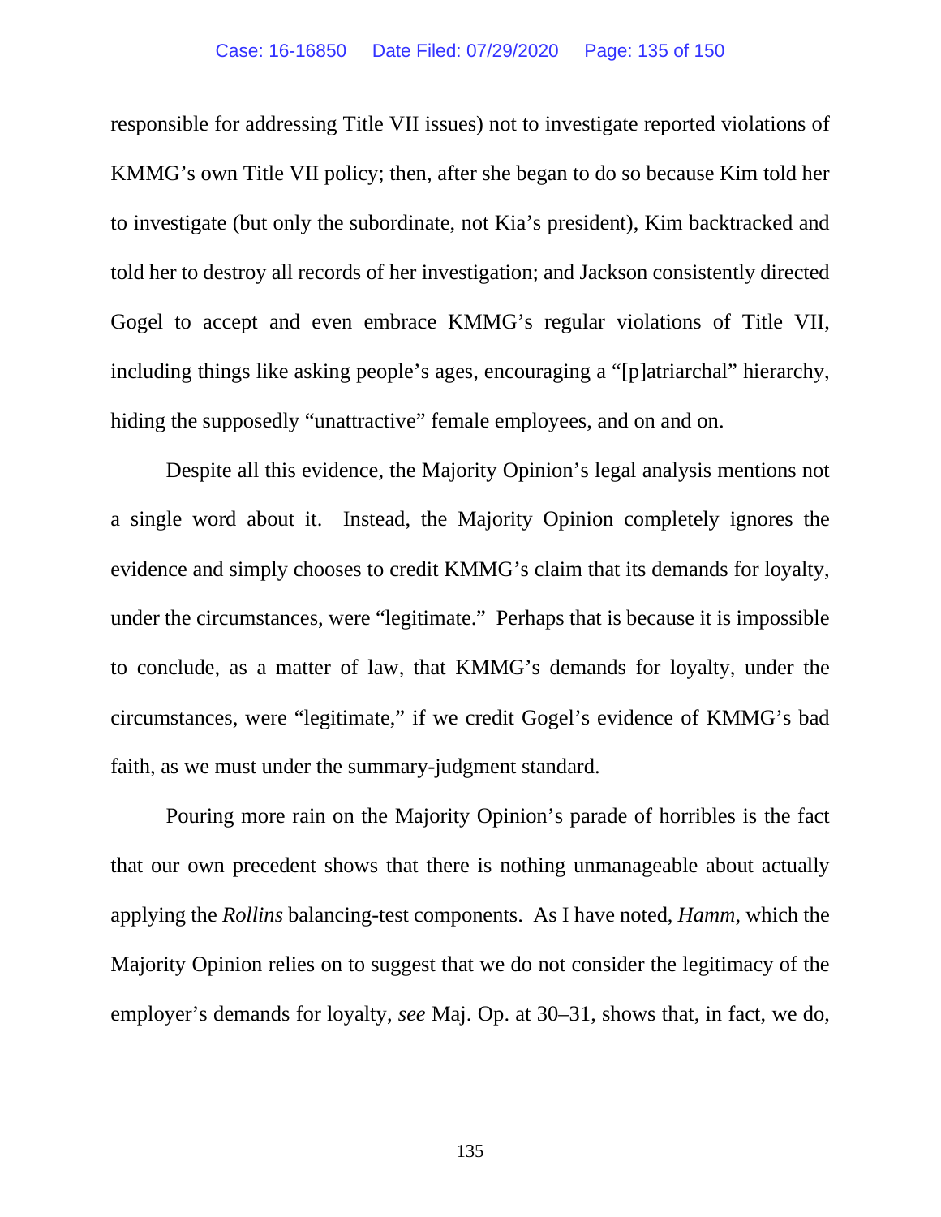responsible for addressing Title VII issues) not to investigate reported violations of KMMG's own Title VII policy; then, after she began to do so because Kim told her to investigate (but only the subordinate, not Kia's president), Kim backtracked and told her to destroy all records of her investigation; and Jackson consistently directed Gogel to accept and even embrace KMMG's regular violations of Title VII, including things like asking people's ages, encouraging a "[p]atriarchal" hierarchy, hiding the supposedly "unattractive" female employees, and on and on.

Despite all this evidence, the Majority Opinion's legal analysis mentions not a single word about it. Instead, the Majority Opinion completely ignores the evidence and simply chooses to credit KMMG's claim that its demands for loyalty, under the circumstances, were "legitimate." Perhaps that is because it is impossible to conclude, as a matter of law, that KMMG's demands for loyalty, under the circumstances, were "legitimate," if we credit Gogel's evidence of KMMG's bad faith, as we must under the summary-judgment standard.

Pouring more rain on the Majority Opinion's parade of horribles is the fact that our own precedent shows that there is nothing unmanageable about actually applying the *Rollins* balancing-test components. As I have noted, *Hamm*, which the Majority Opinion relies on to suggest that we do not consider the legitimacy of the employer's demands for loyalty, *see* Maj. Op. at 30–31, shows that, in fact, we do,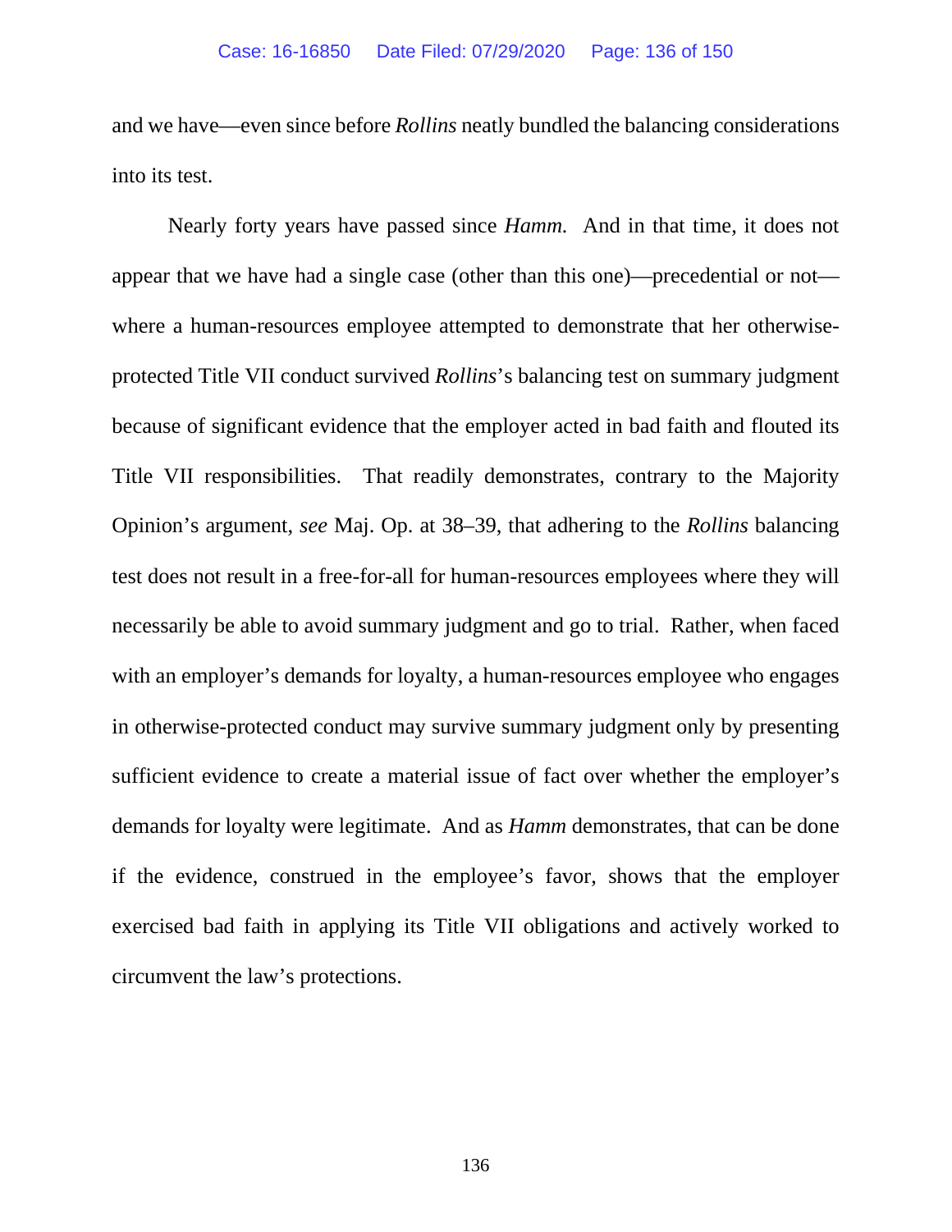and we have—even since before *Rollins* neatly bundled the balancing considerations into its test.

Nearly forty years have passed since *Hamm.* And in that time, it does not appear that we have had a single case (other than this one)—precedential or not—where a human-resources employee attempted to demonstrate that her otherwise-protected Title VII conduct survived *Rollins*'s balancing test on summary judgment because of significant evidence that the employer acted in bad faith and flouted its Title VII responsibilities. That readily demonstrates, contrary to the Majority Opinion's argument, *see* Maj. Op. at 38–39, that adhering to the *Rollins* balancing test does not result in a free-for-all for human-resources employees where they will necessarily be able to avoid summary judgment and go to trial. Rather, when faced with an employer's demands for loyalty, a human-resources employee who engages in otherwise-protected conduct may survive summary judgment only by presenting sufficient evidence to create a material issue of fact over whether the employer's demands for loyalty were legitimate. And as *Hamm* demonstrates, that can be done if the evidence, construed in the employee's favor, shows that the employer exercised bad faith in applying its Title VII obligations and actively worked to circumvent the law's protections.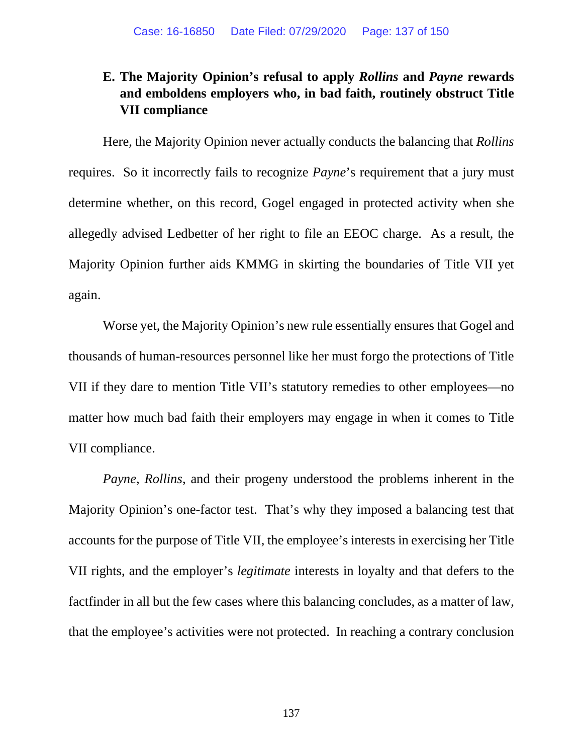### E. The Majority Opinion's refusal to apply *Rollins* and *Payne* rewards and emboldens employers who, in bad faith, routinely obstruct Title VII compliance

Here, the Majority Opinion never actually conducts the balancing that *Rollins* requires. So it incorrectly fails to recognize *Payne*'s requirement that a jury must determine whether, on this record, Gogel engaged in protected activity when she allegedly advised Ledbetter of her right to file an EEOC charge. As a result, the Majority Opinion further aids KMMG in skirting the boundaries of Title VII yet again.

Worse yet, the Majority Opinion's new rule essentially ensures that Gogel and thousands of human-resources personnel like her must forgo the protections of Title VII if they dare to mention Title VII's statutory remedies to other employees—no matter how much bad faith their employers may engage in when it comes to Title VII compliance.

*Payne*, *Rollins*, and their progeny understood the problems inherent in the Majority Opinion's one-factor test. That's why they imposed a balancing test that accounts for the purpose of Title VII, the employee's interests in exercising her Title VII rights, and the employer's *legitimate* interests in loyalty and that defers to the factfinder in all but the few cases where this balancing concludes, as a matter of law, that the employee's activities were not protected. In reaching a contrary conclusion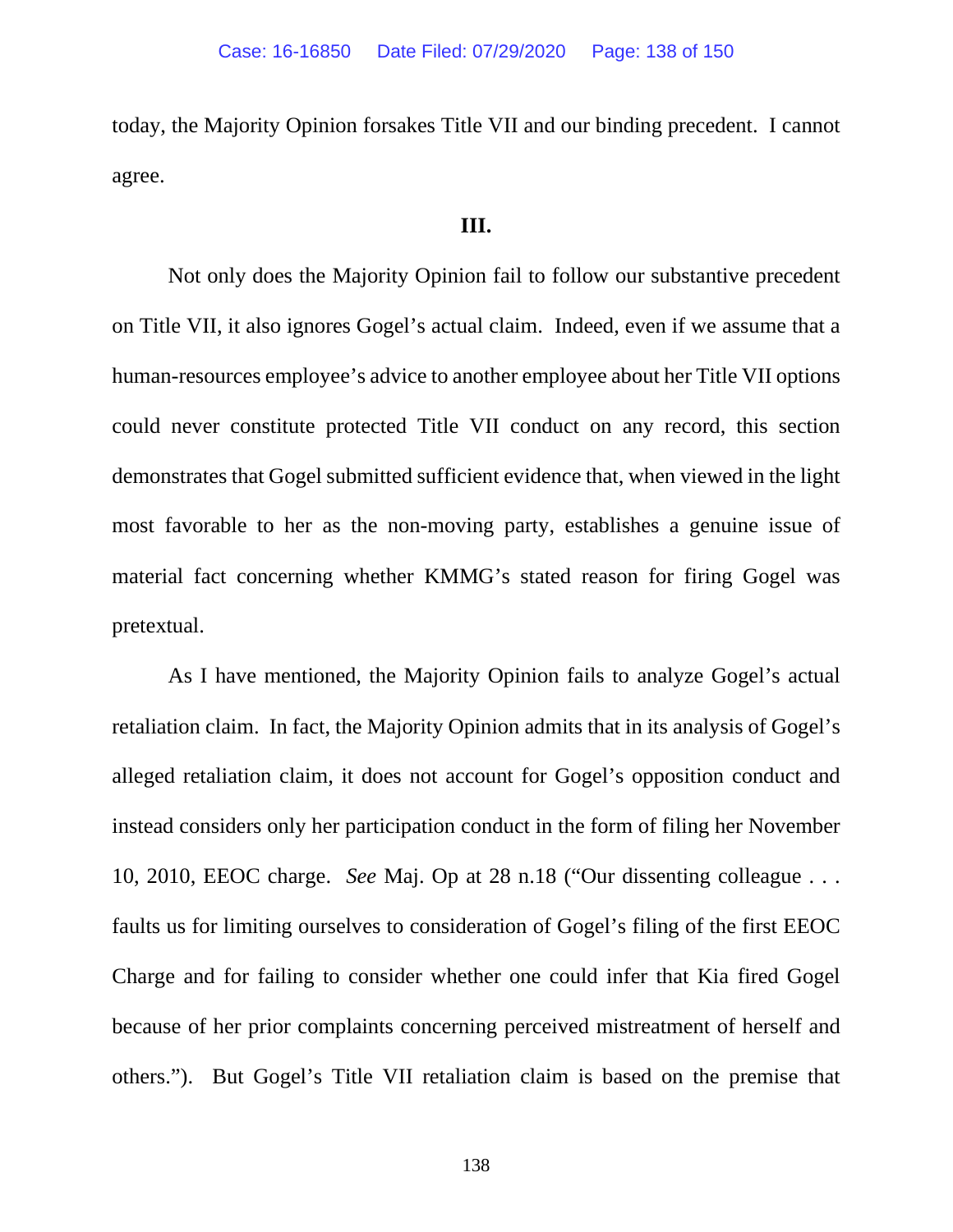today, the Majority Opinion forsakes Title VII and our binding precedent. I cannot agree.

### III.

Not only does the Majority Opinion fail to follow our substantive precedent on Title VII, it also ignores Gogel's actual claim. Indeed, even if we assume that a human-resources employee's advice to another employee about her Title VII options could never constitute protected Title VII conduct on any record, this section demonstrates that Gogel submitted sufficient evidence that, when viewed in the light most favorable to her as the non-moving party, establishes a genuine issue of material fact concerning whether KMMG's stated reason for firing Gogel was pretextual.

As I have mentioned, the Majority Opinion fails to analyze Gogel's actual retaliation claim. In fact, the Majority Opinion admits that in its analysis of Gogel's alleged retaliation claim, it does not account for Gogel's opposition conduct and instead considers only her participation conduct in the form of filing her November 10, 2010, EEOC charge. *See* Maj. Op at 28 n.18 ("Our dissenting colleague . . . faults us for limiting ourselves to consideration of Gogel's filing of the first EEOC Charge and for failing to consider whether one could infer that Kia fired Gogel because of her prior complaints concerning perceived mistreatment of herself and others."). But Gogel's Title VII retaliation claim is based on the premise that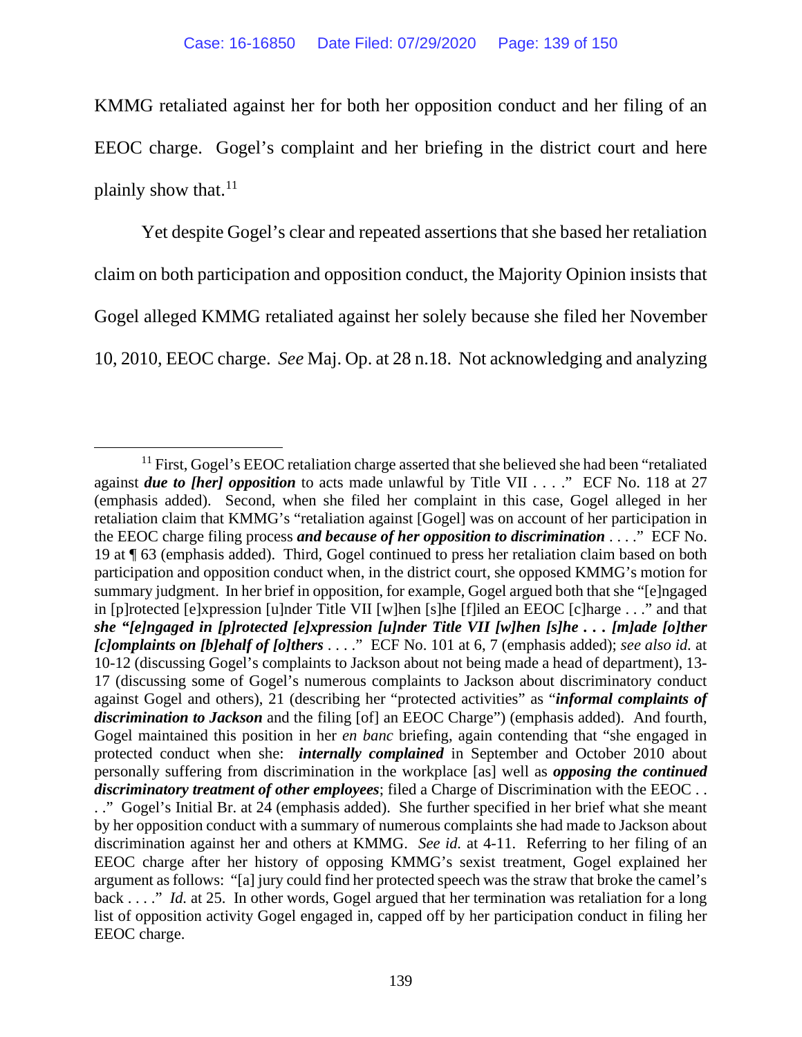KMMG retaliated against her for both her opposition conduct and her filing of an EEOC charge. Gogel's complaint and her briefing in the district court and here plainly show that.[11]

Yet despite Gogel's clear and repeated assertions that she based her retaliation claim on both participation and opposition conduct, the Majority Opinion insists that Gogel alleged KMMG retaliated against her solely because she filed her November 10, 2010, EEOC charge. *See* Maj. Op. at 28 n.18. Not acknowledging and analyzing

---

[11] First, Gogel's EEOC retaliation charge asserted that she believed she had been "retaliated against ***due to [her] opposition*** to acts made unlawful by Title VII . . . ." ECF No. 118 at 27 (emphasis added). Second, when she filed her complaint in this case, Gogel alleged in her retaliation claim that KMMG's "retaliation against [Gogel] was on account of her participation in the EEOC charge filing process ***and because of her opposition to discrimination*** . . . ." ECF No. 19 at ¶ 63 (emphasis added). Third, Gogel continued to press her retaliation claim based on both participation and opposition conduct when, in the district court, she opposed KMMG's motion for summary judgment. In her brief in opposition, for example, Gogel argued both that she "[e]ngaged in [p]rotected [e]xpression [u]nder Title VII [w]hen [s]he [f]iled an EEOC [c]harge . . ." and that ***she "[e]ngaged in [p]rotected [e]xpression [u]nder Title VII [w]hen [s]he . . . [m]ade [o]ther [c]omplaints on [b]ehalf of [o]thers*** . . . ." ECF No. 101 at 6, 7 (emphasis added); *see also id.* at 10-12 (discussing Gogel's complaints to Jackson about not being made a head of department), 13-17 (discussing some of Gogel's numerous complaints to Jackson about discriminatory conduct against Gogel and others), 21 (describing her "protected activities" as "***informal complaints of discrimination to Jackson*** and the filing [of] an EEOC Charge") (emphasis added). And fourth, Gogel maintained this position in her *en banc* briefing, again contending that "she engaged in protected conduct when she: ***internally complained*** in September and October 2010 about personally suffering from discrimination in the workplace [as] well as ***opposing the continued discriminatory treatment of other employees***; filed a Charge of Discrimination with the EEOC . . . ." Gogel's Initial Br. at 24 (emphasis added). She further specified in her brief what she meant by her opposition conduct with a summary of numerous complaints she had made to Jackson about discrimination against her and others at KMMG. *See id.* at 4-11. Referring to her filing of an EEOC charge after her history of opposing KMMG's sexist treatment, Gogel explained her argument as follows: "[a] jury could find her protected speech was the straw that broke the camel's back . . . ." *Id.* at 25. In other words, Gogel argued that her termination was retaliation for a long list of opposition activity Gogel engaged in, capped off by her participation conduct in filing her EEOC charge.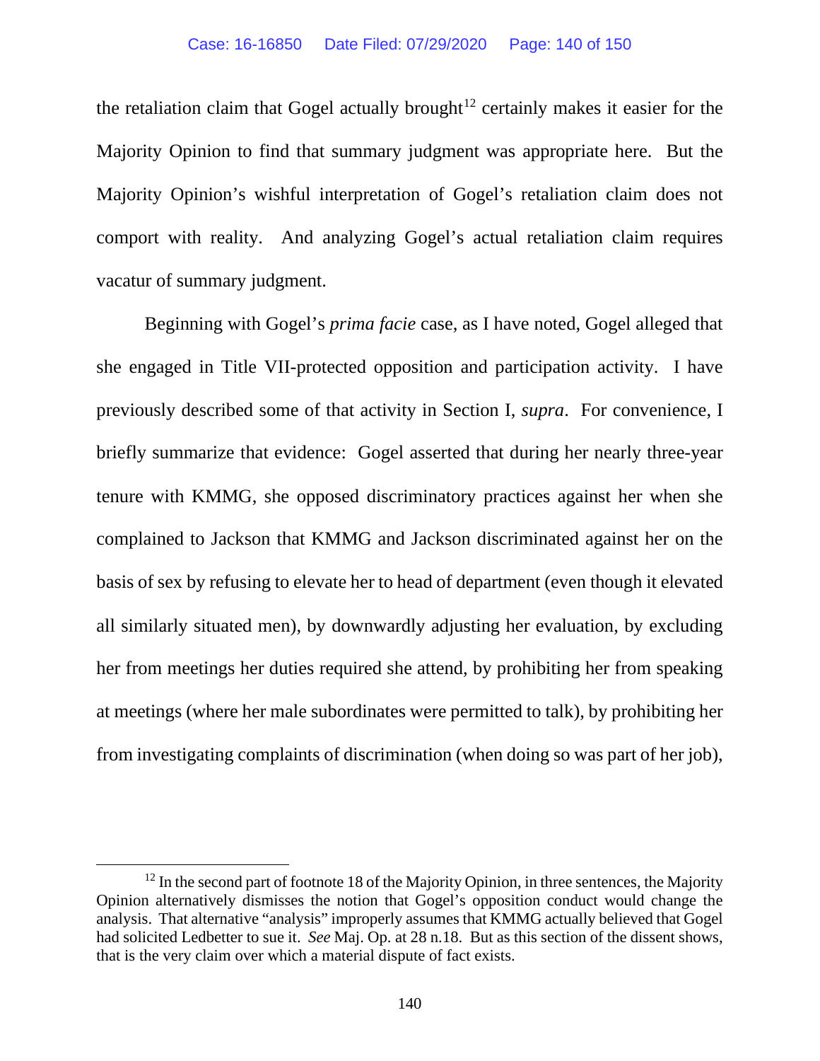the retaliation claim that Gogel actually brought[12] certainly makes it easier for the Majority Opinion to find that summary judgment was appropriate here. But the Majority Opinion's wishful interpretation of Gogel's retaliation claim does not comport with reality. And analyzing Gogel's actual retaliation claim requires vacatur of summary judgment.

Beginning with Gogel's *prima facie* case, as I have noted, Gogel alleged that she engaged in Title VII-protected opposition and participation activity. I have previously described some of that activity in Section I, *supra*. For convenience, I briefly summarize that evidence: Gogel asserted that during her nearly three-year tenure with KMMG, she opposed discriminatory practices against her when she complained to Jackson that KMMG and Jackson discriminated against her on the basis of sex by refusing to elevate her to head of department (even though it elevated all similarly situated men), by downwardly adjusting her evaluation, by excluding her from meetings her duties required she attend, by prohibiting her from speaking at meetings (where her male subordinates were permitted to talk), by prohibiting her from investigating complaints of discrimination (when doing so was part of her job),

[12] In the second part of footnote 18 of the Majority Opinion, in three sentences, the Majority Opinion alternatively dismisses the notion that Gogel's opposition conduct would change the analysis. That alternative "analysis" improperly assumes that KMMG actually believed that Gogel had solicited Ledbetter to sue it. *See* Maj. Op. at 28 n.18. But as this section of the dissent shows, that is the very claim over which a material dispute of fact exists.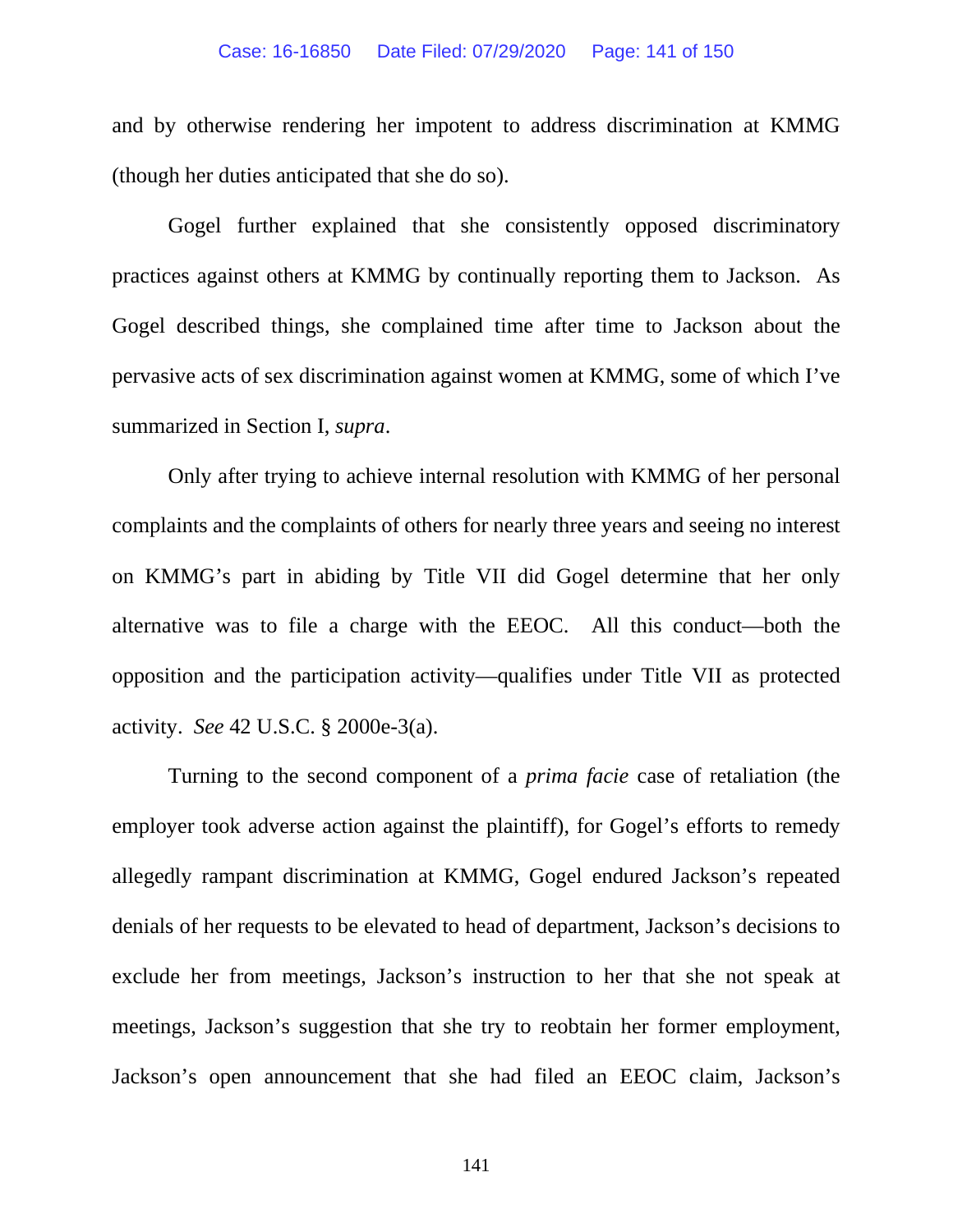and by otherwise rendering her impotent to address discrimination at KMMG (though her duties anticipated that she do so).

Gogel further explained that she consistently opposed discriminatory practices against others at KMMG by continually reporting them to Jackson. As Gogel described things, she complained time after time to Jackson about the pervasive acts of sex discrimination against women at KMMG, some of which I've summarized in Section I, *supra*.

Only after trying to achieve internal resolution with KMMG of her personal complaints and the complaints of others for nearly three years and seeing no interest on KMMG's part in abiding by Title VII did Gogel determine that her only alternative was to file a charge with the EEOC. All this conduct—both the opposition and the participation activity—qualifies under Title VII as protected activity. *See* 42 U.S.C. § 2000e-3(a).

Turning to the second component of a *prima facie* case of retaliation (the employer took adverse action against the plaintiff), for Gogel's efforts to remedy allegedly rampant discrimination at KMMG, Gogel endured Jackson's repeated denials of her requests to be elevated to head of department, Jackson's decisions to exclude her from meetings, Jackson's instruction to her that she not speak at meetings, Jackson's suggestion that she try to reobtain her former employment, Jackson's open announcement that she had filed an EEOC claim, Jackson's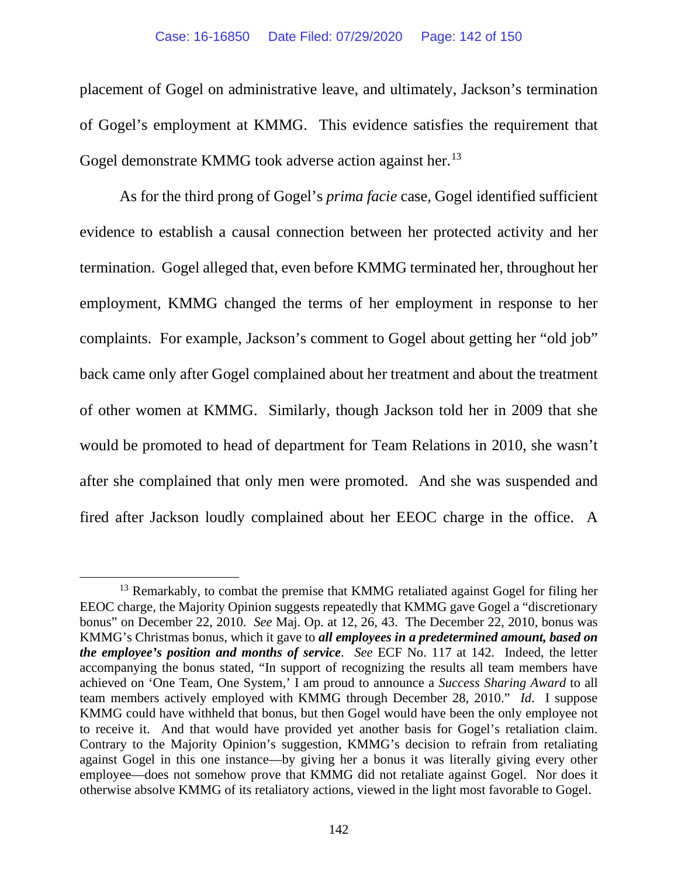placement of Gogel on administrative leave, and ultimately, Jackson's termination of Gogel's employment at KMMG. This evidence satisfies the requirement that Gogel demonstrate KMMG took adverse action against her.[13]

As for the third prong of Gogel's *prima facie* case, Gogel identified sufficient evidence to establish a causal connection between her protected activity and her termination. Gogel alleged that, even before KMMG terminated her, throughout her employment, KMMG changed the terms of her employment in response to her complaints. For example, Jackson's comment to Gogel about getting her "old job" back came only after Gogel complained about her treatment and about the treatment of other women at KMMG. Similarly, though Jackson told her in 2009 that she would be promoted to head of department for Team Relations in 2010, she wasn't after she complained that only men were promoted. And she was suspended and fired after Jackson loudly complained about her EEOC charge in the office. A

[13] Remarkably, to combat the premise that KMMG retaliated against Gogel for filing her EEOC charge, the Majority Opinion suggests repeatedly that KMMG gave Gogel a "discretionary bonus" on December 22, 2010. *See* Maj. Op. at 12, 26, 43. The December 22, 2010, bonus was KMMG's Christmas bonus, which it gave to ***all employees in a predetermined amount, based on the employee's position and months of service***. *See* ECF No. 117 at 142. Indeed, the letter accompanying the bonus stated, "In support of recognizing the results all team members have achieved on 'One Team, One System,' I am proud to announce a *Success Sharing Award* to all team members actively employed with KMMG through December 28, 2010." *Id*. I suppose KMMG could have withheld that bonus, but then Gogel would have been the only employee not to receive it. And that would have provided yet another basis for Gogel's retaliation claim. Contrary to the Majority Opinion's suggestion, KMMG's decision to refrain from retaliating against Gogel in this one instance—by giving her a bonus it was literally giving every other employee—does not somehow prove that KMMG did not retaliate against Gogel. Nor does it otherwise absolve KMMG of its retaliatory actions, viewed in the light most favorable to Gogel.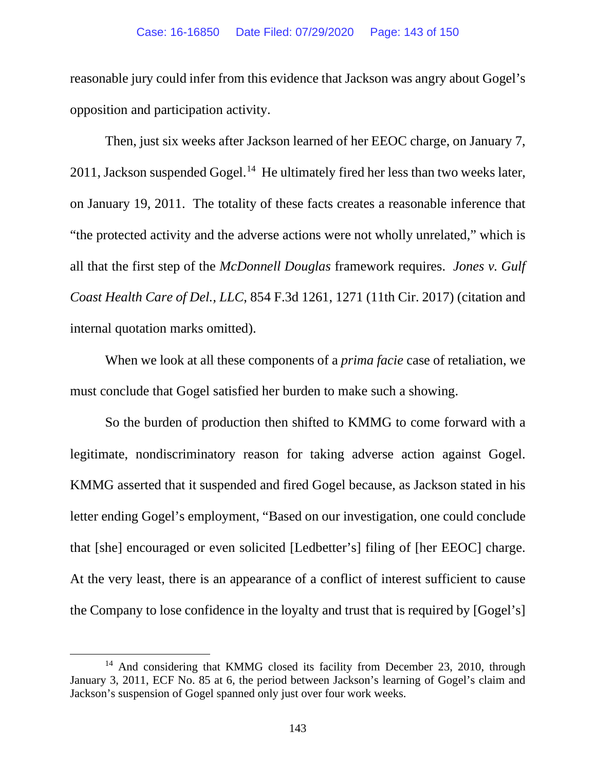reasonable jury could infer from this evidence that Jackson was angry about Gogel's opposition and participation activity.

Then, just six weeks after Jackson learned of her EEOC charge, on January 7, 2011, Jackson suspended Gogel.[14] He ultimately fired her less than two weeks later, on January 19, 2011. The totality of these facts creates a reasonable inference that "the protected activity and the adverse actions were not wholly unrelated," which is all that the first step of the *McDonnell Douglas* framework requires. *Jones v. Gulf Coast Health Care of Del., LLC*, 854 F.3d 1261, 1271 (11th Cir. 2017) (citation and internal quotation marks omitted).

When we look at all these components of a *prima facie* case of retaliation, we must conclude that Gogel satisfied her burden to make such a showing.

So the burden of production then shifted to KMMG to come forward with a legitimate, nondiscriminatory reason for taking adverse action against Gogel. KMMG asserted that it suspended and fired Gogel because, as Jackson stated in his letter ending Gogel's employment, "Based on our investigation, one could conclude that [she] encouraged or even solicited [Ledbetter's] filing of [her EEOC] charge. At the very least, there is an appearance of a conflict of interest sufficient to cause the Company to lose confidence in the loyalty and trust that is required by [Gogel's]

[14] And considering that KMMG closed its facility from December 23, 2010, through January 3, 2011, ECF No. 85 at 6, the period between Jackson's learning of Gogel's claim and Jackson's suspension of Gogel spanned only just over four work weeks.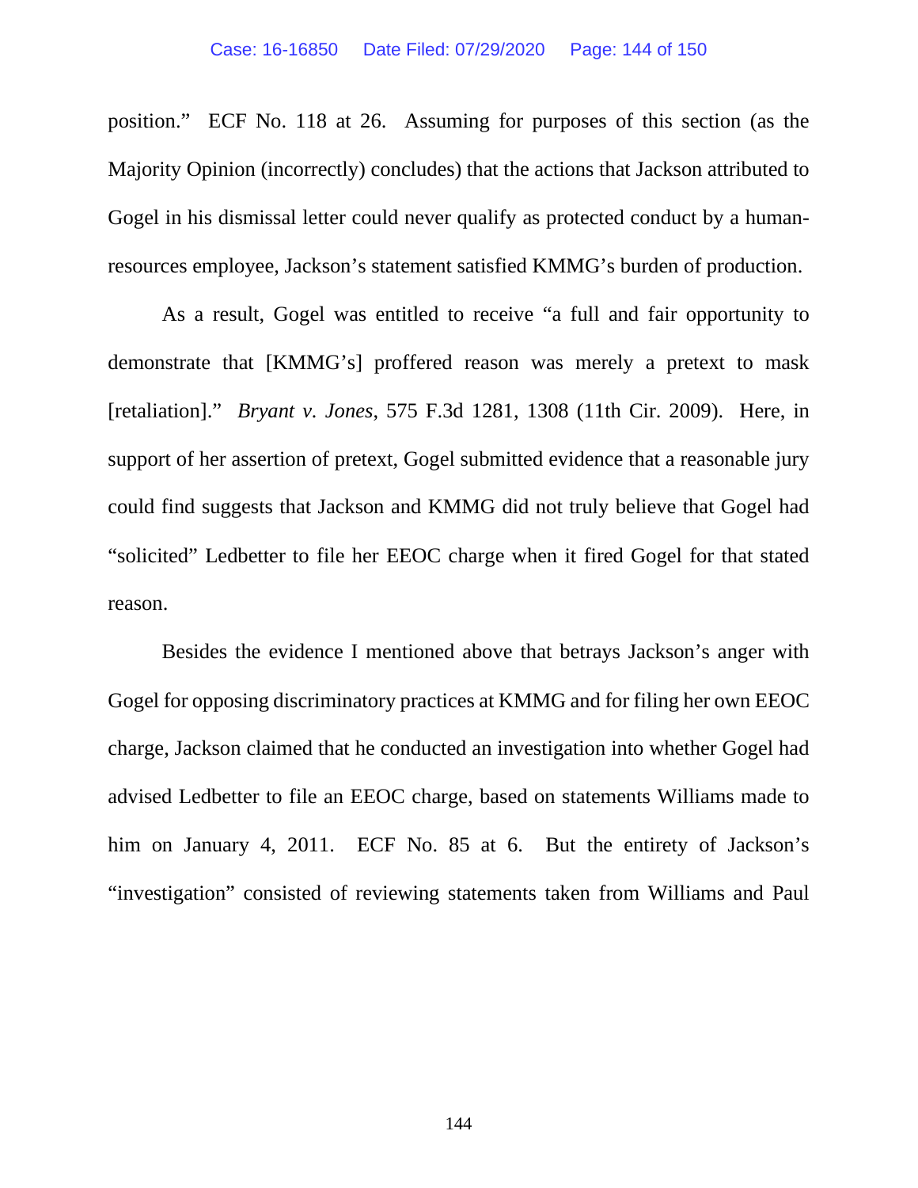position." ECF No. 118 at 26. Assuming for purposes of this section (as the Majority Opinion (incorrectly) concludes) that the actions that Jackson attributed to Gogel in his dismissal letter could never qualify as protected conduct by a human-resources employee, Jackson's statement satisfied KMMG's burden of production.

As a result, Gogel was entitled to receive "a full and fair opportunity to demonstrate that [KMMG's] proffered reason was merely a pretext to mask [retaliation]." *Bryant v. Jones*, 575 F.3d 1281, 1308 (11th Cir. 2009). Here, in support of her assertion of pretext, Gogel submitted evidence that a reasonable jury could find suggests that Jackson and KMMG did not truly believe that Gogel had "solicited" Ledbetter to file her EEOC charge when it fired Gogel for that stated reason.

Besides the evidence I mentioned above that betrays Jackson's anger with Gogel for opposing discriminatory practices at KMMG and for filing her own EEOC charge, Jackson claimed that he conducted an investigation into whether Gogel had advised Ledbetter to file an EEOC charge, based on statements Williams made to him on January 4, 2011. ECF No. 85 at 6. But the entirety of Jackson's "investigation" consisted of reviewing statements taken from Williams and Paul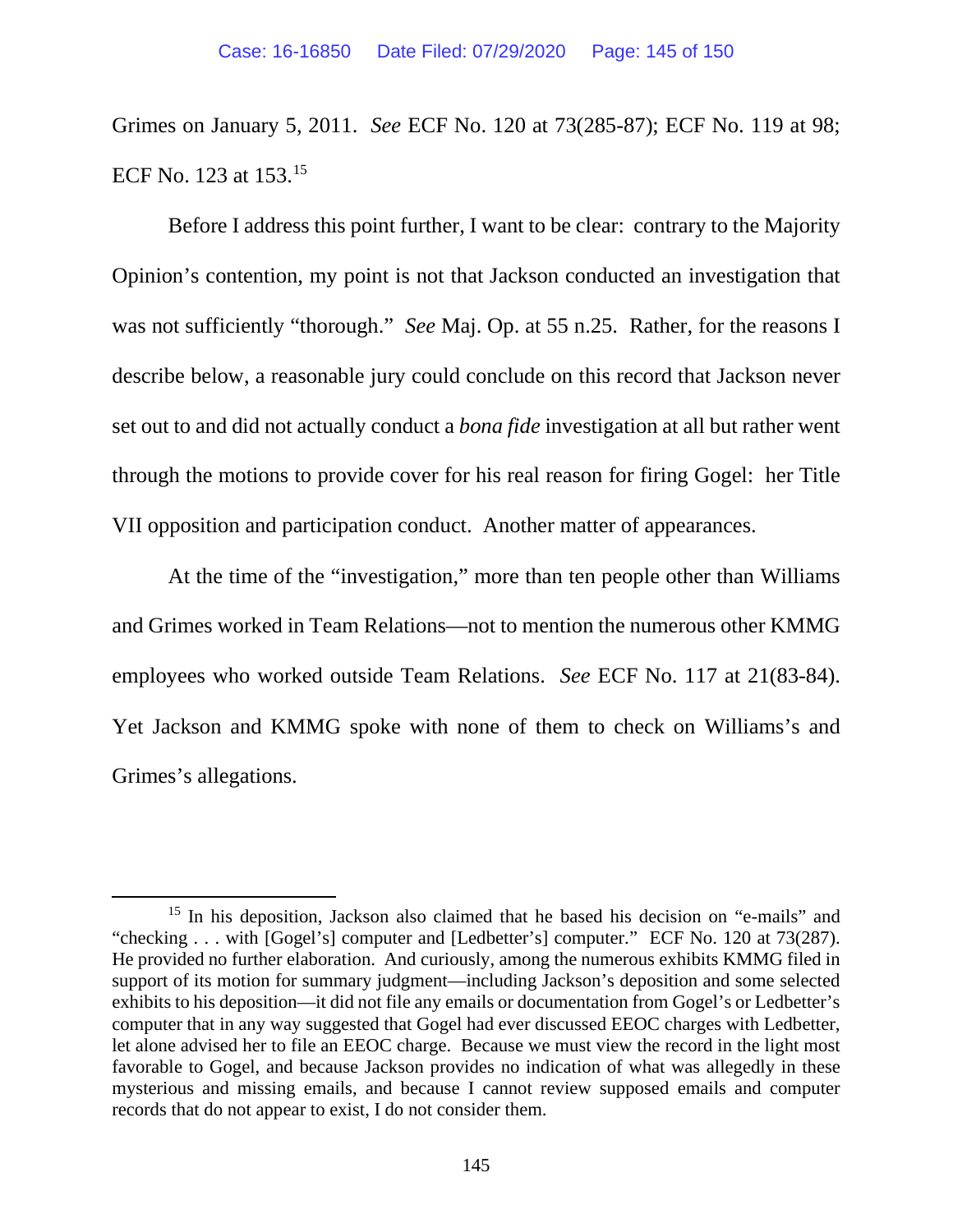Grimes on January 5, 2011. *See* ECF No. 120 at 73(285-87); ECF No. 119 at 98; ECF No. 123 at 153.[15]

Before I address this point further, I want to be clear: contrary to the Majority Opinion's contention, my point is not that Jackson conducted an investigation that was not sufficiently "thorough." *See* Maj. Op. at 55 n.25. Rather, for the reasons I describe below, a reasonable jury could conclude on this record that Jackson never set out to and did not actually conduct a *bona fide* investigation at all but rather went through the motions to provide cover for his real reason for firing Gogel: her Title VII opposition and participation conduct. Another matter of appearances.

At the time of the "investigation," more than ten people other than Williams and Grimes worked in Team Relations—not to mention the numerous other KMMG employees who worked outside Team Relations. *See* ECF No. 117 at 21(83-84). Yet Jackson and KMMG spoke with none of them to check on Williams's and Grimes's allegations.

---

[15] In his deposition, Jackson also claimed that he based his decision on "e-mails" and "checking . . . with [Gogel's] computer and [Ledbetter's] computer." ECF No. 120 at 73(287). He provided no further elaboration. And curiously, among the numerous exhibits KMMG filed in support of its motion for summary judgment—including Jackson's deposition and some selected exhibits to his deposition—it did not file any emails or documentation from Gogel's or Ledbetter's computer that in any way suggested that Gogel had ever discussed EEOC charges with Ledbetter, let alone advised her to file an EEOC charge. Because we must view the record in the light most favorable to Gogel, and because Jackson provides no indication of what was allegedly in these mysterious and missing emails, and because I cannot review supposed emails and computer records that do not appear to exist, I do not consider them.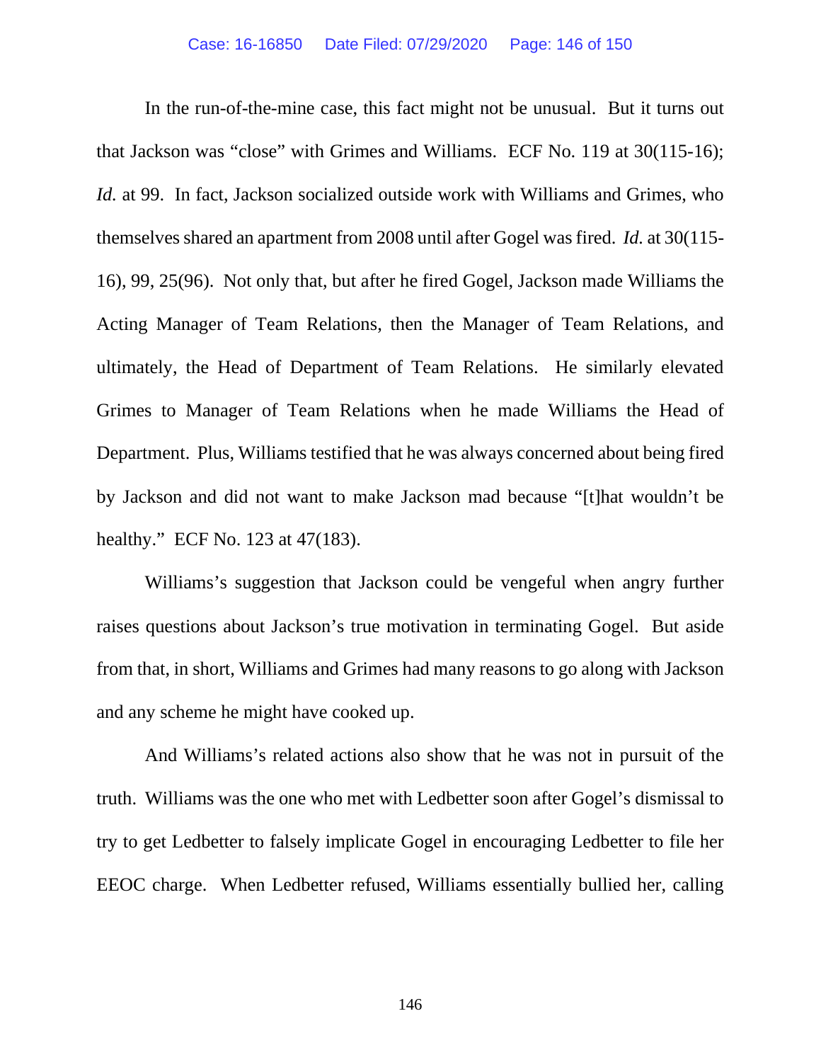In the run-of-the-mine case, this fact might not be unusual. But it turns out that Jackson was "close" with Grimes and Williams. ECF No. 119 at 30(115-16); *Id.* at 99. In fact, Jackson socialized outside work with Williams and Grimes, who themselves shared an apartment from 2008 until after Gogel was fired. *Id.* at 30(115-16), 99, 25(96). Not only that, but after he fired Gogel, Jackson made Williams the Acting Manager of Team Relations, then the Manager of Team Relations, and ultimately, the Head of Department of Team Relations. He similarly elevated Grimes to Manager of Team Relations when he made Williams the Head of Department. Plus, Williams testified that he was always concerned about being fired by Jackson and did not want to make Jackson mad because "[t]hat wouldn't be healthy." ECF No. 123 at 47(183).

Williams's suggestion that Jackson could be vengeful when angry further raises questions about Jackson's true motivation in terminating Gogel. But aside from that, in short, Williams and Grimes had many reasons to go along with Jackson and any scheme he might have cooked up.

And Williams's related actions also show that he was not in pursuit of the truth. Williams was the one who met with Ledbetter soon after Gogel's dismissal to try to get Ledbetter to falsely implicate Gogel in encouraging Ledbetter to file her EEOC charge. When Ledbetter refused, Williams essentially bullied her, calling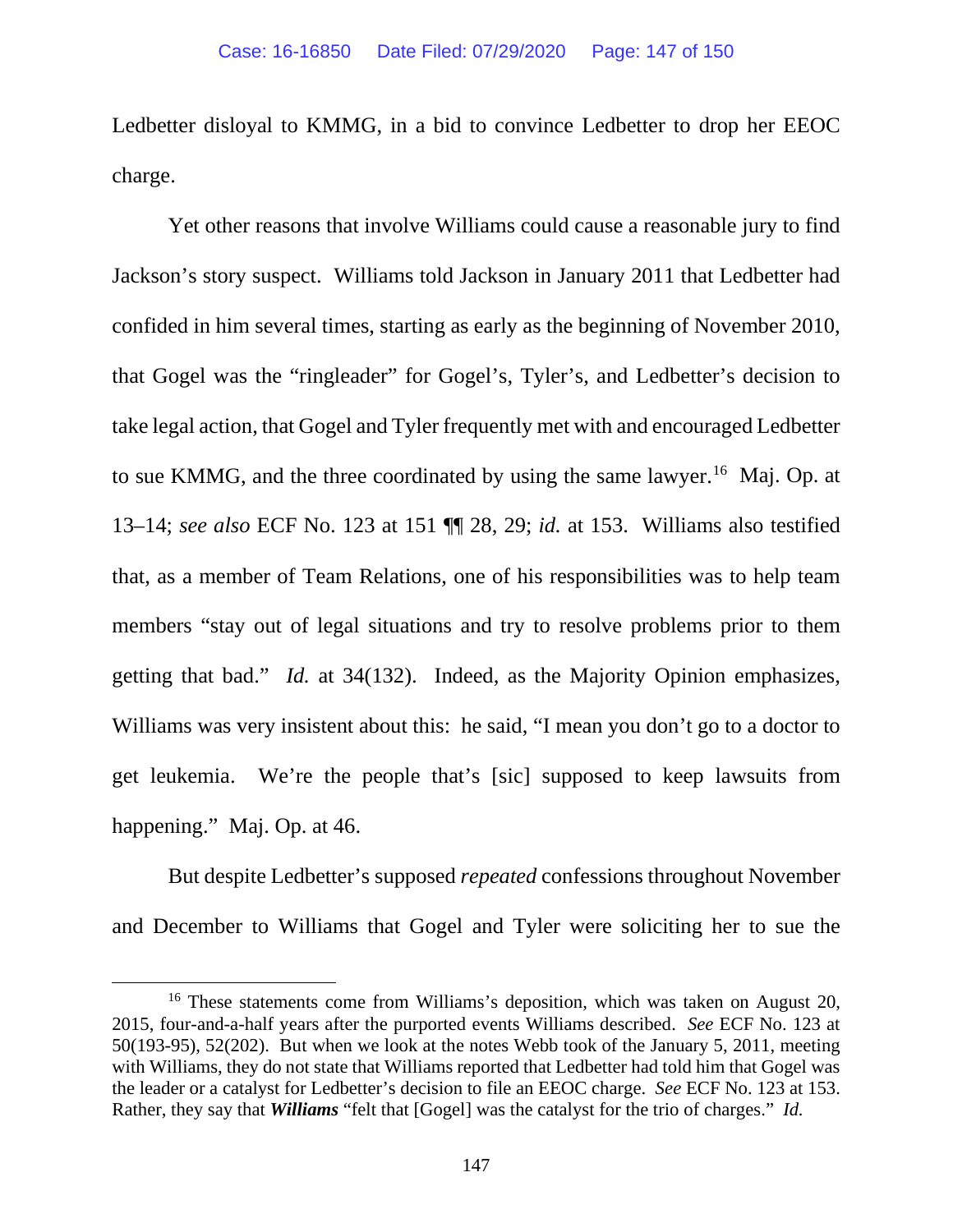Ledbetter disloyal to KMMG, in a bid to convince Ledbetter to drop her EEOC charge.

Yet other reasons that involve Williams could cause a reasonable jury to find Jackson's story suspect. Williams told Jackson in January 2011 that Ledbetter had confided in him several times, starting as early as the beginning of November 2010, that Gogel was the "ringleader" for Gogel's, Tyler's, and Ledbetter's decision to take legal action, that Gogel and Tyler frequently met with and encouraged Ledbetter to sue KMMG, and the three coordinated by using the same lawyer.[16] Maj. Op. at 13–14; *see also* ECF No. 123 at 151 ¶¶ 28, 29; *id.* at 153. Williams also testified that, as a member of Team Relations, one of his responsibilities was to help team members "stay out of legal situations and try to resolve problems prior to them getting that bad." *Id.* at 34(132). Indeed, as the Majority Opinion emphasizes, Williams was very insistent about this: he said, "I mean you don't go to a doctor to get leukemia. We're the people that's [sic] supposed to keep lawsuits from happening." Maj. Op. at 46.

But despite Ledbetter's supposed *repeated* confessions throughout November and December to Williams that Gogel and Tyler were soliciting her to sue the

---

[16] These statements come from Williams's deposition, which was taken on August 20, 2015, four-and-a-half years after the purported events Williams described. *See* ECF No. 123 at 50(193-95), 52(202). But when we look at the notes Webb took of the January 5, 2011, meeting with Williams, they do not state that Williams reported that Ledbetter had told him that Gogel was the leader or a catalyst for Ledbetter's decision to file an EEOC charge. *See* ECF No. 123 at 153. Rather, they say that ***Williams*** "felt that [Gogel] was the catalyst for the trio of charges." *Id.*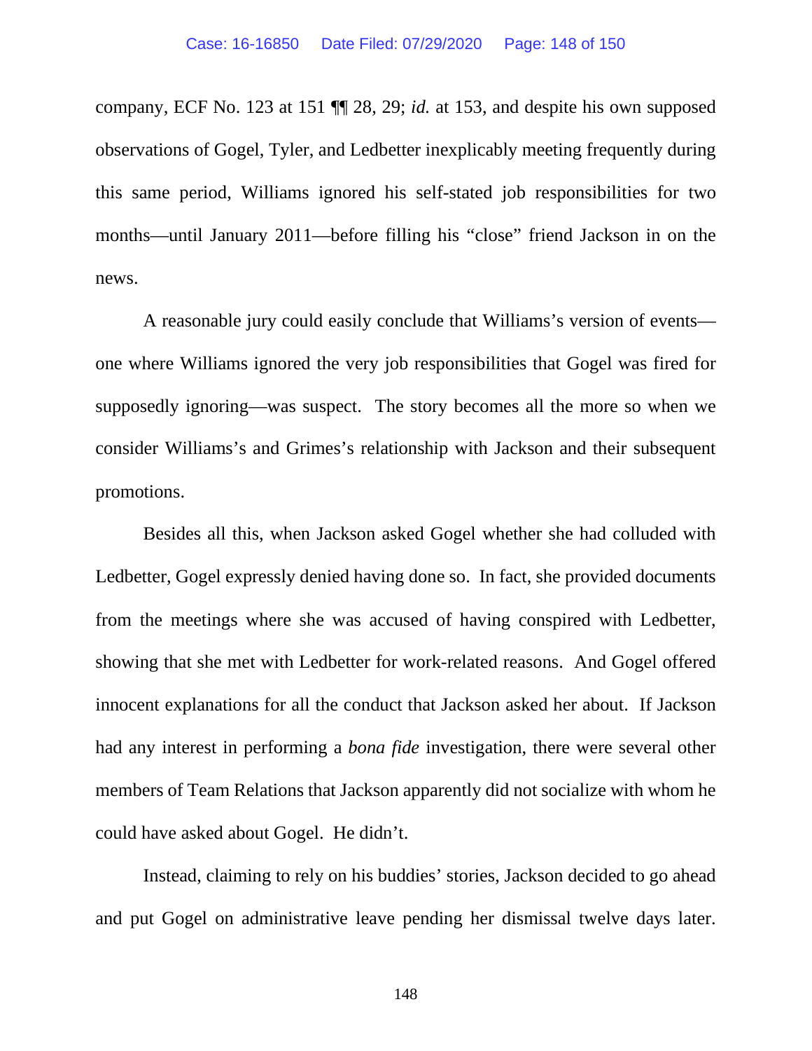company, ECF No. 123 at 151 ¶¶ 28, 29; *id.* at 153, and despite his own supposed observations of Gogel, Tyler, and Ledbetter inexplicably meeting frequently during this same period, Williams ignored his self-stated job responsibilities for two months—until January 2011—before filling his "close" friend Jackson in on the news.

A reasonable jury could easily conclude that Williams's version of events—one where Williams ignored the very job responsibilities that Gogel was fired for supposedly ignoring—was suspect. The story becomes all the more so when we consider Williams's and Grimes's relationship with Jackson and their subsequent promotions.

Besides all this, when Jackson asked Gogel whether she had colluded with Ledbetter, Gogel expressly denied having done so. In fact, she provided documents from the meetings where she was accused of having conspired with Ledbetter, showing that she met with Ledbetter for work-related reasons. And Gogel offered innocent explanations for all the conduct that Jackson asked her about. If Jackson had any interest in performing a *bona fide* investigation, there were several other members of Team Relations that Jackson apparently did not socialize with whom he could have asked about Gogel. He didn't.

Instead, claiming to rely on his buddies' stories, Jackson decided to go ahead and put Gogel on administrative leave pending her dismissal twelve days later.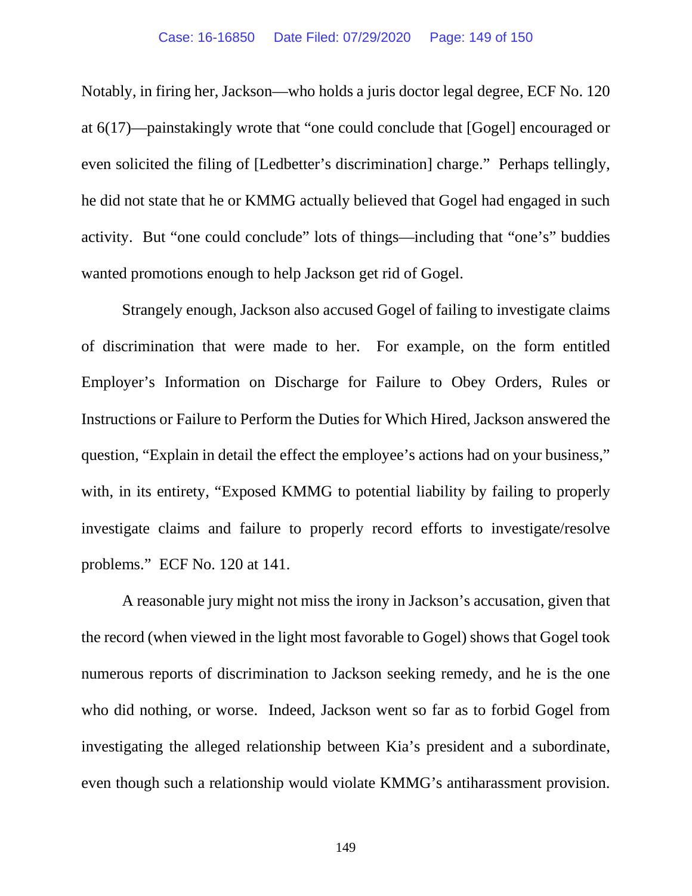Notably, in firing her, Jackson—who holds a juris doctor legal degree, ECF No. 120 at 6(17)—painstakingly wrote that "one could conclude that [Gogel] encouraged or even solicited the filing of [Ledbetter's discrimination] charge." Perhaps tellingly, he did not state that he or KMMG actually believed that Gogel had engaged in such activity. But "one could conclude" lots of things—including that "one's" buddies wanted promotions enough to help Jackson get rid of Gogel.

Strangely enough, Jackson also accused Gogel of failing to investigate claims of discrimination that were made to her. For example, on the form entitled Employer's Information on Discharge for Failure to Obey Orders, Rules or Instructions or Failure to Perform the Duties for Which Hired, Jackson answered the question, "Explain in detail the effect the employee's actions had on your business," with, in its entirety, "Exposed KMMG to potential liability by failing to properly investigate claims and failure to properly record efforts to investigate/resolve problems." ECF No. 120 at 141.

A reasonable jury might not miss the irony in Jackson's accusation, given that the record (when viewed in the light most favorable to Gogel) shows that Gogel took numerous reports of discrimination to Jackson seeking remedy, and he is the one who did nothing, or worse. Indeed, Jackson went so far as to forbid Gogel from investigating the alleged relationship between Kia's president and a subordinate, even though such a relationship would violate KMMG's antiharassment provision.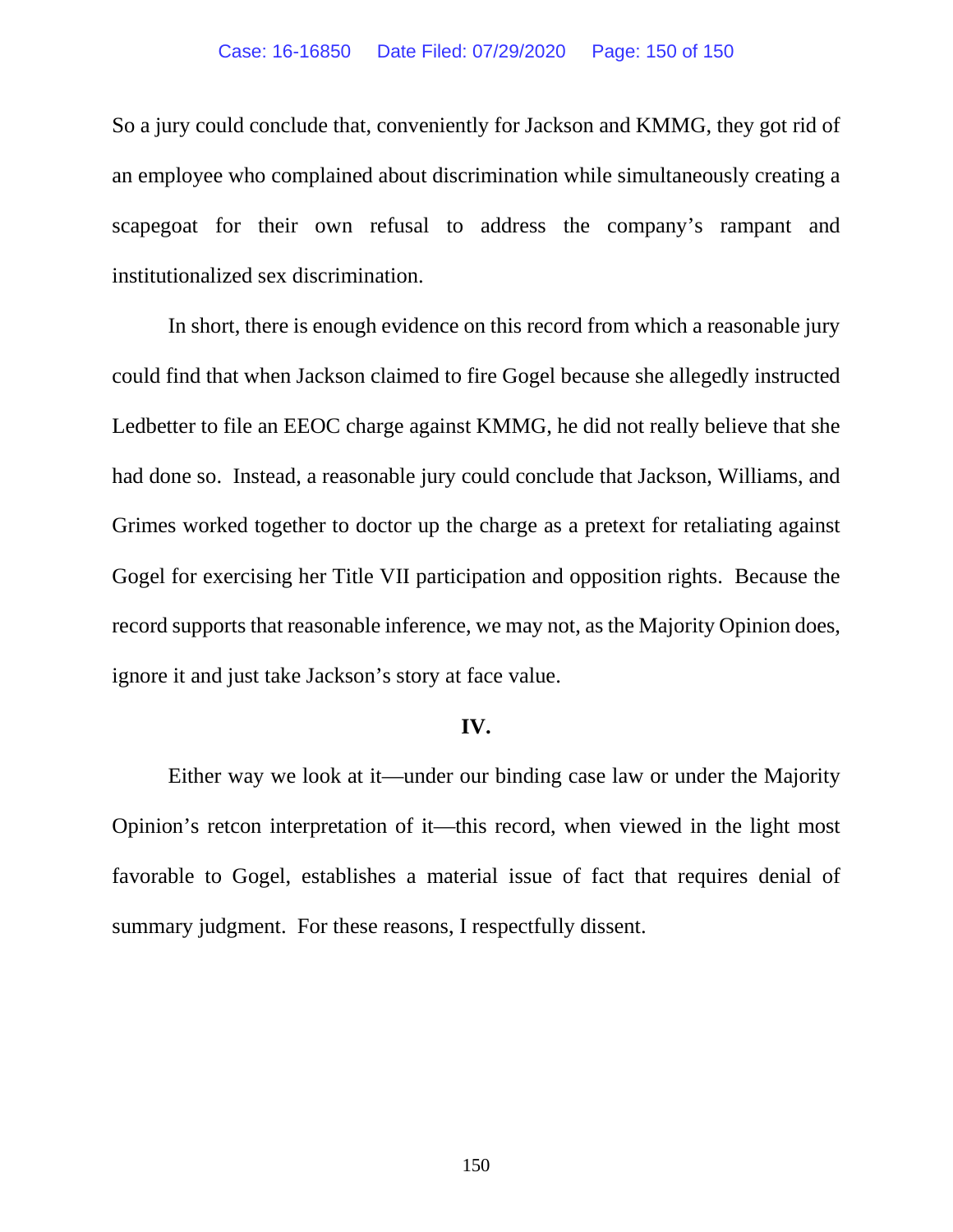So a jury could conclude that, conveniently for Jackson and KMMG, they got rid of an employee who complained about discrimination while simultaneously creating a scapegoat for their own refusal to address the company's rampant and institutionalized sex discrimination.

In short, there is enough evidence on this record from which a reasonable jury could find that when Jackson claimed to fire Gogel because she allegedly instructed Ledbetter to file an EEOC charge against KMMG, he did not really believe that she had done so. Instead, a reasonable jury could conclude that Jackson, Williams, and Grimes worked together to doctor up the charge as a pretext for retaliating against Gogel for exercising her Title VII participation and opposition rights. Because the record supports that reasonable inference, we may not, as the Majority Opinion does, ignore it and just take Jackson's story at face value.

## IV.

Either way we look at it—under our binding case law or under the Majority Opinion's retcon interpretation of it—this record, when viewed in the light most favorable to Gogel, establishes a material issue of fact that requires denial of summary judgment. For these reasons, I respectfully dissent.